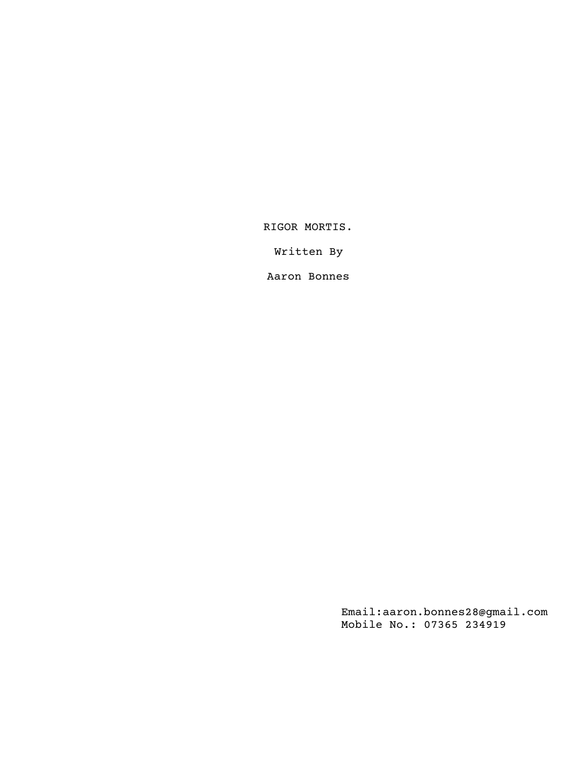RIGOR MORTIS.

Written By

Aaron Bonnes

Email:aaron.bonnes28@gmail.com
Mobile No.: 07365 234919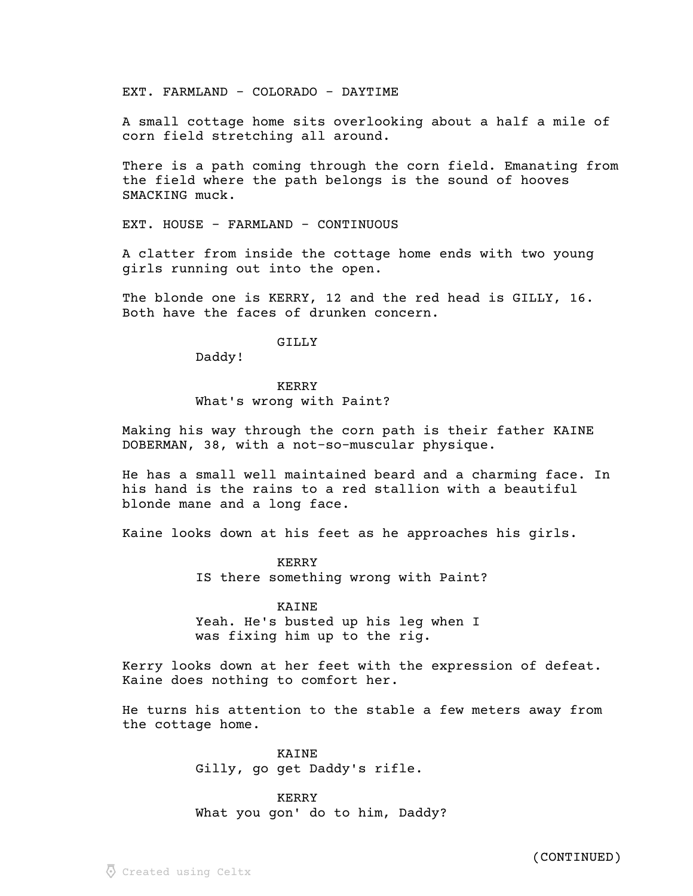EXT. FARMLAND - COLORADO - DAYTIME

A small cottage home sits overlooking about a half a mile of corn field stretching all around.

There is a path coming through the corn field. Emanating from the field where the path belongs is the sound of hooves SMACKING muck.

EXT. HOUSE - FARMLAND - CONTINUOUS

A clatter from inside the cottage home ends with two young girls running out into the open.

The blonde one is KERRY, 12 and the red head is GILLY, 16. Both have the faces of drunken concern.

GILLY
Daddy!

KERRY
What's wrong with Paint?

Making his way through the corn path is their father KAINE DOBERMAN, 38, with a not-so-muscular physique.

He has a small well maintained beard and a charming face. In his hand is the rains to a red stallion with a beautiful blonde mane and a long face.

Kaine looks down at his feet as he approaches his girls.

KERRY
IS there something wrong with Paint?

KAINE
Yeah. He's busted up his leg when I was fixing him up to the rig.

Kerry looks down at her feet with the expression of defeat. Kaine does nothing to comfort her.

He turns his attention to the stable a few meters away from the cottage home.

KAINE
Gilly, go get Daddy's rifle.

KERRY
What you gon' do to him, Daddy?

(CONTINUED)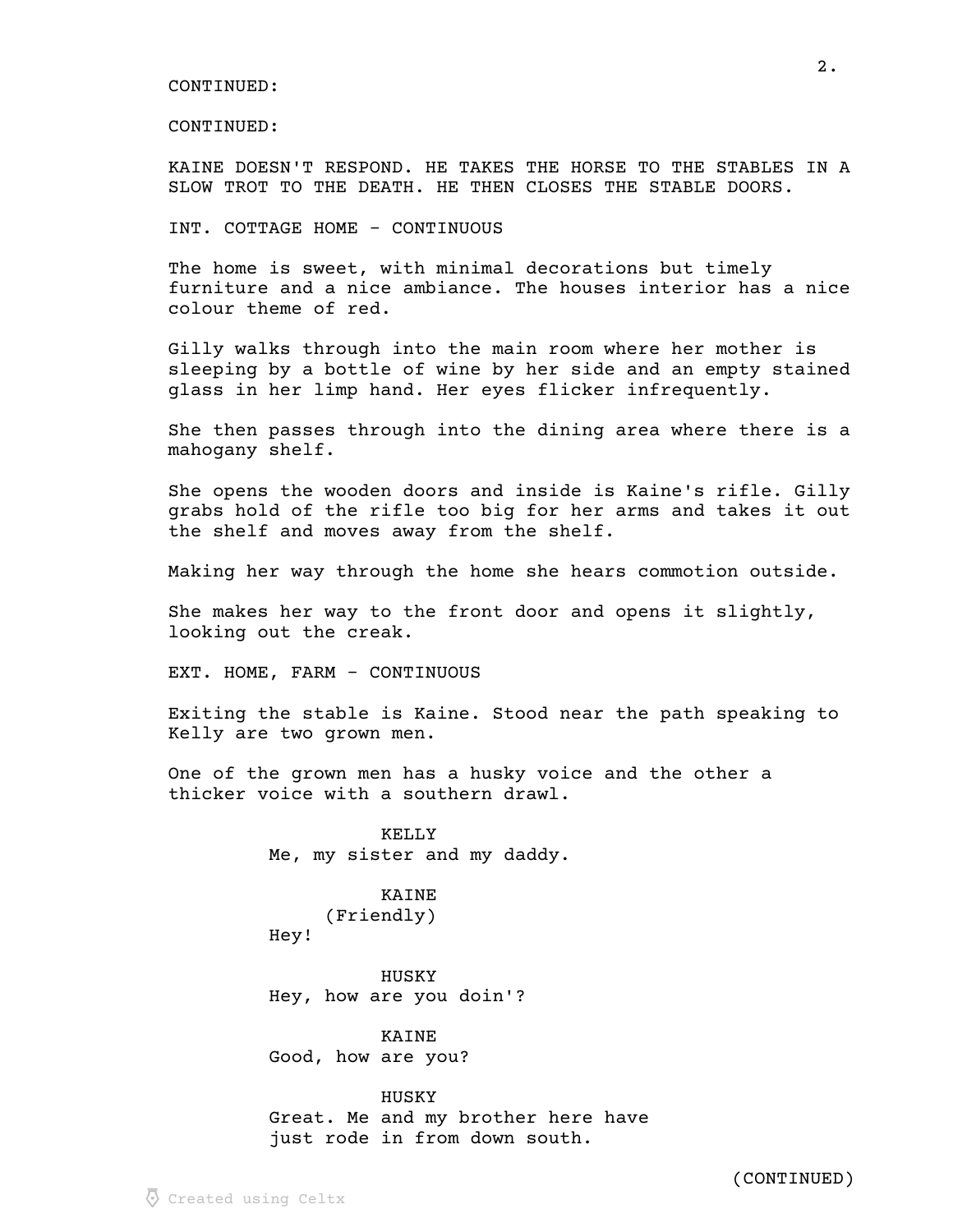CONTINUED:

CONTINUED:

KAINE DOESN'T RESPOND. HE TAKES THE HORSE TO THE STABLES IN A SLOW TROT TO THE DEATH. HE THEN CLOSES THE STABLE DOORS.

INT. COTTAGE HOME - CONTINUOUS

The home is sweet, with minimal decorations but timely furniture and a nice ambiance. The houses interior has a nice colour theme of red.

Gilly walks through into the main room where her mother is sleeping by a bottle of wine by her side and an empty stained glass in her limp hand. Her eyes flicker infrequently.

She then passes through into the dining area where there is a mahogany shelf.

She opens the wooden doors and inside is Kaine's rifle. Gilly grabs hold of the rifle too big for her arms and takes it out the shelf and moves away from the shelf.

Making her way through the home she hears commotion outside.

She makes her way to the front door and opens it slightly, looking out the creak.

EXT. HOME, FARM - CONTINUOUS

Exiting the stable is Kaine. Stood near the path speaking to Kelly are two grown men.

One of the grown men has a husky voice and the other a thicker voice with a southern drawl.

KELLY
Me, my sister and my daddy.

KAINE
(Friendly)
Hey!

HUSKY
Hey, how are you doin'?

KAINE
Good, how are you?

HUSKY
Great. Me and my brother here have just rode in from down south.

(CONTINUED)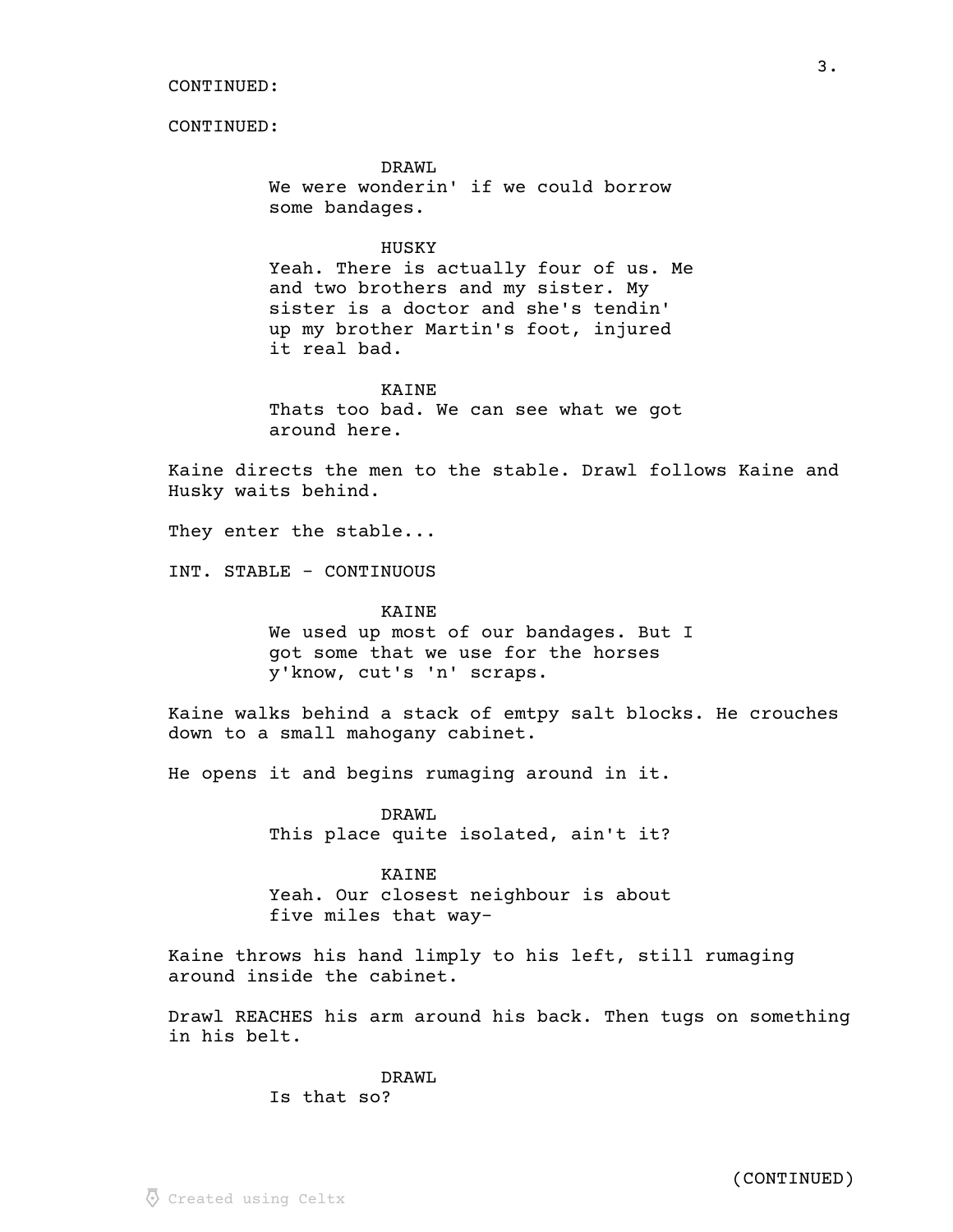CONTINUED:

CONTINUED:

DRAWL
We were wonderin' if we could borrow some bandages.

HUSKY
Yeah. There is actually four of us. Me and two brothers and my sister. My sister is a doctor and she's tendin' up my brother Martin's foot, injured it real bad.

KAINE
Thats too bad. We can see what we got around here.

Kaine directs the men to the stable. Drawl follows Kaine and Husky waits behind.

They enter the stable...

INT. STABLE - CONTINUOUS

KAINE
We used up most of our bandages. But I got some that we use for the horses y'know, cut's 'n' scraps.

Kaine walks behind a stack of emtpy salt blocks. He crouches down to a small mahogany cabinet.

He opens it and begins rumaging around in it.

DRAWL
This place quite isolated, ain't it?

KAINE
Yeah. Our closest neighbour is about five miles that way-

Kaine throws his hand limply to his left, still rumaging around inside the cabinet.

Drawl REACHES his arm around his back. Then tugs on something in his belt.

DRAWL
Is that so?

(CONTINUED)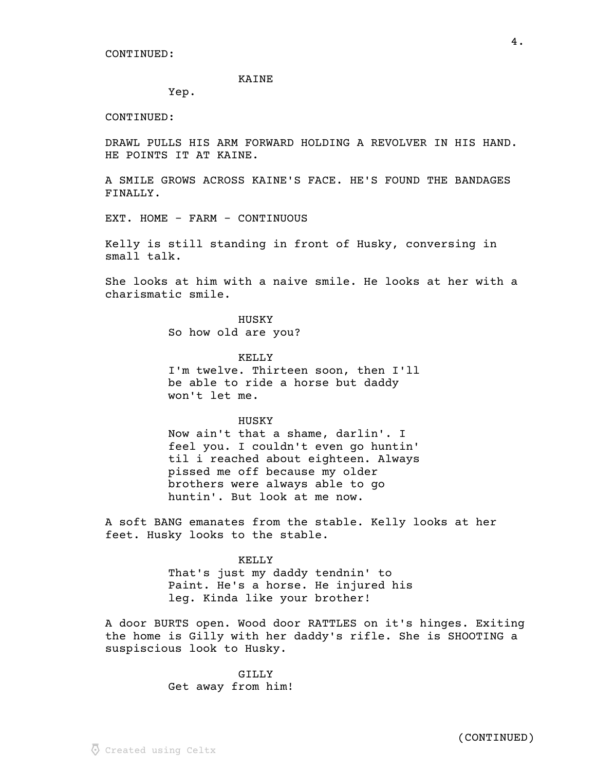CONTINUED:

KAINE

Yep.

CONTINUED:

DRAWL PULLS HIS ARM FORWARD HOLDING A REVOLVER IN HIS HAND. HE POINTS IT AT KAINE.

A SMILE GROWS ACROSS KAINE'S FACE. HE'S FOUND THE BANDAGES FINALLY.

EXT. HOME - FARM - CONTINUOUS

Kelly is still standing in front of Husky, conversing in small talk.

She looks at him with a naive smile. He looks at her with a charismatic smile.

HUSKY

So how old are you?

KELLY

I'm twelve. Thirteen soon, then I'll be able to ride a horse but daddy won't let me.

HUSKY

Now ain't that a shame, darlin'. I feel you. I couldn't even go huntin' til i reached about eighteen. Always pissed me off because my older brothers were always able to go huntin'. But look at me now.

A soft BANG emanates from the stable. Kelly looks at her feet. Husky looks to the stable.

KELLY

That's just my daddy tendnin' to Paint. He's a horse. He injured his leg. Kinda like your brother!

A door BURTS open. Wood door RATTLES on it's hinges. Exiting the home is Gilly with her daddy's rifle. She is SHOOTING a suspiscious look to Husky.

GILLY

Get away from him!

(CONTINUED)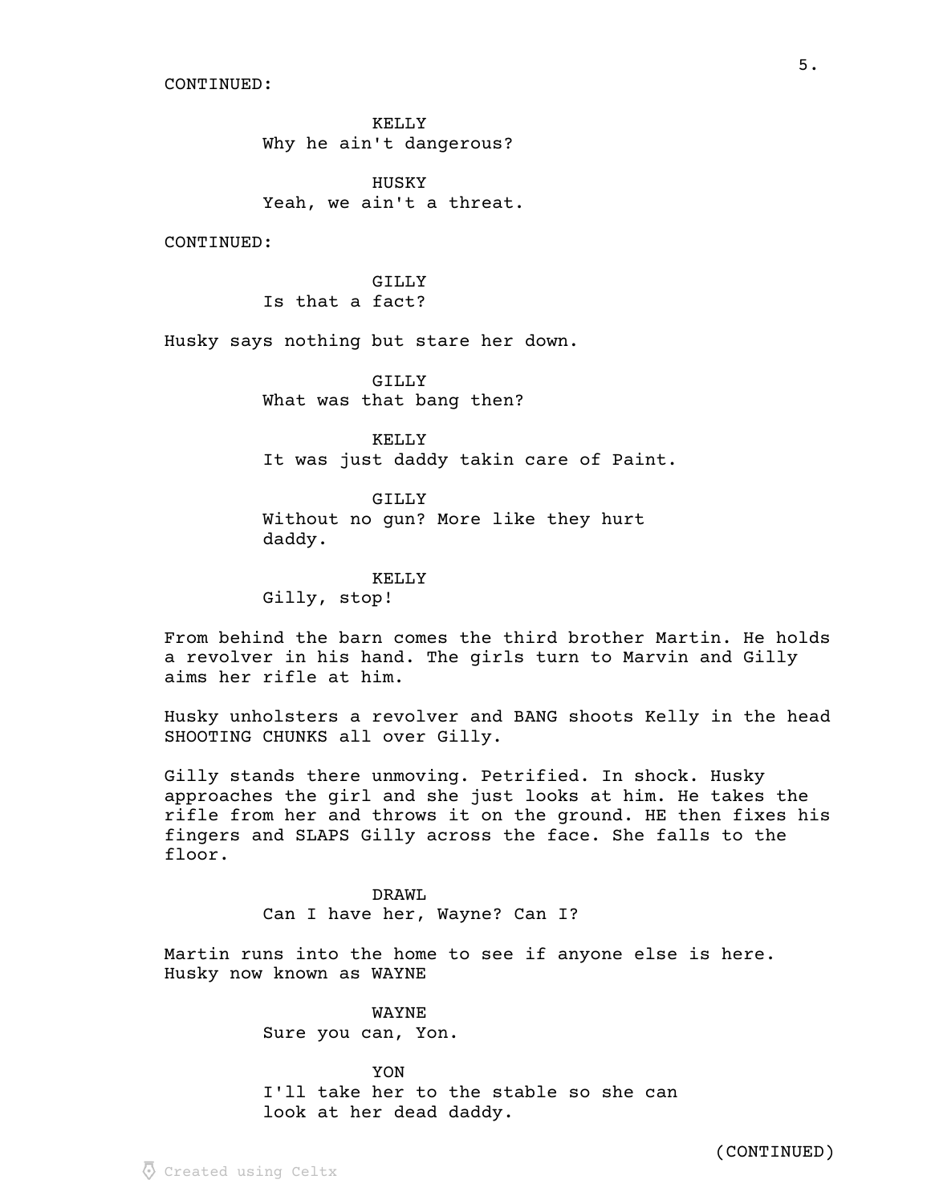CONTINUED:

KELLY
Why he ain't dangerous?

HUSKY
Yeah, we ain't a threat.

CONTINUED:

GILLY
Is that a fact?

Husky says nothing but stare her down.

GILLY
What was that bang then?

KELLY
It was just daddy takin care of Paint.

GILLY
Without no gun? More like they hurt daddy.

KELLY
Gilly, stop!

From behind the barn comes the third brother Martin. He holds a revolver in his hand. The girls turn to Marvin and Gilly aims her rifle at him.

Husky unholsters a revolver and BANG shoots Kelly in the head SHOOTING CHUNKS all over Gilly.

Gilly stands there unmoving. Petrified. In shock. Husky approaches the girl and she just looks at him. He takes the rifle from her and throws it on the ground. HE then fixes his fingers and SLAPS Gilly across the face. She falls to the floor.

DRAWL
Can I have her, Wayne? Can I?

Martin runs into the home to see if anyone else is here. Husky now known as WAYNE

WAYNE
Sure you can, Yon.

YON
I'll take her to the stable so she can look at her dead daddy.

(CONTINUED)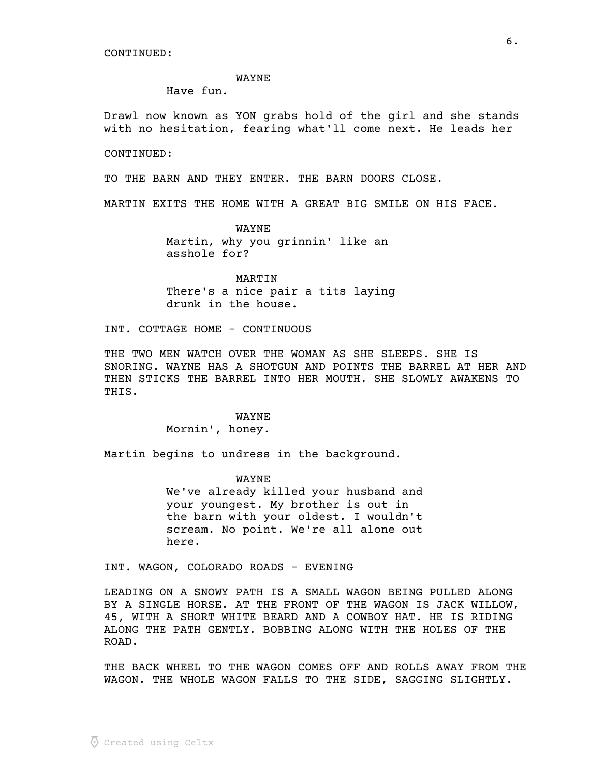CONTINUED:

WAYNE
Have fun.

Drawl now known as YON grabs hold of the girl and she stands with no hesitation, fearing what'll come next. He leads her

CONTINUED:

TO THE BARN AND THEY ENTER. THE BARN DOORS CLOSE.

MARTIN EXITS THE HOME WITH A GREAT BIG SMILE ON HIS FACE.

WAYNE
Martin, why you grinnin' like an asshole for?

MARTIN
There's a nice pair a tits laying drunk in the house.

INT. COTTAGE HOME - CONTINUOUS

THE TWO MEN WATCH OVER THE WOMAN AS SHE SLEEPS. SHE IS SNORING. WAYNE HAS A SHOTGUN AND POINTS THE BARREL AT HER AND THEN STICKS THE BARREL INTO HER MOUTH. SHE SLOWLY AWAKENS TO THIS.

WAYNE
Mornin', honey.

Martin begins to undress in the background.

WAYNE
We've already killed your husband and your youngest. My brother is out in the barn with your oldest. I wouldn't scream. No point. We're all alone out here.

INT. WAGON, COLORADO ROADS - EVENING

LEADING ON A SNOWY PATH IS A SMALL WAGON BEING PULLED ALONG BY A SINGLE HORSE. AT THE FRONT OF THE WAGON IS JACK WILLOW, 45, WITH A SHORT WHITE BEARD AND A COWBOY HAT. HE IS RIDING ALONG THE PATH GENTLY. BOBBING ALONG WITH THE HOLES OF THE ROAD.

THE BACK WHEEL TO THE WAGON COMES OFF AND ROLLS AWAY FROM THE WAGON. THE WHOLE WAGON FALLS TO THE SIDE, SAGGING SLIGHTLY.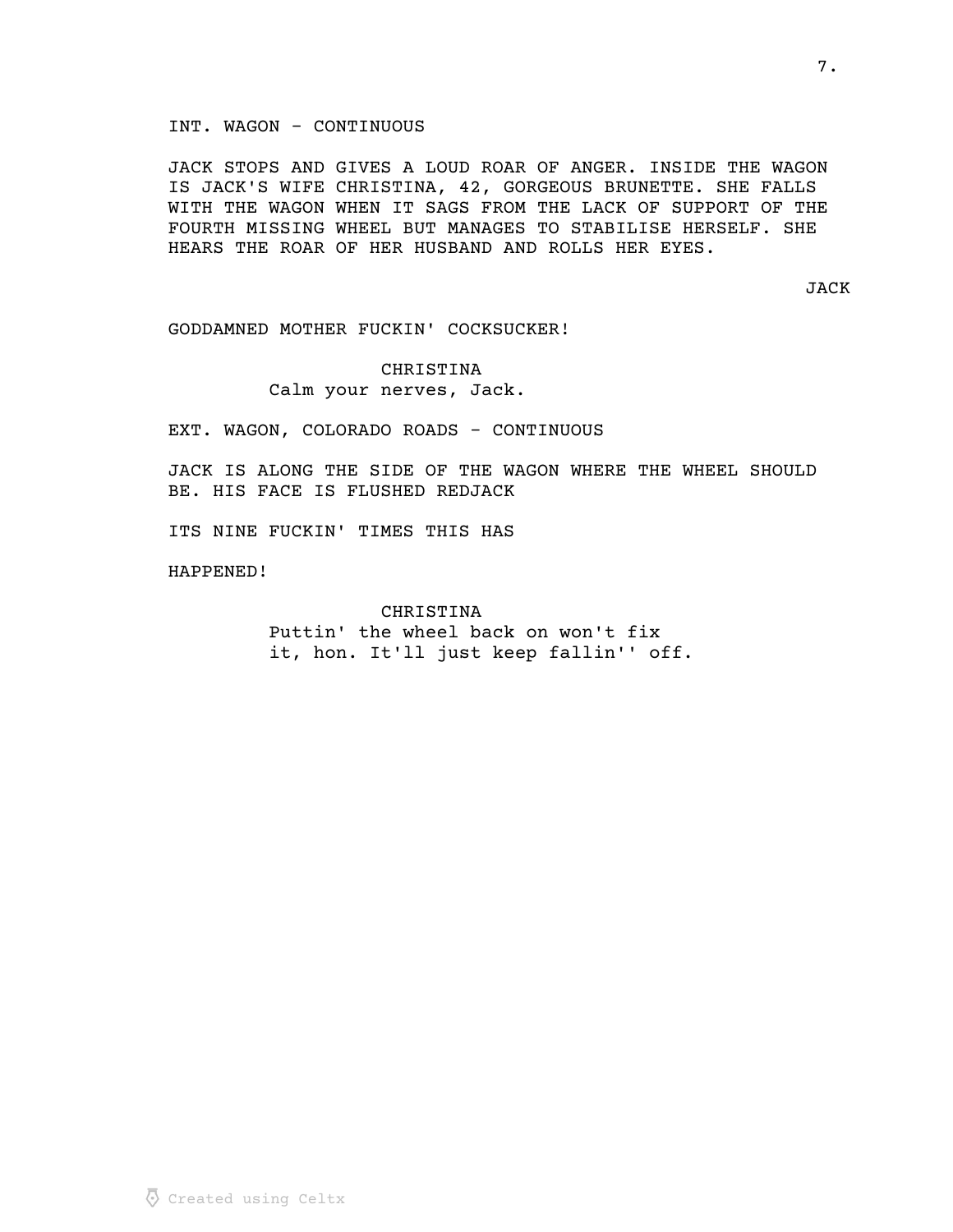INT. WAGON - CONTINUOUS

JACK STOPS AND GIVES A LOUD ROAR OF ANGER. INSIDE THE WAGON IS JACK'S WIFE CHRISTINA, 42, GORGEOUS BRUNETTE. SHE FALLS WITH THE WAGON WHEN IT SAGS FROM THE LACK OF SUPPORT OF THE FOURTH MISSING WHEEL BUT MANAGES TO STABILISE HERSELF. SHE HEARS THE ROAR OF HER HUSBAND AND ROLLS HER EYES.

JACK

GODDAMNED MOTHER FUCKIN' COCKSUCKER!

CHRISTINA
Calm your nerves, Jack.

EXT. WAGON, COLORADO ROADS - CONTINUOUS

JACK IS ALONG THE SIDE OF THE WAGON WHERE THE WHEEL SHOULD BE. HIS FACE IS FLUSHED REDJACK

ITS NINE FUCKIN' TIMES THIS HAS

HAPPENED!

CHRISTINA
Puttin' the wheel back on won't fix it, hon. It'll just keep fallin'' off.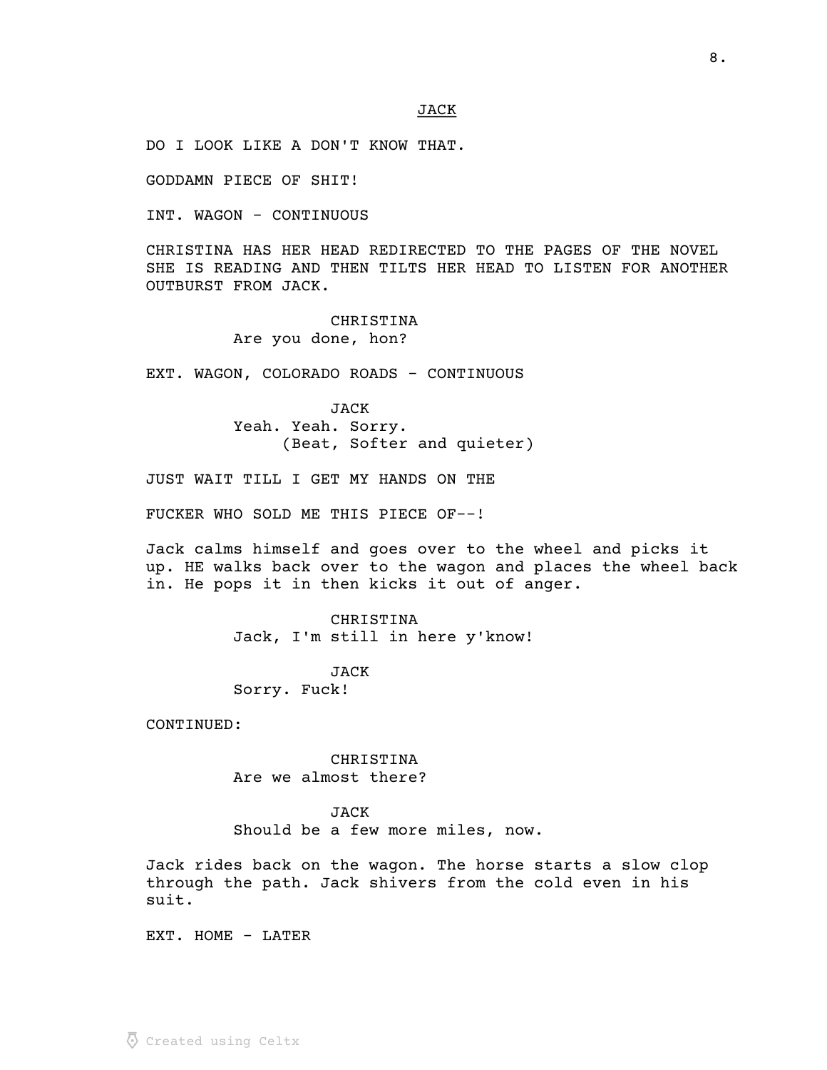JACK

DO I LOOK LIKE A DON'T KNOW THAT.

GODDAMN PIECE OF SHIT!

INT. WAGON - CONTINUOUS

CHRISTINA HAS HER HEAD REDIRECTED TO THE PAGES OF THE NOVEL SHE IS READING AND THEN TILTS HER HEAD TO LISTEN FOR ANOTHER OUTBURST FROM JACK.

CHRISTINA
Are you done, hon?

EXT. WAGON, COLORADO ROADS - CONTINUOUS

JACK
Yeah. Yeah. Sorry.
(Beat, Softer and quieter)

JUST WAIT TILL I GET MY HANDS ON THE

FUCKER WHO SOLD ME THIS PIECE OF--!

Jack calms himself and goes over to the wheel and picks it up. HE walks back over to the wagon and places the wheel back in. He pops it in then kicks it out of anger.

CHRISTINA
Jack, I'm still in here y'know!

JACK
Sorry. Fuck!

CONTINUED:

CHRISTINA
Are we almost there?

JACK
Should be a few more miles, now.

Jack rides back on the wagon. The horse starts a slow clop through the path. Jack shivers from the cold even in his suit.

EXT. HOME - LATER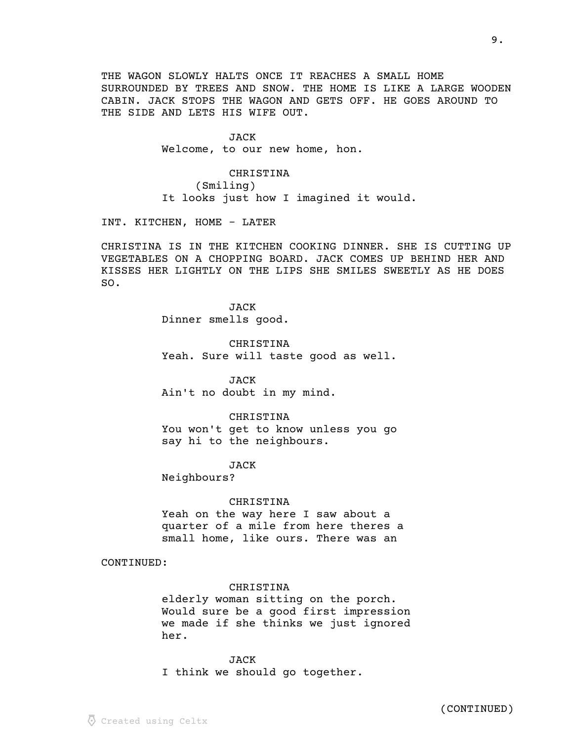THE WAGON SLOWLY HALTS ONCE IT REACHES A SMALL HOME SURROUNDED BY TREES AND SNOW. THE HOME IS LIKE A LARGE WOODEN CABIN. JACK STOPS THE WAGON AND GETS OFF. HE GOES AROUND TO THE SIDE AND LETS HIS WIFE OUT.

JACK
Welcome, to our new home, hon.

CHRISTINA
(Smiling)
It looks just how I imagined it would.

INT. KITCHEN, HOME - LATER

CHRISTINA IS IN THE KITCHEN COOKING DINNER. SHE IS CUTTING UP VEGETABLES ON A CHOPPING BOARD. JACK COMES UP BEHIND HER AND KISSES HER LIGHTLY ON THE LIPS SHE SMILES SWEETLY AS HE DOES SO.

JACK
Dinner smells good.

CHRISTINA
Yeah. Sure will taste good as well.

JACK
Ain't no doubt in my mind.

CHRISTINA
You won't get to know unless you go say hi to the neighbours.

JACK
Neighbours?

CHRISTINA
Yeah on the way here I saw about a quarter of a mile from here theres a small home, like ours. There was an

CONTINUED:

CHRISTINA
elderly woman sitting on the porch. Would sure be a good first impression we made if she thinks we just ignored her.

JACK
I think we should go together.

(CONTINUED)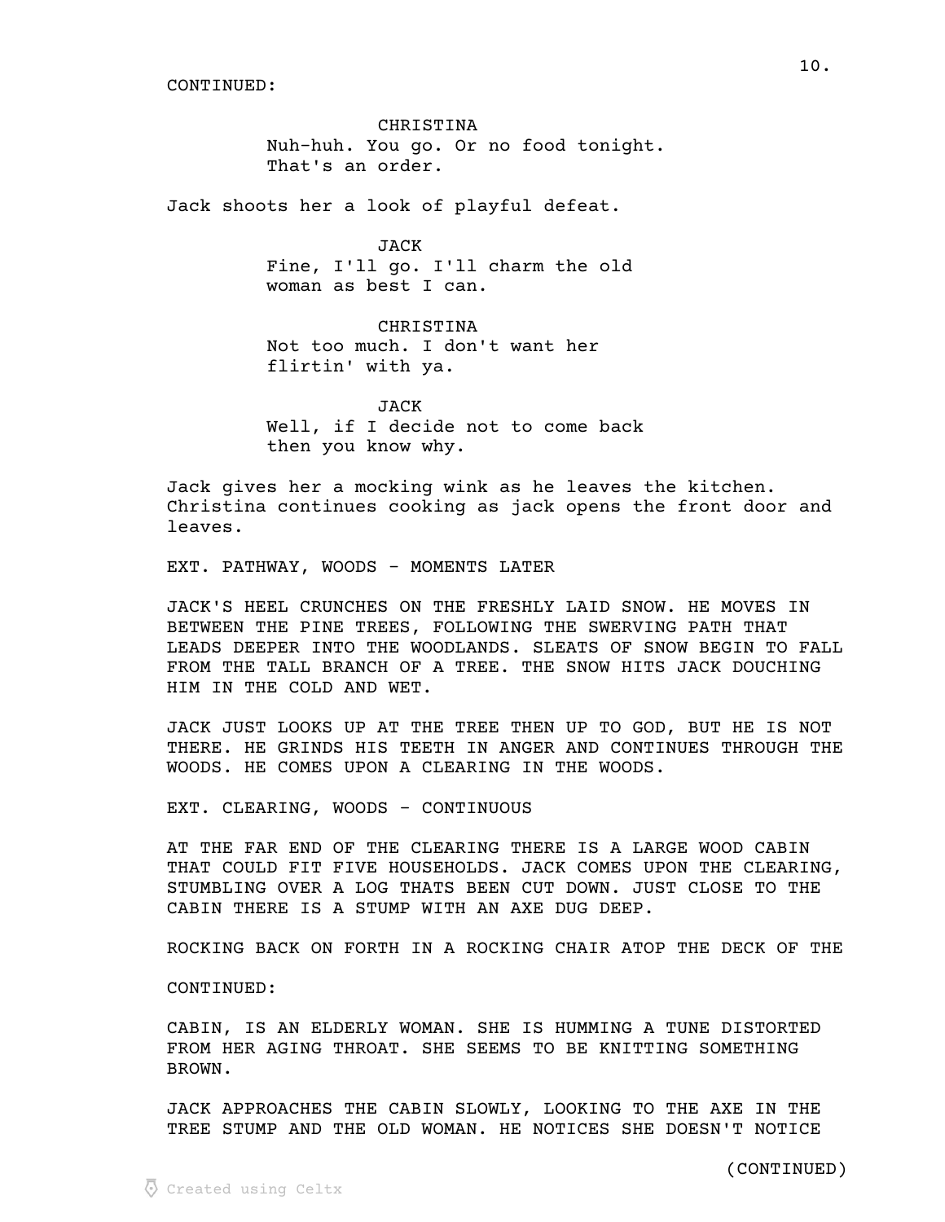CONTINUED:

CHRISTINA
Nuh-huh. You go. Or no food tonight. That's an order.

Jack shoots her a look of playful defeat.

JACK
Fine, I'll go. I'll charm the old woman as best I can.

CHRISTINA
Not too much. I don't want her flirtin' with ya.

JACK
Well, if I decide not to come back then you know why.

Jack gives her a mocking wink as he leaves the kitchen. Christina continues cooking as jack opens the front door and leaves.

EXT. PATHWAY, WOODS - MOMENTS LATER

JACK'S HEEL CRUNCHES ON THE FRESHLY LAID SNOW. HE MOVES IN BETWEEN THE PINE TREES, FOLLOWING THE SWERVING PATH THAT LEADS DEEPER INTO THE WOODLANDS. SLEATS OF SNOW BEGIN TO FALL FROM THE TALL BRANCH OF A TREE. THE SNOW HITS JACK DOUCHING HIM IN THE COLD AND WET.

JACK JUST LOOKS UP AT THE TREE THEN UP TO GOD, BUT HE IS NOT THERE. HE GRINDS HIS TEETH IN ANGER AND CONTINUES THROUGH THE WOODS. HE COMES UPON A CLEARING IN THE WOODS.

EXT. CLEARING, WOODS - CONTINUOUS

AT THE FAR END OF THE CLEARING THERE IS A LARGE WOOD CABIN THAT COULD FIT FIVE HOUSEHOLDS. JACK COMES UPON THE CLEARING, STUMBLING OVER A LOG THATS BEEN CUT DOWN. JUST CLOSE TO THE CABIN THERE IS A STUMP WITH AN AXE DUG DEEP.

ROCKING BACK ON FORTH IN A ROCKING CHAIR ATOP THE DECK OF THE

CONTINUED:

CABIN, IS AN ELDERLY WOMAN. SHE IS HUMMING A TUNE DISTORTED FROM HER AGING THROAT. SHE SEEMS TO BE KNITTING SOMETHING BROWN.

JACK APPROACHES THE CABIN SLOWLY, LOOKING TO THE AXE IN THE TREE STUMP AND THE OLD WOMAN. HE NOTICES SHE DOESN'T NOTICE

(CONTINUED)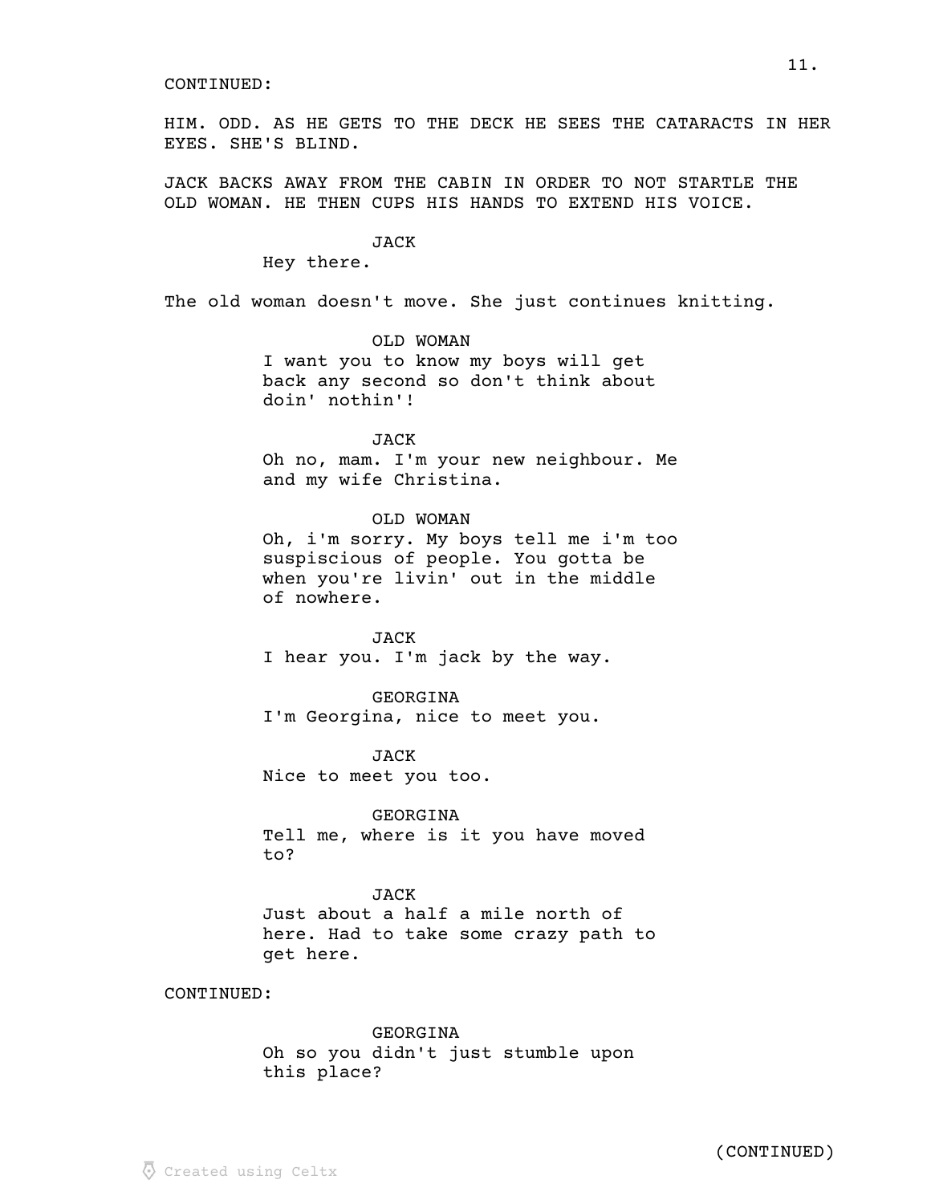CONTINUED:

HIM. ODD. AS HE GETS TO THE DECK HE SEES THE CATARACTS IN HER EYES. SHE'S BLIND.

JACK BACKS AWAY FROM THE CABIN IN ORDER TO NOT STARTLE THE OLD WOMAN. HE THEN CUPS HIS HANDS TO EXTEND HIS VOICE.

JACK
Hey there.

The old woman doesn't move. She just continues knitting.

OLD WOMAN
I want you to know my boys will get back any second so don't think about doin' nothin'!

JACK
Oh no, mam. I'm your new neighbour. Me and my wife Christina.

OLD WOMAN
Oh, i'm sorry. My boys tell me i'm too suspiscious of people. You gotta be when you're livin' out in the middle of nowhere.

JACK
I hear you. I'm jack by the way.

GEORGINA
I'm Georgina, nice to meet you.

JACK
Nice to meet you too.

GEORGINA
Tell me, where is it you have moved to?

JACK
Just about a half a mile north of here. Had to take some crazy path to get here.

CONTINUED:

GEORGINA
Oh so you didn't just stumble upon this place?

(CONTINUED)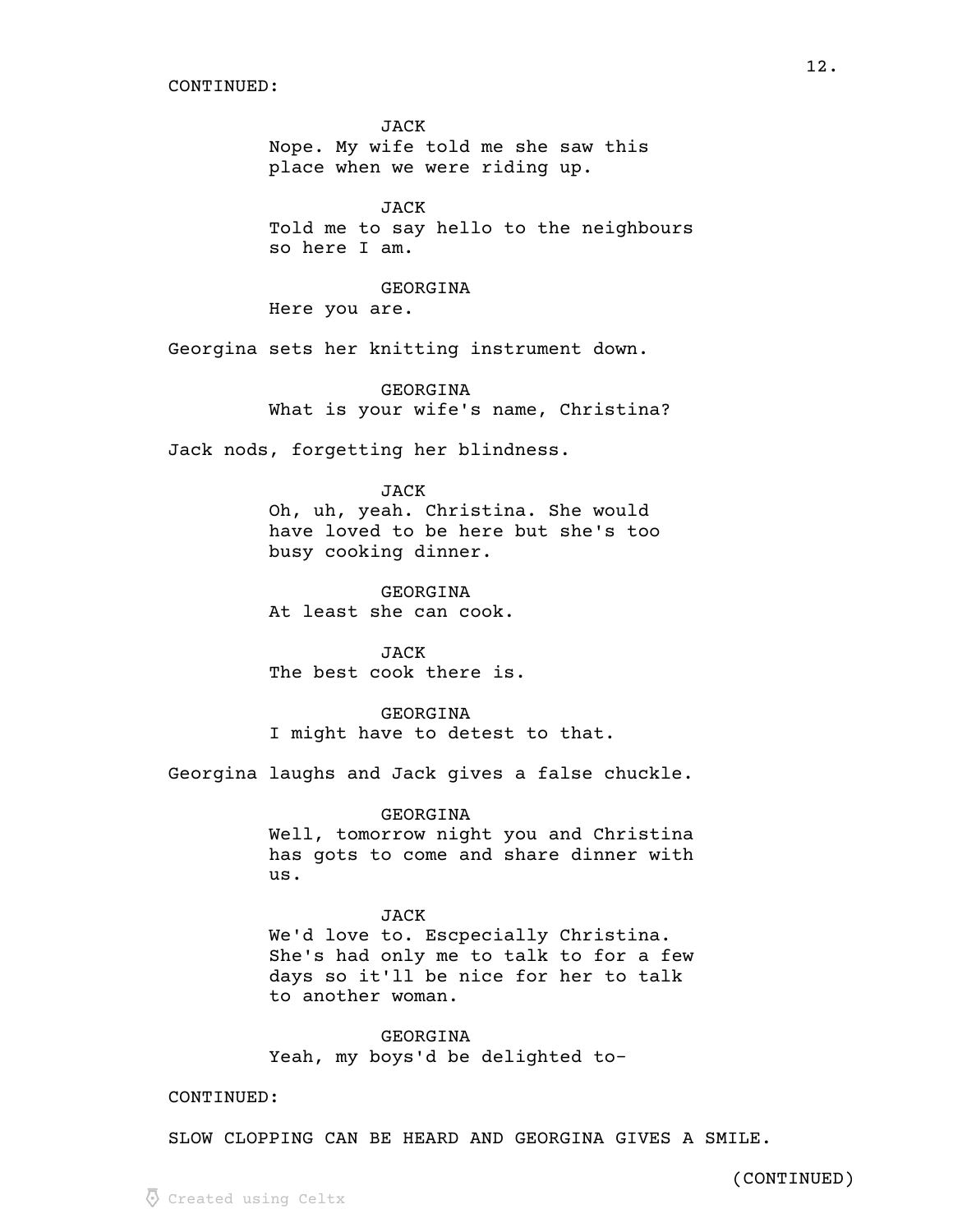CONTINUED:

JACK
Nope. My wife told me she saw this place when we were riding up.

JACK
Told me to say hello to the neighbours so here I am.

GEORGINA
Here you are.

Georgina sets her knitting instrument down.

GEORGINA
What is your wife's name, Christina?

Jack nods, forgetting her blindness.

JACK
Oh, uh, yeah. Christina. She would have loved to be here but she's too busy cooking dinner.

GEORGINA
At least she can cook.

JACK
The best cook there is.

GEORGINA
I might have to detest to that.

Georgina laughs and Jack gives a false chuckle.

GEORGINA
Well, tomorrow night you and Christina has gots to come and share dinner with us.

JACK
We'd love to. Escpecially Christina. She's had only me to talk to for a few days so it'll be nice for her to talk to another woman.

GEORGINA
Yeah, my boys'd be delighted to-

CONTINUED:

SLOW CLOPPING CAN BE HEARD AND GEORGINA GIVES A SMILE.

(CONTINUED)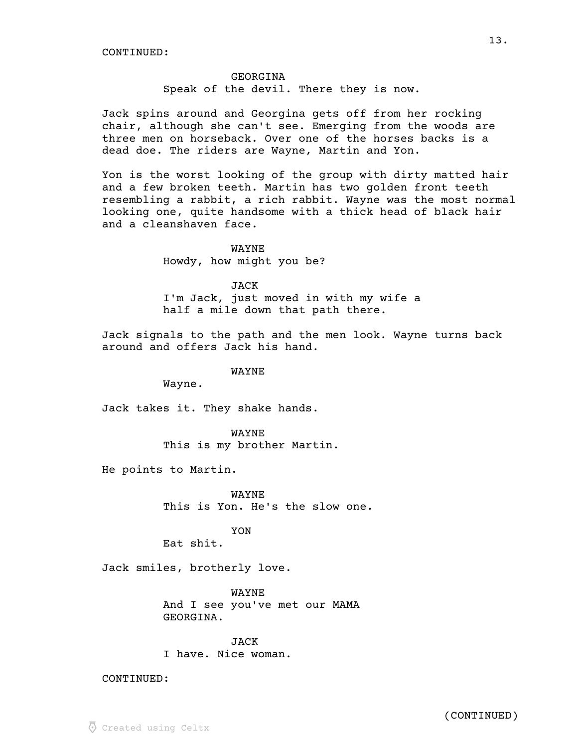CONTINUED:

GEORGINA
Speak of the devil. There they is now.

Jack spins around and Georgina gets off from her rocking chair, although she can't see. Emerging from the woods are three men on horseback. Over one of the horses backs is a dead doe. The riders are Wayne, Martin and Yon.

Yon is the worst looking of the group with dirty matted hair and a few broken teeth. Martin has two golden front teeth resembling a rabbit, a rich rabbit. Wayne was the most normal looking one, quite handsome with a thick head of black hair and a cleanshaven face.

WAYNE
Howdy, how might you be?

JACK
I'm Jack, just moved in with my wife a half a mile down that path there.

Jack signals to the path and the men look. Wayne turns back around and offers Jack his hand.

WAYNE
Wayne.

Jack takes it. They shake hands.

WAYNE
This is my brother Martin.

He points to Martin.

WAYNE
This is Yon. He's the slow one.

YON
Eat shit.

Jack smiles, brotherly love.

WAYNE
And I see you've met our MAMA GEORGINA.

JACK
I have. Nice woman.

CONTINUED:

(CONTINUED)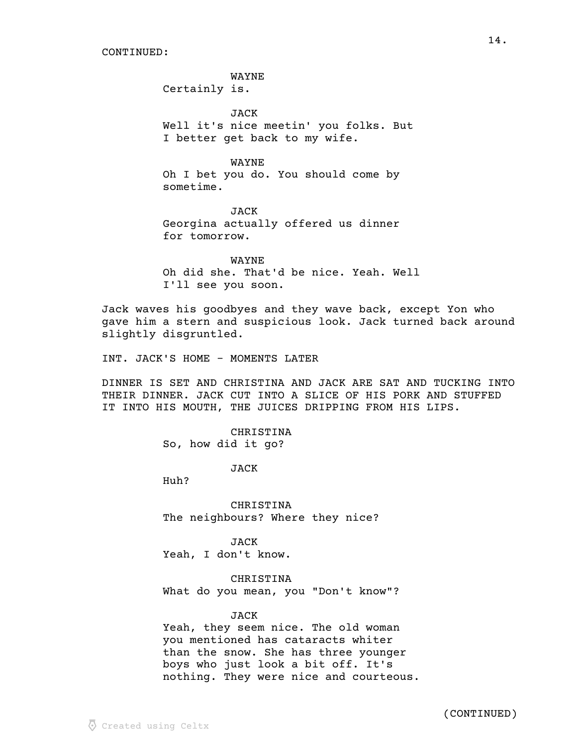CONTINUED:

WAYNE
Certainly is.

JACK
Well it's nice meetin' you folks. But I better get back to my wife.

WAYNE
Oh I bet you do. You should come by sometime.

JACK
Georgina actually offered us dinner for tomorrow.

WAYNE
Oh did she. That'd be nice. Yeah. Well I'll see you soon.

Jack waves his goodbyes and they wave back, except Yon who gave him a stern and suspicious look. Jack turned back around slightly disgruntled.

INT. JACK'S HOME - MOMENTS LATER

DINNER IS SET AND CHRISTINA AND JACK ARE SAT AND TUCKING INTO THEIR DINNER. JACK CUT INTO A SLICE OF HIS PORK AND STUFFED IT INTO HIS MOUTH, THE JUICES DRIPPING FROM HIS LIPS.

CHRISTINA
So, how did it go?

JACK
Huh?

CHRISTINA
The neighbours? Where they nice?

JACK
Yeah, I don't know.

CHRISTINA
What do you mean, you "Don't know"?

JACK
Yeah, they seem nice. The old woman you mentioned has cataracts whiter than the snow. She has three younger boys who just look a bit off. It's nothing. They were nice and courteous.

(CONTINUED)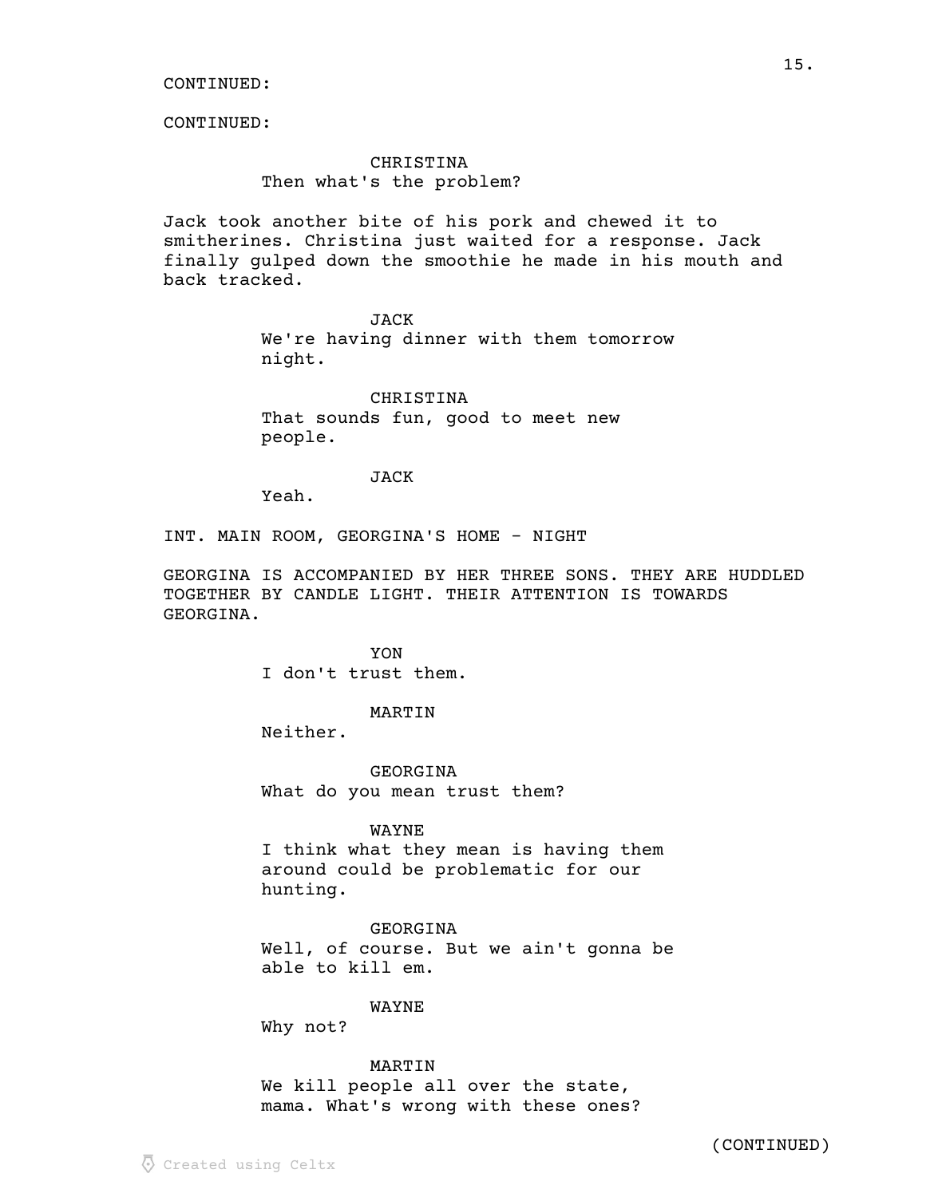CONTINUED:

CONTINUED:

CHRISTINA
Then what's the problem?

Jack took another bite of his pork and chewed it to smitherines. Christina just waited for a response. Jack finally gulped down the smoothie he made in his mouth and back tracked.

JACK
We're having dinner with them tomorrow night.

CHRISTINA
That sounds fun, good to meet new people.

JACK
Yeah.

INT. MAIN ROOM, GEORGINA'S HOME - NIGHT

GEORGINA IS ACCOMPANIED BY HER THREE SONS. THEY ARE HUDDLED TOGETHER BY CANDLE LIGHT. THEIR ATTENTION IS TOWARDS GEORGINA.

YON
I don't trust them.

MARTIN
Neither.

GEORGINA
What do you mean trust them?

WAYNE
I think what they mean is having them around could be problematic for our hunting.

GEORGINA
Well, of course. But we ain't gonna be able to kill em.

WAYNE
Why not?

MARTIN
We kill people all over the state, mama. What's wrong with these ones?

(CONTINUED)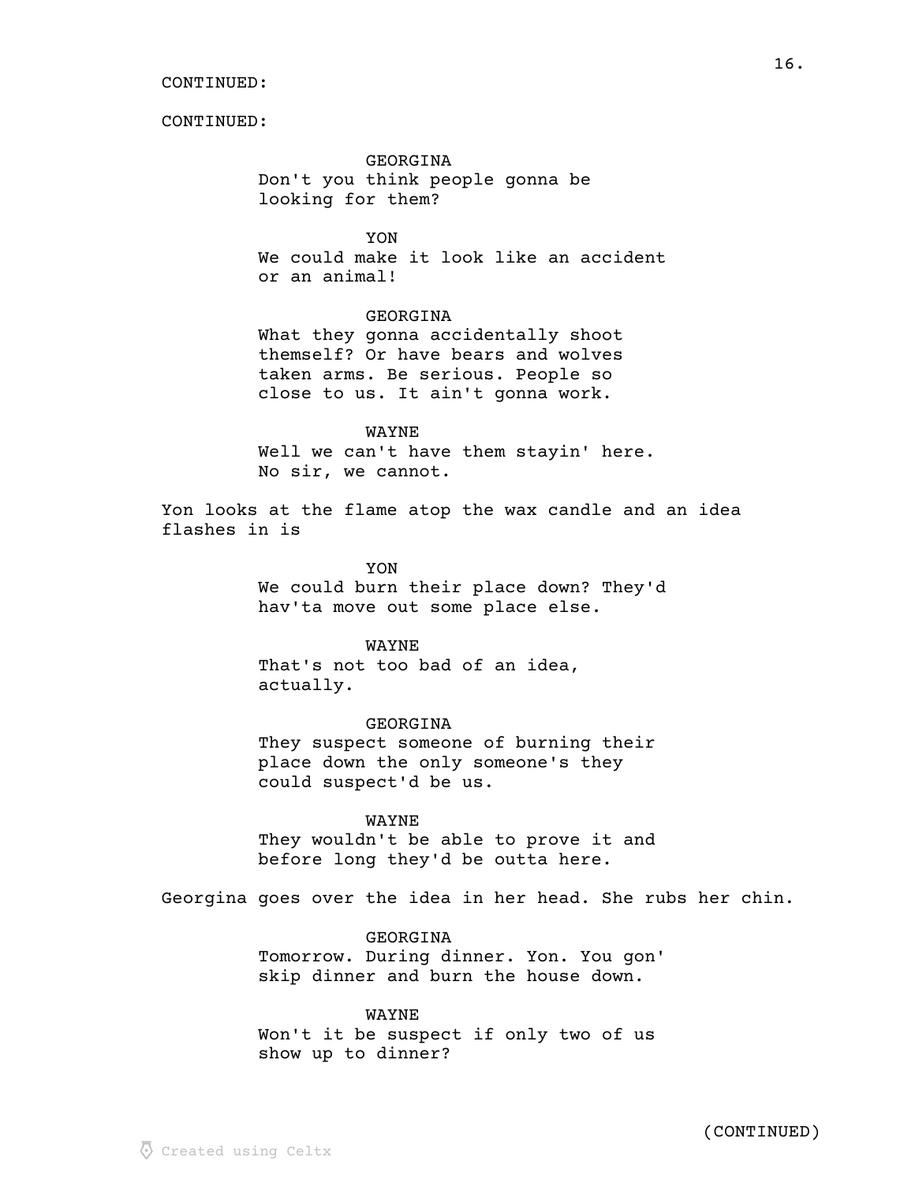CONTINUED:

CONTINUED:

GEORGINA

Don't you think people gonna be looking for them?

YON

We could make it look like an accident or an animal!

GEORGINA

What they gonna accidentally shoot themself? Or have bears and wolves taken arms. Be serious. People so close to us. It ain't gonna work.

WAYNE

Well we can't have them stayin' here. No sir, we cannot.

Yon looks at the flame atop the wax candle and an idea flashes in is

YON

We could burn their place down? They'd hav'ta move out some place else.

WAYNE

That's not too bad of an idea, actually.

GEORGINA

They suspect someone of burning their place down the only someone's they could suspect'd be us.

WAYNE

They wouldn't be able to prove it and before long they'd be outta here.

Georgina goes over the idea in her head. She rubs her chin.

GEORGINA

Tomorrow. During dinner. Yon. You gon' skip dinner and burn the house down.

WAYNE

Won't it be suspect if only two of us show up to dinner?

(CONTINUED)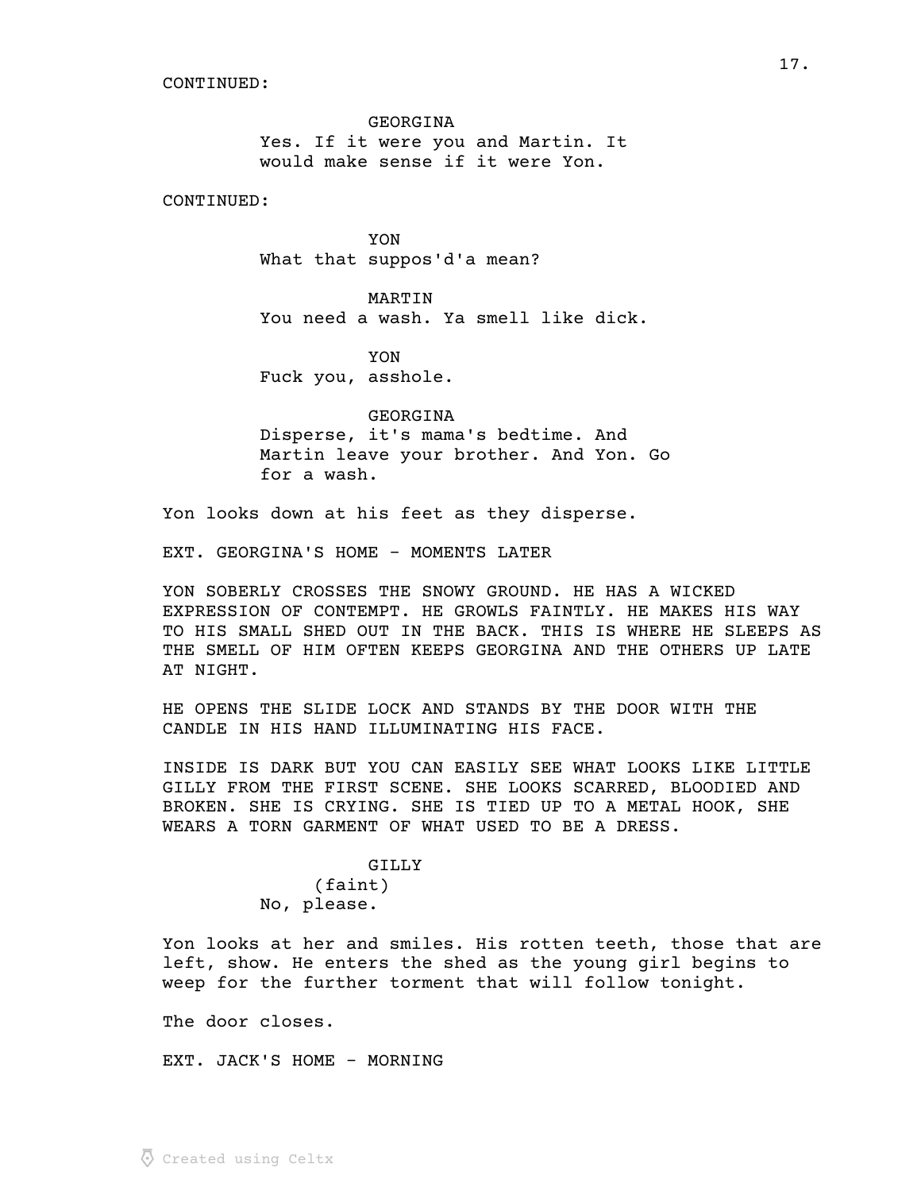CONTINUED:

GEORGINA
Yes. If it were you and Martin. It would make sense if it were Yon.

CONTINUED:

YON
What that suppos'd'a mean?

MARTIN
You need a wash. Ya smell like dick.

YON
Fuck you, asshole.

GEORGINA
Disperse, it's mama's bedtime. And Martin leave your brother. And Yon. Go for a wash.

Yon looks down at his feet as they disperse.

EXT. GEORGINA'S HOME - MOMENTS LATER

YON SOBERLY CROSSES THE SNOWY GROUND. HE HAS A WICKED EXPRESSION OF CONTEMPT. HE GROWLS FAINTLY. HE MAKES HIS WAY TO HIS SMALL SHED OUT IN THE BACK. THIS IS WHERE HE SLEEPS AS THE SMELL OF HIM OFTEN KEEPS GEORGINA AND THE OTHERS UP LATE AT NIGHT.

HE OPENS THE SLIDE LOCK AND STANDS BY THE DOOR WITH THE CANDLE IN HIS HAND ILLUMINATING HIS FACE.

INSIDE IS DARK BUT YOU CAN EASILY SEE WHAT LOOKS LIKE LITTLE GILLY FROM THE FIRST SCENE. SHE LOOKS SCARRED, BLOODIED AND BROKEN. SHE IS CRYING. SHE IS TIED UP TO A METAL HOOK, SHE WEARS A TORN GARMENT OF WHAT USED TO BE A DRESS.

GILLY
(faint)
No, please.

Yon looks at her and smiles. His rotten teeth, those that are left, show. He enters the shed as the young girl begins to weep for the further torment that will follow tonight.

The door closes.

EXT. JACK'S HOME - MORNING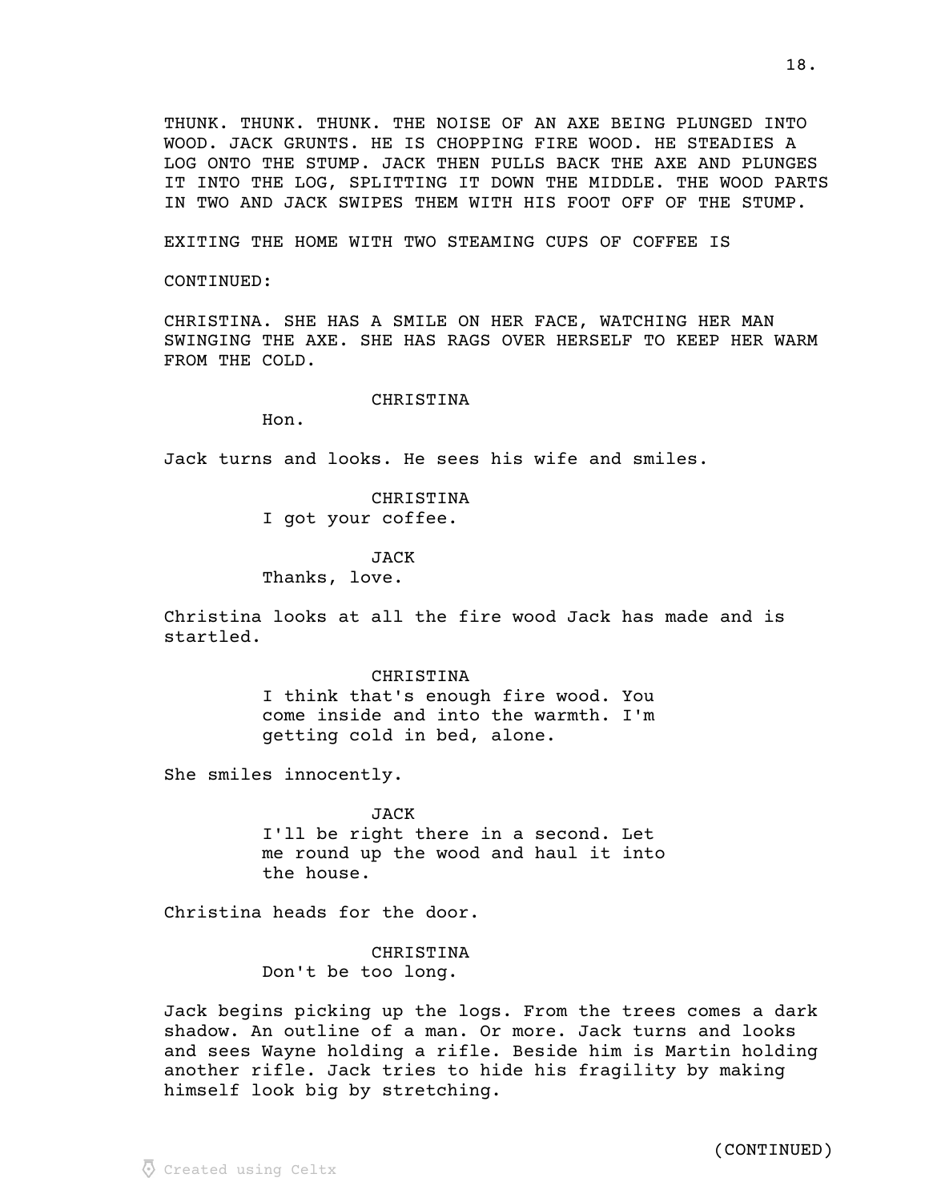THUNK. THUNK. THUNK. THE NOISE OF AN AXE BEING PLUNGED INTO WOOD. JACK GRUNTS. HE IS CHOPPING FIRE WOOD. HE STEADIES A LOG ONTO THE STUMP. JACK THEN PULLS BACK THE AXE AND PLUNGES IT INTO THE LOG, SPLITTING IT DOWN THE MIDDLE. THE WOOD PARTS IN TWO AND JACK SWIPES THEM WITH HIS FOOT OFF OF THE STUMP.

EXITING THE HOME WITH TWO STEAMING CUPS OF COFFEE IS

CONTINUED:

CHRISTINA. SHE HAS A SMILE ON HER FACE, WATCHING HER MAN SWINGING THE AXE. SHE HAS RAGS OVER HERSELF TO KEEP HER WARM FROM THE COLD.

CHRISTINA
Hon.

Jack turns and looks. He sees his wife and smiles.

CHRISTINA
I got your coffee.

JACK
Thanks, love.

Christina looks at all the fire wood Jack has made and is startled.

CHRISTINA
I think that's enough fire wood. You come inside and into the warmth. I'm getting cold in bed, alone.

She smiles innocently.

JACK
I'll be right there in a second. Let me round up the wood and haul it into the house.

Christina heads for the door.

CHRISTINA
Don't be too long.

Jack begins picking up the logs. From the trees comes a dark shadow. An outline of a man. Or more. Jack turns and looks and sees Wayne holding a rifle. Beside him is Martin holding another rifle. Jack tries to hide his fragility by making himself look big by stretching.

(CONTINUED)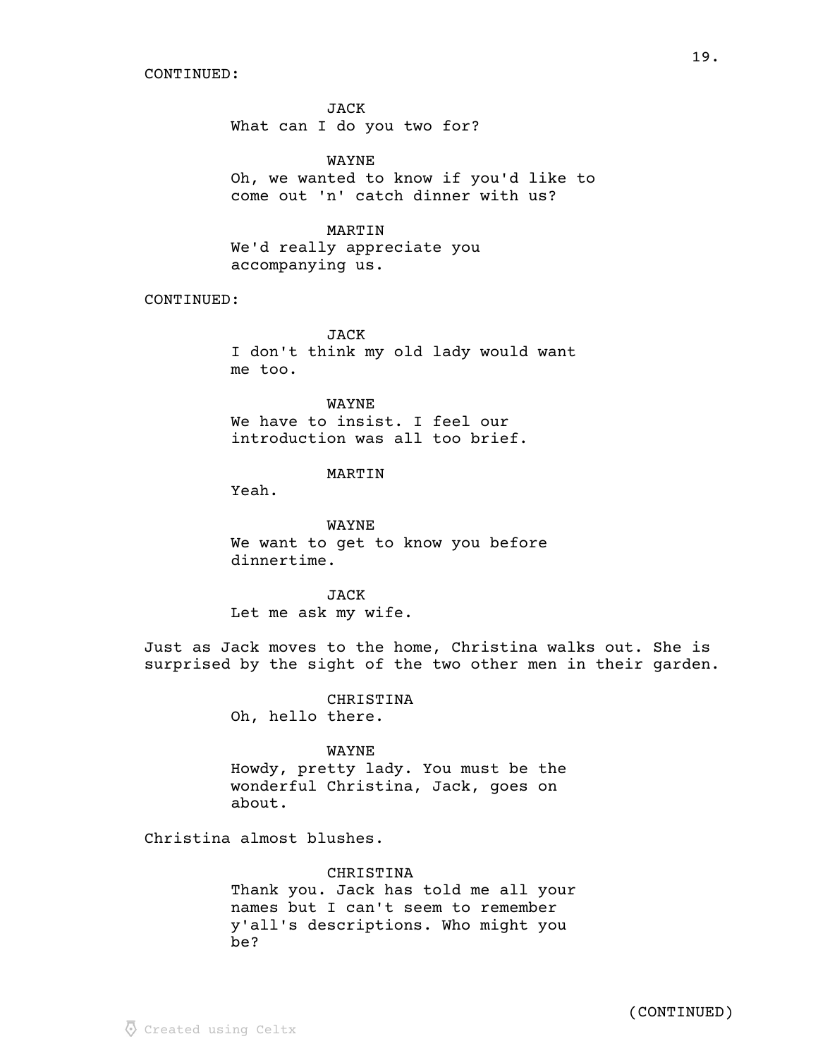CONTINUED:

JACK
What can I do you two for?

WAYNE
Oh, we wanted to know if you'd like to come out 'n' catch dinner with us?

MARTIN
We'd really appreciate you accompanying us.

CONTINUED:

JACK
I don't think my old lady would want me too.

WAYNE
We have to insist. I feel our introduction was all too brief.

MARTIN
Yeah.

WAYNE
We want to get to know you before dinnertime.

JACK
Let me ask my wife.

Just as Jack moves to the home, Christina walks out. She is surprised by the sight of the two other men in their garden.

CHRISTINA
Oh, hello there.

WAYNE
Howdy, pretty lady. You must be the wonderful Christina, Jack, goes on about.

Christina almost blushes.

CHRISTINA
Thank you. Jack has told me all your names but I can't seem to remember y'all's descriptions. Who might you be?

(CONTINUED)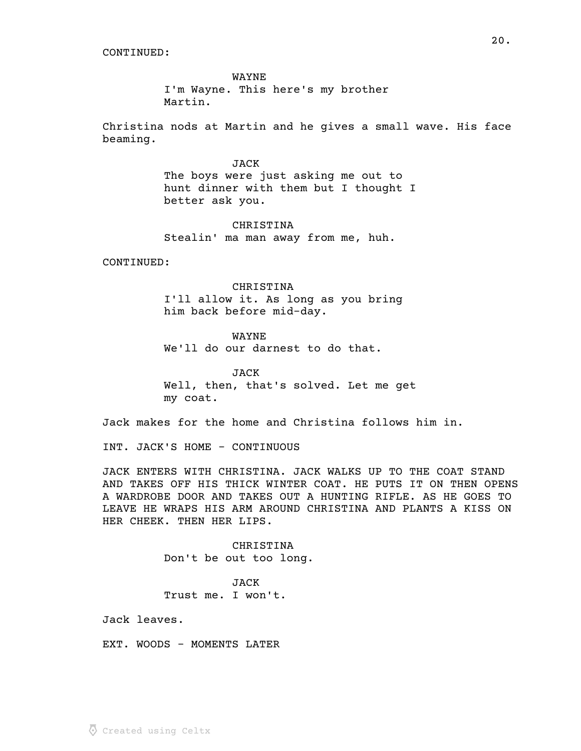CONTINUED:

WAYNE
I'm Wayne. This here's my brother Martin.

Christina nods at Martin and he gives a small wave. His face beaming.

JACK
The boys were just asking me out to hunt dinner with them but I thought I better ask you.

CHRISTINA
Stealin' ma man away from me, huh.

CONTINUED:

CHRISTINA
I'll allow it. As long as you bring him back before mid-day.

WAYNE
We'll do our darnest to do that.

JACK
Well, then, that's solved. Let me get my coat.

Jack makes for the home and Christina follows him in.

INT. JACK'S HOME - CONTINUOUS

JACK ENTERS WITH CHRISTINA. JACK WALKS UP TO THE COAT STAND AND TAKES OFF HIS THICK WINTER COAT. HE PUTS IT ON THEN OPENS A WARDROBE DOOR AND TAKES OUT A HUNTING RIFLE. AS HE GOES TO LEAVE HE WRAPS HIS ARM AROUND CHRISTINA AND PLANTS A KISS ON HER CHEEK. THEN HER LIPS.

CHRISTINA
Don't be out too long.

JACK
Trust me. I won't.

Jack leaves.

EXT. WOODS - MOMENTS LATER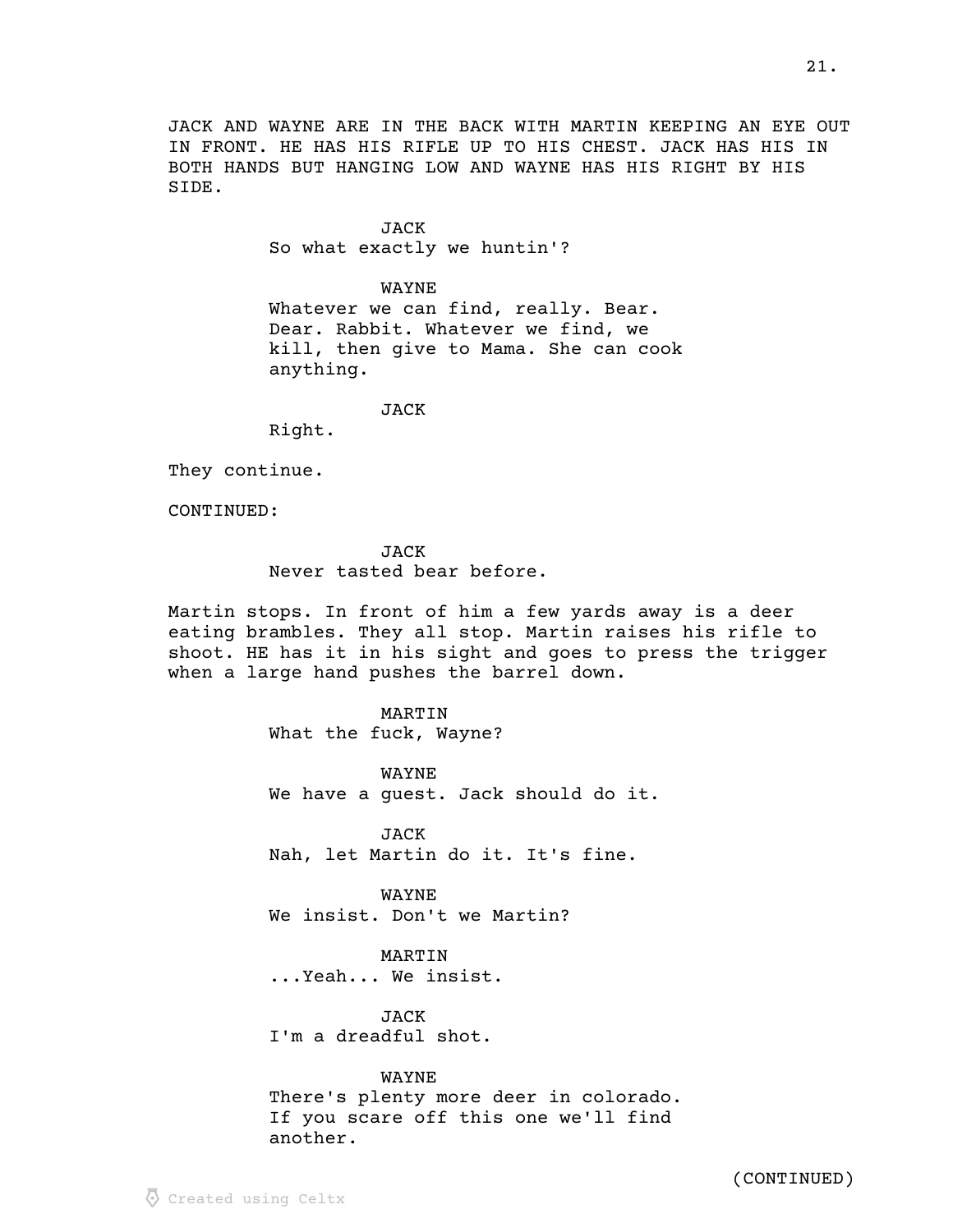JACK AND WAYNE ARE IN THE BACK WITH MARTIN KEEPING AN EYE OUT IN FRONT. HE HAS HIS RIFLE UP TO HIS CHEST. JACK HAS HIS IN BOTH HANDS BUT HANGING LOW AND WAYNE HAS HIS RIGHT BY HIS SIDE.

JACK
So what exactly we huntin'?

WAYNE
Whatever we can find, really. Bear. Dear. Rabbit. Whatever we find, we kill, then give to Mama. She can cook anything.

JACK
Right.

They continue.

CONTINUED:

JACK
Never tasted bear before.

Martin stops. In front of him a few yards away is a deer eating brambles. They all stop. Martin raises his rifle to shoot. HE has it in his sight and goes to press the trigger when a large hand pushes the barrel down.

MARTIN
What the fuck, Wayne?

WAYNE
We have a guest. Jack should do it.

JACK
Nah, let Martin do it. It's fine.

WAYNE
We insist. Don't we Martin?

MARTIN
...Yeah... We insist.

JACK
I'm a dreadful shot.

WAYNE
There's plenty more deer in colorado. If you scare off this one we'll find another.

(CONTINUED)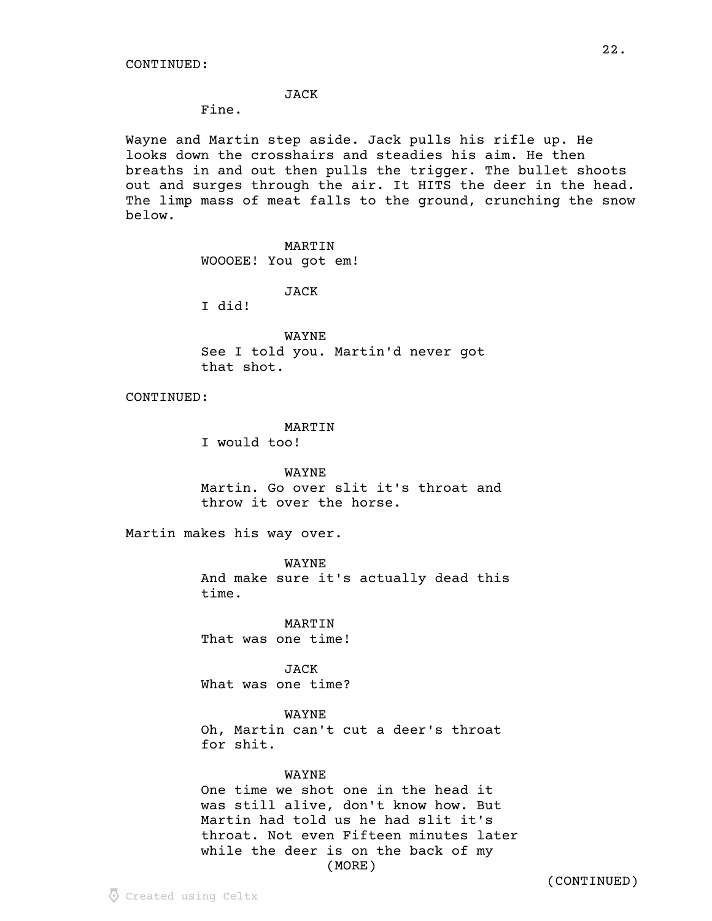CONTINUED:

JACK
Fine.

Wayne and Martin step aside. Jack pulls his rifle up. He looks down the crosshairs and steadies his aim. He then breaths in and out then pulls the trigger. The bullet shoots out and surges through the air. It HITS the deer in the head. The limp mass of meat falls to the ground, crunching the snow below.

MARTIN
WOOOEE! You got em!

JACK
I did!

WAYNE
See I told you. Martin'd never got that shot.

CONTINUED:

MARTIN
I would too!

WAYNE
Martin. Go over slit it's throat and throw it over the horse.

Martin makes his way over.

WAYNE
And make sure it's actually dead this time.

MARTIN
That was one time!

JACK
What was one time?

WAYNE
Oh, Martin can't cut a deer's throat for shit.

WAYNE
One time we shot one in the head it was still alive, don't know how. But Martin had told us he had slit it's throat. Not even Fifteen minutes later while the deer is on the back of my
(MORE)

(CONTINUED)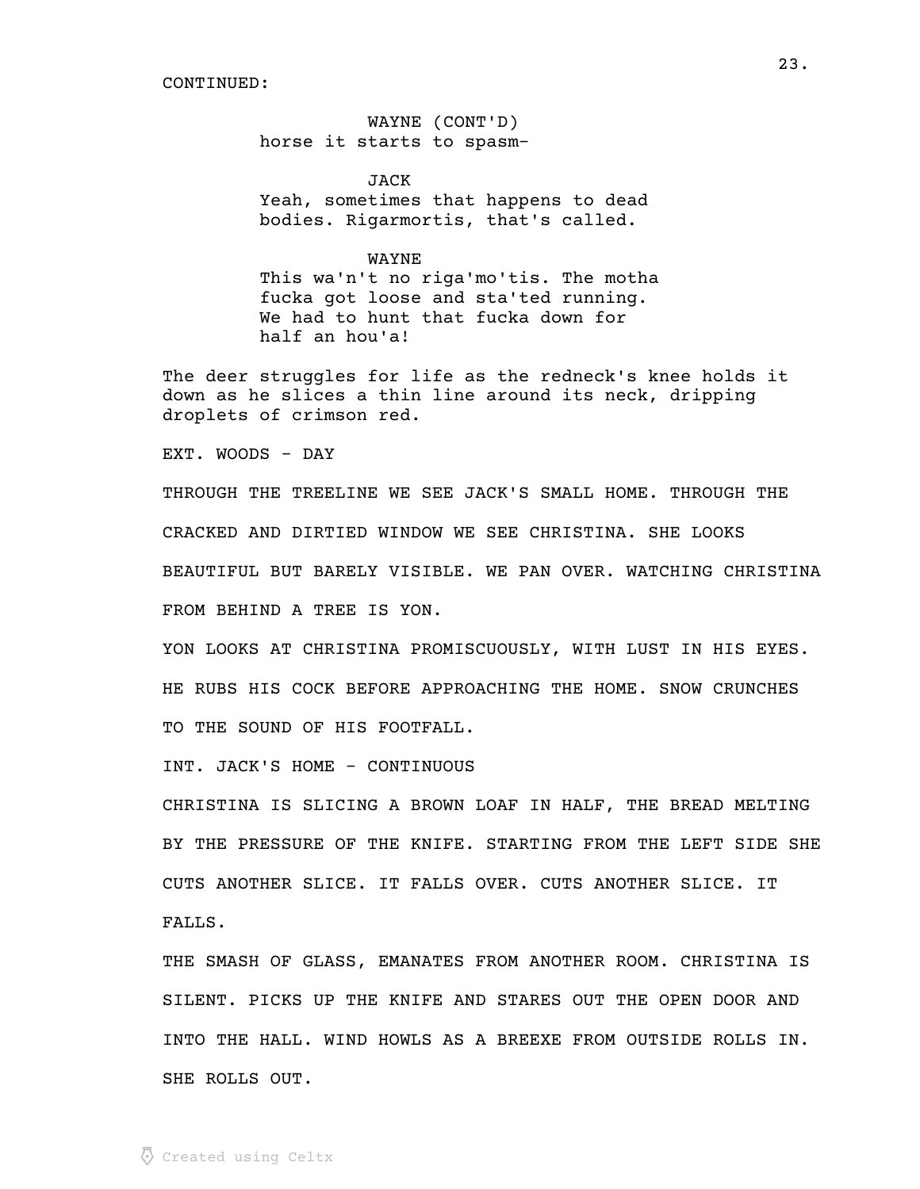CONTINUED:

WAYNE (CONT'D)
horse it starts to spasm-

JACK
Yeah, sometimes that happens to dead bodies. Rigarmortis, that's called.

WAYNE
This wa'n't no riga'mo'tis. The motha fucka got loose and sta'ted running. We had to hunt that fucka down for half an hou'a!

The deer struggles for life as the redneck's knee holds it down as he slices a thin line around its neck, dripping droplets of crimson red.

EXT. WOODS - DAY

THROUGH THE TREELINE WE SEE JACK'S SMALL HOME. THROUGH THE CRACKED AND DIRTIED WINDOW WE SEE CHRISTINA. SHE LOOKS BEAUTIFUL BUT BARELY VISIBLE. WE PAN OVER. WATCHING CHRISTINA FROM BEHIND A TREE IS YON.

YON LOOKS AT CHRISTINA PROMISCUOUSLY, WITH LUST IN HIS EYES. HE RUBS HIS COCK BEFORE APPROACHING THE HOME. SNOW CRUNCHES TO THE SOUND OF HIS FOOTFALL.

INT. JACK'S HOME - CONTINUOUS

CHRISTINA IS SLICING A BROWN LOAF IN HALF, THE BREAD MELTING BY THE PRESSURE OF THE KNIFE. STARTING FROM THE LEFT SIDE SHE CUTS ANOTHER SLICE. IT FALLS OVER. CUTS ANOTHER SLICE. IT FALLS.

THE SMASH OF GLASS, EMANATES FROM ANOTHER ROOM. CHRISTINA IS SILENT. PICKS UP THE KNIFE AND STARES OUT THE OPEN DOOR AND INTO THE HALL. WIND HOWLS AS A BREEXE FROM OUTSIDE ROLLS IN. SHE ROLLS OUT.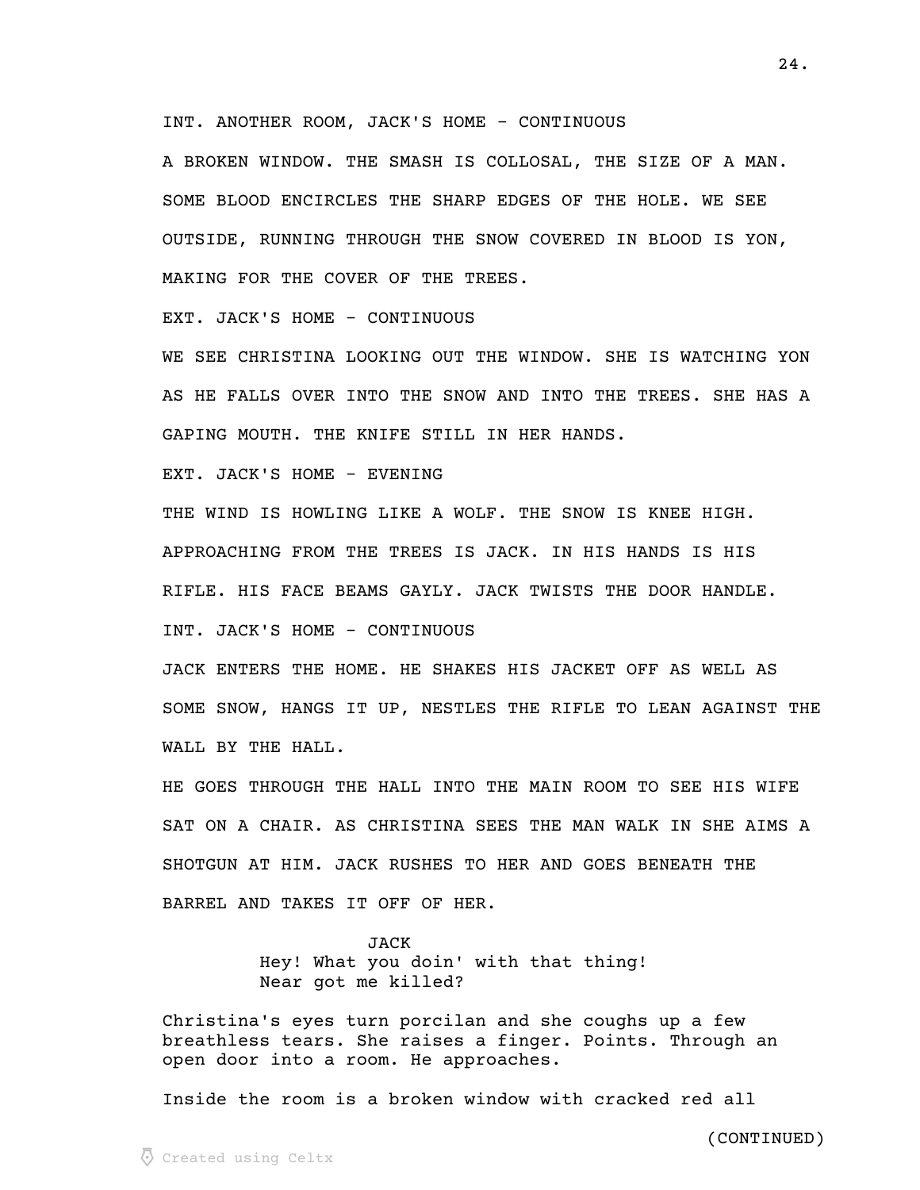INT. ANOTHER ROOM, JACK'S HOME - CONTINUOUS

A BROKEN WINDOW. THE SMASH IS COLLOSAL, THE SIZE OF A MAN. SOME BLOOD ENCIRCLES THE SHARP EDGES OF THE HOLE. WE SEE OUTSIDE, RUNNING THROUGH THE SNOW COVERED IN BLOOD IS YON, MAKING FOR THE COVER OF THE TREES.

EXT. JACK'S HOME - CONTINUOUS

WE SEE CHRISTINA LOOKING OUT THE WINDOW. SHE IS WATCHING YON AS HE FALLS OVER INTO THE SNOW AND INTO THE TREES. SHE HAS A GAPING MOUTH. THE KNIFE STILL IN HER HANDS.

EXT. JACK'S HOME - EVENING

THE WIND IS HOWLING LIKE A WOLF. THE SNOW IS KNEE HIGH. APPROACHING FROM THE TREES IS JACK. IN HIS HANDS IS HIS RIFLE. HIS FACE BEAMS GAYLY. JACK TWISTS THE DOOR HANDLE.

INT. JACK'S HOME - CONTINUOUS

JACK ENTERS THE HOME. HE SHAKES HIS JACKET OFF AS WELL AS SOME SNOW, HANGS IT UP, NESTLES THE RIFLE TO LEAN AGAINST THE WALL BY THE HALL.

HE GOES THROUGH THE HALL INTO THE MAIN ROOM TO SEE HIS WIFE SAT ON A CHAIR. AS CHRISTINA SEES THE MAN WALK IN SHE AIMS A SHOTGUN AT HIM. JACK RUSHES TO HER AND GOES BENEATH THE BARREL AND TAKES IT OFF OF HER.

JACK
Hey! What you doin' with that thing! Near got me killed?

Christina's eyes turn porcilan and she coughs up a few breathless tears. She raises a finger. Points. Through an open door into a room. He approaches.

Inside the room is a broken window with cracked red all

(CONTINUED)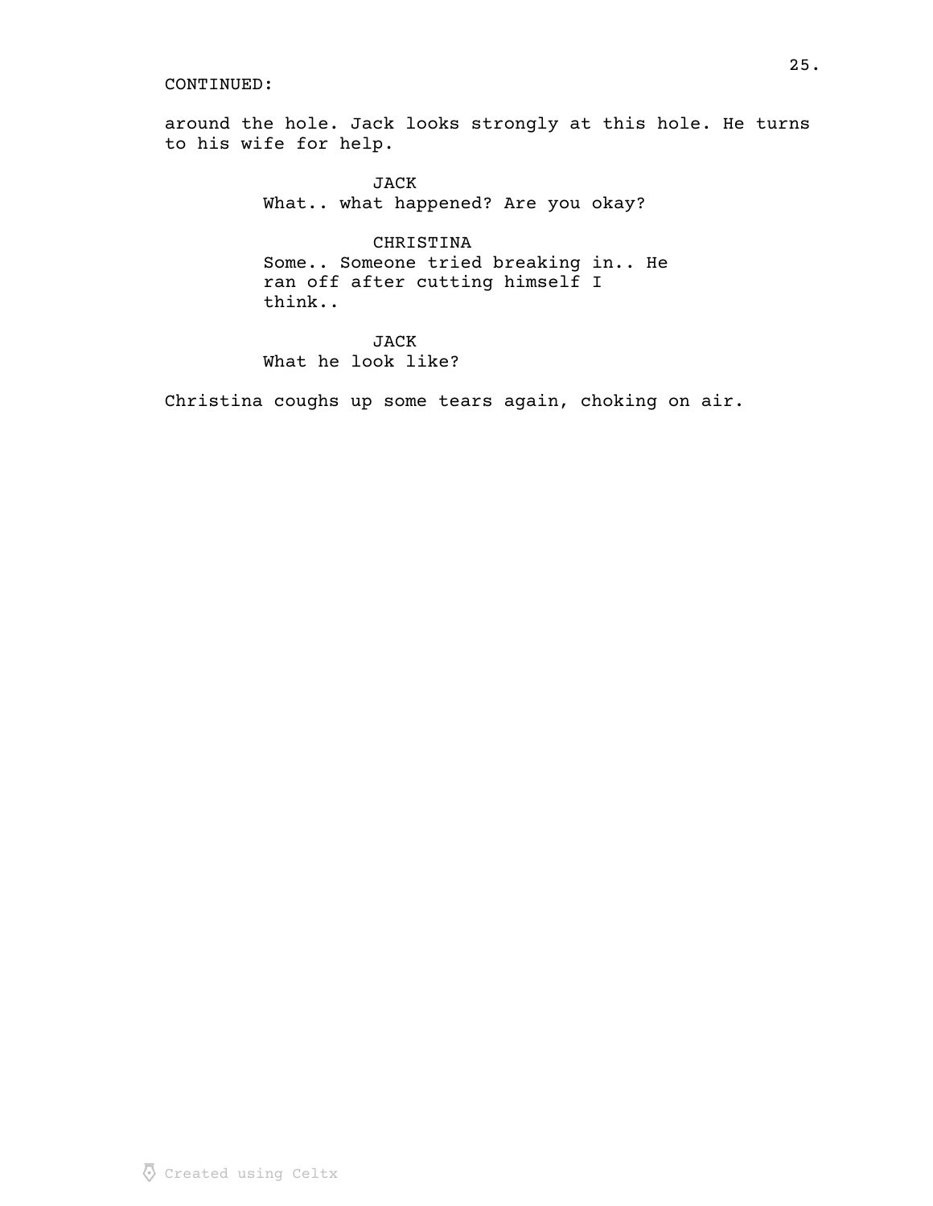CONTINUED:

around the hole. Jack looks strongly at this hole. He turns to his wife for help.

JACK
What.. what happened? Are you okay?

CHRISTINA
Some.. Someone tried breaking in.. He ran off after cutting himself I think..

JACK
What he look like?

Christina coughs up some tears again, choking on air.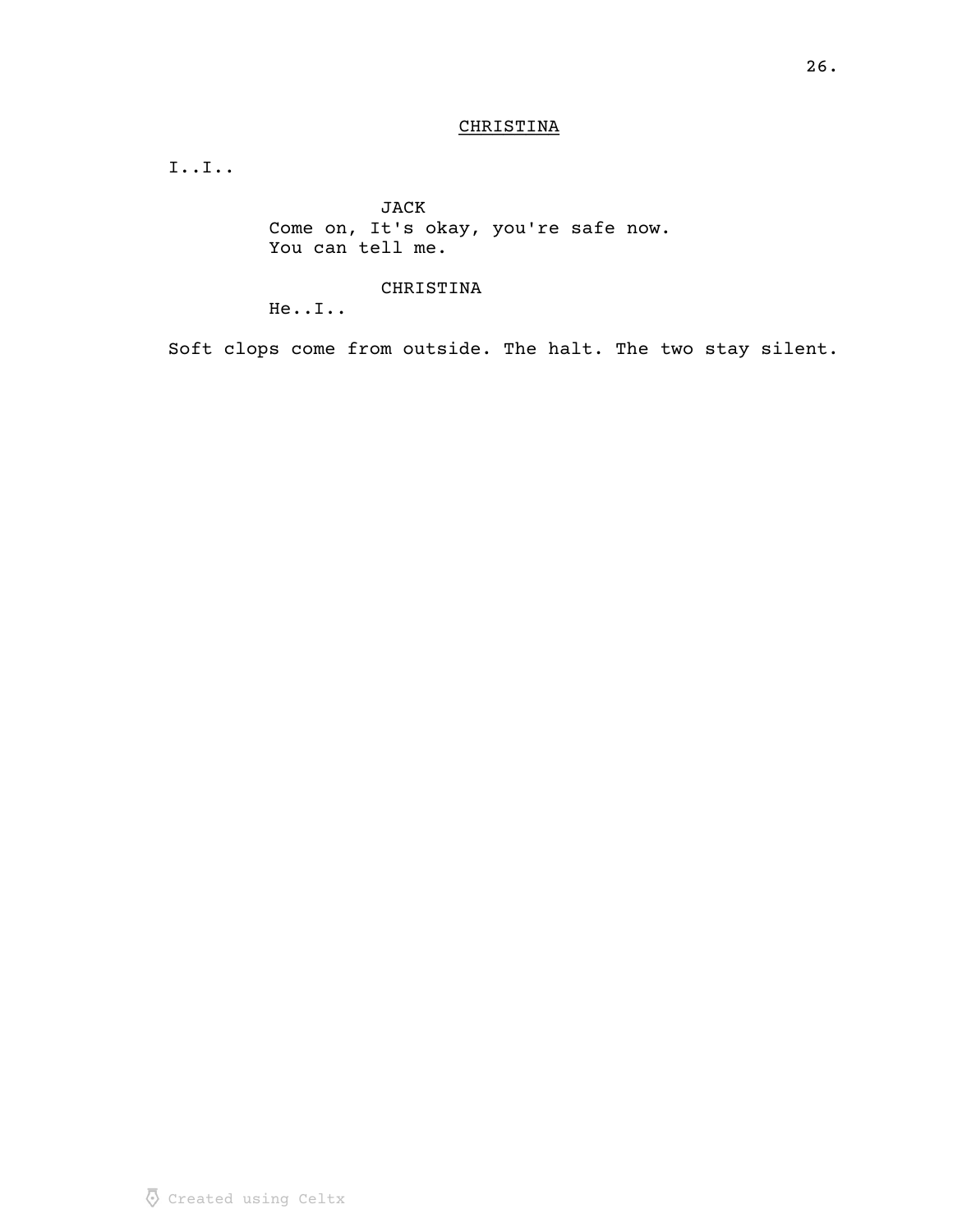CHRISTINA

I..I..

JACK

Come on, It's okay, you're safe now. You can tell me.

CHRISTINA

He..I..

Soft clops come from outside. The halt. The two stay silent.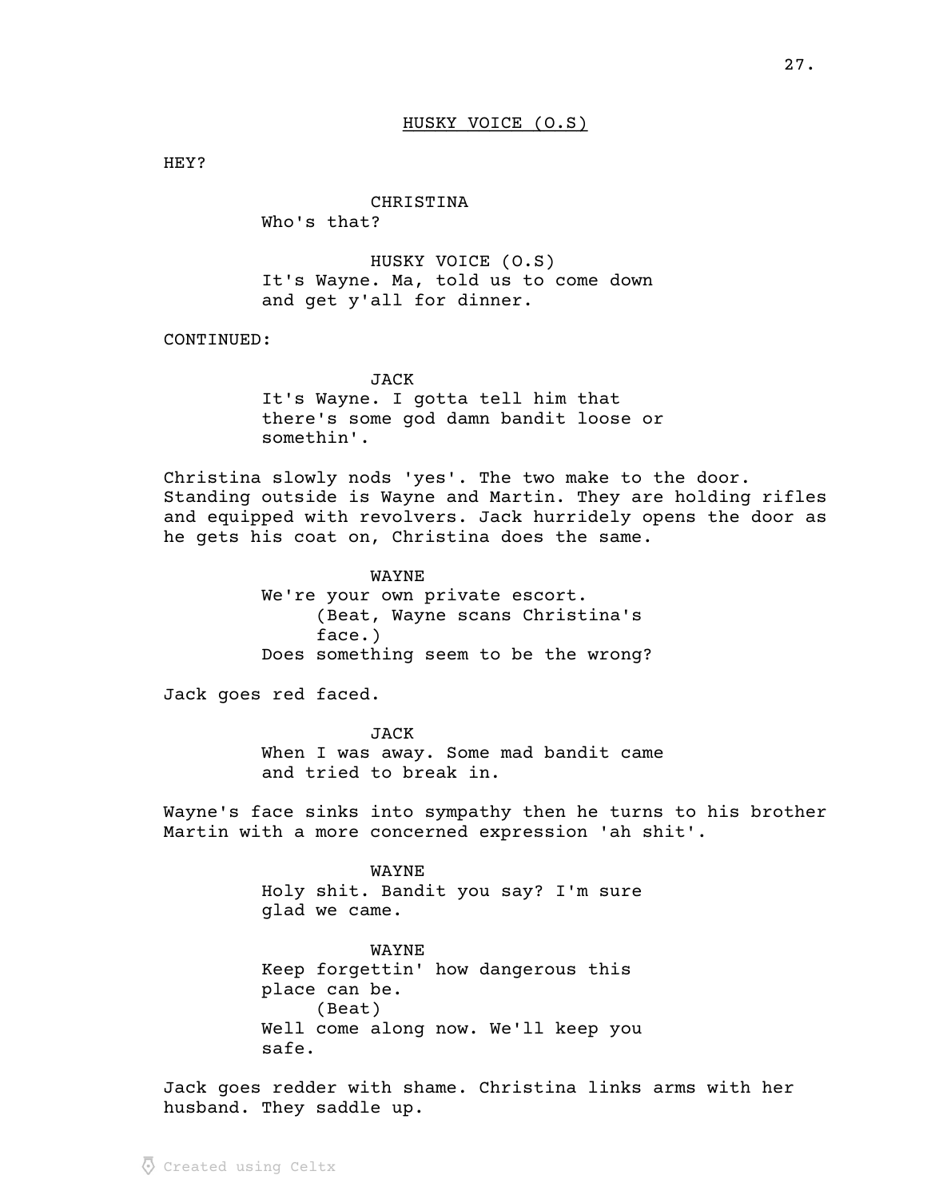HUSKY VOICE (O.S)

HEY?

CHRISTINA
Who's that?

HUSKY VOICE (O.S)
It's Wayne. Ma, told us to come down
and get y'all for dinner.

CONTINUED:

JACK
It's Wayne. I gotta tell him that
there's some god damn bandit loose or
somethin'.

Christina slowly nods 'yes'. The two make to the door. Standing outside is Wayne and Martin. They are holding rifles and equipped with revolvers. Jack hurridely opens the door as he gets his coat on, Christina does the same.

WAYNE
We're your own private escort.
(Beat, Wayne scans Christina's
face.)
Does something seem to be the wrong?

Jack goes red faced.

JACK
When I was away. Some mad bandit came
and tried to break in.

Wayne's face sinks into sympathy then he turns to his brother Martin with a more concerned expression 'ah shit'.

WAYNE
Holy shit. Bandit you say? I'm sure
glad we came.

WAYNE
Keep forgettin' how dangerous this
place can be.
(Beat)
Well come along now. We'll keep you
safe.

Jack goes redder with shame. Christina links arms with her husband. They saddle up.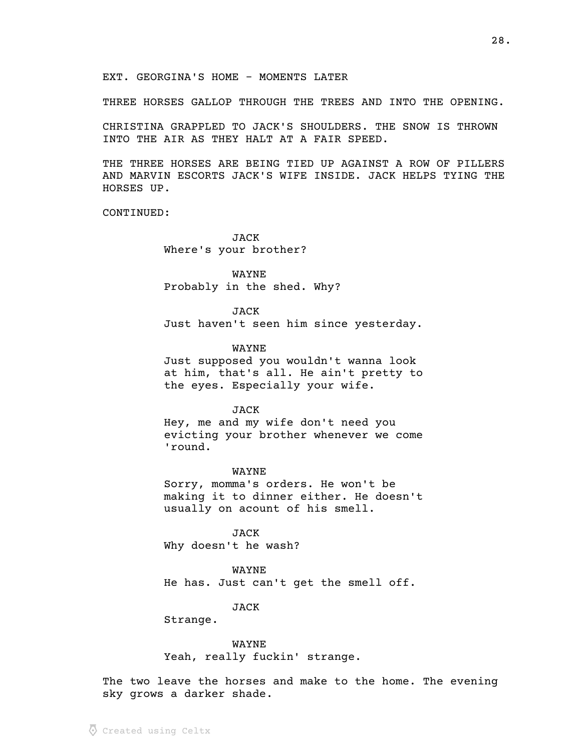EXT. GEORGINA'S HOME - MOMENTS LATER

THREE HORSES GALLOP THROUGH THE TREES AND INTO THE OPENING.

CHRISTINA GRAPPLED TO JACK'S SHOULDERS. THE SNOW IS THROWN INTO THE AIR AS THEY HALT AT A FAIR SPEED.

THE THREE HORSES ARE BEING TIED UP AGAINST A ROW OF PILLERS AND MARVIN ESCORTS JACK'S WIFE INSIDE. JACK HELPS TYING THE HORSES UP.

CONTINUED:

JACK
Where's your brother?

WAYNE
Probably in the shed. Why?

JACK
Just haven't seen him since yesterday.

WAYNE
Just supposed you wouldn't wanna look at him, that's all. He ain't pretty to the eyes. Especially your wife.

JACK
Hey, me and my wife don't need you evicting your brother whenever we come 'round.

WAYNE
Sorry, momma's orders. He won't be making it to dinner either. He doesn't usually on acount of his smell.

JACK
Why doesn't he wash?

WAYNE
He has. Just can't get the smell off.

JACK
Strange.

WAYNE
Yeah, really fuckin' strange.

The two leave the horses and make to the home. The evening sky grows a darker shade.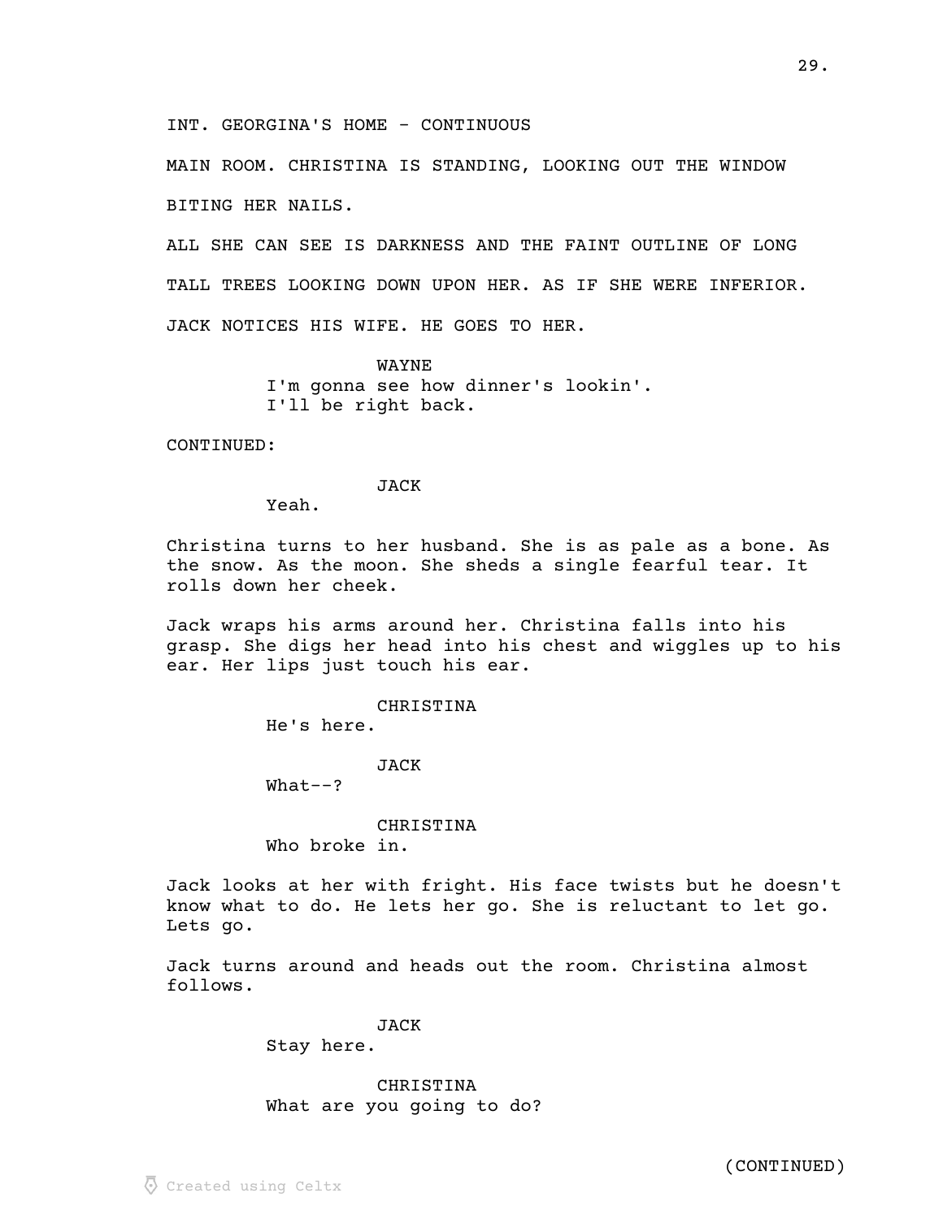INT. GEORGINA'S HOME - CONTINUOUS

MAIN ROOM. CHRISTINA IS STANDING, LOOKING OUT THE WINDOW BITING HER NAILS.

ALL SHE CAN SEE IS DARKNESS AND THE FAINT OUTLINE OF LONG TALL TREES LOOKING DOWN UPON HER. AS IF SHE WERE INFERIOR.

JACK NOTICES HIS WIFE. HE GOES TO HER.

WAYNE
I'm gonna see how dinner's lookin'.
I'll be right back.

CONTINUED:

JACK
Yeah.

Christina turns to her husband. She is as pale as a bone. As the snow. As the moon. She sheds a single fearful tear. It rolls down her cheek.

Jack wraps his arms around her. Christina falls into his grasp. She digs her head into his chest and wiggles up to his ear. Her lips just touch his ear.

CHRISTINA
He's here.

JACK
What--?

CHRISTINA
Who broke in.

Jack looks at her with fright. His face twists but he doesn't know what to do. He lets her go. She is reluctant to let go. Lets go.

Jack turns around and heads out the room. Christina almost follows.

JACK
Stay here.

CHRISTINA
What are you going to do?

(CONTINUED)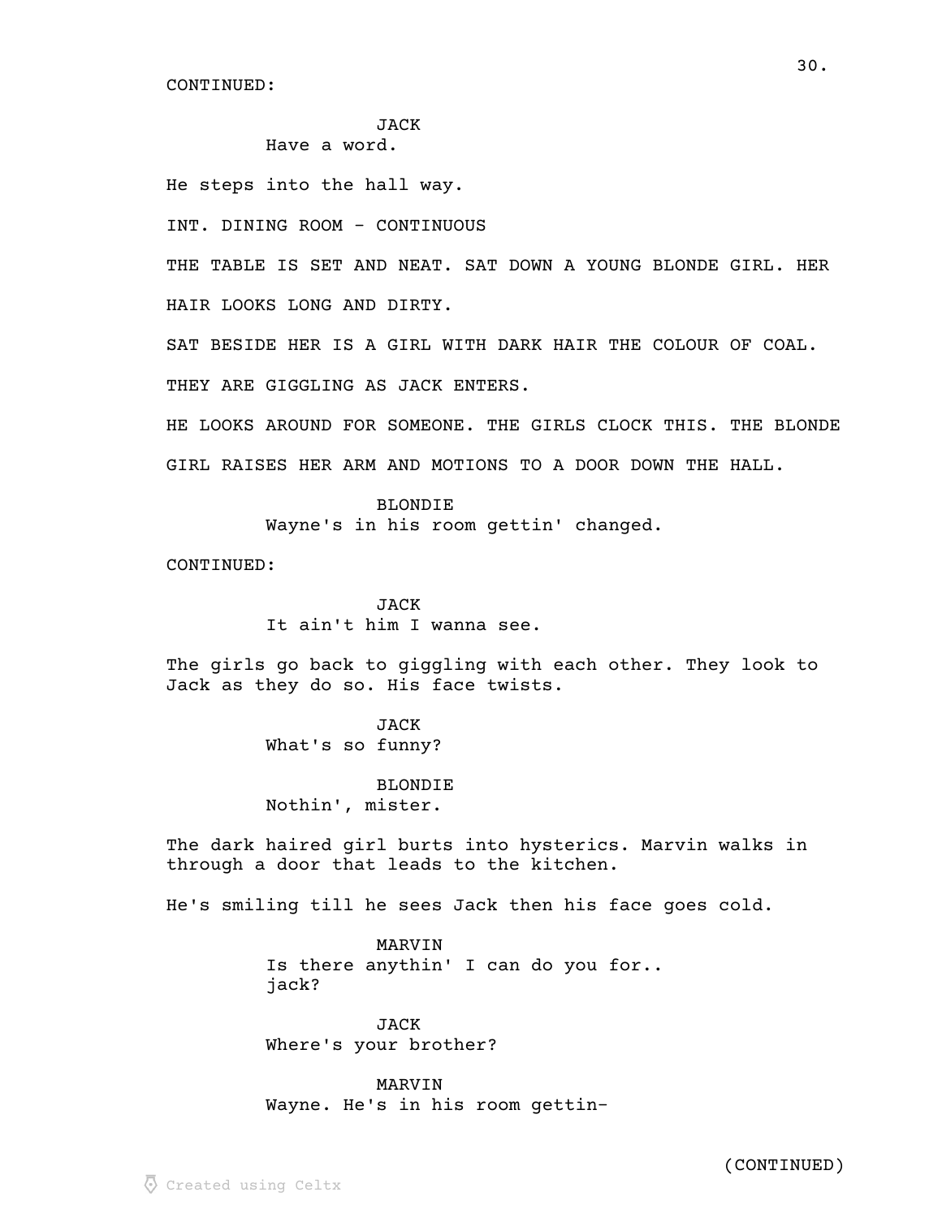CONTINUED:

JACK
Have a word.

He steps into the hall way.

INT. DINING ROOM - CONTINUOUS

THE TABLE IS SET AND NEAT. SAT DOWN A YOUNG BLONDE GIRL. HER HAIR LOOKS LONG AND DIRTY.

SAT BESIDE HER IS A GIRL WITH DARK HAIR THE COLOUR OF COAL.

THEY ARE GIGGLING AS JACK ENTERS.

HE LOOKS AROUND FOR SOMEONE. THE GIRLS CLOCK THIS. THE BLONDE GIRL RAISES HER ARM AND MOTIONS TO A DOOR DOWN THE HALL.

BLONDIE
Wayne's in his room gettin' changed.

CONTINUED:

JACK
It ain't him I wanna see.

The girls go back to giggling with each other. They look to Jack as they do so. His face twists.

JACK
What's so funny?

BLONDIE
Nothin', mister.

The dark haired girl burts into hysterics. Marvin walks in through a door that leads to the kitchen.

He's smiling till he sees Jack then his face goes cold.

MARVIN
Is there anythin' I can do you for.. jack?

JACK
Where's your brother?

MARVIN
Wayne. He's in his room gettin-

(CONTINUED)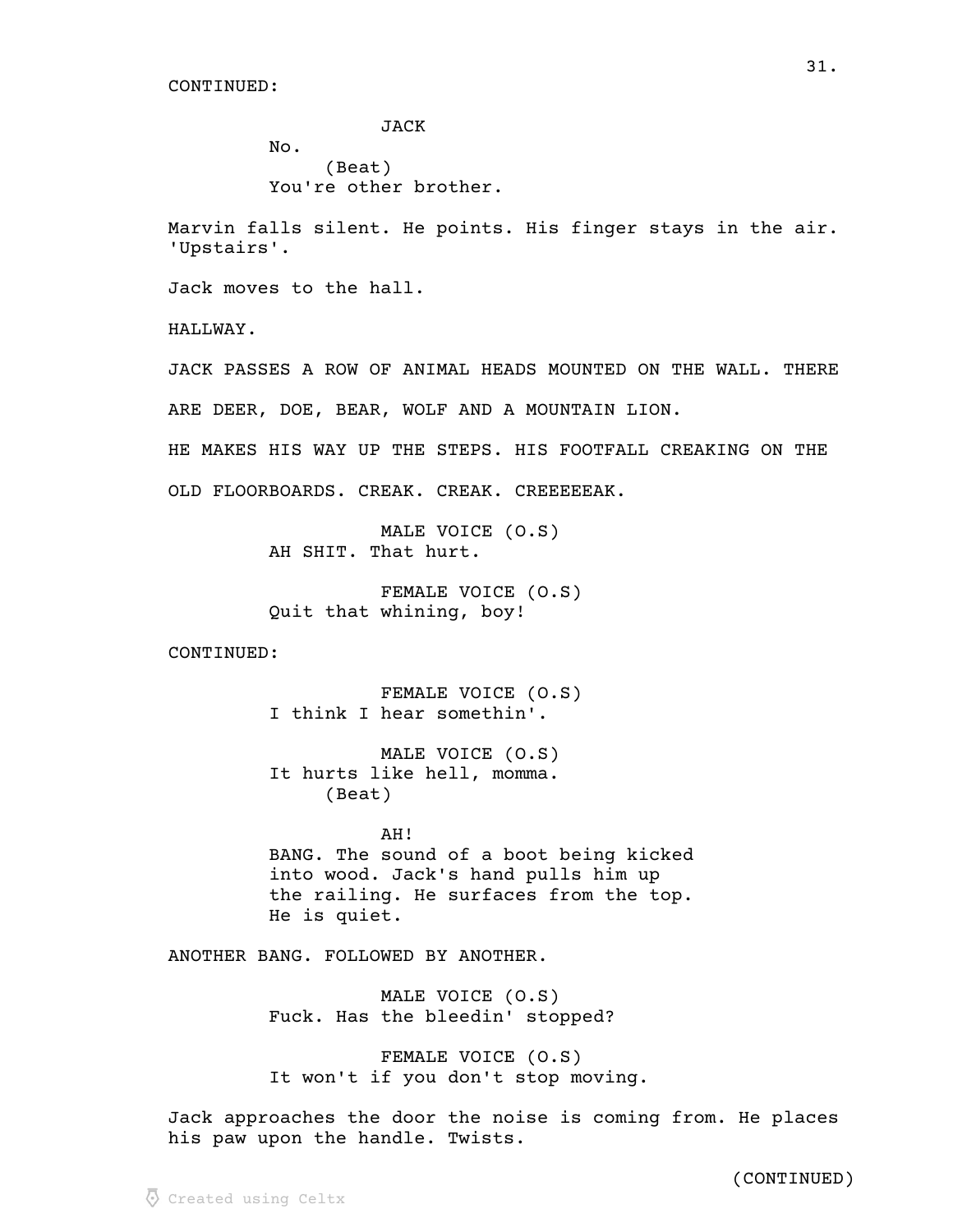CONTINUED:

JACK

No.

(Beat)

You're other brother.

Marvin falls silent. He points. His finger stays in the air. 'Upstairs'.

Jack moves to the hall.

HALLWAY.

JACK PASSES A ROW OF ANIMAL HEADS MOUNTED ON THE WALL. THERE

ARE DEER, DOE, BEAR, WOLF AND A MOUNTAIN LION.

HE MAKES HIS WAY UP THE STEPS. HIS FOOTFALL CREAKING ON THE

OLD FLOORBOARDS. CREAK. CREAK. CREEEEEAK.

MALE VOICE (O.S)

AH SHIT. That hurt.

FEMALE VOICE (O.S)

Quit that whining, boy!

CONTINUED:

FEMALE VOICE (O.S)

I think I hear somethin'.

MALE VOICE (O.S)

It hurts like hell, momma.

(Beat)

AH!

BANG. The sound of a boot being kicked into wood. Jack's hand pulls him up the railing. He surfaces from the top. He is quiet.

ANOTHER BANG. FOLLOWED BY ANOTHER.

MALE VOICE (O.S)

Fuck. Has the bleedin' stopped?

FEMALE VOICE (O.S)

It won't if you don't stop moving.

Jack approaches the door the noise is coming from. He places his paw upon the handle. Twists.

(CONTINUED)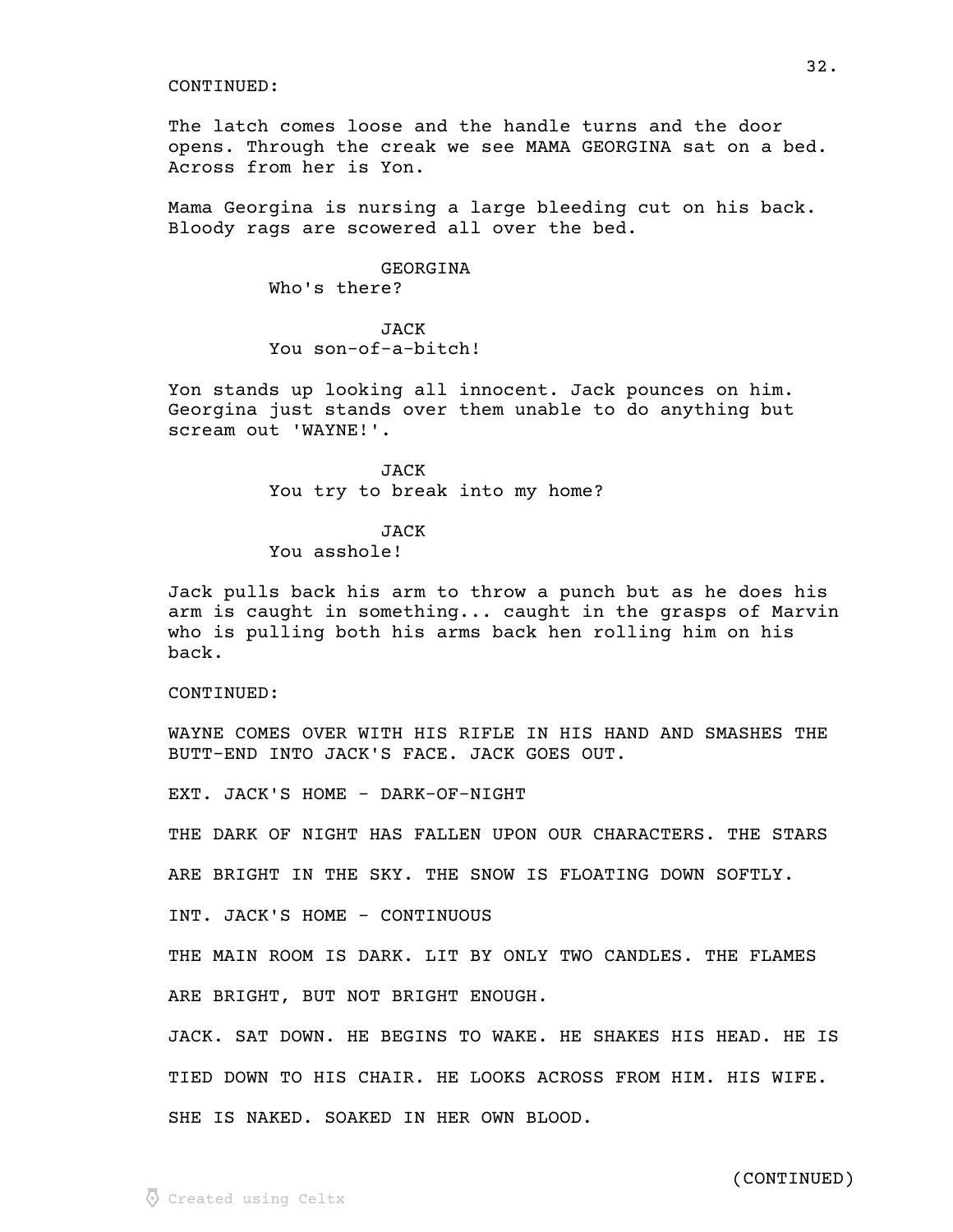CONTINUED:

The latch comes loose and the handle turns and the door opens. Through the creak we see MAMA GEORGINA sat on a bed. Across from her is Yon.

Mama Georgina is nursing a large bleeding cut on his back. Bloody rags are scowered all over the bed.

GEORGINA
Who's there?

JACK
You son-of-a-bitch!

Yon stands up looking all innocent. Jack pounces on him. Georgina just stands over them unable to do anything but scream out 'WAYNE!'.

JACK
You try to break into my home?

JACK
You asshole!

Jack pulls back his arm to throw a punch but as he does his arm is caught in something... caught in the grasps of Marvin who is pulling both his arms back hen rolling him on his back.

CONTINUED:

WAYNE COMES OVER WITH HIS RIFLE IN HIS HAND AND SMASHES THE BUTT-END INTO JACK'S FACE. JACK GOES OUT.

EXT. JACK'S HOME - DARK-OF-NIGHT

THE DARK OF NIGHT HAS FALLEN UPON OUR CHARACTERS. THE STARS ARE BRIGHT IN THE SKY. THE SNOW IS FLOATING DOWN SOFTLY.

INT. JACK'S HOME - CONTINUOUS

THE MAIN ROOM IS DARK. LIT BY ONLY TWO CANDLES. THE FLAMES ARE BRIGHT, BUT NOT BRIGHT ENOUGH.

JACK. SAT DOWN. HE BEGINS TO WAKE. HE SHAKES HIS HEAD. HE IS TIED DOWN TO HIS CHAIR. HE LOOKS ACROSS FROM HIM. HIS WIFE. SHE IS NAKED. SOAKED IN HER OWN BLOOD.

(CONTINUED)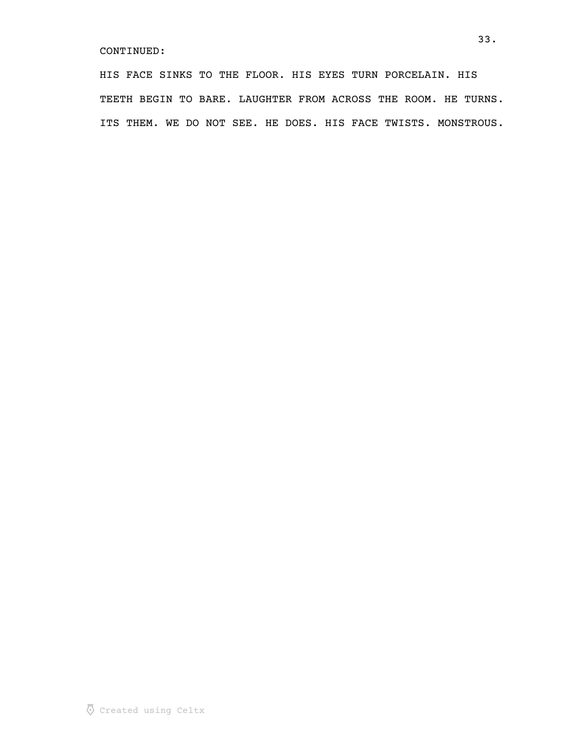CONTINUED:

HIS FACE SINKS TO THE FLOOR. HIS EYES TURN PORCELAIN. HIS TEETH BEGIN TO BARE. LAUGHTER FROM ACROSS THE ROOM. HE TURNS. ITS THEM. WE DO NOT SEE. HE DOES. HIS FACE TWISTS. MONSTROUS.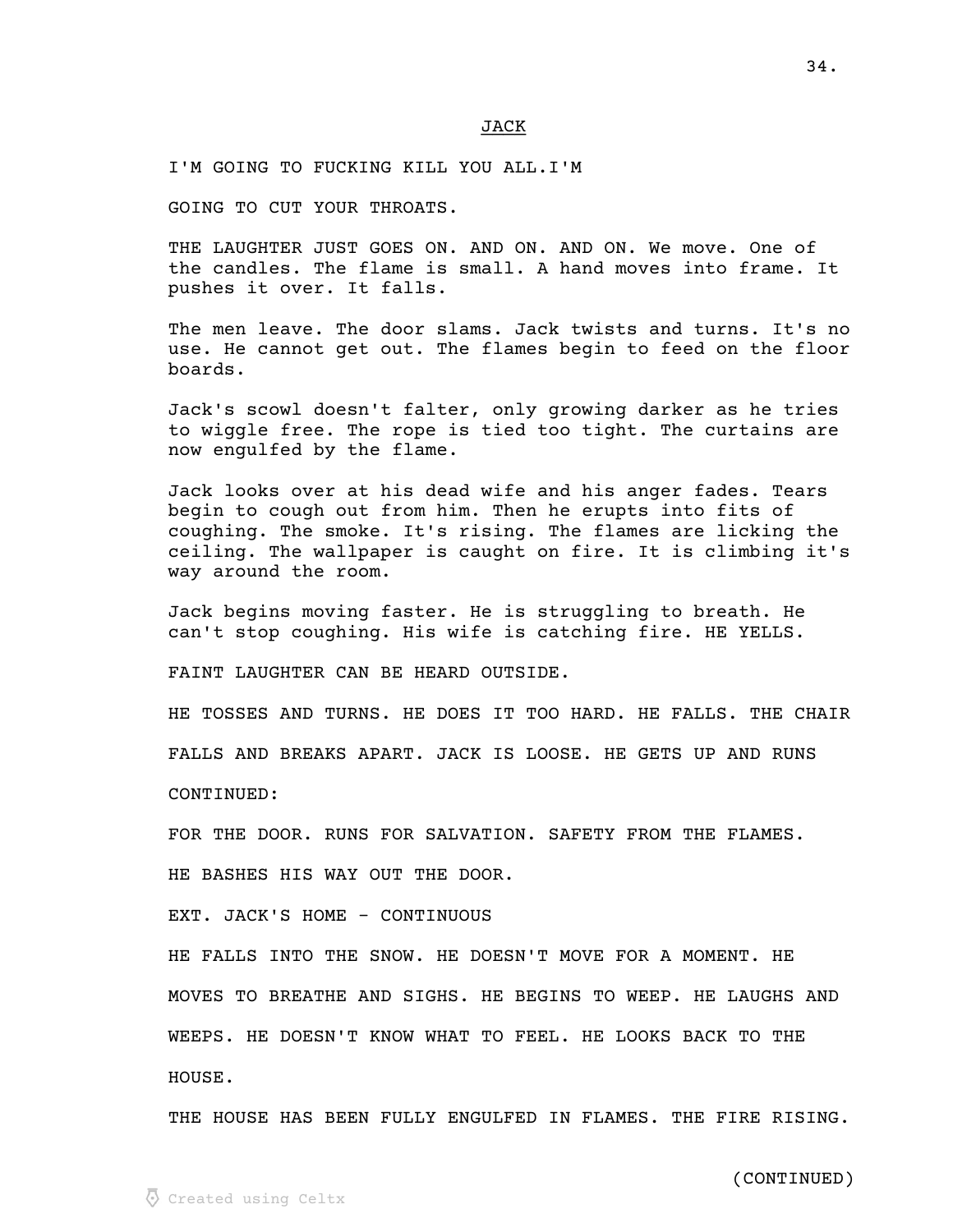JACK

I'M GOING TO FUCKING KILL YOU ALL.I'M

GOING TO CUT YOUR THROATS.

THE LAUGHTER JUST GOES ON. AND ON. AND ON. We move. One of the candles. The flame is small. A hand moves into frame. It pushes it over. It falls.

The men leave. The door slams. Jack twists and turns. It's no use. He cannot get out. The flames begin to feed on the floor boards.

Jack's scowl doesn't falter, only growing darker as he tries to wiggle free. The rope is tied too tight. The curtains are now engulfed by the flame.

Jack looks over at his dead wife and his anger fades. Tears begin to cough out from him. Then he erupts into fits of coughing. The smoke. It's rising. The flames are licking the ceiling. The wallpaper is caught on fire. It is climbing it's way around the room.

Jack begins moving faster. He is struggling to breath. He can't stop coughing. His wife is catching fire. HE YELLS.

FAINT LAUGHTER CAN BE HEARD OUTSIDE.

HE TOSSES AND TURNS. HE DOES IT TOO HARD. HE FALLS. THE CHAIR

FALLS AND BREAKS APART. JACK IS LOOSE. HE GETS UP AND RUNS

CONTINUED:

FOR THE DOOR. RUNS FOR SALVATION. SAFETY FROM THE FLAMES.

HE BASHES HIS WAY OUT THE DOOR.

EXT. JACK'S HOME - CONTINUOUS

HE FALLS INTO THE SNOW. HE DOESN'T MOVE FOR A MOMENT. HE

MOVES TO BREATHE AND SIGHS. HE BEGINS TO WEEP. HE LAUGHS AND

WEEPS. HE DOESN'T KNOW WHAT TO FEEL. HE LOOKS BACK TO THE

HOUSE.

THE HOUSE HAS BEEN FULLY ENGULFED IN FLAMES. THE FIRE RISING.

(CONTINUED)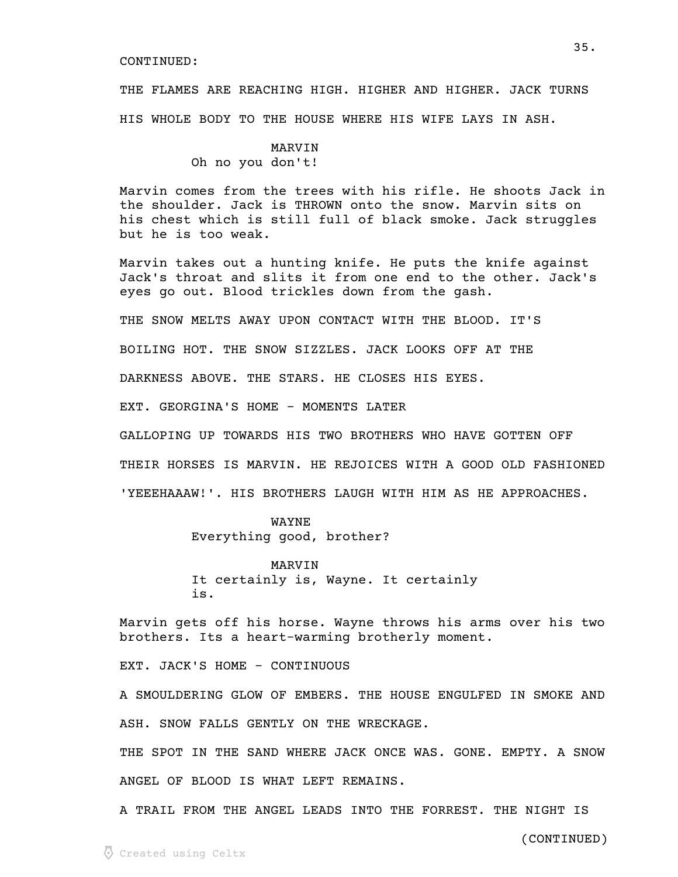CONTINUED:

THE FLAMES ARE REACHING HIGH. HIGHER AND HIGHER. JACK TURNS HIS WHOLE BODY TO THE HOUSE WHERE HIS WIFE LAYS IN ASH.

MARVIN
Oh no you don't!

Marvin comes from the trees with his rifle. He shoots Jack in the shoulder. Jack is THROWN onto the snow. Marvin sits on his chest which is still full of black smoke. Jack struggles but he is too weak.

Marvin takes out a hunting knife. He puts the knife against Jack's throat and slits it from one end to the other. Jack's eyes go out. Blood trickles down from the gash.

THE SNOW MELTS AWAY UPON CONTACT WITH THE BLOOD. IT'S BOILING HOT. THE SNOW SIZZLES. JACK LOOKS OFF AT THE DARKNESS ABOVE. THE STARS. HE CLOSES HIS EYES.

EXT. GEORGINA'S HOME - MOMENTS LATER

GALLOPING UP TOWARDS HIS TWO BROTHERS WHO HAVE GOTTEN OFF THEIR HORSES IS MARVIN. HE REJOICES WITH A GOOD OLD FASHIONED 'YEEEHAAAW!'. HIS BROTHERS LAUGH WITH HIM AS HE APPROACHES.

WAYNE
Everything good, brother?

MARVIN
It certainly is, Wayne. It certainly is.

Marvin gets off his horse. Wayne throws his arms over his two brothers. Its a heart-warming brotherly moment.

EXT. JACK'S HOME - CONTINUOUS

A SMOULDERING GLOW OF EMBERS. THE HOUSE ENGULFED IN SMOKE AND ASH. SNOW FALLS GENTLY ON THE WRECKAGE.

THE SPOT IN THE SAND WHERE JACK ONCE WAS. GONE. EMPTY. A SNOW ANGEL OF BLOOD IS WHAT LEFT REMAINS.

A TRAIL FROM THE ANGEL LEADS INTO THE FORREST. THE NIGHT IS

(CONTINUED)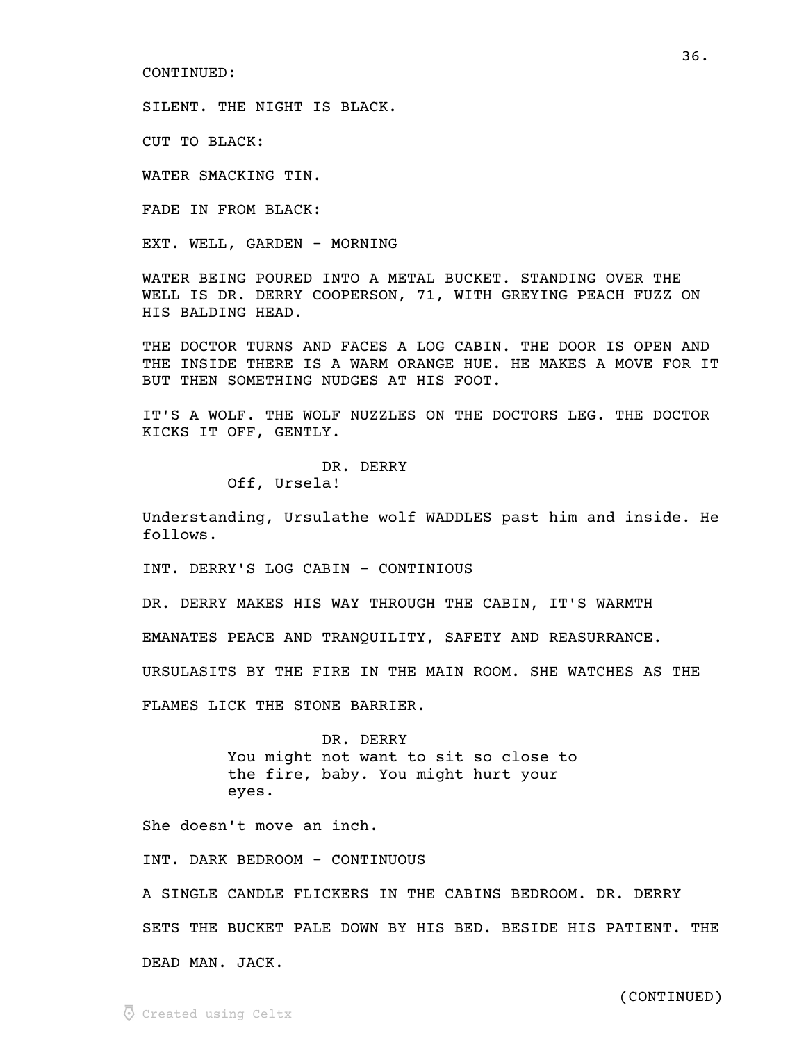CONTINUED:

SILENT. THE NIGHT IS BLACK.

CUT TO BLACK:

WATER SMACKING TIN.

FADE IN FROM BLACK:

EXT. WELL, GARDEN - MORNING

WATER BEING POURED INTO A METAL BUCKET. STANDING OVER THE WELL IS DR. DERRY COOPERSON, 71, WITH GREYING PEACH FUZZ ON HIS BALDING HEAD.

THE DOCTOR TURNS AND FACES A LOG CABIN. THE DOOR IS OPEN AND THE INSIDE THERE IS A WARM ORANGE HUE. HE MAKES A MOVE FOR IT BUT THEN SOMETHING NUDGES AT HIS FOOT.

IT'S A WOLF. THE WOLF NUZZLES ON THE DOCTORS LEG. THE DOCTOR KICKS IT OFF, GENTLY.

DR. DERRY
Off, Ursela!

Understanding, Ursulathe wolf WADDLES past him and inside. He follows.

INT. DERRY'S LOG CABIN - CONTINIOUS

DR. DERRY MAKES HIS WAY THROUGH THE CABIN, IT'S WARMTH

EMANATES PEACE AND TRANQUILITY, SAFETY AND REASURRANCE.

URSULASITS BY THE FIRE IN THE MAIN ROOM. SHE WATCHES AS THE

FLAMES LICK THE STONE BARRIER.

DR. DERRY
You might not want to sit so close to the fire, baby. You might hurt your eyes.

She doesn't move an inch.

INT. DARK BEDROOM - CONTINUOUS

A SINGLE CANDLE FLICKERS IN THE CABINS BEDROOM. DR. DERRY

SETS THE BUCKET PALE DOWN BY HIS BED. BESIDE HIS PATIENT. THE

DEAD MAN. JACK.

(CONTINUED)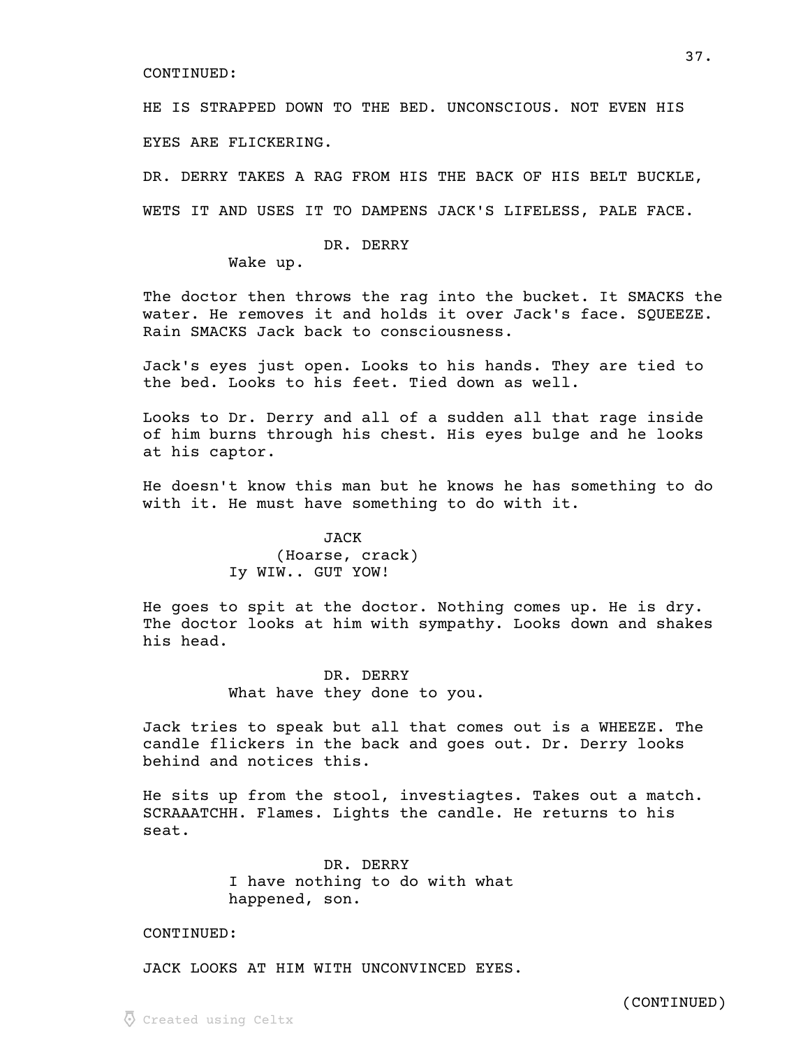CONTINUED:

HE IS STRAPPED DOWN TO THE BED. UNCONSCIOUS. NOT EVEN HIS EYES ARE FLICKERING.

DR. DERRY TAKES A RAG FROM HIS THE BACK OF HIS BELT BUCKLE, WETS IT AND USES IT TO DAMPENS JACK'S LIFELESS, PALE FACE.

DR. DERRY
Wake up.

The doctor then throws the rag into the bucket. It SMACKS the water. He removes it and holds it over Jack's face. SQUEEZE. Rain SMACKS Jack back to consciousness.

Jack's eyes just open. Looks to his hands. They are tied to the bed. Looks to his feet. Tied down as well.

Looks to Dr. Derry and all of a sudden all that rage inside of him burns through his chest. His eyes bulge and he looks at his captor.

He doesn't know this man but he knows he has something to do with it. He must have something to do with it.

JACK
(Hoarse, crack)
Iy WIW.. GUT YOW!

He goes to spit at the doctor. Nothing comes up. He is dry. The doctor looks at him with sympathy. Looks down and shakes his head.

DR. DERRY
What have they done to you.

Jack tries to speak but all that comes out is a WHEEZE. The candle flickers in the back and goes out. Dr. Derry looks behind and notices this.

He sits up from the stool, investiagtes. Takes out a match. SCRAAATCHH. Flames. Lights the candle. He returns to his seat.

DR. DERRY
I have nothing to do with what happened, son.

CONTINUED:

JACK LOOKS AT HIM WITH UNCONVINCED EYES.

(CONTINUED)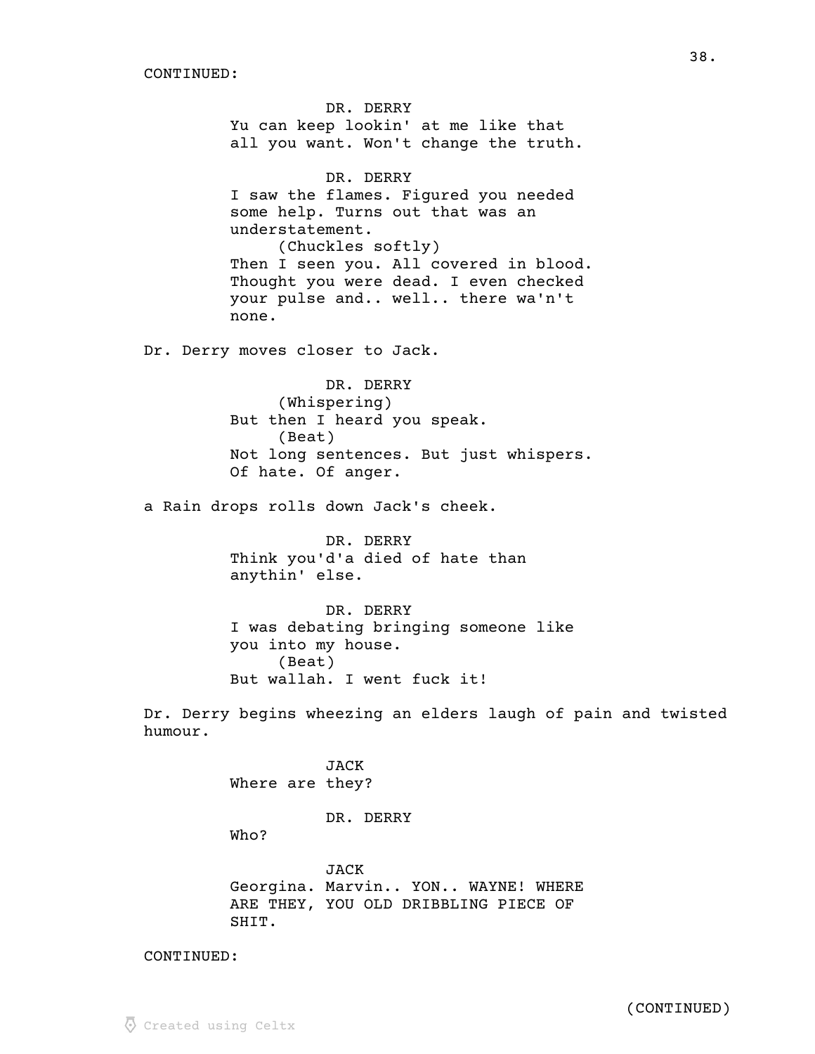CONTINUED:

DR. DERRY
Yu can keep lookin' at me like that all you want. Won't change the truth.

DR. DERRY
I saw the flames. Figured you needed some help. Turns out that was an understatement.
(Chuckles softly)
Then I seen you. All covered in blood. Thought you were dead. I even checked your pulse and.. well.. there wa'n't none.

Dr. Derry moves closer to Jack.

DR. DERRY
(Whispering)
But then I heard you speak.
(Beat)
Not long sentences. But just whispers. Of hate. Of anger.

a Rain drops rolls down Jack's cheek.

DR. DERRY
Think you'd'a died of hate than anythin' else.

DR. DERRY
I was debating bringing someone like you into my house.
(Beat)
But wallah. I went fuck it!

Dr. Derry begins wheezing an elders laugh of pain and twisted humour.

JACK
Where are they?

DR. DERRY
Who?

JACK
Georgina. Marvin.. YON.. WAYNE! WHERE ARE THEY, YOU OLD DRIBBLING PIECE OF SHIT.

CONTINUED:

(CONTINUED)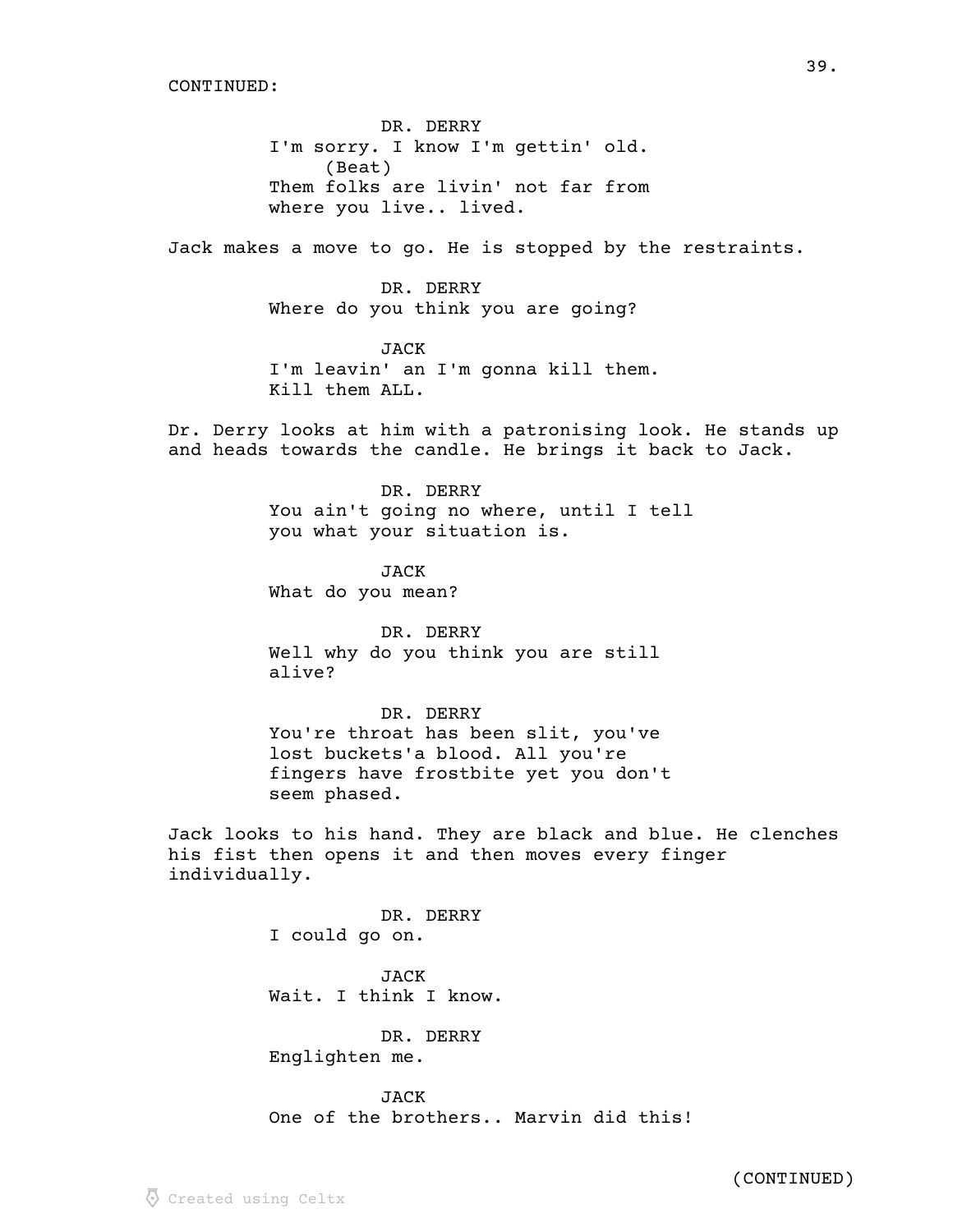CONTINUED:

DR. DERRY
I'm sorry. I know I'm gettin' old.
(Beat)
Them folks are livin' not far from where you live.. lived.

Jack makes a move to go. He is stopped by the restraints.

DR. DERRY
Where do you think you are going?

JACK
I'm leavin' an I'm gonna kill them. Kill them ALL.

Dr. Derry looks at him with a patronising look. He stands up and heads towards the candle. He brings it back to Jack.

DR. DERRY
You ain't going no where, until I tell you what your situation is.

JACK
What do you mean?

DR. DERRY
Well why do you think you are still alive?

DR. DERRY
You're throat has been slit, you've lost buckets'a blood. All you're fingers have frostbite yet you don't seem phased.

Jack looks to his hand. They are black and blue. He clenches his fist then opens it and then moves every finger individually.

DR. DERRY
I could go on.

JACK
Wait. I think I know.

DR. DERRY
Englighten me.

JACK
One of the brothers.. Marvin did this!

(CONTINUED)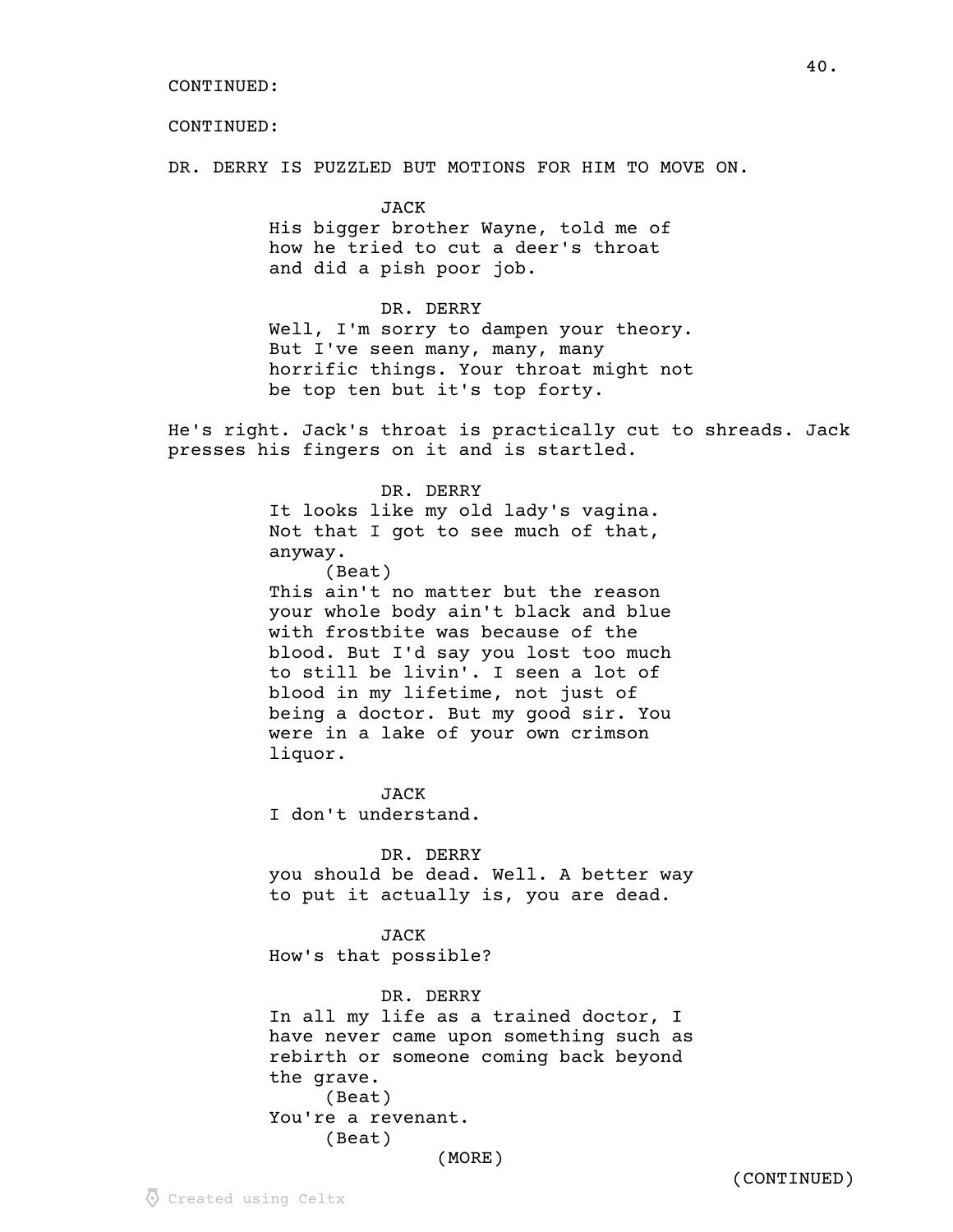CONTINUED:

CONTINUED:

DR. DERRY IS PUZZLED BUT MOTIONS FOR HIM TO MOVE ON.

JACK

His bigger brother Wayne, told me of how he tried to cut a deer's throat and did a pish poor job.

DR. DERRY

Well, I'm sorry to dampen your theory. But I've seen many, many, many horrific things. Your throat might not be top ten but it's top forty.

He's right. Jack's throat is practically cut to shreds. Jack presses his fingers on it and is startled.

DR. DERRY

It looks like my old lady's vagina. Not that I got to see much of that, anyway.

(Beat)

This ain't no matter but the reason your whole body ain't black and blue with frostbite was because of the blood. But I'd say you lost too much to still be livin'. I seen a lot of blood in my lifetime, not just of being a doctor. But my good sir. You were in a lake of your own crimson liquor.

JACK

I don't understand.

DR. DERRY

you should be dead. Well. A better way to put it actually is, you are dead.

JACK

How's that possible?

DR. DERRY

In all my life as a trained doctor, I have never came upon something such as rebirth or someone coming back beyond the grave.

(Beat)

You're a revenant.

(Beat)

(MORE)

(CONTINUED)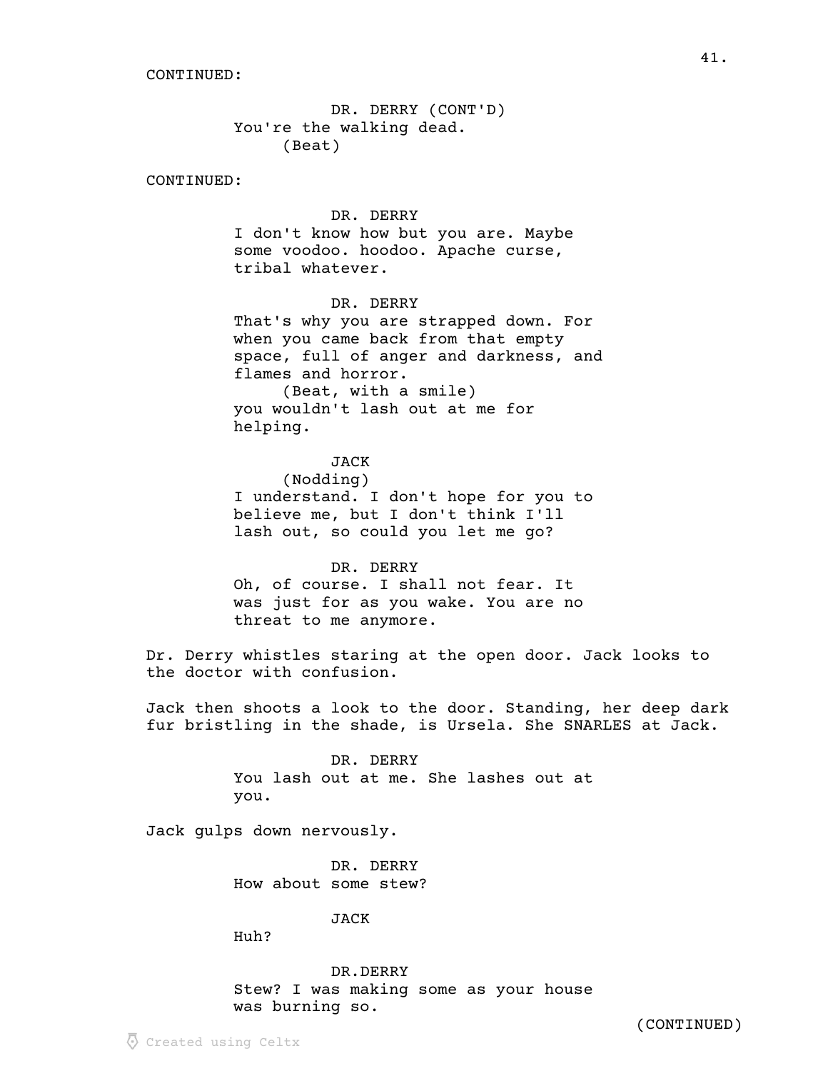CONTINUED:

DR. DERRY (CONT'D)
You're the walking dead.
(Beat)

CONTINUED:

DR. DERRY
I don't know how but you are. Maybe some voodoo. hoodoo. Apache curse, tribal whatever.

DR. DERRY
That's why you are strapped down. For when you came back from that empty space, full of anger and darkness, and flames and horror.
(Beat, with a smile)
you wouldn't lash out at me for helping.

JACK
(Nodding)
I understand. I don't hope for you to believe me, but I don't think I'll lash out, so could you let me go?

DR. DERRY
Oh, of course. I shall not fear. It was just for as you wake. You are no threat to me anymore.

Dr. Derry whistles staring at the open door. Jack looks to the doctor with confusion.

Jack then shoots a look to the door. Standing, her deep dark fur bristling in the shade, is Ursela. She SNARLES at Jack.

DR. DERRY
You lash out at me. She lashes out at you.

Jack gulps down nervously.

DR. DERRY
How about some stew?

JACK
Huh?

DR.DERRY
Stew? I was making some as your house was burning so.

(CONTINUED)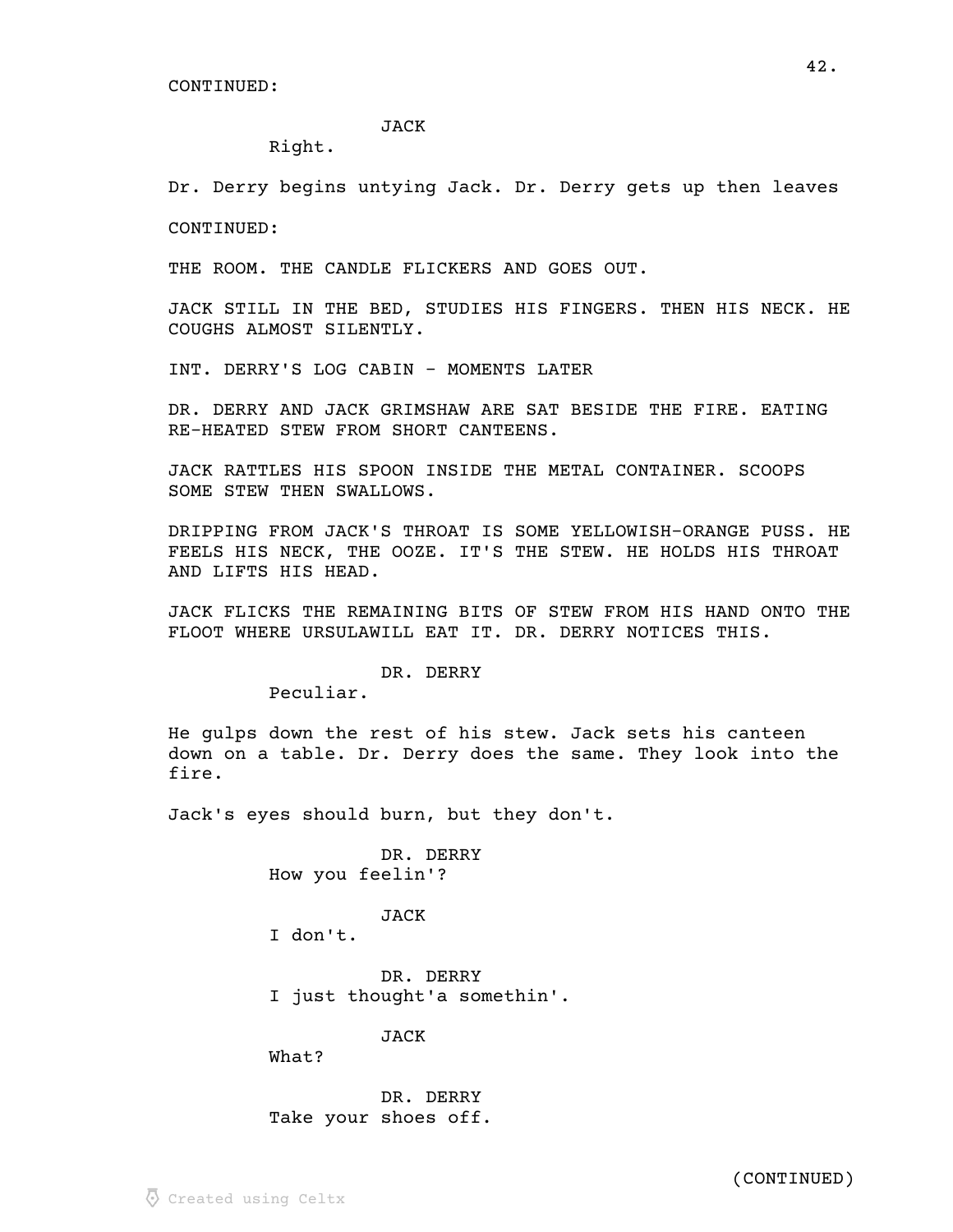CONTINUED:

JACK
Right.

Dr. Derry begins untying Jack. Dr. Derry gets up then leaves

CONTINUED:

THE ROOM. THE CANDLE FLICKERS AND GOES OUT.

JACK STILL IN THE BED, STUDIES HIS FINGERS. THEN HIS NECK. HE COUGHS ALMOST SILENTLY.

INT. DERRY'S LOG CABIN - MOMENTS LATER

DR. DERRY AND JACK GRIMSHAW ARE SAT BESIDE THE FIRE. EATING RE-HEATED STEW FROM SHORT CANTEENS.

JACK RATTLES HIS SPOON INSIDE THE METAL CONTAINER. SCOOPS SOME STEW THEN SWALLOWS.

DRIPPING FROM JACK'S THROAT IS SOME YELLOWISH-ORANGE PUSS. HE FEELS HIS NECK, THE OOZE. IT'S THE STEW. HE HOLDS HIS THROAT AND LIFTS HIS HEAD.

JACK FLICKS THE REMAINING BITS OF STEW FROM HIS HAND ONTO THE FLOOT WHERE URSULAWILL EAT IT. DR. DERRY NOTICES THIS.

DR. DERRY
Peculiar.

He gulps down the rest of his stew. Jack sets his canteen down on a table. Dr. Derry does the same. They look into the fire.

Jack's eyes should burn, but they don't.

DR. DERRY
How you feelin'?

JACK
I don't.

DR. DERRY
I just thought'a somethin'.

JACK
What?

DR. DERRY
Take your shoes off.

(CONTINUED)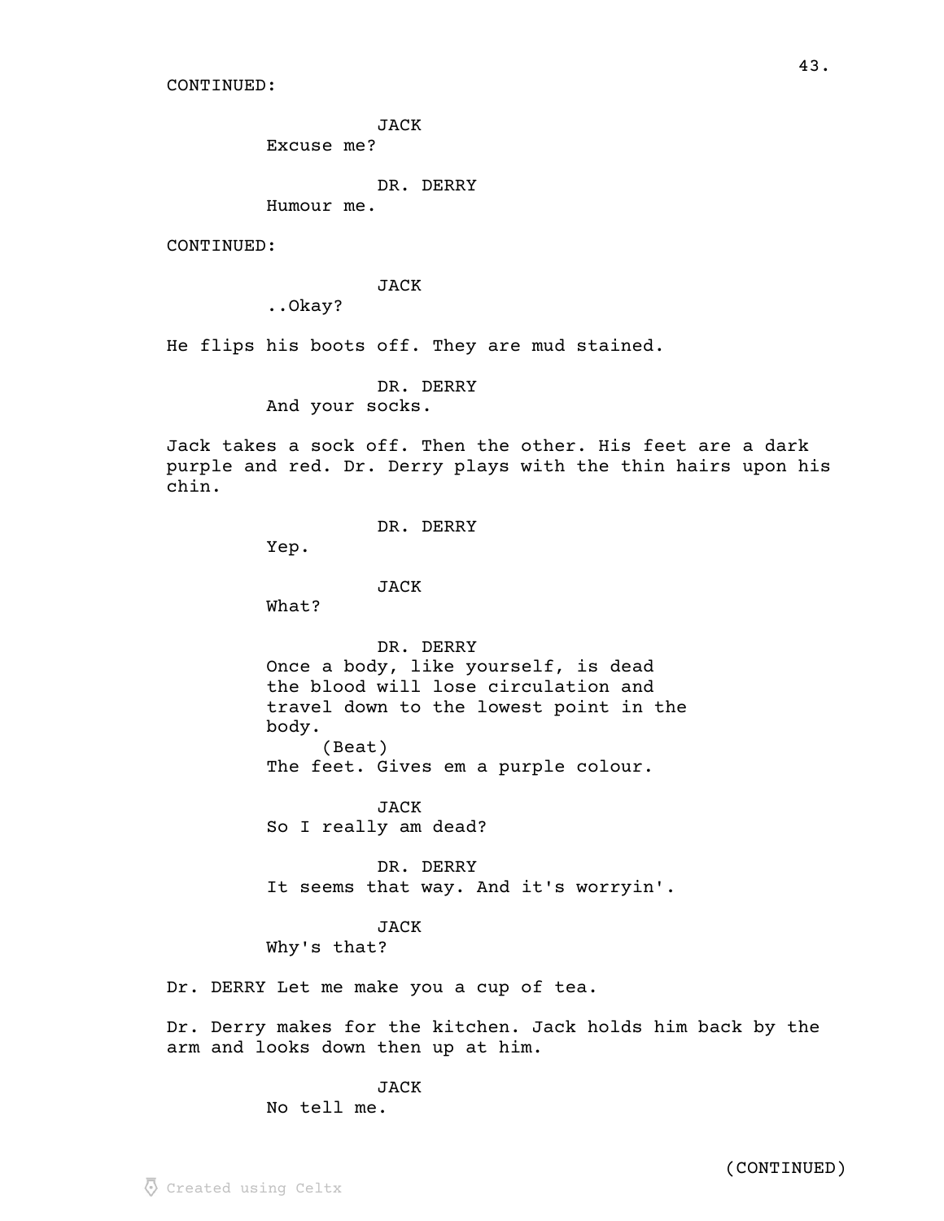CONTINUED:

JACK
Excuse me?

DR. DERRY
Humour me.

CONTINUED:

JACK
..Okay?

He flips his boots off. They are mud stained.

DR. DERRY
And your socks.

Jack takes a sock off. Then the other. His feet are a dark purple and red. Dr. Derry plays with the thin hairs upon his chin.

DR. DERRY
Yep.

JACK
What?

DR. DERRY
Once a body, like yourself, is dead the blood will lose circulation and travel down to the lowest point in the body.
(Beat)
The feet. Gives em a purple colour.

JACK
So I really am dead?

DR. DERRY
It seems that way. And it's worryin'.

JACK
Why's that?

Dr. DERRY Let me make you a cup of tea.

Dr. Derry makes for the kitchen. Jack holds him back by the arm and looks down then up at him.

JACK
No tell me.

(CONTINUED)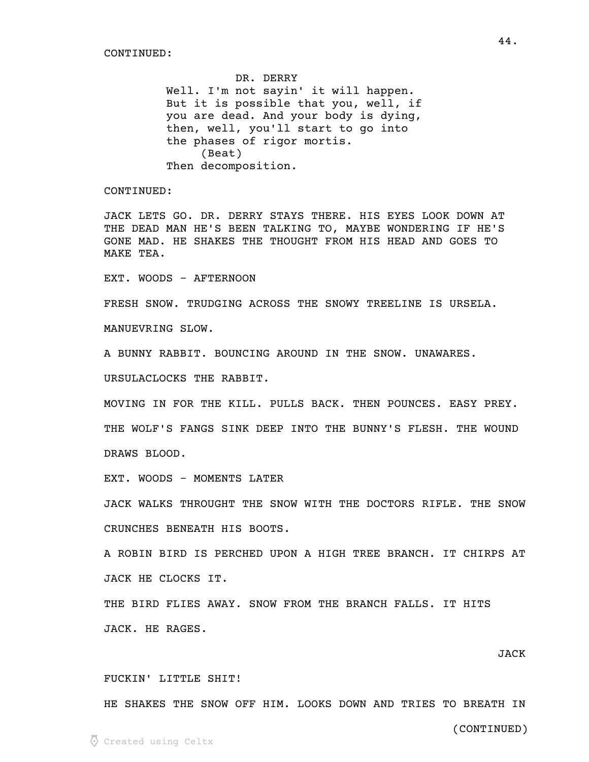CONTINUED:

DR. DERRY

Well. I'm not sayin' it will happen. But it is possible that you, well, if you are dead. And your body is dying, then, well, you'll start to go into the phases of rigor mortis.

(Beat)

Then decomposition.

CONTINUED:

JACK LETS GO. DR. DERRY STAYS THERE. HIS EYES LOOK DOWN AT THE DEAD MAN HE'S BEEN TALKING TO, MAYBE WONDERING IF HE'S GONE MAD. HE SHAKES THE THOUGHT FROM HIS HEAD AND GOES TO MAKE TEA.

EXT. WOODS - AFTERNOON

FRESH SNOW. TRUDGING ACROSS THE SNOWY TREELINE IS URSELA.

MANUEVRING SLOW.

A BUNNY RABBIT. BOUNCING AROUND IN THE SNOW. UNAWARES.

URSULACLOCKS THE RABBIT.

MOVING IN FOR THE KILL. PULLS BACK. THEN POUNCES. EASY PREY.

THE WOLF'S FANGS SINK DEEP INTO THE BUNNY'S FLESH. THE WOUND DRAWS BLOOD.

EXT. WOODS - MOMENTS LATER

JACK WALKS THROUGHT THE SNOW WITH THE DOCTORS RIFLE. THE SNOW CRUNCHES BENEATH HIS BOOTS.

A ROBIN BIRD IS PERCHED UPON A HIGH TREE BRANCH. IT CHIRPS AT JACK HE CLOCKS IT.

THE BIRD FLIES AWAY. SNOW FROM THE BRANCH FALLS. IT HITS JACK. HE RAGES.

JACK

FUCKIN' LITTLE SHIT!

HE SHAKES THE SNOW OFF HIM. LOOKS DOWN AND TRIES TO BREATH IN

(CONTINUED)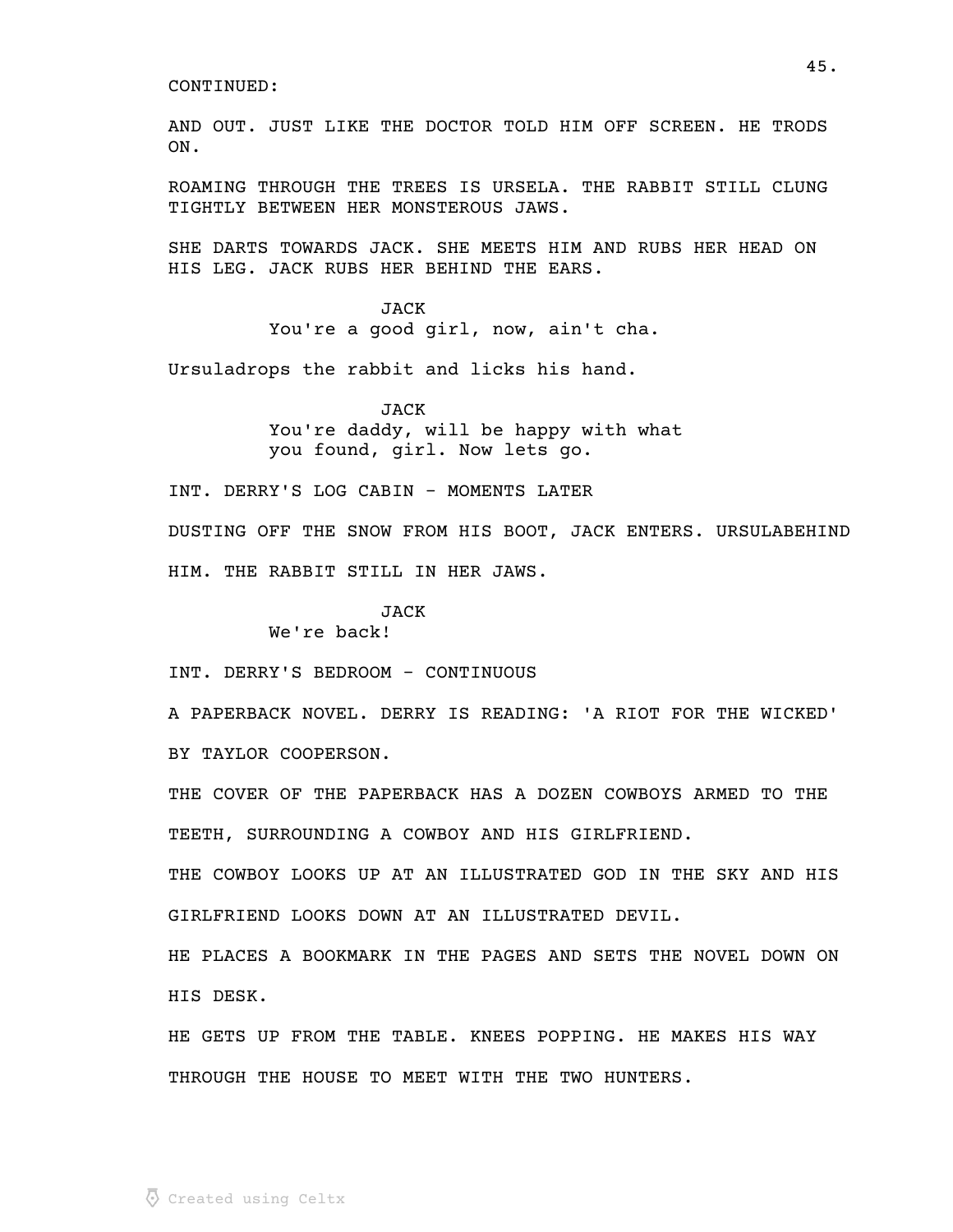CONTINUED:

AND OUT. JUST LIKE THE DOCTOR TOLD HIM OFF SCREEN. HE TRODS ON.

ROAMING THROUGH THE TREES IS URSELA. THE RABBIT STILL CLUNG TIGHTLY BETWEEN HER MONSTEROUS JAWS.

SHE DARTS TOWARDS JACK. SHE MEETS HIM AND RUBS HER HEAD ON HIS LEG. JACK RUBS HER BEHIND THE EARS.

JACK
You're a good girl, now, ain't cha.

Ursuladrops the rabbit and licks his hand.

JACK
You're daddy, will be happy with what you found, girl. Now lets go.

INT. DERRY'S LOG CABIN - MOMENTS LATER

DUSTING OFF THE SNOW FROM HIS BOOT, JACK ENTERS. URSULABEHIND HIM. THE RABBIT STILL IN HER JAWS.

JACK
We're back!

INT. DERRY'S BEDROOM - CONTINUOUS

A PAPERBACK NOVEL. DERRY IS READING: 'A RIOT FOR THE WICKED' BY TAYLOR COOPERSON.

THE COVER OF THE PAPERBACK HAS A DOZEN COWBOYS ARMED TO THE TEETH, SURROUNDING A COWBOY AND HIS GIRLFRIEND.

THE COWBOY LOOKS UP AT AN ILLUSTRATED GOD IN THE SKY AND HIS GIRLFRIEND LOOKS DOWN AT AN ILLUSTRATED DEVIL.

HE PLACES A BOOKMARK IN THE PAGES AND SETS THE NOVEL DOWN ON HIS DESK.

HE GETS UP FROM THE TABLE. KNEES POPPING. HE MAKES HIS WAY THROUGH THE HOUSE TO MEET WITH THE TWO HUNTERS.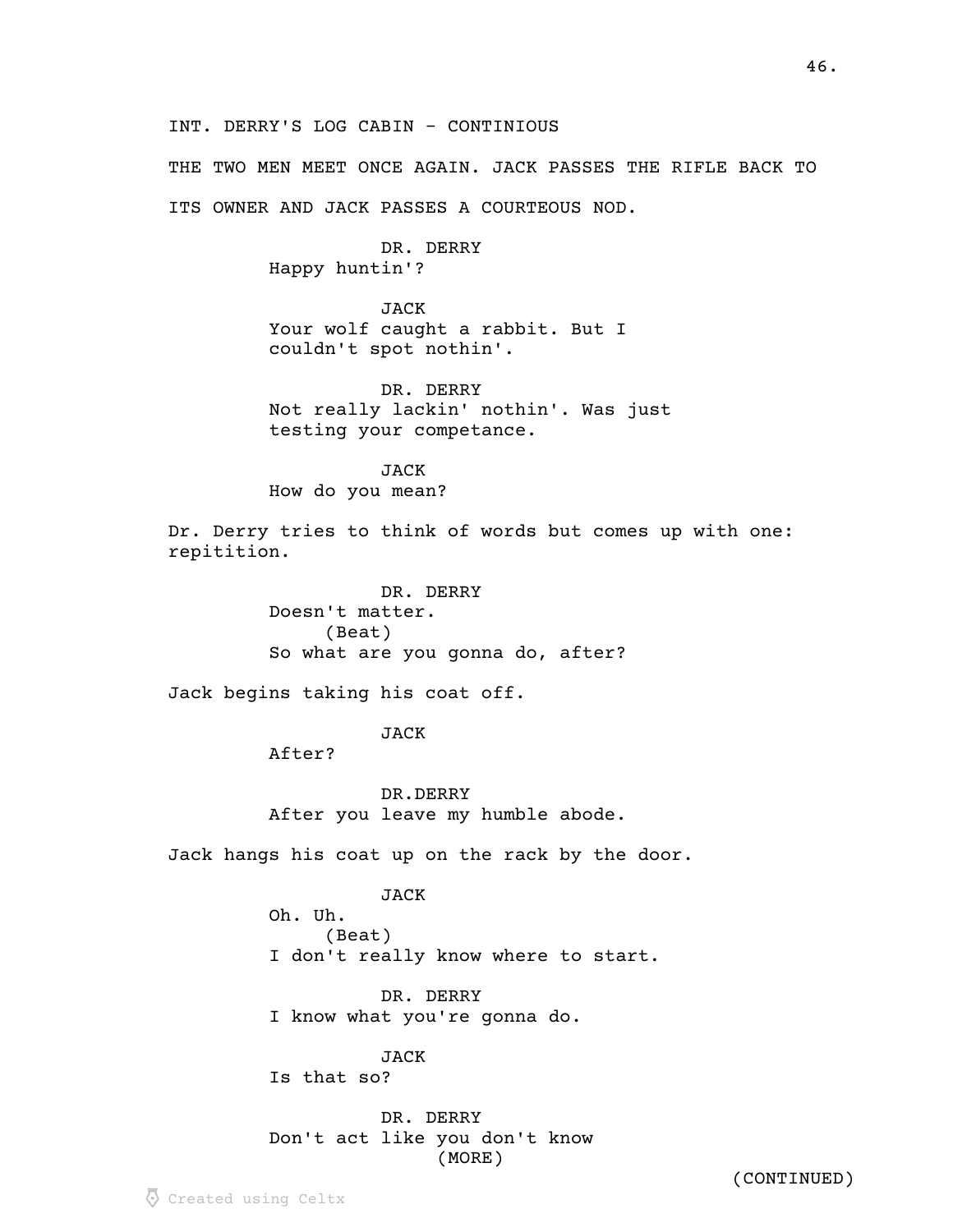INT. DERRY'S LOG CABIN - CONTINIOUS

THE TWO MEN MEET ONCE AGAIN. JACK PASSES THE RIFLE BACK TO ITS OWNER AND JACK PASSES A COURTEOUS NOD.

DR. DERRY
Happy huntin'?

JACK
Your wolf caught a rabbit. But I couldn't spot nothin'.

DR. DERRY
Not really lackin' nothin'. Was just testing your competance.

JACK
How do you mean?

Dr. Derry tries to think of words but comes up with one: repitition.

DR. DERRY
Doesn't matter.
(Beat)
So what are you gonna do, after?

Jack begins taking his coat off.

JACK
After?

DR.DERRY
After you leave my humble abode.

Jack hangs his coat up on the rack by the door.

JACK
Oh. Uh.
(Beat)
I don't really know where to start.

DR. DERRY
I know what you're gonna do.

JACK
Is that so?

DR. DERRY
Don't act like you don't know
(MORE)

(CONTINUED)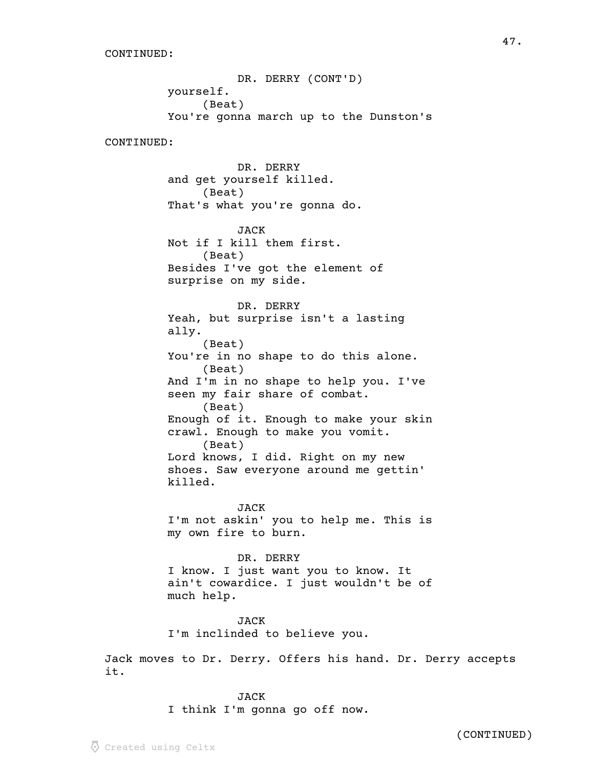CONTINUED:

DR. DERRY (CONT'D)
yourself.
(Beat)
You're gonna march up to the Dunston's

CONTINUED:

DR. DERRY
and get yourself killed.
(Beat)
That's what you're gonna do.

JACK
Not if I kill them first.
(Beat)
Besides I've got the element of surprise on my side.

DR. DERRY
Yeah, but surprise isn't a lasting ally.
(Beat)
You're in no shape to do this alone.
(Beat)
And I'm in no shape to help you. I've seen my fair share of combat.
(Beat)
Enough of it. Enough to make your skin crawl. Enough to make you vomit.
(Beat)
Lord knows, I did. Right on my new shoes. Saw everyone around me gettin' killed.

JACK
I'm not askin' you to help me. This is my own fire to burn.

DR. DERRY
I know. I just want you to know. It ain't cowardice. I just wouldn't be of much help.

JACK
I'm inclinded to believe you.

Jack moves to Dr. Derry. Offers his hand. Dr. Derry accepts it.

JACK
I think I'm gonna go off now.

(CONTINUED)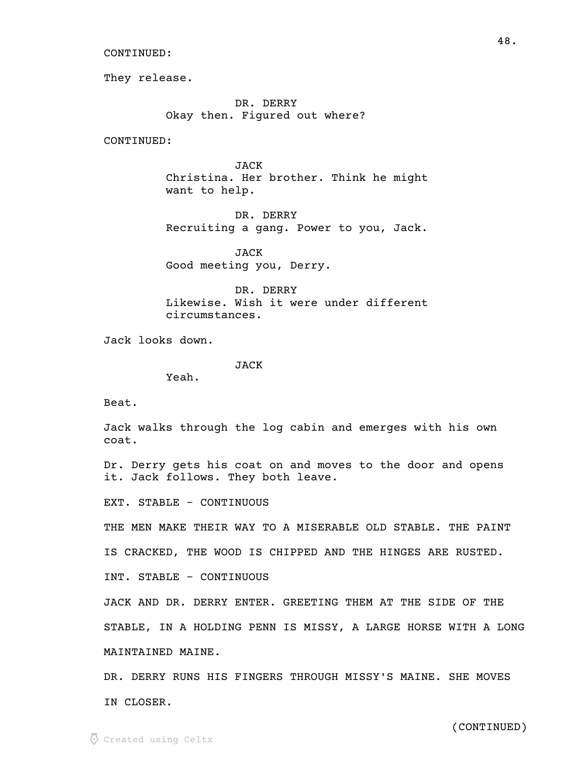CONTINUED:

They release.

DR. DERRY
Okay then. Figured out where?

CONTINUED:

JACK
Christina. Her brother. Think he might want to help.

DR. DERRY
Recruiting a gang. Power to you, Jack.

JACK
Good meeting you, Derry.

DR. DERRY
Likewise. Wish it were under different circumstances.

Jack looks down.

JACK
Yeah.

Beat.

Jack walks through the log cabin and emerges with his own coat.

Dr. Derry gets his coat on and moves to the door and opens it. Jack follows. They both leave.

EXT. STABLE - CONTINUOUS

THE MEN MAKE THEIR WAY TO A MISERABLE OLD STABLE. THE PAINT IS CRACKED, THE WOOD IS CHIPPED AND THE HINGES ARE RUSTED.

INT. STABLE - CONTINUOUS

JACK AND DR. DERRY ENTER. GREETING THEM AT THE SIDE OF THE STABLE, IN A HOLDING PENN IS MISSY, A LARGE HORSE WITH A LONG MAINTAINED MAINE.

DR. DERRY RUNS HIS FINGERS THROUGH MISSY'S MAINE. SHE MOVES IN CLOSER.

(CONTINUED)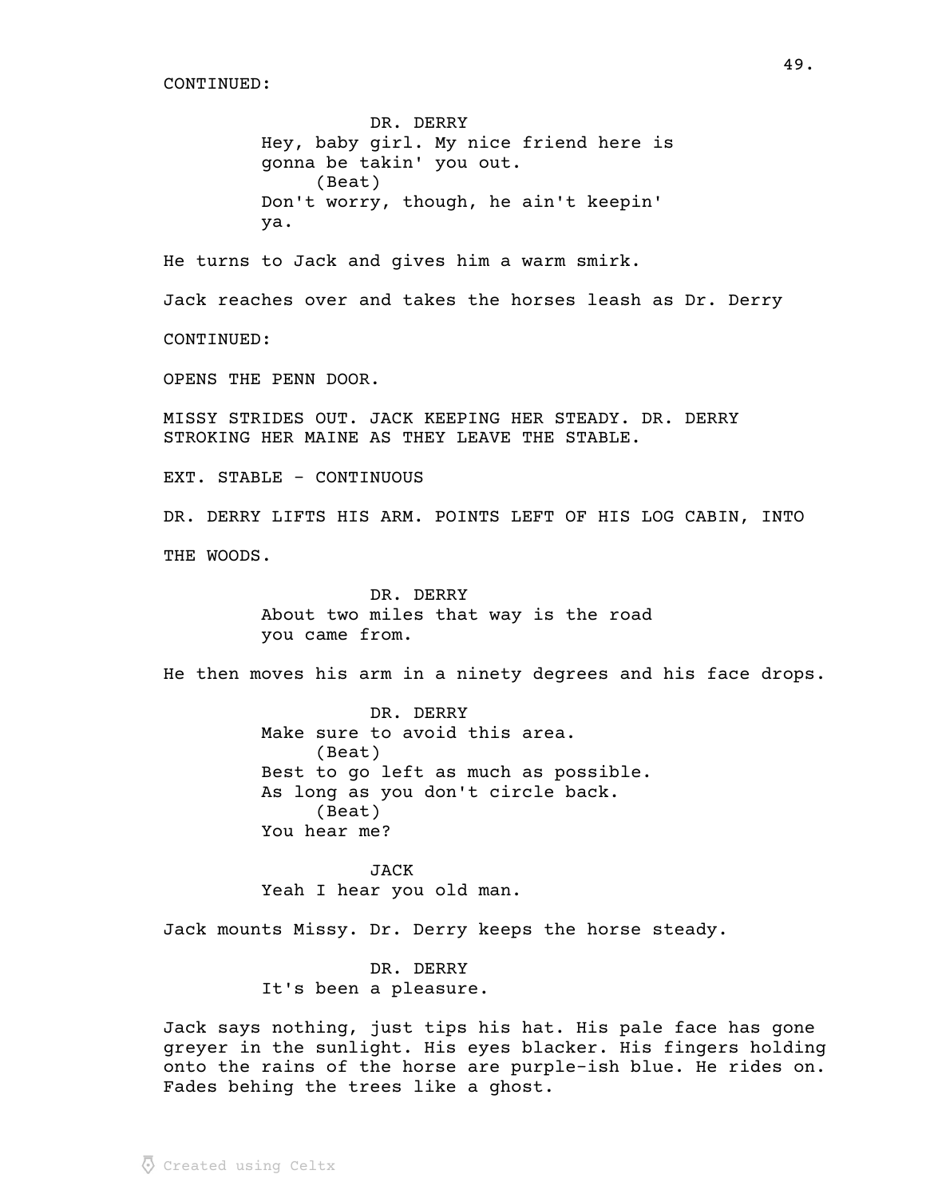CONTINUED:

DR. DERRY
Hey, baby girl. My nice friend here is gonna be takin' you out.
(Beat)
Don't worry, though, he ain't keepin' ya.

He turns to Jack and gives him a warm smirk.

Jack reaches over and takes the horses leash as Dr. Derry

CONTINUED:

OPENS THE PENN DOOR.

MISSY STRIDES OUT. JACK KEEPING HER STEADY. DR. DERRY STROKING HER MAINE AS THEY LEAVE THE STABLE.

EXT. STABLE - CONTINUOUS

DR. DERRY LIFTS HIS ARM. POINTS LEFT OF HIS LOG CABIN, INTO

THE WOODS.

DR. DERRY
About two miles that way is the road you came from.

He then moves his arm in a ninety degrees and his face drops.

DR. DERRY
Make sure to avoid this area.
(Beat)
Best to go left as much as possible. As long as you don't circle back.
(Beat)
You hear me?

JACK
Yeah I hear you old man.

Jack mounts Missy. Dr. Derry keeps the horse steady.

DR. DERRY
It's been a pleasure.

Jack says nothing, just tips his hat. His pale face has gone greyer in the sunlight. His eyes blacker. His fingers holding onto the rains of the horse are purple-ish blue. He rides on. Fades behing the trees like a ghost.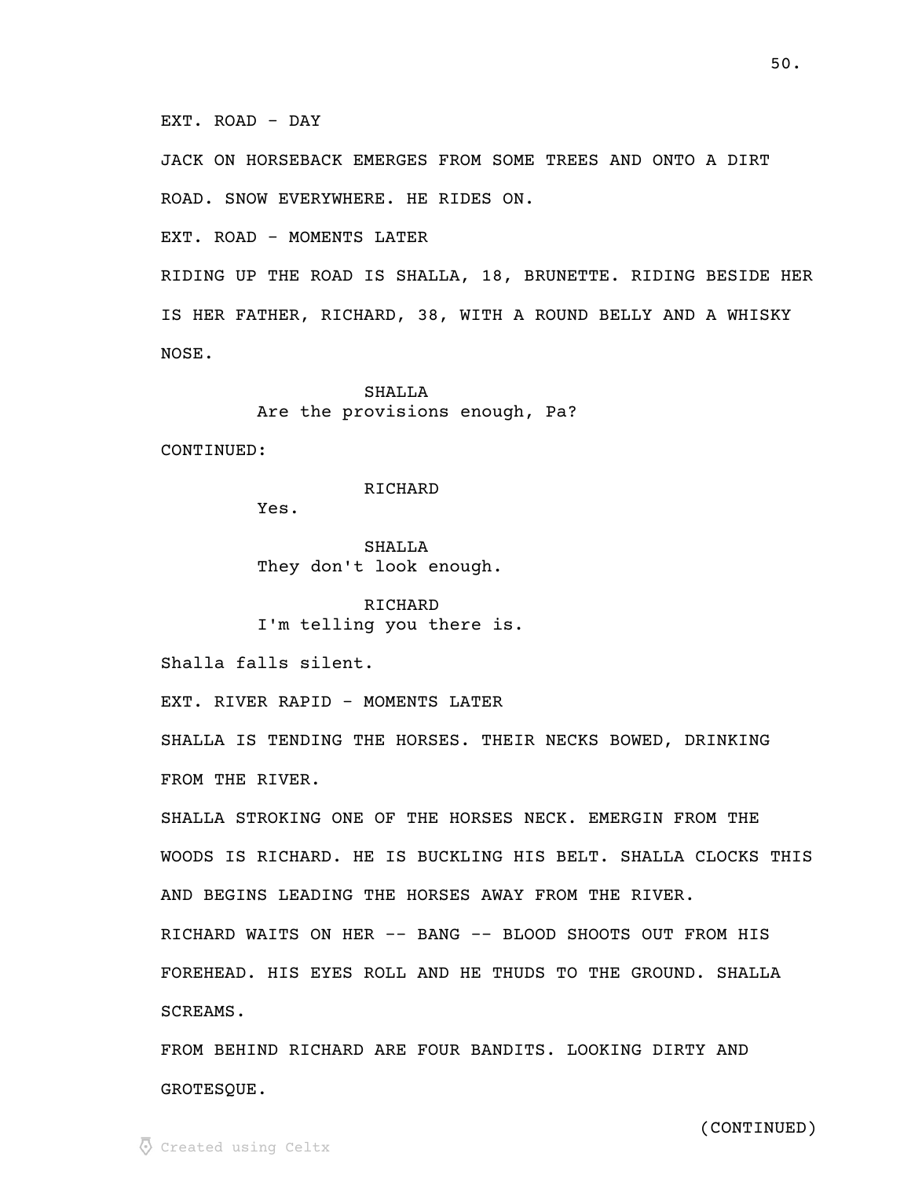EXT. ROAD - DAY

JACK ON HORSEBACK EMERGES FROM SOME TREES AND ONTO A DIRT ROAD. SNOW EVERYWHERE. HE RIDES ON.

EXT. ROAD - MOMENTS LATER

RIDING UP THE ROAD IS SHALLA, 18, BRUNETTE. RIDING BESIDE HER IS HER FATHER, RICHARD, 38, WITH A ROUND BELLY AND A WHISKY NOSE.

SHALLA
Are the provisions enough, Pa?

CONTINUED:

RICHARD
Yes.

SHALLA
They don't look enough.

RICHARD
I'm telling you there is.

Shalla falls silent.

EXT. RIVER RAPID - MOMENTS LATER

SHALLA IS TENDING THE HORSES. THEIR NECKS BOWED, DRINKING FROM THE RIVER.

SHALLA STROKING ONE OF THE HORSES NECK. EMERGIN FROM THE WOODS IS RICHARD. HE IS BUCKLING HIS BELT. SHALLA CLOCKS THIS AND BEGINS LEADING THE HORSES AWAY FROM THE RIVER.

RICHARD WAITS ON HER -- BANG -- BLOOD SHOOTS OUT FROM HIS FOREHEAD. HIS EYES ROLL AND HE THUDS TO THE GROUND. SHALLA SCREAMS.

FROM BEHIND RICHARD ARE FOUR BANDITS. LOOKING DIRTY AND GROTESQUE.

(CONTINUED)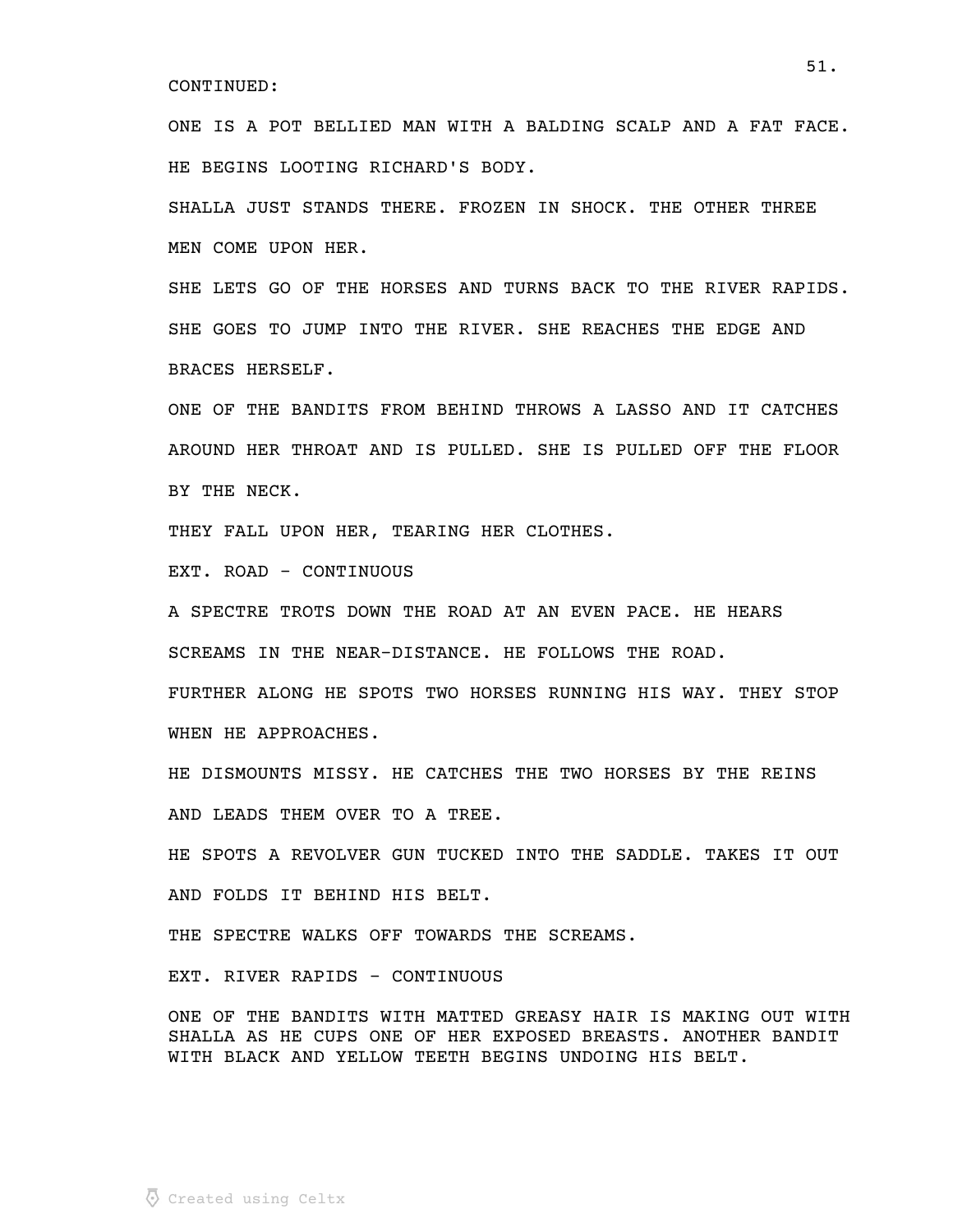CONTINUED:

ONE IS A POT BELLIED MAN WITH A BALDING SCALP AND A FAT FACE. HE BEGINS LOOTING RICHARD'S BODY.

SHALLA JUST STANDS THERE. FROZEN IN SHOCK. THE OTHER THREE MEN COME UPON HER.

SHE LETS GO OF THE HORSES AND TURNS BACK TO THE RIVER RAPIDS. SHE GOES TO JUMP INTO THE RIVER. SHE REACHES THE EDGE AND BRACES HERSELF.

ONE OF THE BANDITS FROM BEHIND THROWS A LASSO AND IT CATCHES AROUND HER THROAT AND IS PULLED. SHE IS PULLED OFF THE FLOOR BY THE NECK.

THEY FALL UPON HER, TEARING HER CLOTHES.

EXT. ROAD - CONTINUOUS

A SPECTRE TROTS DOWN THE ROAD AT AN EVEN PACE. HE HEARS SCREAMS IN THE NEAR-DISTANCE. HE FOLLOWS THE ROAD.

FURTHER ALONG HE SPOTS TWO HORSES RUNNING HIS WAY. THEY STOP WHEN HE APPROACHES.

HE DISMOUNTS MISSY. HE CATCHES THE TWO HORSES BY THE REINS AND LEADS THEM OVER TO A TREE.

HE SPOTS A REVOLVER GUN TUCKED INTO THE SADDLE. TAKES IT OUT AND FOLDS IT BEHIND HIS BELT.

THE SPECTRE WALKS OFF TOWARDS THE SCREAMS.

EXT. RIVER RAPIDS - CONTINUOUS

ONE OF THE BANDITS WITH MATTED GREASY HAIR IS MAKING OUT WITH SHALLA AS HE CUPS ONE OF HER EXPOSED BREASTS. ANOTHER BANDIT WITH BLACK AND YELLOW TEETH BEGINS UNDOING HIS BELT.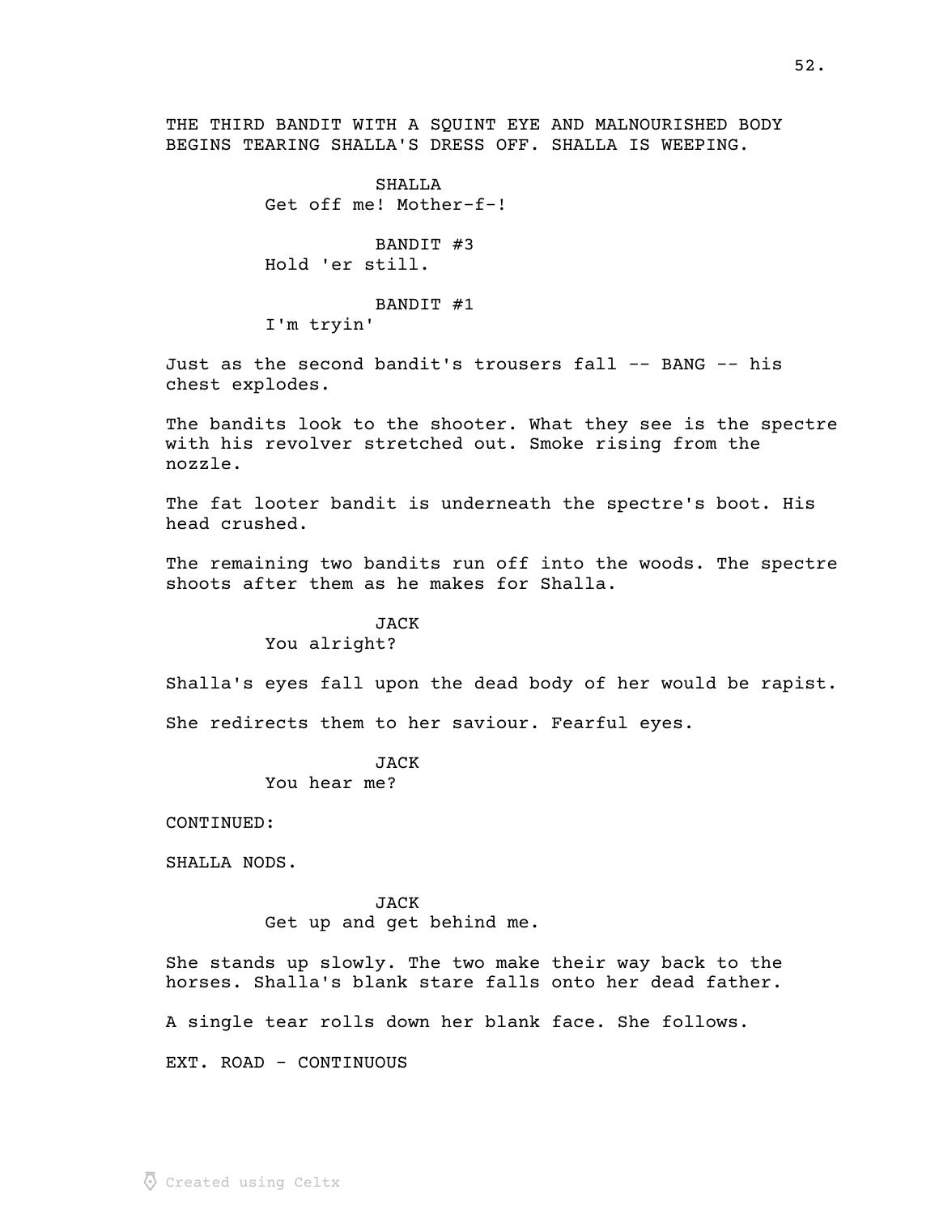THE THIRD BANDIT WITH A SQUINT EYE AND MALNOURISHED BODY BEGINS TEARING SHALLA'S DRESS OFF. SHALLA IS WEEPING.

SHALLA
Get off me! Mother-f-!

BANDIT #3
Hold 'er still.

BANDIT #1
I'm tryin'

Just as the second bandit's trousers fall -- BANG -- his chest explodes.

The bandits look to the shooter. What they see is the spectre with his revolver stretched out. Smoke rising from the nozzle.

The fat looter bandit is underneath the spectre's boot. His head crushed.

The remaining two bandits run off into the woods. The spectre shoots after them as he makes for Shalla.

JACK
You alright?

Shalla's eyes fall upon the dead body of her would be rapist.

She redirects them to her saviour. Fearful eyes.

JACK
You hear me?

CONTINUED:

SHALLA NODS.

JACK
Get up and get behind me.

She stands up slowly. The two make their way back to the horses. Shalla's blank stare falls onto her dead father.

A single tear rolls down her blank face. She follows.

EXT. ROAD - CONTINUOUS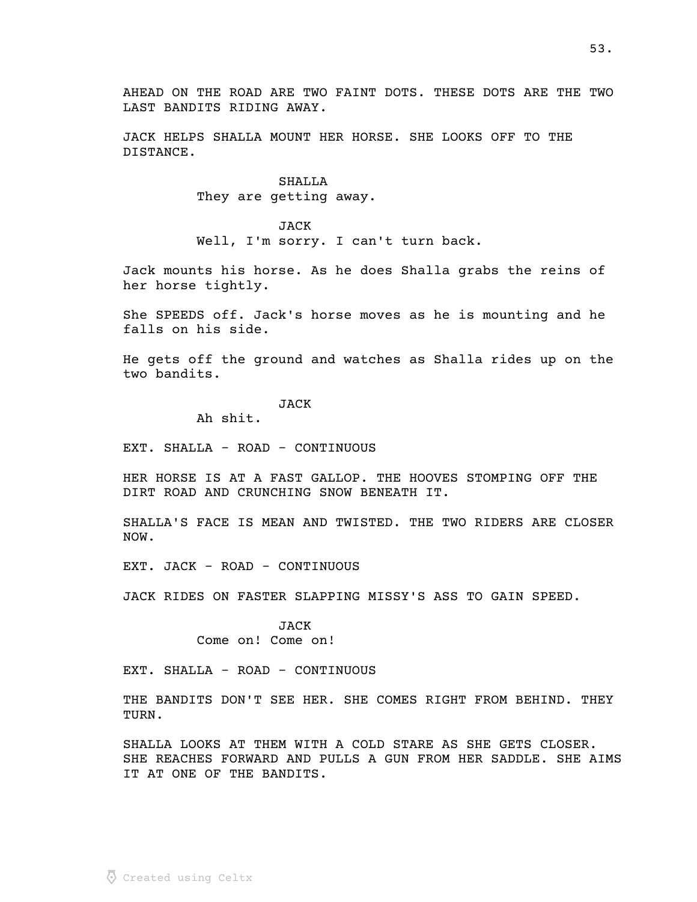AHEAD ON THE ROAD ARE TWO FAINT DOTS. THESE DOTS ARE THE TWO LAST BANDITS RIDING AWAY.

JACK HELPS SHALLA MOUNT HER HORSE. SHE LOOKS OFF TO THE DISTANCE.

SHALLA
They are getting away.

JACK
Well, I'm sorry. I can't turn back.

Jack mounts his horse. As he does Shalla grabs the reins of her horse tightly.

She SPEEDS off. Jack's horse moves as he is mounting and he falls on his side.

He gets off the ground and watches as Shalla rides up on the two bandits.

JACK
Ah shit.

EXT. SHALLA - ROAD - CONTINUOUS

HER HORSE IS AT A FAST GALLOP. THE HOOVES STOMPING OFF THE DIRT ROAD AND CRUNCHING SNOW BENEATH IT.

SHALLA'S FACE IS MEAN AND TWISTED. THE TWO RIDERS ARE CLOSER NOW.

EXT. JACK - ROAD - CONTINUOUS

JACK RIDES ON FASTER SLAPPING MISSY'S ASS TO GAIN SPEED.

JACK
Come on! Come on!

EXT. SHALLA - ROAD - CONTINUOUS

THE BANDITS DON'T SEE HER. SHE COMES RIGHT FROM BEHIND. THEY TURN.

SHALLA LOOKS AT THEM WITH A COLD STARE AS SHE GETS CLOSER. SHE REACHES FORWARD AND PULLS A GUN FROM HER SADDLE. SHE AIMS IT AT ONE OF THE BANDITS.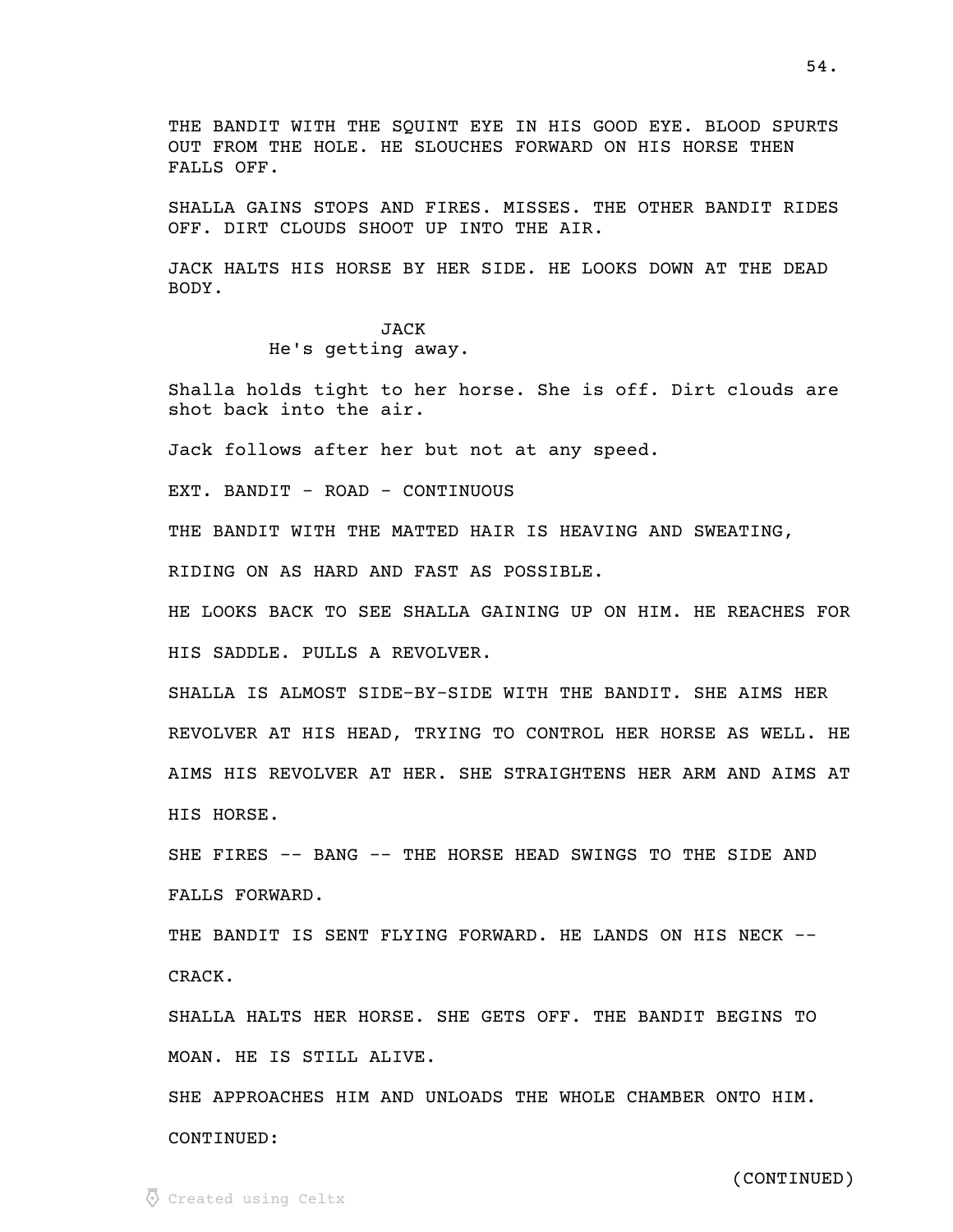THE BANDIT WITH THE SQUINT EYE IN HIS GOOD EYE. BLOOD SPURTS OUT FROM THE HOLE. HE SLOUCHES FORWARD ON HIS HORSE THEN FALLS OFF.

SHALLA GAINS STOPS AND FIRES. MISSES. THE OTHER BANDIT RIDES OFF. DIRT CLOUDS SHOOT UP INTO THE AIR.

JACK HALTS HIS HORSE BY HER SIDE. HE LOOKS DOWN AT THE DEAD BODY.

JACK
He's getting away.

Shalla holds tight to her horse. She is off. Dirt clouds are shot back into the air.

Jack follows after her but not at any speed.

EXT. BANDIT - ROAD - CONTINUOUS

THE BANDIT WITH THE MATTED HAIR IS HEAVING AND SWEATING,

RIDING ON AS HARD AND FAST AS POSSIBLE.

HE LOOKS BACK TO SEE SHALLA GAINING UP ON HIM. HE REACHES FOR HIS SADDLE. PULLS A REVOLVER.

SHALLA IS ALMOST SIDE-BY-SIDE WITH THE BANDIT. SHE AIMS HER REVOLVER AT HIS HEAD, TRYING TO CONTROL HER HORSE AS WELL. HE AIMS HIS REVOLVER AT HER. SHE STRAIGHTENS HER ARM AND AIMS AT HIS HORSE.

SHE FIRES -- BANG -- THE HORSE HEAD SWINGS TO THE SIDE AND FALLS FORWARD.

THE BANDIT IS SENT FLYING FORWARD. HE LANDS ON HIS NECK -- CRACK.

SHALLA HALTS HER HORSE. SHE GETS OFF. THE BANDIT BEGINS TO MOAN. HE IS STILL ALIVE.

SHE APPROACHES HIM AND UNLOADS THE WHOLE CHAMBER ONTO HIM.

CONTINUED:

(CONTINUED)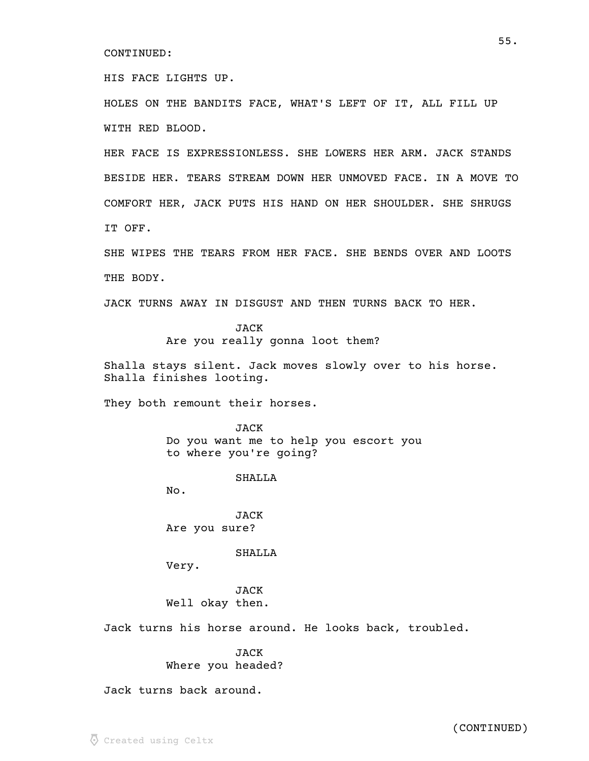CONTINUED:

HIS FACE LIGHTS UP.

HOLES ON THE BANDITS FACE, WHAT'S LEFT OF IT, ALL FILL UP WITH RED BLOOD.

HER FACE IS EXPRESSIONLESS. SHE LOWERS HER ARM. JACK STANDS BESIDE HER. TEARS STREAM DOWN HER UNMOVED FACE. IN A MOVE TO COMFORT HER, JACK PUTS HIS HAND ON HER SHOULDER. SHE SHRUGS IT OFF.

SHE WIPES THE TEARS FROM HER FACE. SHE BENDS OVER AND LOOTS THE BODY.

JACK TURNS AWAY IN DISGUST AND THEN TURNS BACK TO HER.

JACK
Are you really gonna loot them?

Shalla stays silent. Jack moves slowly over to his horse. Shalla finishes looting.

They both remount their horses.

JACK
Do you want me to help you escort you to where you're going?

SHALLA
No.

JACK
Are you sure?

SHALLA
Very.

JACK
Well okay then.

Jack turns his horse around. He looks back, troubled.

JACK
Where you headed?

Jack turns back around.

(CONTINUED)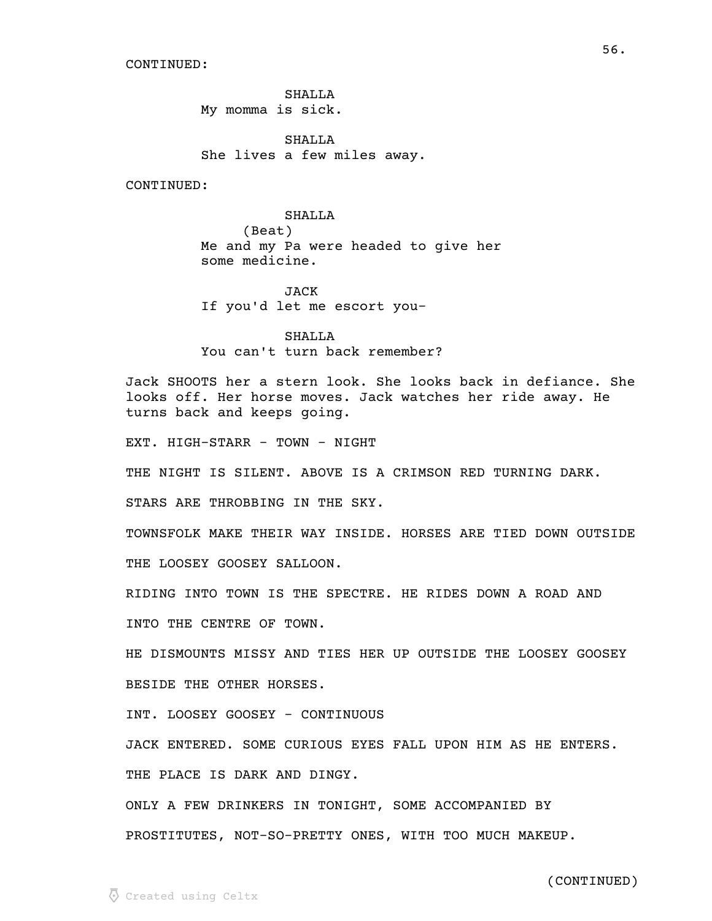CONTINUED:

SHALLA
My momma is sick.

SHALLA
She lives a few miles away.

CONTINUED:

SHALLA
(Beat)
Me and my Pa were headed to give her some medicine.

JACK
If you'd let me escort you-

SHALLA
You can't turn back remember?

Jack SHOOTS her a stern look. She looks back in defiance. She looks off. Her horse moves. Jack watches her ride away. He turns back and keeps going.

EXT. HIGH-STARR - TOWN - NIGHT

THE NIGHT IS SILENT. ABOVE IS A CRIMSON RED TURNING DARK.

STARS ARE THROBBING IN THE SKY.

TOWNSFOLK MAKE THEIR WAY INSIDE. HORSES ARE TIED DOWN OUTSIDE THE LOOSEY GOOSEY SALLOON.

RIDING INTO TOWN IS THE SPECTRE. HE RIDES DOWN A ROAD AND INTO THE CENTRE OF TOWN.

HE DISMOUNTS MISSY AND TIES HER UP OUTSIDE THE LOOSEY GOOSEY BESIDE THE OTHER HORSES.

INT. LOOSEY GOOSEY - CONTINUOUS

JACK ENTERED. SOME CURIOUS EYES FALL UPON HIM AS HE ENTERS.

THE PLACE IS DARK AND DINGY.

ONLY A FEW DRINKERS IN TONIGHT, SOME ACCOMPANIED BY PROSTITUTES, NOT-SO-PRETTY ONES, WITH TOO MUCH MAKEUP.

(CONTINUED)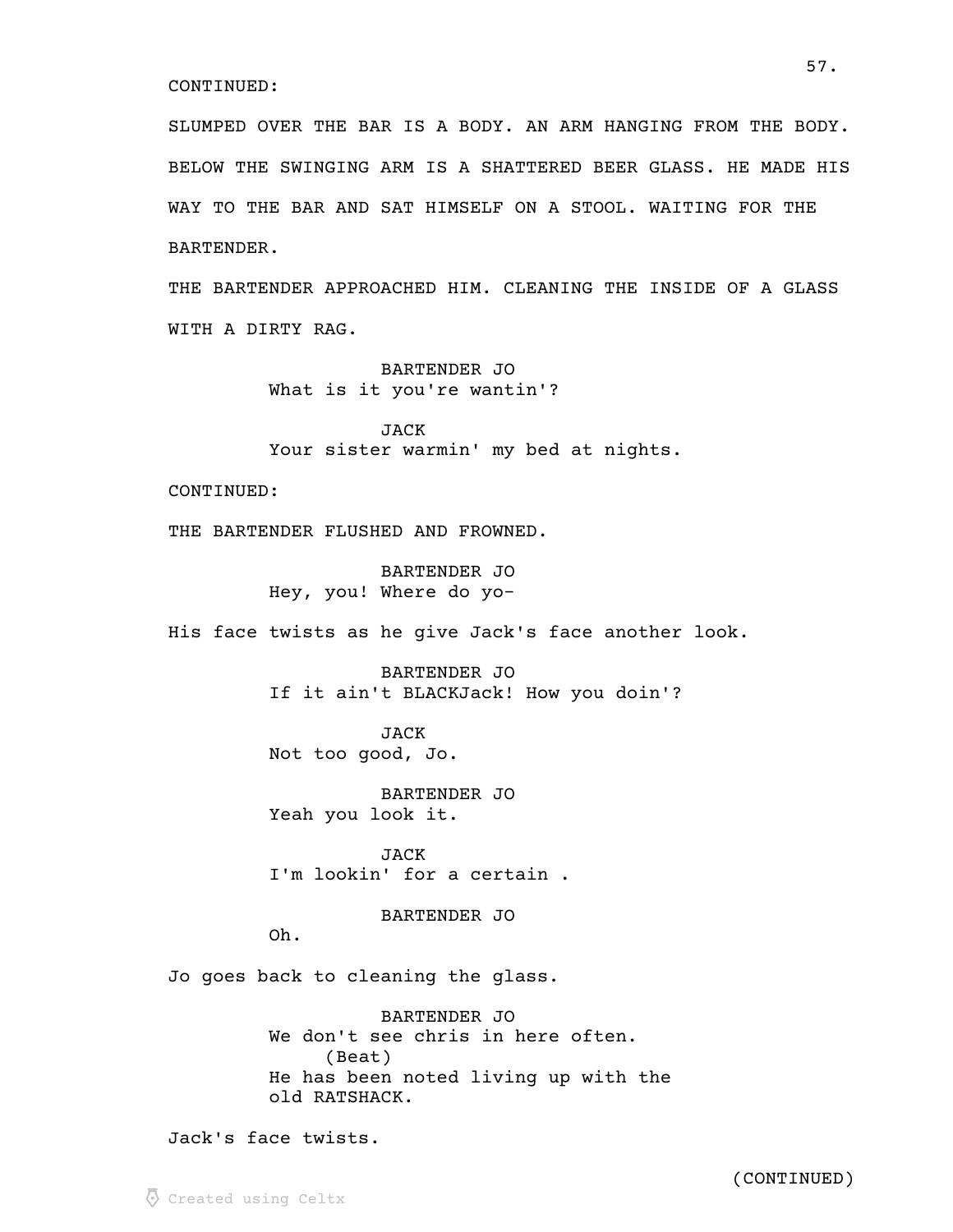CONTINUED:

SLUMPED OVER THE BAR IS A BODY. AN ARM HANGING FROM THE BODY. BELOW THE SWINGING ARM IS A SHATTERED BEER GLASS. HE MADE HIS WAY TO THE BAR AND SAT HIMSELF ON A STOOL. WAITING FOR THE BARTENDER.

THE BARTENDER APPROACHED HIM. CLEANING THE INSIDE OF A GLASS WITH A DIRTY RAG.

BARTENDER JO
What is it you're wantin'?

JACK
Your sister warmin' my bed at nights.

CONTINUED:

THE BARTENDER FLUSHED AND FROWNED.

BARTENDER JO
Hey, you! Where do yo-

His face twists as he give Jack's face another look.

BARTENDER JO
If it ain't BLACKJack! How you doin'?

JACK
Not too good, Jo.

BARTENDER JO
Yeah you look it.

JACK
I'm lookin' for a certain .

BARTENDER JO
Oh.

Jo goes back to cleaning the glass.

BARTENDER JO
We don't see chris in here often.
(Beat)
He has been noted living up with the old RATSHACK.

Jack's face twists.

(CONTINUED)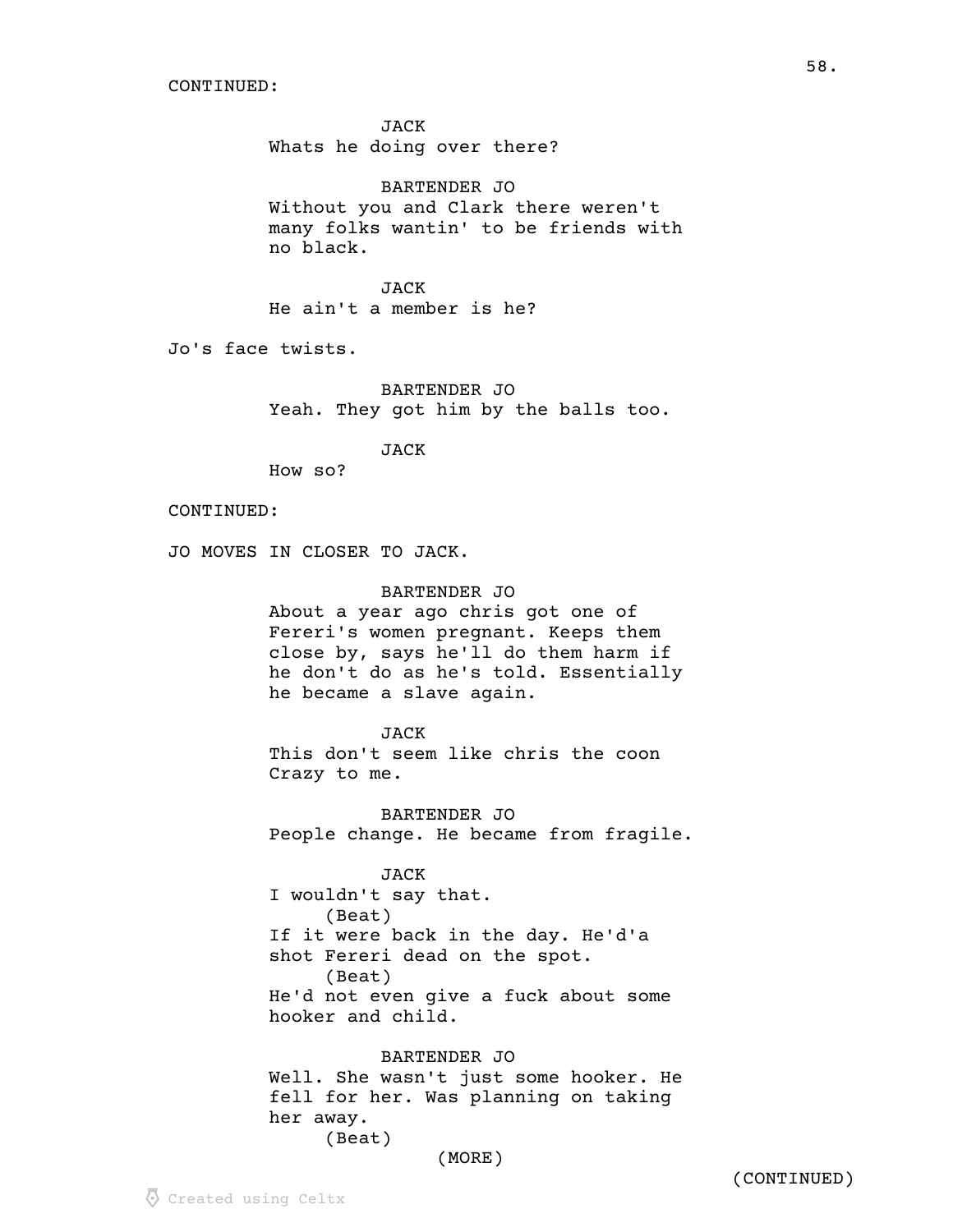CONTINUED:

JACK
Whats he doing over there?

BARTENDER JO
Without you and Clark there weren't many folks wantin' to be friends with no black.

JACK
He ain't a member is he?

Jo's face twists.

BARTENDER JO
Yeah. They got him by the balls too.

JACK
How so?

CONTINUED:

JO MOVES IN CLOSER TO JACK.

BARTENDER JO
About a year ago chris got one of Fereri's women pregnant. Keeps them close by, says he'll do them harm if he don't do as he's told. Essentially he became a slave again.

JACK
This don't seem like chris the coon Crazy to me.

BARTENDER JO
People change. He became from fragile.

JACK
I wouldn't say that.
(Beat)
If it were back in the day. He'd'a shot Fereri dead on the spot.
(Beat)
He'd not even give a fuck about some hooker and child.

BARTENDER JO
Well. She wasn't just some hooker. He fell for her. Was planning on taking her away.
(Beat)
(MORE)

(CONTINUED)

Created using Celtx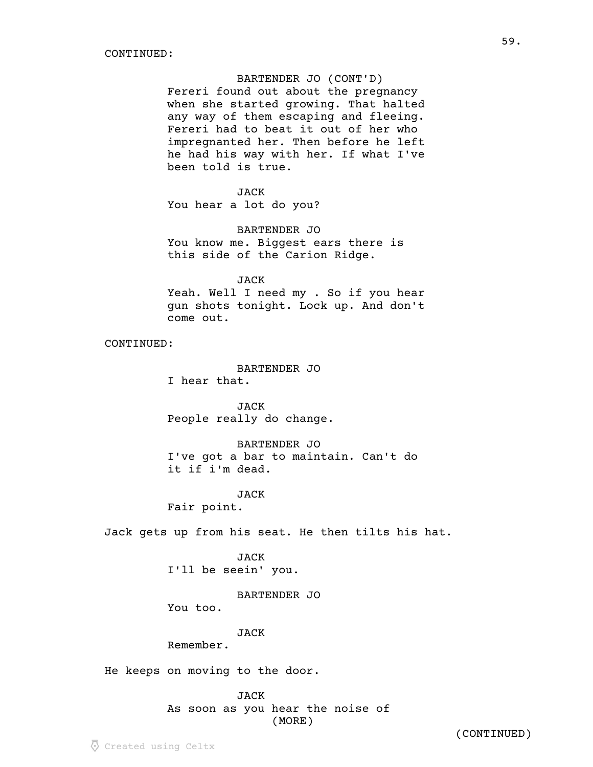CONTINUED:

BARTENDER JO (CONT'D)
Fereri found out about the pregnancy when she started growing. That halted any way of them escaping and fleeing. Fereri had to beat it out of her who impregnanted her. Then before he left he had his way with her. If what I've been told is true.

JACK
You hear a lot do you?

BARTENDER JO
You know me. Biggest ears there is this side of the Carion Ridge.

JACK
Yeah. Well I need my . So if you hear gun shots tonight. Lock up. And don't come out.

CONTINUED:

BARTENDER JO
I hear that.

JACK
People really do change.

BARTENDER JO
I've got a bar to maintain. Can't do it if i'm dead.

JACK
Fair point.

Jack gets up from his seat. He then tilts his hat.

JACK
I'll be seein' you.

BARTENDER JO
You too.

JACK
Remember.

He keeps on moving to the door.

JACK
As soon as you hear the noise of
(MORE)

(CONTINUED)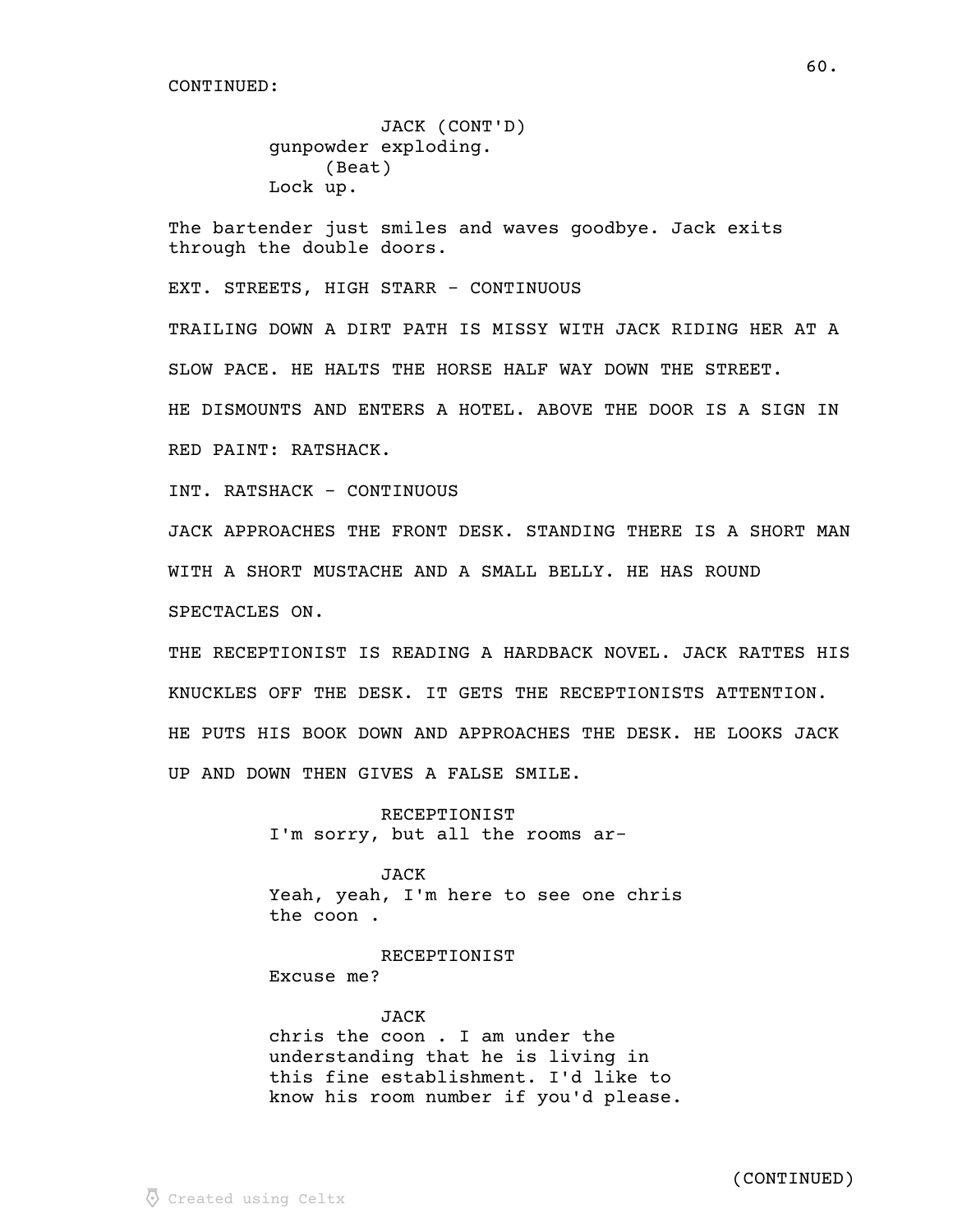CONTINUED:

JACK (CONT'D)
gunpowder exploding.
(Beat)
Lock up.

The bartender just smiles and waves goodbye. Jack exits through the double doors.

EXT. STREETS, HIGH STARR - CONTINUOUS

TRAILING DOWN A DIRT PATH IS MISSY WITH JACK RIDING HER AT A SLOW PACE. HE HALTS THE HORSE HALF WAY DOWN THE STREET. HE DISMOUNTS AND ENTERS A HOTEL. ABOVE THE DOOR IS A SIGN IN RED PAINT: RATSHACK.

INT. RATSHACK - CONTINUOUS

JACK APPROACHES THE FRONT DESK. STANDING THERE IS A SHORT MAN WITH A SHORT MUSTACHE AND A SMALL BELLY. HE HAS ROUND SPECTACLES ON.

THE RECEPTIONIST IS READING A HARDBACK NOVEL. JACK RATTES HIS KNUCKLES OFF THE DESK. IT GETS THE RECEPTIONISTS ATTENTION. HE PUTS HIS BOOK DOWN AND APPROACHES THE DESK. HE LOOKS JACK UP AND DOWN THEN GIVES A FALSE SMILE.

RECEPTIONIST
I'm sorry, but all the rooms ar-

JACK
Yeah, yeah, I'm here to see one chris the coon .

RECEPTIONIST
Excuse me?

JACK
chris the coon . I am under the understanding that he is living in this fine establishment. I'd like to know his room number if you'd please.

(CONTINUED)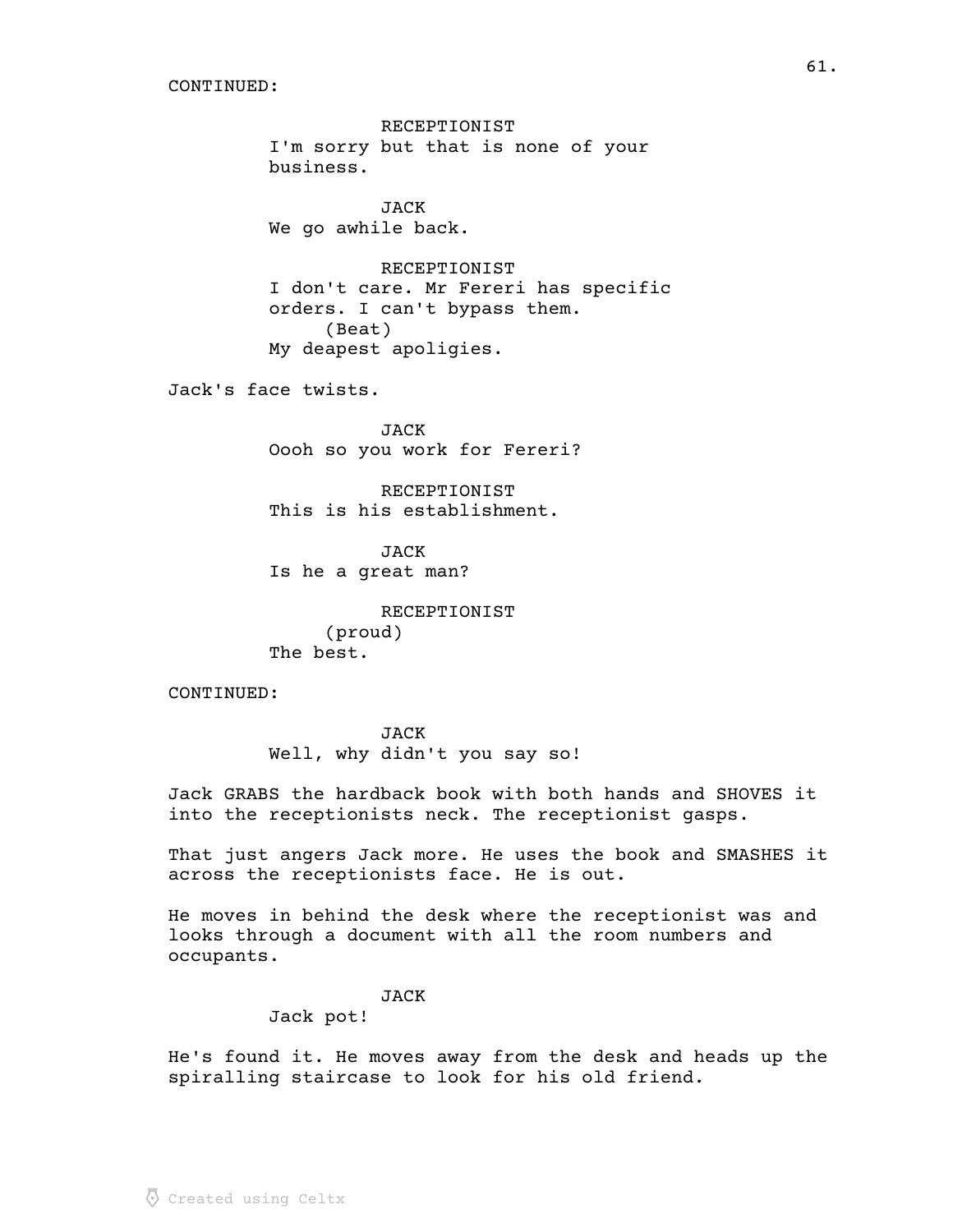CONTINUED:

RECEPTIONIST
I'm sorry but that is none of your business.

JACK
We go awhile back.

RECEPTIONIST
I don't care. Mr Fereri has specific orders. I can't bypass them.
(Beat)
My deapest apoligies.

Jack's face twists.

JACK
Oooh so you work for Fereri?

RECEPTIONIST
This is his establishment.

JACK
Is he a great man?

RECEPTIONIST
(proud)
The best.

CONTINUED:

JACK
Well, why didn't you say so!

Jack GRABS the hardback book with both hands and SHOVES it into the receptionists neck. The receptionist gasps.

That just angers Jack more. He uses the book and SMASHES it across the receptionists face. He is out.

He moves in behind the desk where the receptionist was and looks through a document with all the room numbers and occupants.

JACK
Jack pot!

He's found it. He moves away from the desk and heads up the spiralling staircase to look for his old friend.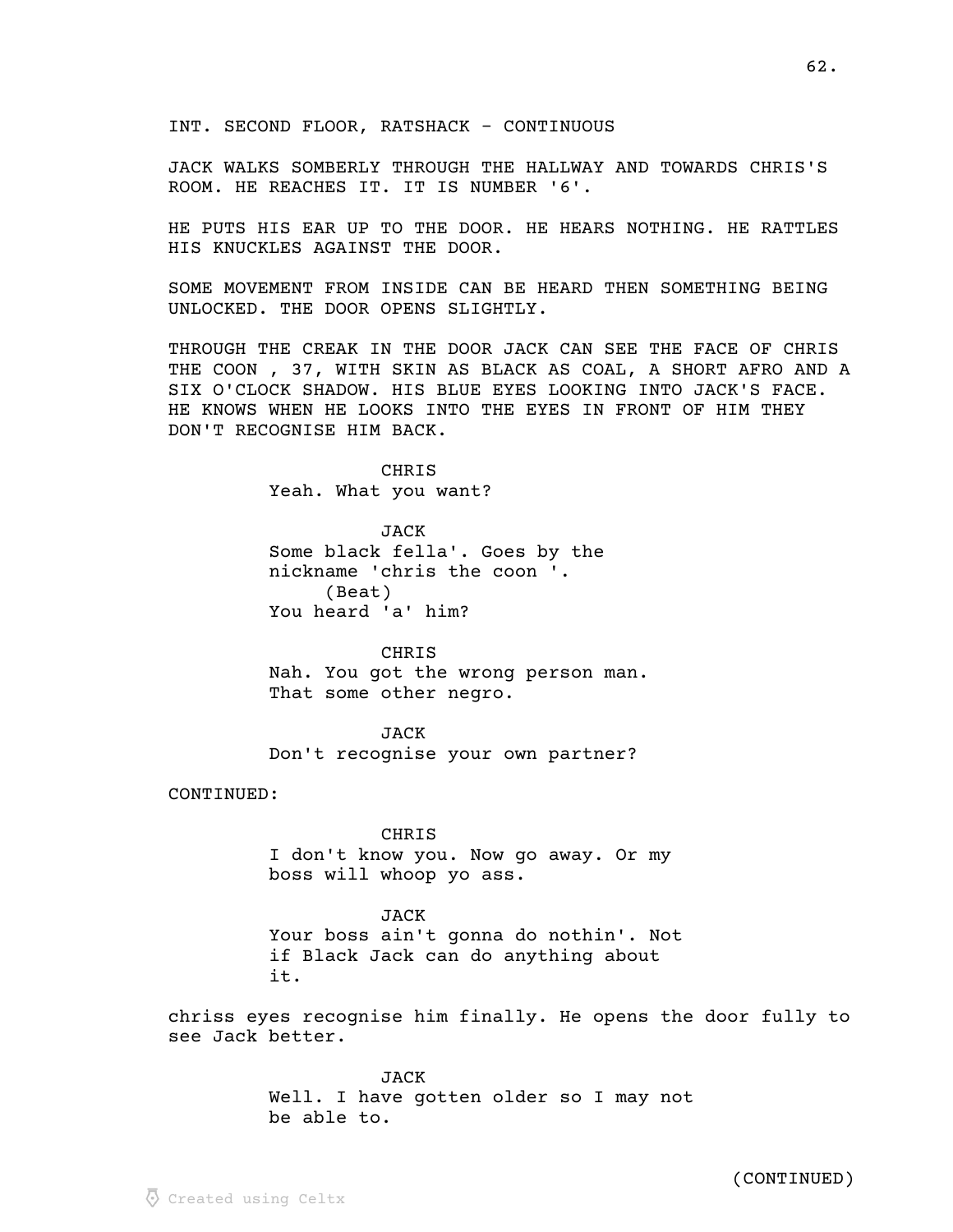INT. SECOND FLOOR, RATSHACK - CONTINUOUS

JACK WALKS SOMBERLY THROUGH THE HALLWAY AND TOWARDS CHRIS'S ROOM. HE REACHES IT. IT IS NUMBER '6'.

HE PUTS HIS EAR UP TO THE DOOR. HE HEARS NOTHING. HE RATTLES HIS KNUCKLES AGAINST THE DOOR.

SOME MOVEMENT FROM INSIDE CAN BE HEARD THEN SOMETHING BEING UNLOCKED. THE DOOR OPENS SLIGHTLY.

THROUGH THE CREAK IN THE DOOR JACK CAN SEE THE FACE OF CHRIS THE COON , 37, WITH SKIN AS BLACK AS COAL, A SHORT AFRO AND A SIX O'CLOCK SHADOW. HIS BLUE EYES LOOKING INTO JACK'S FACE. HE KNOWS WHEN HE LOOKS INTO THE EYES IN FRONT OF HIM THEY DON'T RECOGNISE HIM BACK.

CHRIS
Yeah. What you want?

JACK
Some black fella'. Goes by the nickname 'chris the coon '.
(Beat)
You heard 'a' him?

CHRIS
Nah. You got the wrong person man. That some other negro.

JACK
Don't recognise your own partner?

CONTINUED:

CHRIS
I don't know you. Now go away. Or my boss will whoop yo ass.

JACK
Your boss ain't gonna do nothin'. Not if Black Jack can do anything about it.

chriss eyes recognise him finally. He opens the door fully to see Jack better.

JACK
Well. I have gotten older so I may not be able to.

(CONTINUED)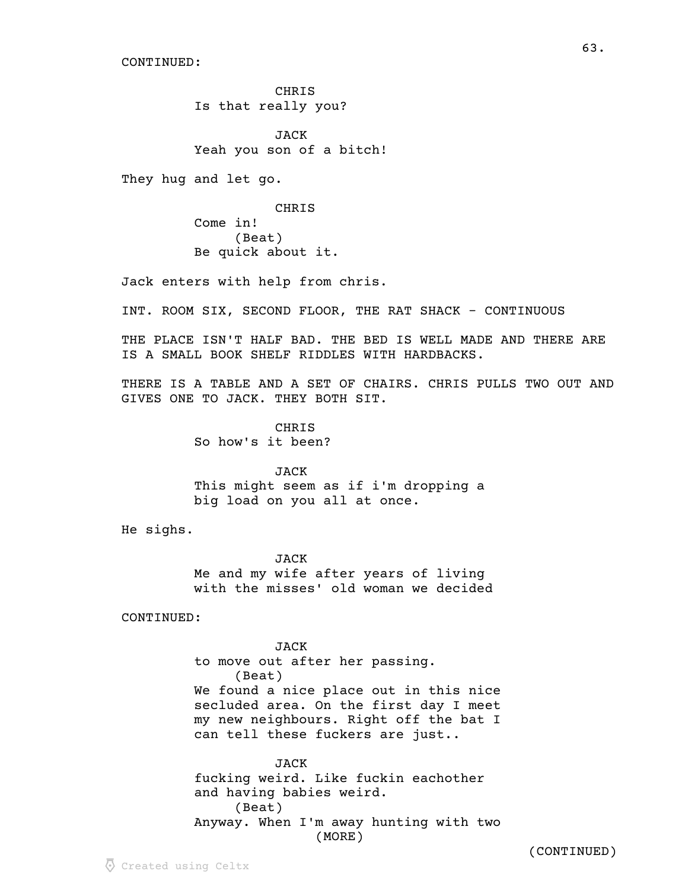CONTINUED:

CHRIS
Is that really you?

JACK
Yeah you son of a bitch!

They hug and let go.

CHRIS
Come in!
(Beat)
Be quick about it.

Jack enters with help from chris.

INT. ROOM SIX, SECOND FLOOR, THE RAT SHACK - CONTINUOUS

THE PLACE ISN'T HALF BAD. THE BED IS WELL MADE AND THERE ARE IS A SMALL BOOK SHELF RIDDLES WITH HARDBACKS.

THERE IS A TABLE AND A SET OF CHAIRS. CHRIS PULLS TWO OUT AND GIVES ONE TO JACK. THEY BOTH SIT.

CHRIS
So how's it been?

JACK
This might seem as if i'm dropping a big load on you all at once.

He sighs.

JACK
Me and my wife after years of living with the misses' old woman we decided

CONTINUED:

JACK
to move out after her passing.
(Beat)
We found a nice place out in this nice secluded area. On the first day I meet my new neighbours. Right off the bat I can tell these fuckers are just..

JACK
fucking weird. Like fuckin eachother and having babies weird.
(Beat)
Anyway. When I'm away hunting with two
(MORE)

(CONTINUED)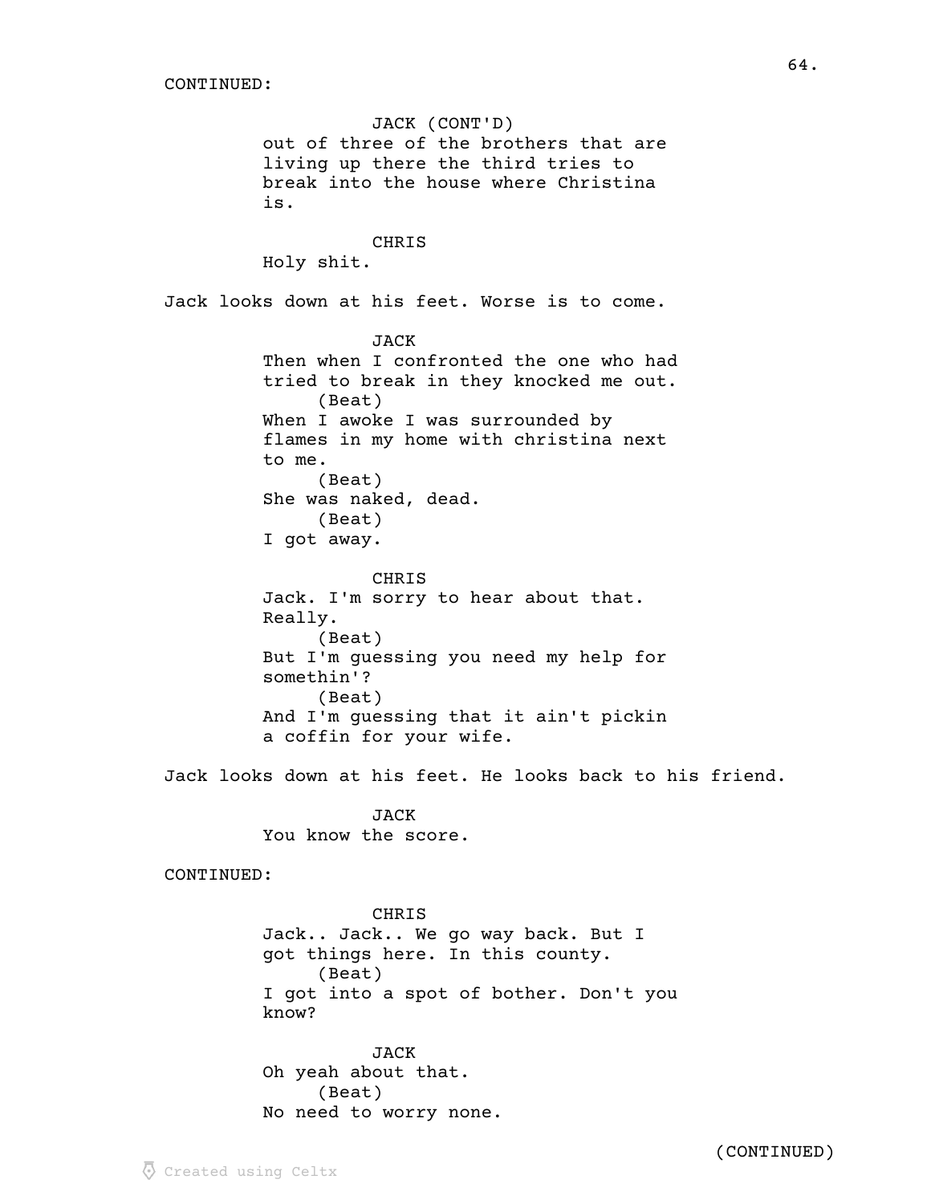CONTINUED:

JACK (CONT'D)
out of three of the brothers that are living up there the third tries to break into the house where Christina is.

CHRIS
Holy shit.

Jack looks down at his feet. Worse is to come.

JACK
Then when I confronted the one who had tried to break in they knocked me out.
(Beat)
When I awoke I was surrounded by flames in my home with christina next to me.
(Beat)
She was naked, dead.
(Beat)
I got away.

CHRIS
Jack. I'm sorry to hear about that. Really.
(Beat)
But I'm guessing you need my help for somethin'?
(Beat)
And I'm guessing that it ain't pickin a coffin for your wife.

Jack looks down at his feet. He looks back to his friend.

JACK
You know the score.

CONTINUED:

CHRIS
Jack.. Jack.. We go way back. But I got things here. In this county.
(Beat)
I got into a spot of bother. Don't you know?

JACK
Oh yeah about that.
(Beat)
No need to worry none.

(CONTINUED)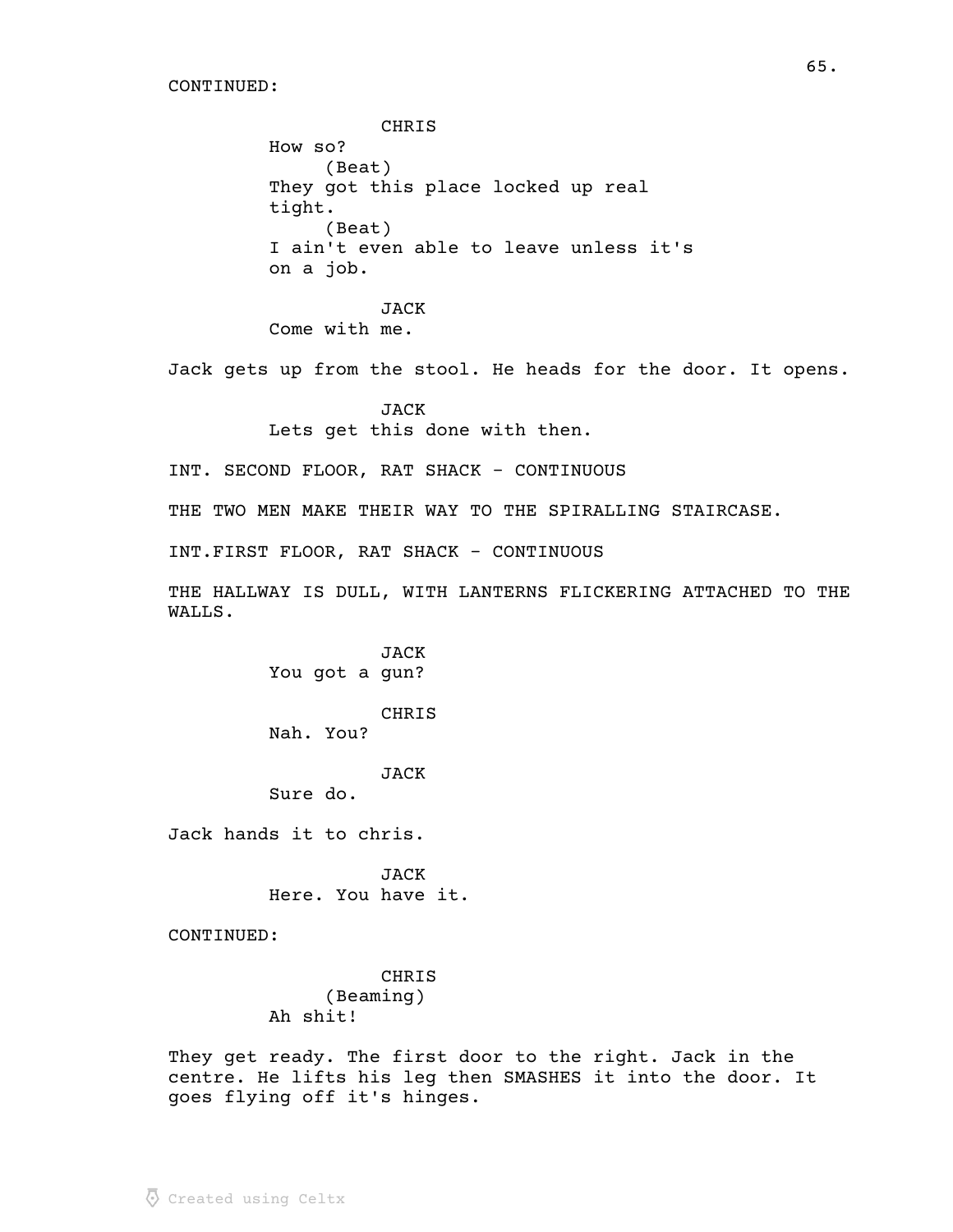CONTINUED:

CHRIS
How so?
(Beat)
They got this place locked up real tight.
(Beat)
I ain't even able to leave unless it's on a job.

JACK
Come with me.

Jack gets up from the stool. He heads for the door. It opens.

JACK
Lets get this done with then.

INT. SECOND FLOOR, RAT SHACK - CONTINUOUS

THE TWO MEN MAKE THEIR WAY TO THE SPIRALLING STAIRCASE.

INT.FIRST FLOOR, RAT SHACK - CONTINUOUS

THE HALLWAY IS DULL, WITH LANTERNS FLICKERING ATTACHED TO THE WALLS.

JACK
You got a gun?

CHRIS
Nah. You?

JACK
Sure do.

Jack hands it to chris.

JACK
Here. You have it.

CONTINUED:

CHRIS
(Beaming)
Ah shit!

They get ready. The first door to the right. Jack in the centre. He lifts his leg then SMASHES it into the door. It goes flying off it's hinges.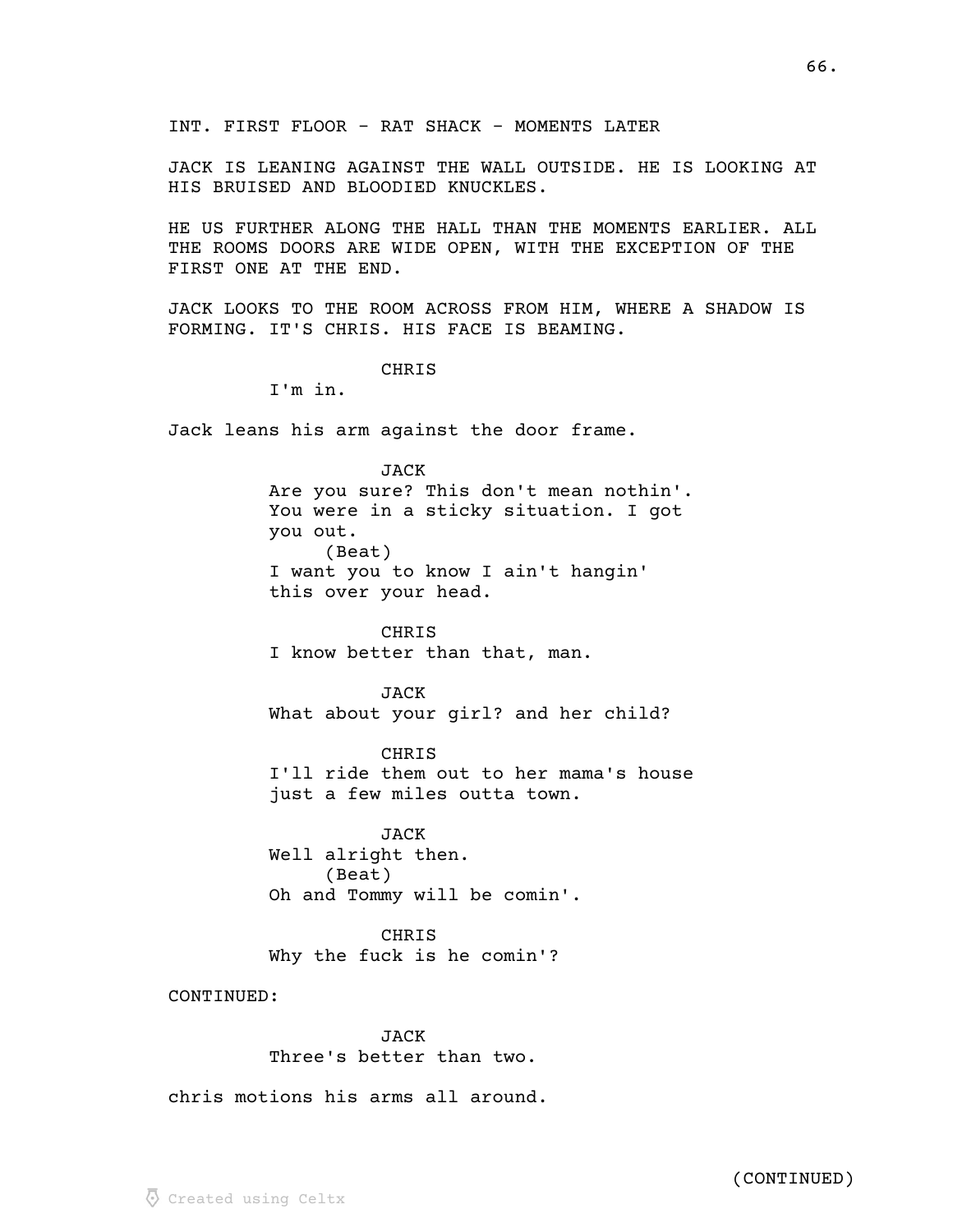INT. FIRST FLOOR - RAT SHACK - MOMENTS LATER

JACK IS LEANING AGAINST THE WALL OUTSIDE. HE IS LOOKING AT HIS BRUISED AND BLOODIED KNUCKLES.

HE US FURTHER ALONG THE HALL THAN THE MOMENTS EARLIER. ALL THE ROOMS DOORS ARE WIDE OPEN, WITH THE EXCEPTION OF THE FIRST ONE AT THE END.

JACK LOOKS TO THE ROOM ACROSS FROM HIM, WHERE A SHADOW IS FORMING. IT'S CHRIS. HIS FACE IS BEAMING.

CHRIS
I'm in.

Jack leans his arm against the door frame.

JACK
Are you sure? This don't mean nothin'. You were in a sticky situation. I got you out.
(Beat)
I want you to know I ain't hangin' this over your head.

CHRIS
I know better than that, man.

JACK
What about your girl? and her child?

CHRIS
I'll ride them out to her mama's house just a few miles outta town.

JACK
Well alright then.
(Beat)
Oh and Tommy will be comin'.

CHRIS
Why the fuck is he comin'?

CONTINUED:

JACK
Three's better than two.

chris motions his arms all around.

(CONTINUED)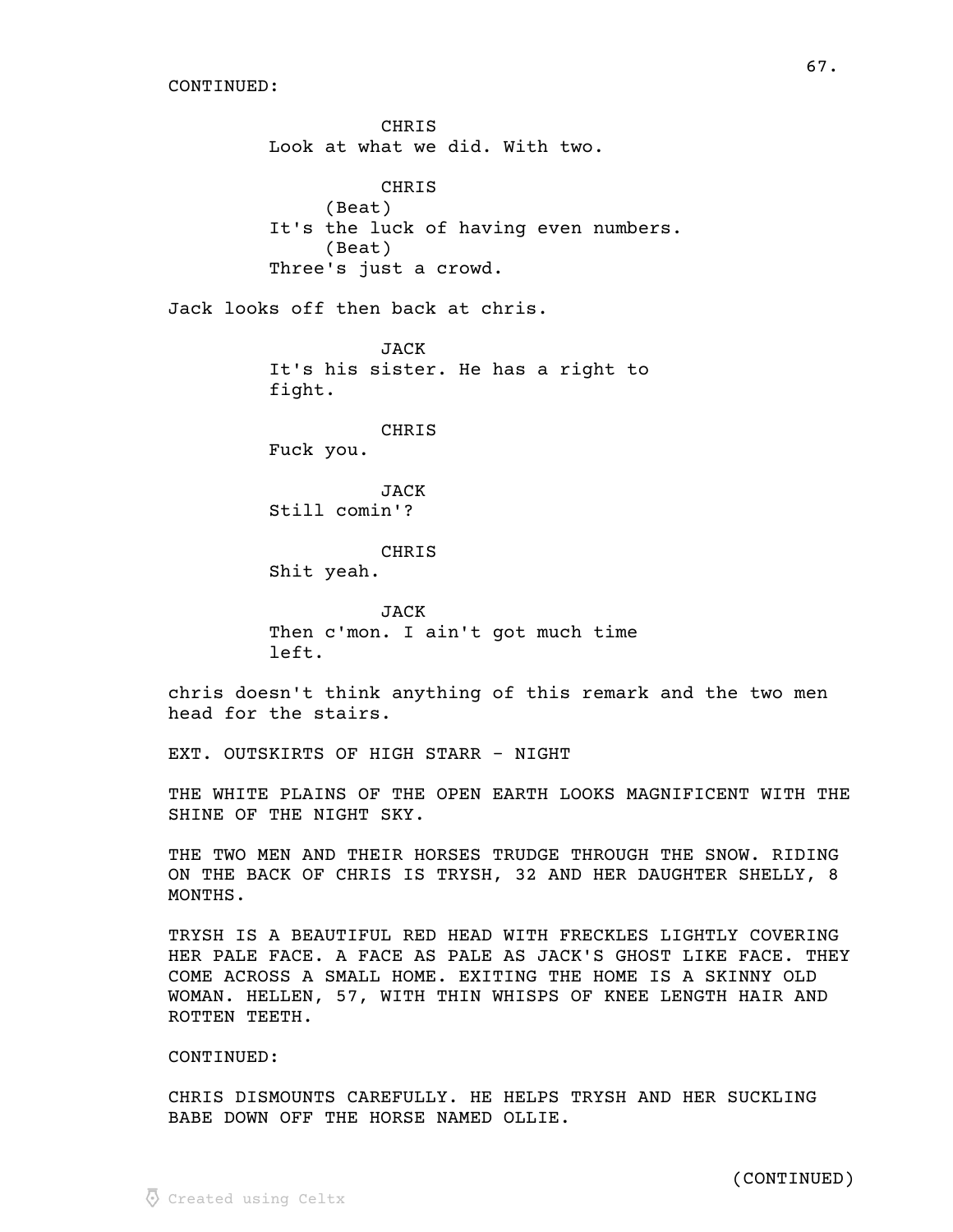CONTINUED:

CHRIS
Look at what we did. With two.

CHRIS
(Beat)
It's the luck of having even numbers.
(Beat)
Three's just a crowd.

Jack looks off then back at chris.

JACK
It's his sister. He has a right to fight.

CHRIS
Fuck you.

JACK
Still comin'?

CHRIS
Shit yeah.

JACK
Then c'mon. I ain't got much time left.

chris doesn't think anything of this remark and the two men head for the stairs.

EXT. OUTSKIRTS OF HIGH STARR - NIGHT

THE WHITE PLAINS OF THE OPEN EARTH LOOKS MAGNIFICENT WITH THE SHINE OF THE NIGHT SKY.

THE TWO MEN AND THEIR HORSES TRUDGE THROUGH THE SNOW. RIDING ON THE BACK OF CHRIS IS TRYSH, 32 AND HER DAUGHTER SHELLY, 8 MONTHS.

TRYSH IS A BEAUTIFUL RED HEAD WITH FRECKLES LIGHTLY COVERING HER PALE FACE. A FACE AS PALE AS JACK'S GHOST LIKE FACE. THEY COME ACROSS A SMALL HOME. EXITING THE HOME IS A SKINNY OLD WOMAN. HELLEN, 57, WITH THIN WHISPS OF KNEE LENGTH HAIR AND ROTTEN TEETH.

CONTINUED:

CHRIS DISMOUNTS CAREFULLY. HE HELPS TRYSH AND HER SUCKLING BABE DOWN OFF THE HORSE NAMED OLLIE.

(CONTINUED)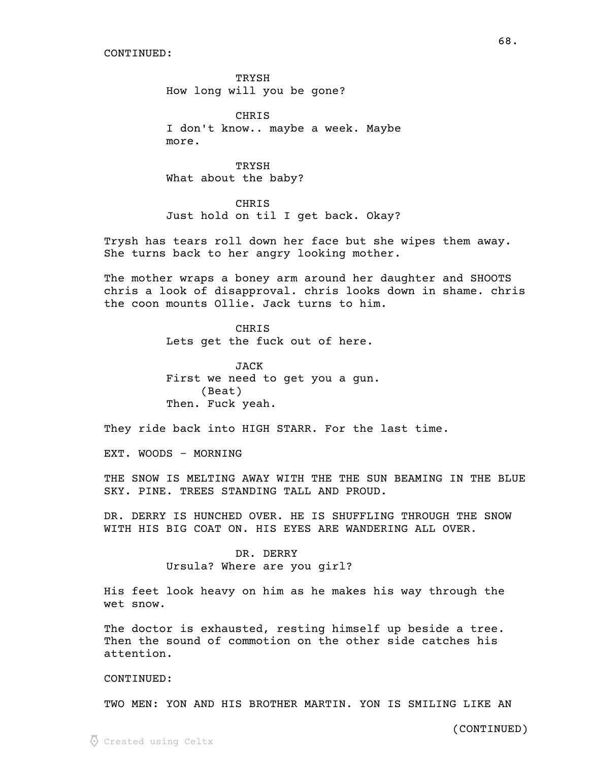CONTINUED:

TRYSH
How long will you be gone?

CHRIS
I don't know.. maybe a week. Maybe more.

TRYSH
What about the baby?

CHRIS
Just hold on til I get back. Okay?

Trysh has tears roll down her face but she wipes them away. She turns back to her angry looking mother.

The mother wraps a boney arm around her daughter and SHOOTS chris a look of disapproval. chris looks down in shame. chris the coon mounts Ollie. Jack turns to him.

CHRIS
Lets get the fuck out of here.

JACK
First we need to get you a gun.
(Beat)
Then. Fuck yeah.

They ride back into HIGH STARR. For the last time.

EXT. WOODS - MORNING

THE SNOW IS MELTING AWAY WITH THE THE SUN BEAMING IN THE BLUE SKY. PINE. TREES STANDING TALL AND PROUD.

DR. DERRY IS HUNCHED OVER. HE IS SHUFFLING THROUGH THE SNOW WITH HIS BIG COAT ON. HIS EYES ARE WANDERING ALL OVER.

DR. DERRY
Ursula? Where are you girl?

His feet look heavy on him as he makes his way through the wet snow.

The doctor is exhausted, resting himself up beside a tree. Then the sound of commotion on the other side catches his attention.

CONTINUED:

TWO MEN: YON AND HIS BROTHER MARTIN. YON IS SMILING LIKE AN

(CONTINUED)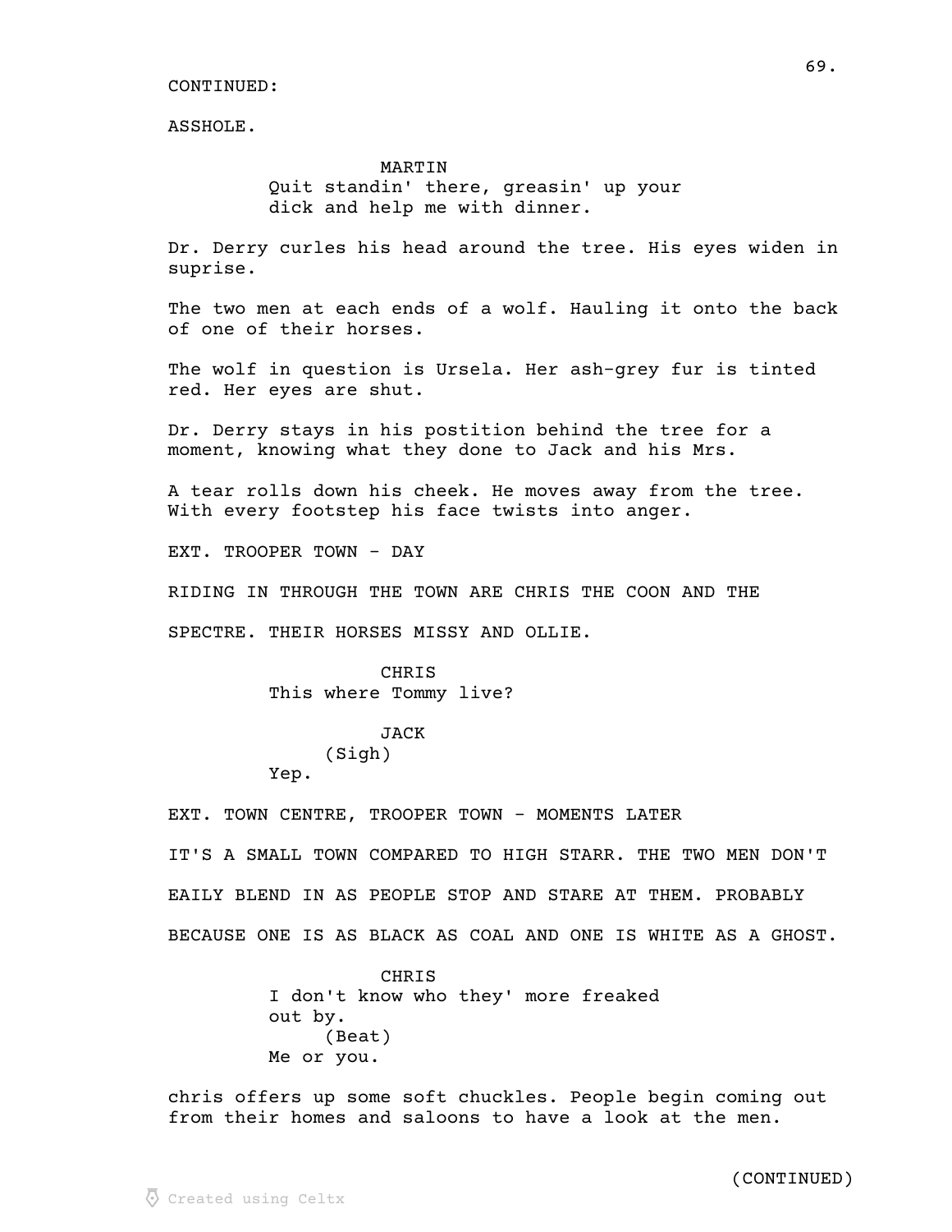CONTINUED:

ASSHOLE.

MARTIN
Quit standin' there, greasin' up your dick and help me with dinner.

Dr. Derry curles his head around the tree. His eyes widen in suprise.

The two men at each ends of a wolf. Hauling it onto the back of one of their horses.

The wolf in question is Ursela. Her ash-grey fur is tinted red. Her eyes are shut.

Dr. Derry stays in his postition behind the tree for a moment, knowing what they done to Jack and his Mrs.

A tear rolls down his cheek. He moves away from the tree. With every footstep his face twists into anger.

EXT. TROOPER TOWN - DAY

RIDING IN THROUGH THE TOWN ARE CHRIS THE COON AND THE SPECTRE. THEIR HORSES MISSY AND OLLIE.

CHRIS
This where Tommy live?

JACK
(Sigh)
Yep.

EXT. TOWN CENTRE, TROOPER TOWN - MOMENTS LATER

IT'S A SMALL TOWN COMPARED TO HIGH STARR. THE TWO MEN DON'T EAILY BLEND IN AS PEOPLE STOP AND STARE AT THEM. PROBABLY BECAUSE ONE IS AS BLACK AS COAL AND ONE IS WHITE AS A GHOST.

CHRIS
I don't know who they' more freaked out by.
(Beat)
Me or you.

chris offers up some soft chuckles. People begin coming out from their homes and saloons to have a look at the men.

(CONTINUED)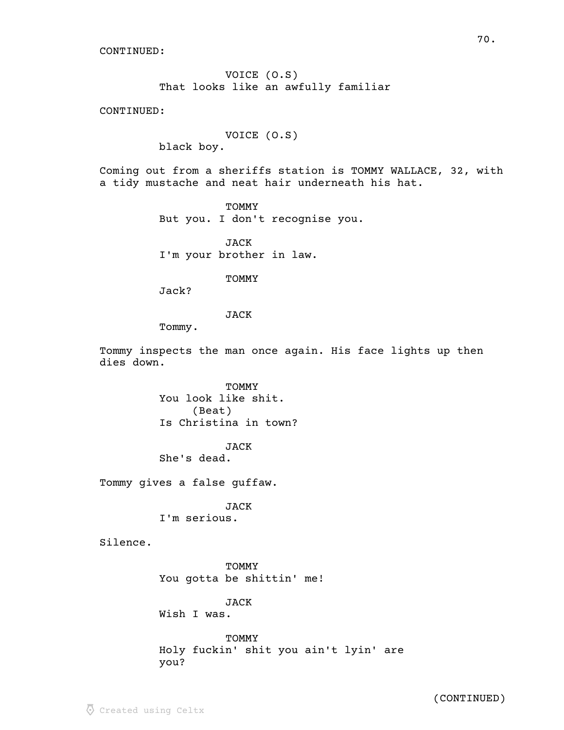CONTINUED:

VOICE (O.S)
That looks like an awfully familiar

CONTINUED:

VOICE (O.S)
black boy.

Coming out from a sheriffs station is TOMMY WALLACE, 32, with a tidy mustache and neat hair underneath his hat.

TOMMY
But you. I don't recognise you.

JACK
I'm your brother in law.

TOMMY
Jack?

JACK
Tommy.

Tommy inspects the man once again. His face lights up then dies down.

TOMMY
You look like shit.
(Beat)
Is Christina in town?

JACK
She's dead.

Tommy gives a false guffaw.

JACK
I'm serious.

Silence.

TOMMY
You gotta be shittin' me!

JACK
Wish I was.

TOMMY
Holy fuckin' shit you ain't lyin' are you?

(CONTINUED)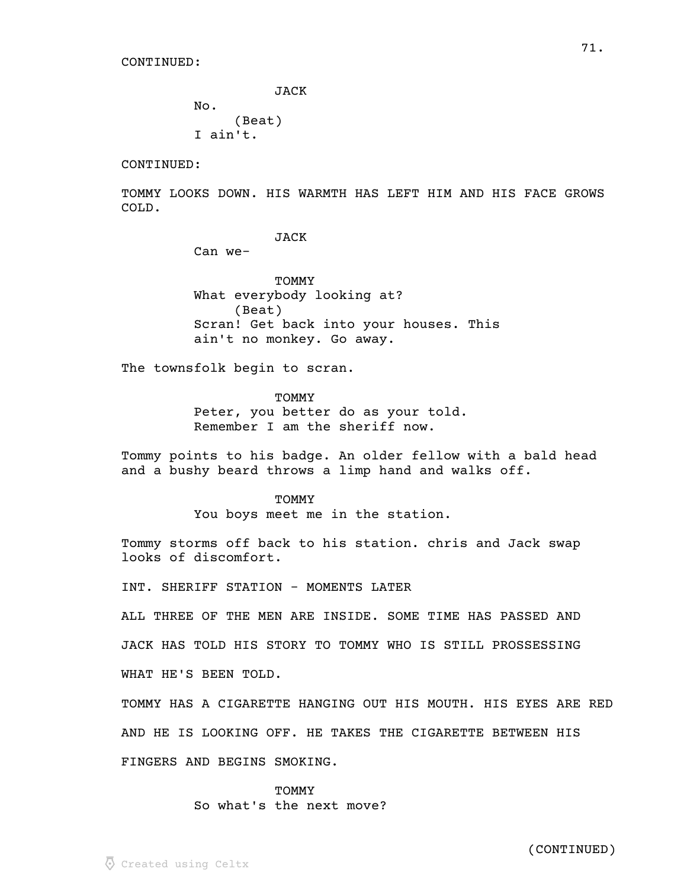CONTINUED:

JACK

No.

(Beat)

I ain't.

CONTINUED:

TOMMY LOOKS DOWN. HIS WARMTH HAS LEFT HIM AND HIS FACE GROWS COLD.

JACK

Can we-

TOMMY

What everybody looking at?

(Beat)

Scran! Get back into your houses. This ain't no monkey. Go away.

The townsfolk begin to scran.

TOMMY

Peter, you better do as your told. Remember I am the sheriff now.

Tommy points to his badge. An older fellow with a bald head and a bushy beard throws a limp hand and walks off.

TOMMY

You boys meet me in the station.

Tommy storms off back to his station. chris and Jack swap looks of discomfort.

INT. SHERIFF STATION - MOMENTS LATER

ALL THREE OF THE MEN ARE INSIDE. SOME TIME HAS PASSED AND JACK HAS TOLD HIS STORY TO TOMMY WHO IS STILL PROSSESSING WHAT HE'S BEEN TOLD.

TOMMY HAS A CIGARETTE HANGING OUT HIS MOUTH. HIS EYES ARE RED AND HE IS LOOKING OFF. HE TAKES THE CIGARETTE BETWEEN HIS FINGERS AND BEGINS SMOKING.

TOMMY

So what's the next move?

(CONTINUED)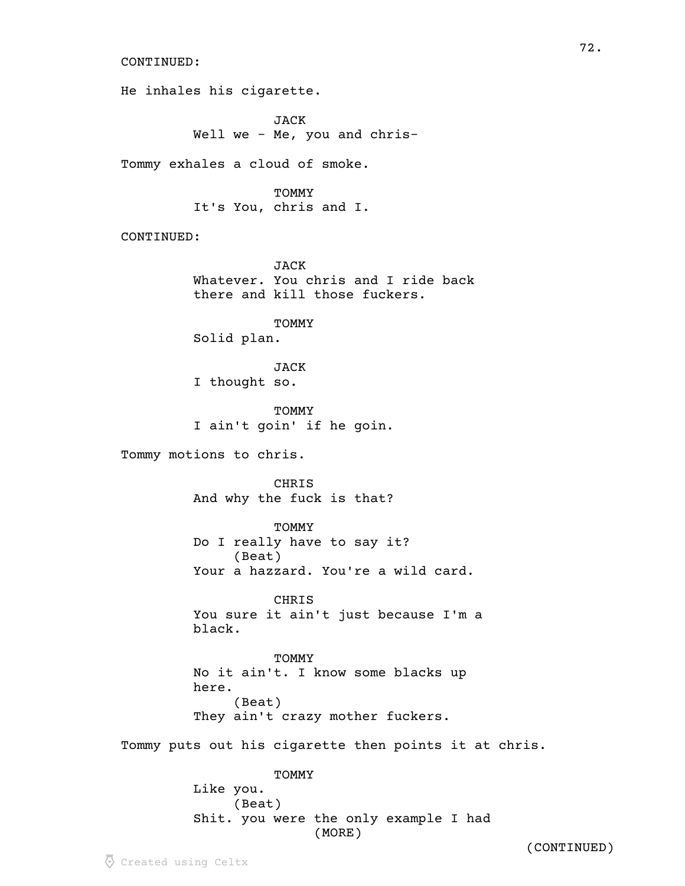CONTINUED:

He inhales his cigarette.

JACK
Well we - Me, you and chris-

Tommy exhales a cloud of smoke.

TOMMY
It's You, chris and I.

CONTINUED:

JACK
Whatever. You chris and I ride back there and kill those fuckers.

TOMMY
Solid plan.

JACK
I thought so.

TOMMY
I ain't goin' if he goin.

Tommy motions to chris.

CHRIS
And why the fuck is that?

TOMMY
Do I really have to say it?
(Beat)
Your a hazzard. You're a wild card.

CHRIS
You sure it ain't just because I'm a black.

TOMMY
No it ain't. I know some blacks up here.
(Beat)
They ain't crazy mother fuckers.

Tommy puts out his cigarette then points it at chris.

TOMMY
Like you.
(Beat)
Shit. you were the only example I had
(MORE)

(CONTINUED)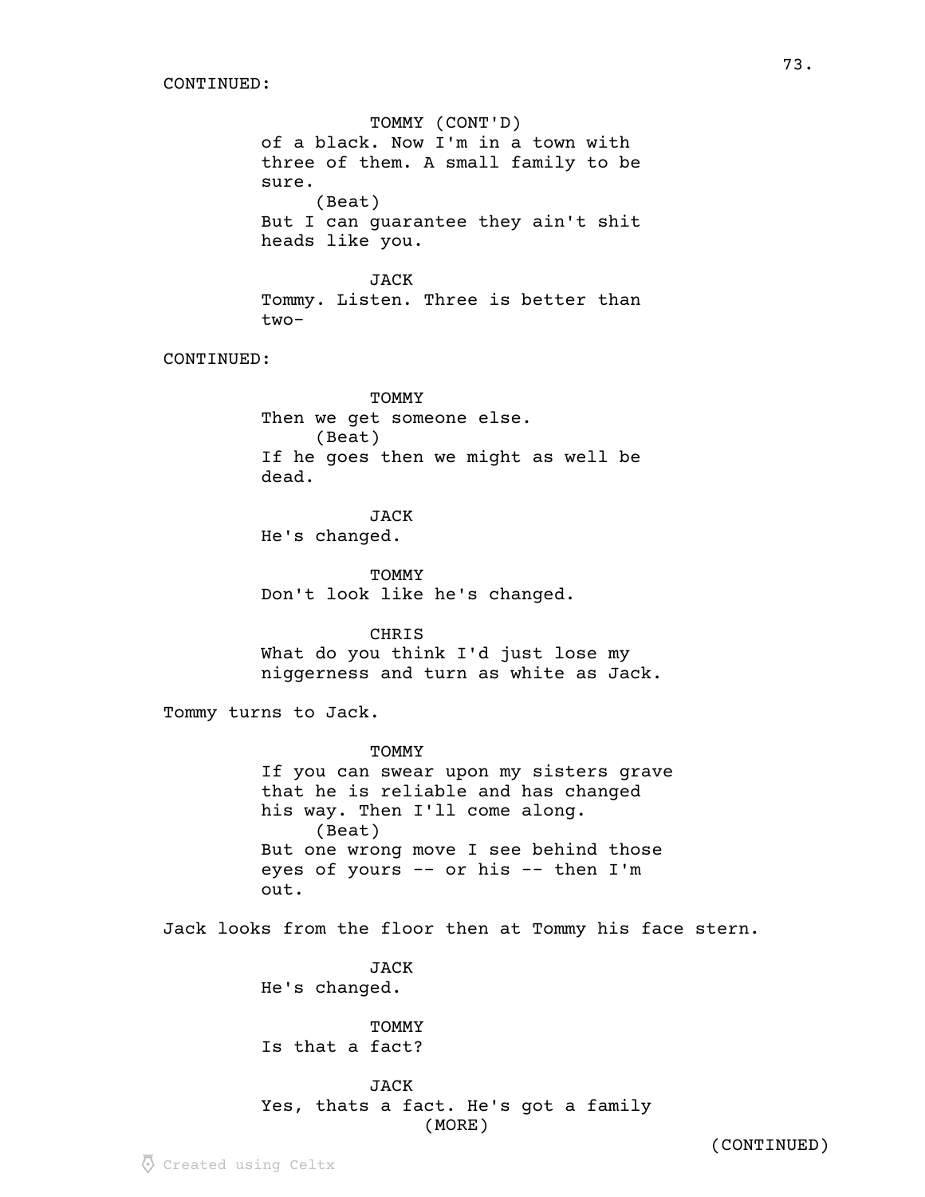CONTINUED:

TOMMY (CONT'D)
of a black. Now I'm in a town with three of them. A small family to be sure.
(Beat)
But I can guarantee they ain't shit heads like you.

JACK
Tommy. Listen. Three is better than two-

CONTINUED:

TOMMY
Then we get someone else.
(Beat)
If he goes then we might as well be dead.

JACK
He's changed.

TOMMY
Don't look like he's changed.

CHRIS
What do you think I'd just lose my niggerness and turn as white as Jack.

Tommy turns to Jack.

TOMMY
If you can swear upon my sisters grave that he is reliable and has changed his way. Then I'll come along.
(Beat)
But one wrong move I see behind those eyes of yours -- or his -- then I'm out.

Jack looks from the floor then at Tommy his face stern.

JACK
He's changed.

TOMMY
Is that a fact?

JACK
Yes, thats a fact. He's got a family
(MORE)

(CONTINUED)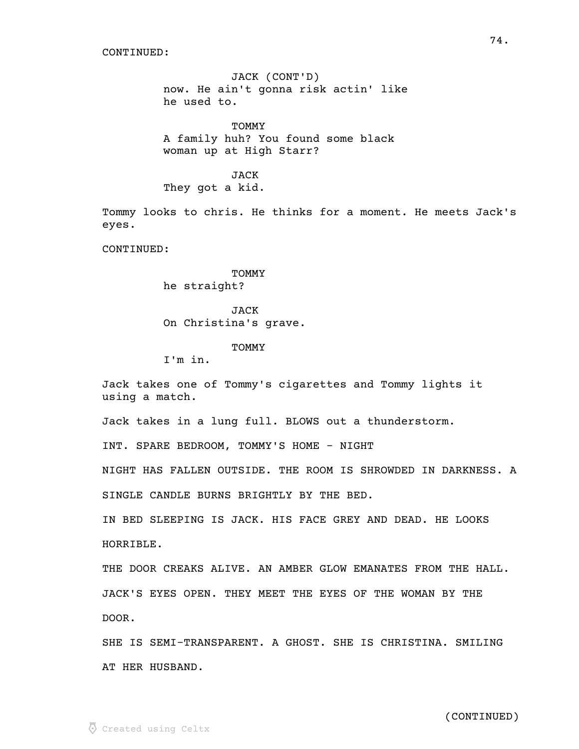CONTINUED:

JACK (CONT'D)
now. He ain't gonna risk actin' like he used to.

TOMMY
A family huh? You found some black woman up at High Starr?

JACK
They got a kid.

Tommy looks to chris. He thinks for a moment. He meets Jack's eyes.

CONTINUED:

TOMMY
he straight?

JACK
On Christina's grave.

TOMMY
I'm in.

Jack takes one of Tommy's cigarettes and Tommy lights it using a match.

Jack takes in a lung full. BLOWS out a thunderstorm.

INT. SPARE BEDROOM, TOMMY'S HOME - NIGHT

NIGHT HAS FALLEN OUTSIDE. THE ROOM IS SHROWDED IN DARKNESS. A SINGLE CANDLE BURNS BRIGHTLY BY THE BED.

IN BED SLEEPING IS JACK. HIS FACE GREY AND DEAD. HE LOOKS HORRIBLE.

THE DOOR CREAKS ALIVE. AN AMBER GLOW EMANATES FROM THE HALL.

JACK'S EYES OPEN. THEY MEET THE EYES OF THE WOMAN BY THE DOOR.

SHE IS SEMI-TRANSPARENT. A GHOST. SHE IS CHRISTINA. SMILING AT HER HUSBAND.

(CONTINUED)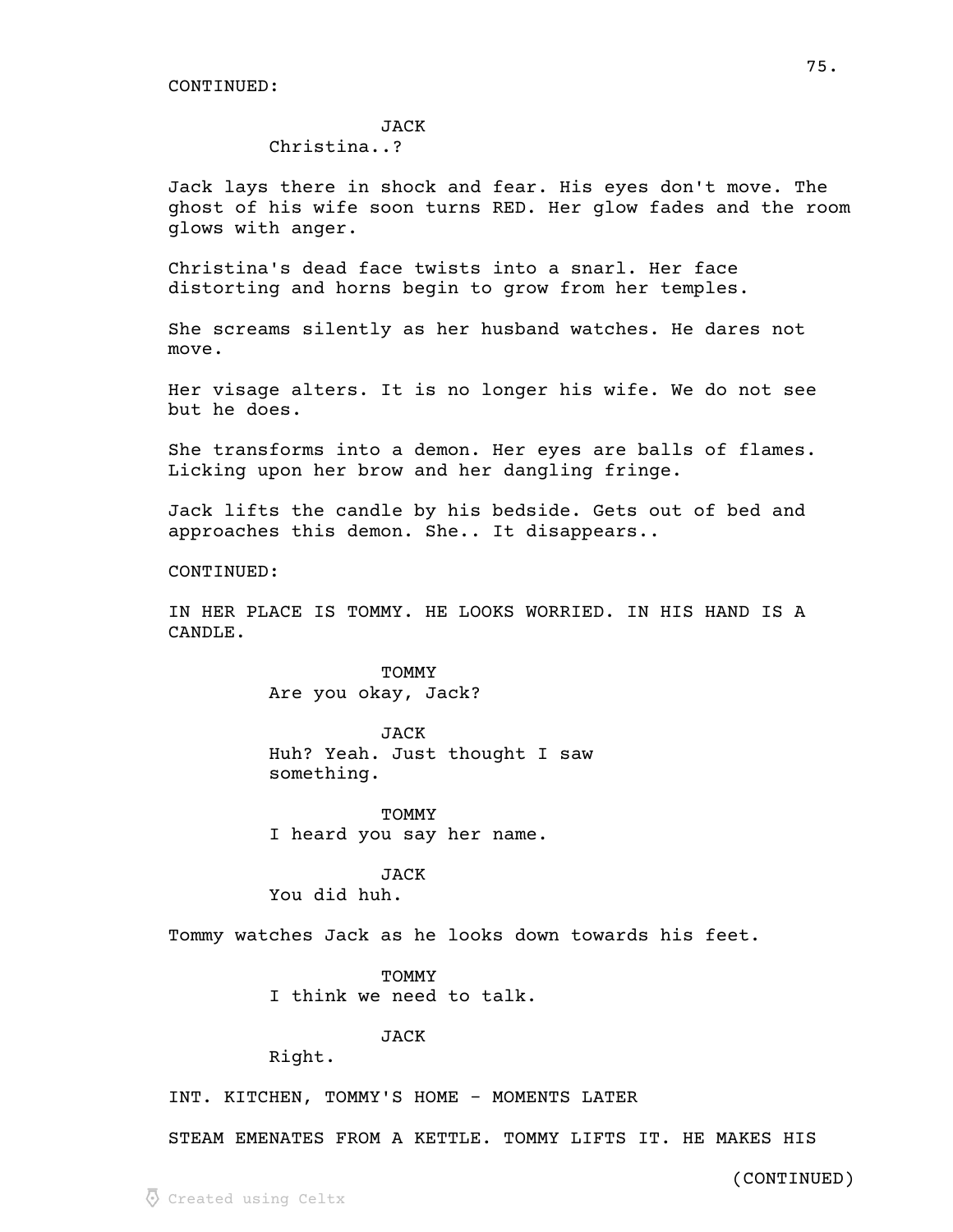CONTINUED:

JACK
Christina..?

Jack lays there in shock and fear. His eyes don't move. The ghost of his wife soon turns RED. Her glow fades and the room glows with anger.

Christina's dead face twists into a snarl. Her face distorting and horns begin to grow from her temples.

She screams silently as her husband watches. He dares not move.

Her visage alters. It is no longer his wife. We do not see but he does.

She transforms into a demon. Her eyes are balls of flames. Licking upon her brow and her dangling fringe.

Jack lifts the candle by his bedside. Gets out of bed and approaches this demon. She.. It disappears..

CONTINUED:

IN HER PLACE IS TOMMY. HE LOOKS WORRIED. IN HIS HAND IS A CANDLE.

TOMMY
Are you okay, Jack?

JACK
Huh? Yeah. Just thought I saw something.

TOMMY
I heard you say her name.

JACK
You did huh.

Tommy watches Jack as he looks down towards his feet.

TOMMY
I think we need to talk.

JACK
Right.

INT. KITCHEN, TOMMY'S HOME - MOMENTS LATER

STEAM EMENATES FROM A KETTLE. TOMMY LIFTS IT. HE MAKES HIS

(CONTINUED)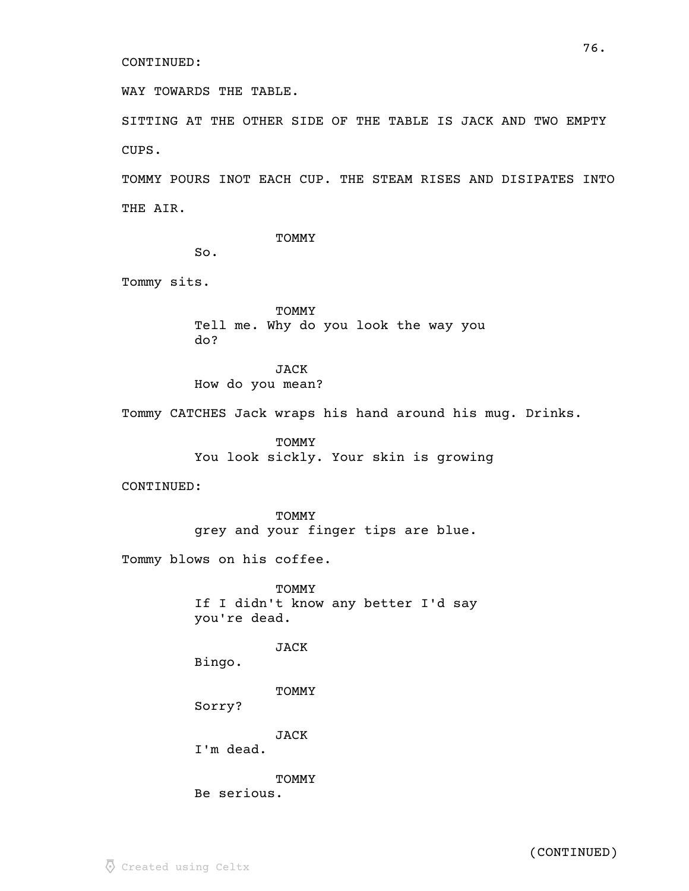CONTINUED:

WAY TOWARDS THE TABLE.

SITTING AT THE OTHER SIDE OF THE TABLE IS JACK AND TWO EMPTY CUPS.

TOMMY POURS INOT EACH CUP. THE STEAM RISES AND DISIPATES INTO THE AIR.

TOMMY
So.

Tommy sits.

TOMMY
Tell me. Why do you look the way you do?

JACK
How do you mean?

Tommy CATCHES Jack wraps his hand around his mug. Drinks.

TOMMY
You look sickly. Your skin is growing

CONTINUED:

TOMMY
grey and your finger tips are blue.

Tommy blows on his coffee.

TOMMY
If I didn't know any better I'd say you're dead.

JACK
Bingo.

TOMMY
Sorry?

JACK
I'm dead.

TOMMY
Be serious.

(CONTINUED)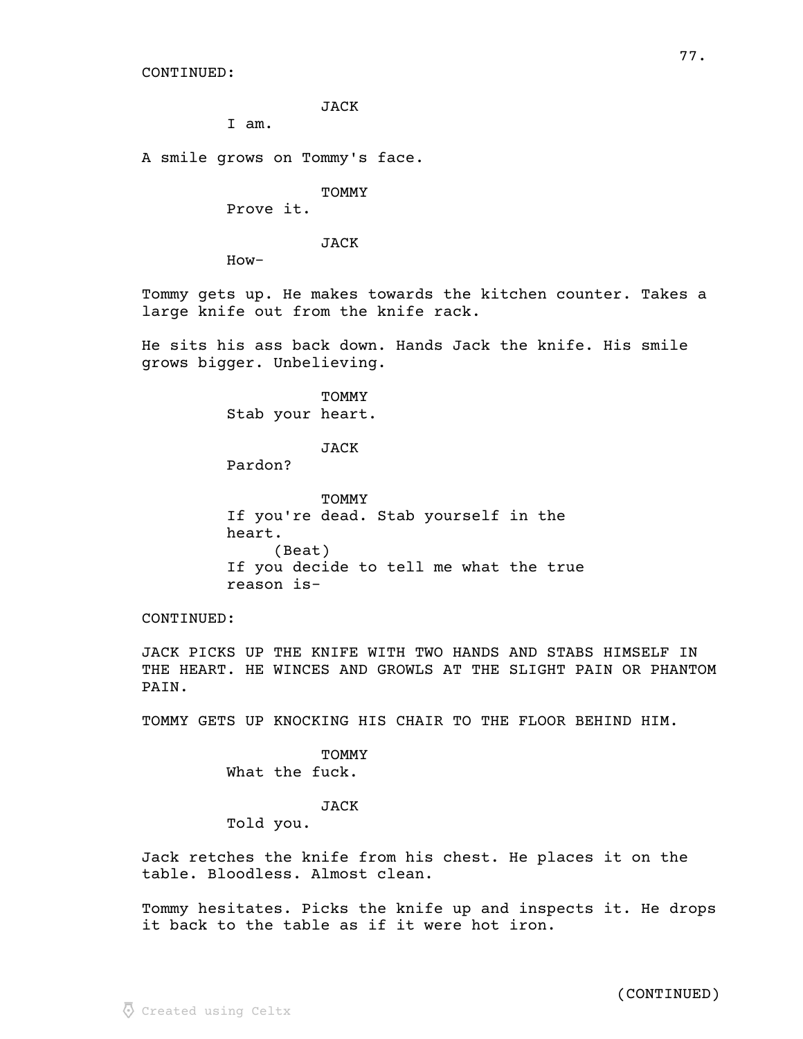CONTINUED:

JACK

I am.

A smile grows on Tommy's face.

TOMMY

Prove it.

JACK

How-

Tommy gets up. He makes towards the kitchen counter. Takes a large knife out from the knife rack.

He sits his ass back down. Hands Jack the knife. His smile grows bigger. Unbelieving.

TOMMY

Stab your heart.

JACK

Pardon?

TOMMY

If you're dead. Stab yourself in the heart.

(Beat)

If you decide to tell me what the true reason is-

CONTINUED:

JACK PICKS UP THE KNIFE WITH TWO HANDS AND STABS HIMSELF IN THE HEART. HE WINCES AND GROWLS AT THE SLIGHT PAIN OR PHANTOM PAIN.

TOMMY GETS UP KNOCKING HIS CHAIR TO THE FLOOR BEHIND HIM.

TOMMY

What the fuck.

JACK

Told you.

Jack retches the knife from his chest. He places it on the table. Bloodless. Almost clean.

Tommy hesitates. Picks the knife up and inspects it. He drops it back to the table as if it were hot iron.

(CONTINUED)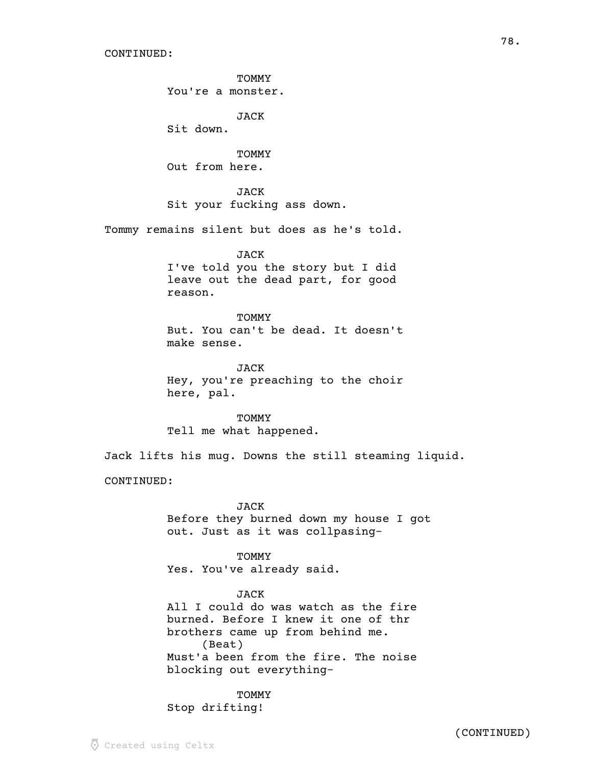CONTINUED:

TOMMY
You're a monster.

JACK
Sit down.

TOMMY
Out from here.

JACK
Sit your fucking ass down.

Tommy remains silent but does as he's told.

JACK
I've told you the story but I did leave out the dead part, for good reason.

TOMMY
But. You can't be dead. It doesn't make sense.

JACK
Hey, you're preaching to the choir here, pal.

TOMMY
Tell me what happened.

Jack lifts his mug. Downs the still steaming liquid.

CONTINUED:

JACK
Before they burned down my house I got out. Just as it was collpasing-

TOMMY
Yes. You've already said.

JACK
All I could do was watch as the fire burned. Before I knew it one of thr brothers came up from behind me.
(Beat)
Must'a been from the fire. The noise blocking out everything-

TOMMY
Stop drifting!

(CONTINUED)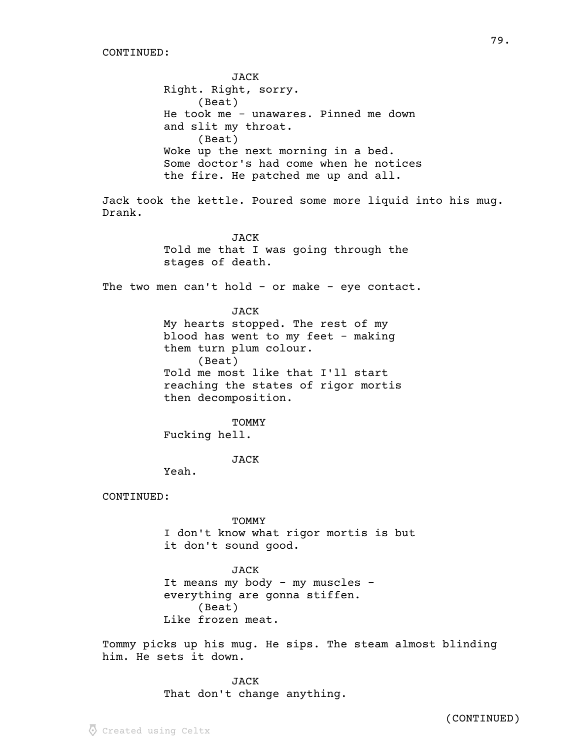CONTINUED:

JACK
Right. Right, sorry.
(Beat)
He took me - unawares. Pinned me down and slit my throat.
(Beat)
Woke up the next morning in a bed. Some doctor's had come when he notices the fire. He patched me up and all.

Jack took the kettle. Poured some more liquid into his mug. Drank.

JACK
Told me that I was going through the stages of death.

The two men can't hold - or make - eye contact.

JACK
My hearts stopped. The rest of my blood has went to my feet - making them turn plum colour.
(Beat)
Told me most like that I'll start reaching the states of rigor mortis then decomposition.

TOMMY
Fucking hell.

JACK
Yeah.

CONTINUED:

TOMMY
I don't know what rigor mortis is but it don't sound good.

JACK
It means my body - my muscles - everything are gonna stiffen.
(Beat)
Like frozen meat.

Tommy picks up his mug. He sips. The steam almost blinding him. He sets it down.

JACK
That don't change anything.

(CONTINUED)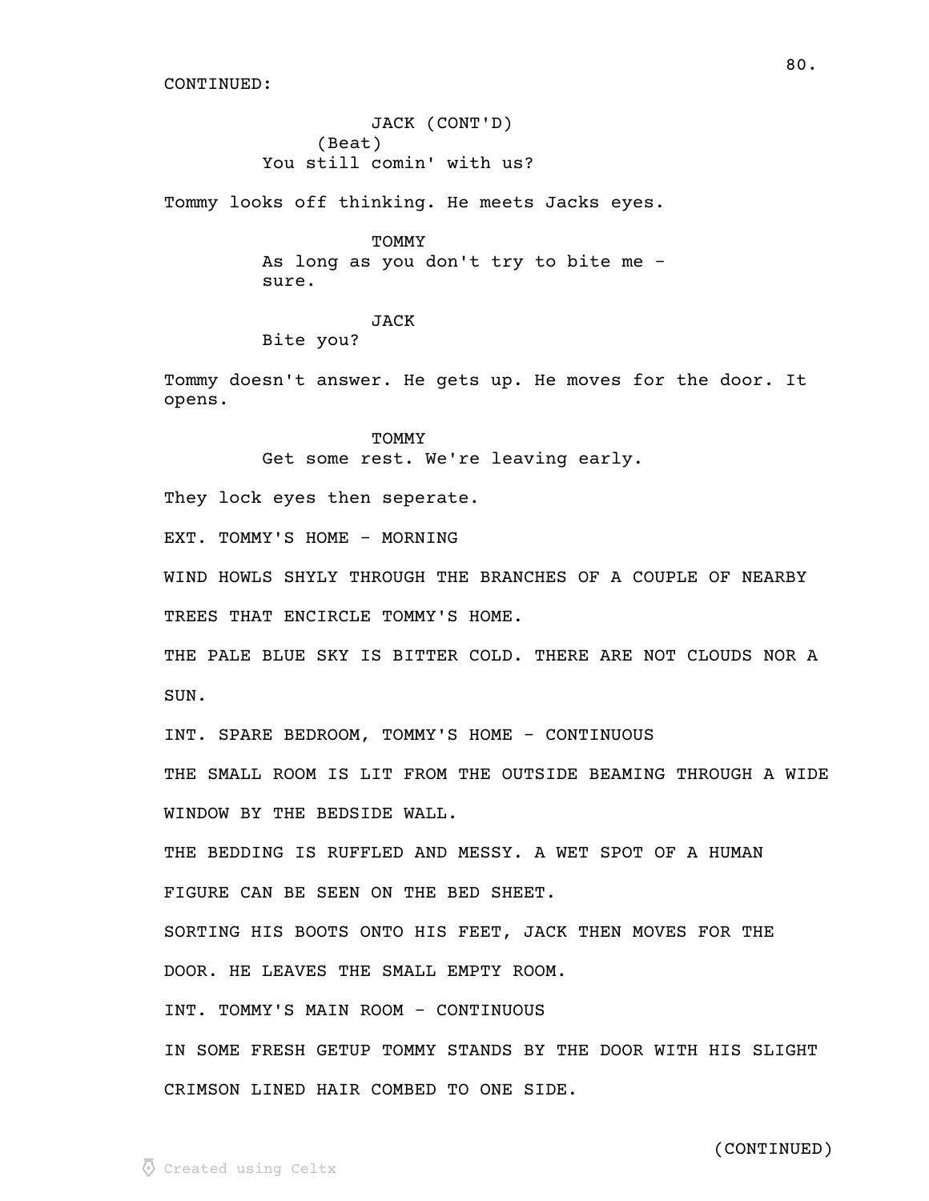CONTINUED:

JACK (CONT'D)
(Beat)
You still comin' with us?

Tommy looks off thinking. He meets Jacks eyes.

TOMMY
As long as you don't try to bite me - sure.

JACK
Bite you?

Tommy doesn't answer. He gets up. He moves for the door. It opens.

TOMMY
Get some rest. We're leaving early.

They lock eyes then seperate.

EXT. TOMMY'S HOME - MORNING

WIND HOWLS SHYLY THROUGH THE BRANCHES OF A COUPLE OF NEARBY TREES THAT ENCIRCLE TOMMY'S HOME.

THE PALE BLUE SKY IS BITTER COLD. THERE ARE NOT CLOUDS NOR A SUN.

INT. SPARE BEDROOM, TOMMY'S HOME - CONTINUOUS

THE SMALL ROOM IS LIT FROM THE OUTSIDE BEAMING THROUGH A WIDE WINDOW BY THE BEDSIDE WALL.

THE BEDDING IS RUFFLED AND MESSY. A WET SPOT OF A HUMAN FIGURE CAN BE SEEN ON THE BED SHEET.

SORTING HIS BOOTS ONTO HIS FEET, JACK THEN MOVES FOR THE DOOR. HE LEAVES THE SMALL EMPTY ROOM.

INT. TOMMY'S MAIN ROOM - CONTINUOUS

IN SOME FRESH GETUP TOMMY STANDS BY THE DOOR WITH HIS SLIGHT CRIMSON LINED HAIR COMBED TO ONE SIDE.

(CONTINUED)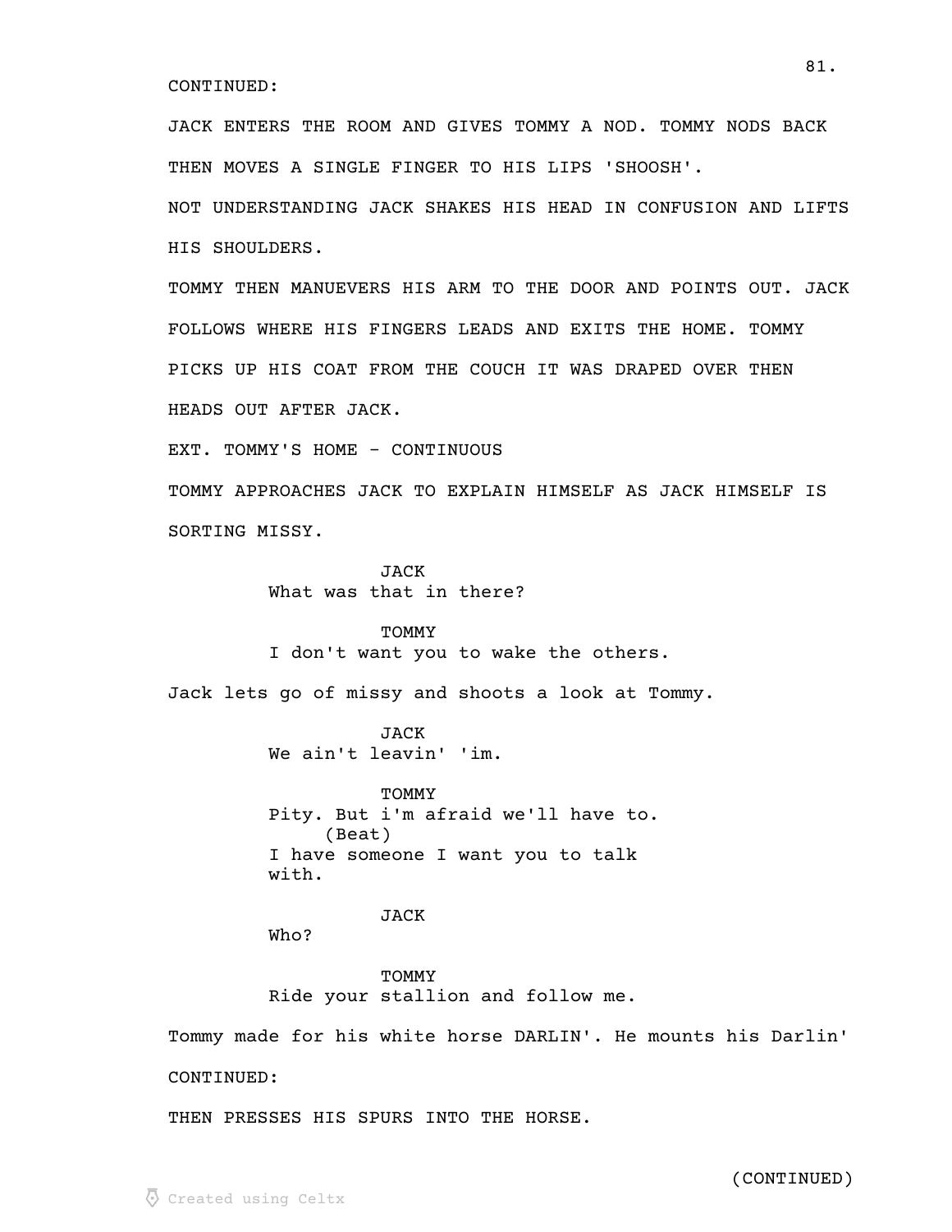CONTINUED:

JACK ENTERS THE ROOM AND GIVES TOMMY A NOD. TOMMY NODS BACK THEN MOVES A SINGLE FINGER TO HIS LIPS 'SHOOSH'.

NOT UNDERSTANDING JACK SHAKES HIS HEAD IN CONFUSION AND LIFTS HIS SHOULDERS.

TOMMY THEN MANUEVERS HIS ARM TO THE DOOR AND POINTS OUT. JACK FOLLOWS WHERE HIS FINGERS LEADS AND EXITS THE HOME. TOMMY PICKS UP HIS COAT FROM THE COUCH IT WAS DRAPED OVER THEN HEADS OUT AFTER JACK.

EXT. TOMMY'S HOME - CONTINUOUS

TOMMY APPROACHES JACK TO EXPLAIN HIMSELF AS JACK HIMSELF IS SORTING MISSY.

JACK
What was that in there?

TOMMY
I don't want you to wake the others.

Jack lets go of missy and shoots a look at Tommy.

JACK
We ain't leavin' 'im.

TOMMY
Pity. But i'm afraid we'll have to.
(Beat)
I have someone I want you to talk with.

JACK
Who?

TOMMY
Ride your stallion and follow me.

Tommy made for his white horse DARLIN'. He mounts his Darlin'

CONTINUED:

THEN PRESSES HIS SPURS INTO THE HORSE.

(CONTINUED)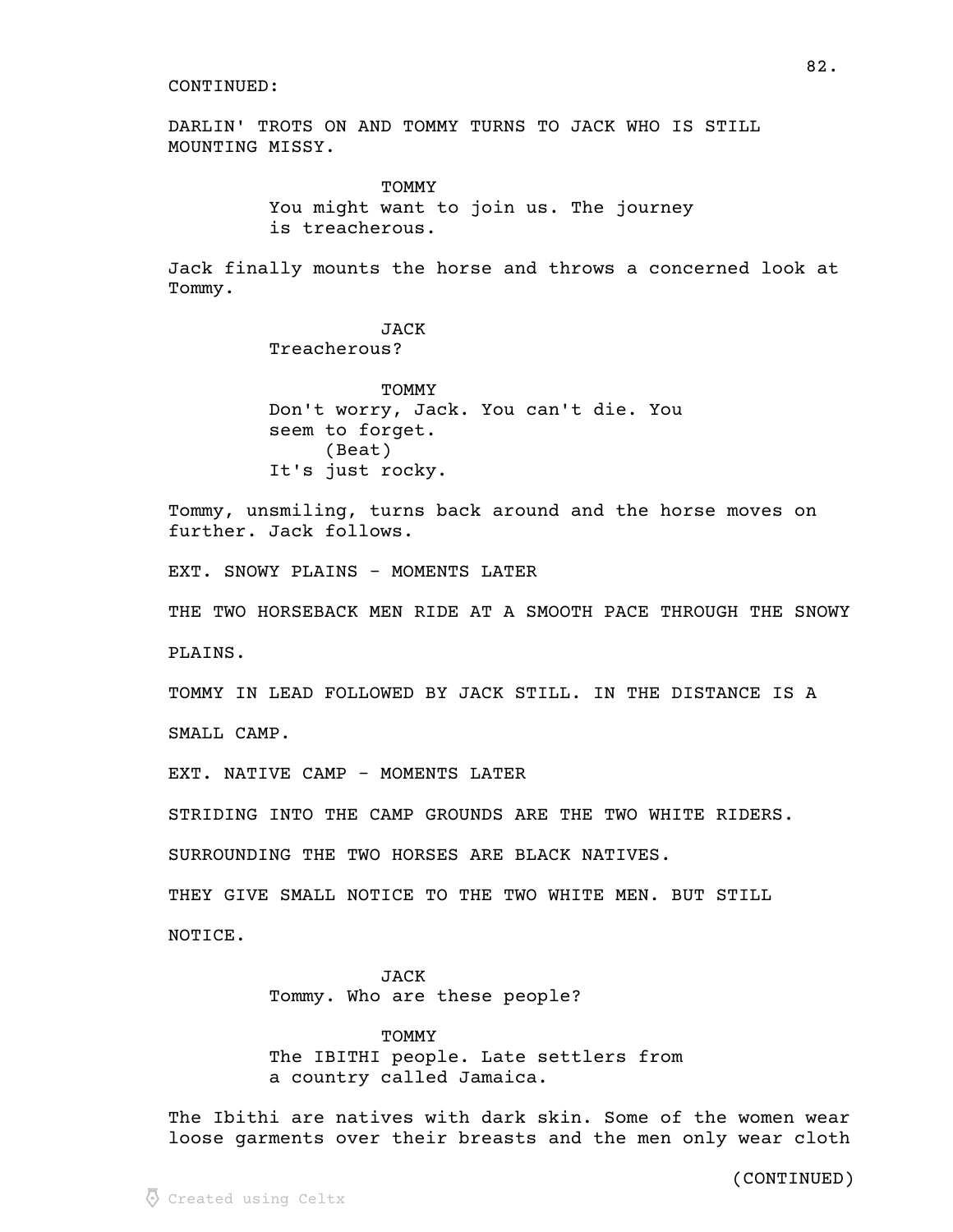CONTINUED:

DARLIN' TROTS ON AND TOMMY TURNS TO JACK WHO IS STILL MOUNTING MISSY.

TOMMY
You might want to join us. The journey is treacherous.

Jack finally mounts the horse and throws a concerned look at Tommy.

JACK
Treacherous?

TOMMY
Don't worry, Jack. You can't die. You seem to forget.
(Beat)
It's just rocky.

Tommy, unsmiling, turns back around and the horse moves on further. Jack follows.

EXT. SNOWY PLAINS - MOMENTS LATER

THE TWO HORSEBACK MEN RIDE AT A SMOOTH PACE THROUGH THE SNOWY PLAINS.

TOMMY IN LEAD FOLLOWED BY JACK STILL. IN THE DISTANCE IS A SMALL CAMP.

EXT. NATIVE CAMP - MOMENTS LATER

STRIDING INTO THE CAMP GROUNDS ARE THE TWO WHITE RIDERS.

SURROUNDING THE TWO HORSES ARE BLACK NATIVES.

THEY GIVE SMALL NOTICE TO THE TWO WHITE MEN. BUT STILL NOTICE.

JACK
Tommy. Who are these people?

TOMMY
The IBITHI people. Late settlers from a country called Jamaica.

The Ibithi are natives with dark skin. Some of the women wear loose garments over their breasts and the men only wear cloth

(CONTINUED)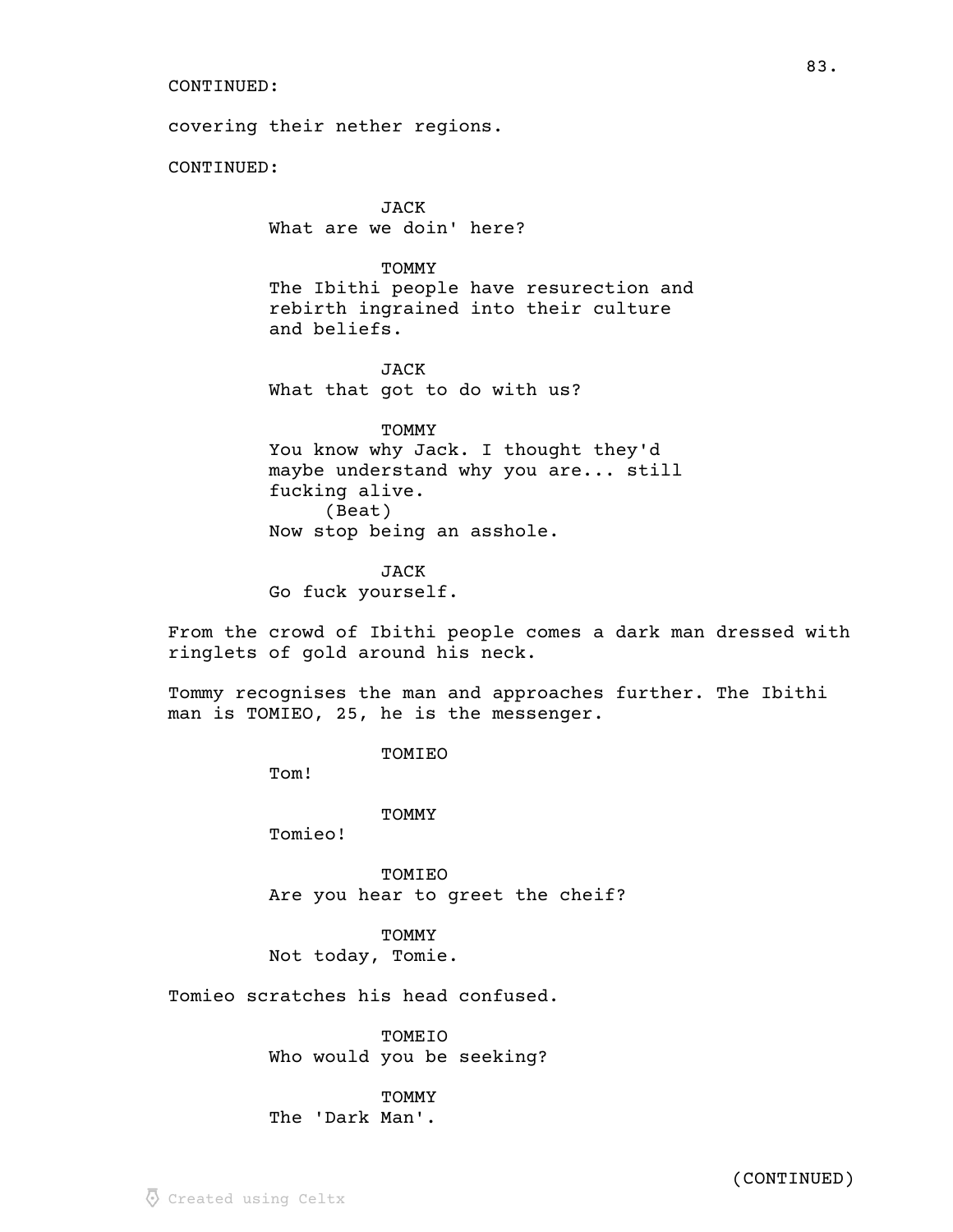CONTINUED:

covering their nether regions.

CONTINUED:

JACK
What are we doin' here?

TOMMY
The Ibithi people have resurection and rebirth ingrained into their culture and beliefs.

JACK
What that got to do with us?

TOMMY
You know why Jack. I thought they'd maybe understand why you are... still fucking alive.
(Beat)
Now stop being an asshole.

JACK
Go fuck yourself.

From the crowd of Ibithi people comes a dark man dressed with ringlets of gold around his neck.

Tommy recognises the man and approaches further. The Ibithi man is TOMIEO, 25, he is the messenger.

TOMIEO
Tom!

TOMMY
Tomieo!

TOMIEO
Are you hear to greet the cheif?

TOMMY
Not today, Tomie.

Tomieo scratches his head confused.

TOMEIO
Who would you be seeking?

TOMMY
The 'Dark Man'.

(CONTINUED)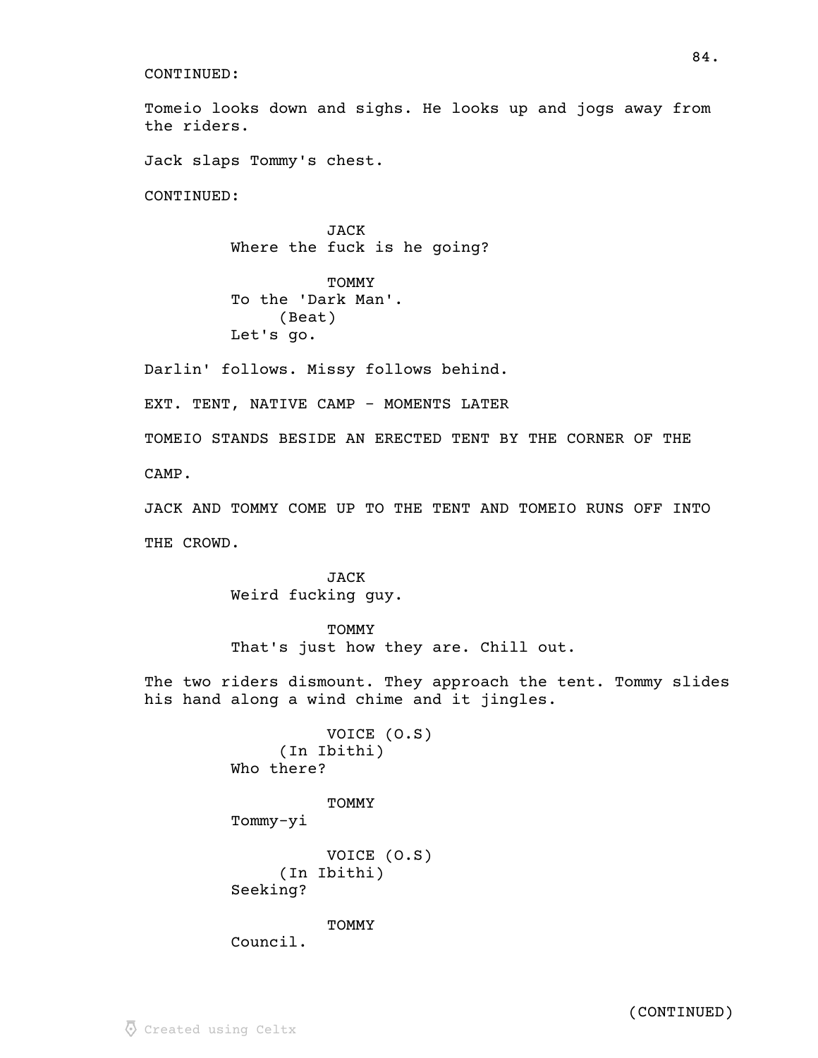CONTINUED:

Tomeio looks down and sighs. He looks up and jogs away from the riders.

Jack slaps Tommy's chest.

CONTINUED:

JACK
Where the fuck is he going?

TOMMY
To the 'Dark Man'.
(Beat)
Let's go.

Darlin' follows. Missy follows behind.

EXT. TENT, NATIVE CAMP - MOMENTS LATER

TOMEIO STANDS BESIDE AN ERECTED TENT BY THE CORNER OF THE

CAMP.

JACK AND TOMMY COME UP TO THE TENT AND TOMEIO RUNS OFF INTO

THE CROWD.

JACK
Weird fucking guy.

TOMMY
That's just how they are. Chill out.

The two riders dismount. They approach the tent. Tommy slides his hand along a wind chime and it jingles.

VOICE (O.S)
(In Ibithi)
Who there?

TOMMY
Tommy-yi

VOICE (O.S)
(In Ibithi)
Seeking?

TOMMY
Council.

(CONTINUED)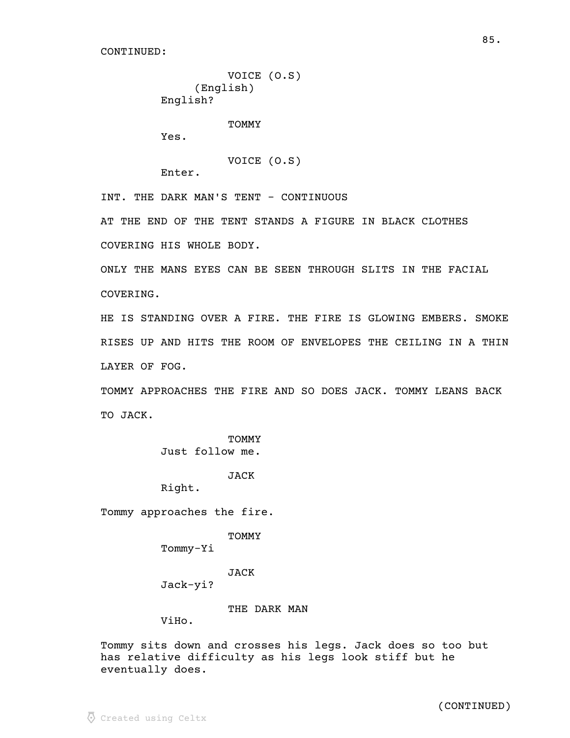CONTINUED:

VOICE (O.S)
(English)
English?

TOMMY
Yes.

VOICE (O.S)
Enter.

INT. THE DARK MAN'S TENT - CONTINUOUS

AT THE END OF THE TENT STANDS A FIGURE IN BLACK CLOTHES COVERING HIS WHOLE BODY.

ONLY THE MANS EYES CAN BE SEEN THROUGH SLITS IN THE FACIAL COVERING.

HE IS STANDING OVER A FIRE. THE FIRE IS GLOWING EMBERS. SMOKE RISES UP AND HITS THE ROOM OF ENVELOPES THE CEILING IN A THIN LAYER OF FOG.

TOMMY APPROACHES THE FIRE AND SO DOES JACK. TOMMY LEANS BACK TO JACK.

TOMMY
Just follow me.

JACK
Right.

Tommy approaches the fire.

TOMMY
Tommy-Yi

JACK
Jack-yi?

THE DARK MAN
ViHo.

Tommy sits down and crosses his legs. Jack does so too but has relative difficulty as his legs look stiff but he eventually does.

(CONTINUED)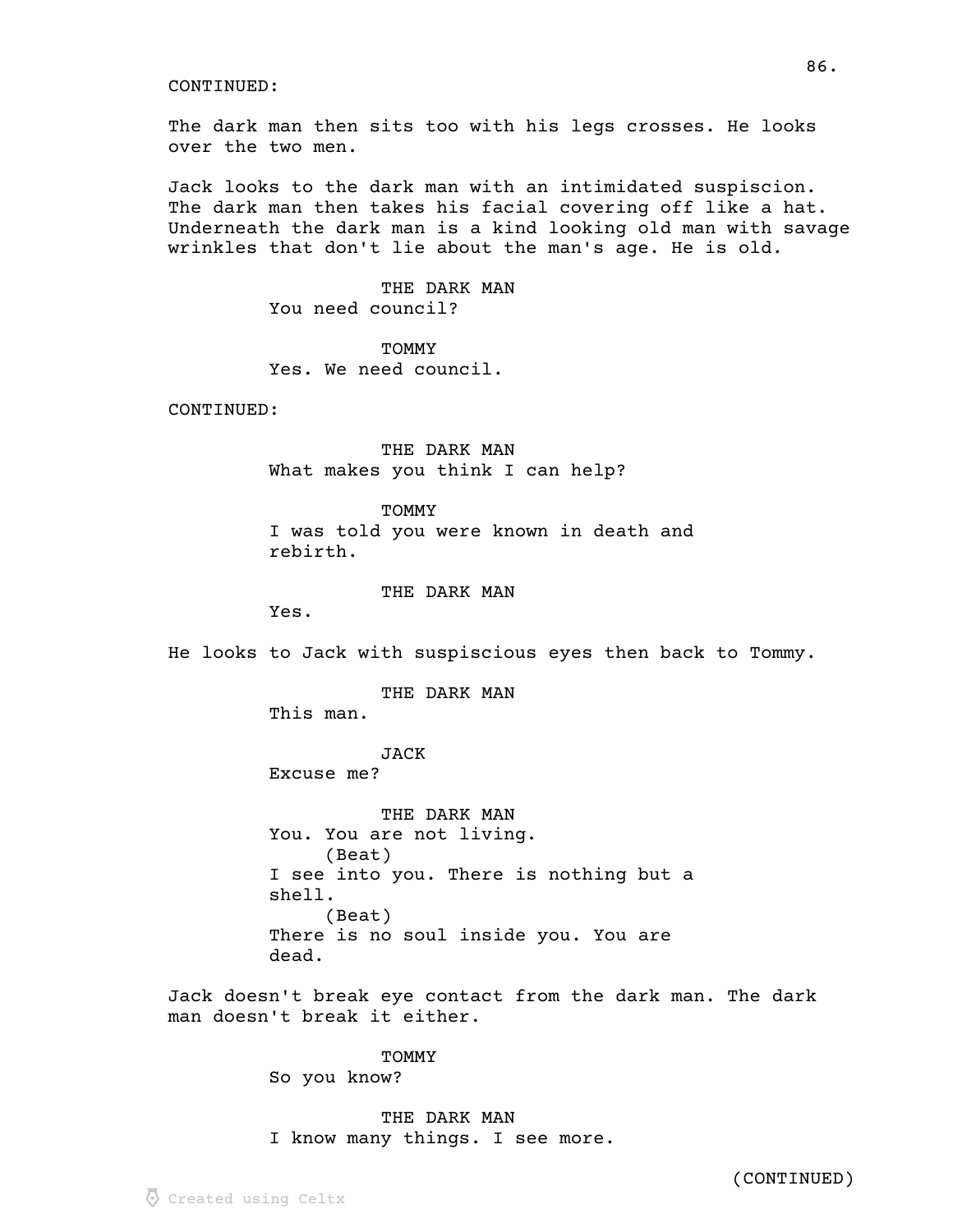CONTINUED:

The dark man then sits too with his legs crosses. He looks over the two men.

Jack looks to the dark man with an intimidated suspiscion. The dark man then takes his facial covering off like a hat. Underneath the dark man is a kind looking old man with savage wrinkles that don't lie about the man's age. He is old.

THE DARK MAN
You need council?

TOMMY
Yes. We need council.

CONTINUED:

THE DARK MAN
What makes you think I can help?

TOMMY
I was told you were known in death and rebirth.

THE DARK MAN
Yes.

He looks to Jack with suspiscious eyes then back to Tommy.

THE DARK MAN
This man.

JACK
Excuse me?

THE DARK MAN
You. You are not living.
(Beat)
I see into you. There is nothing but a shell.
(Beat)
There is no soul inside you. You are dead.

Jack doesn't break eye contact from the dark man. The dark man doesn't break it either.

TOMMY
So you know?

THE DARK MAN
I know many things. I see more.

(CONTINUED)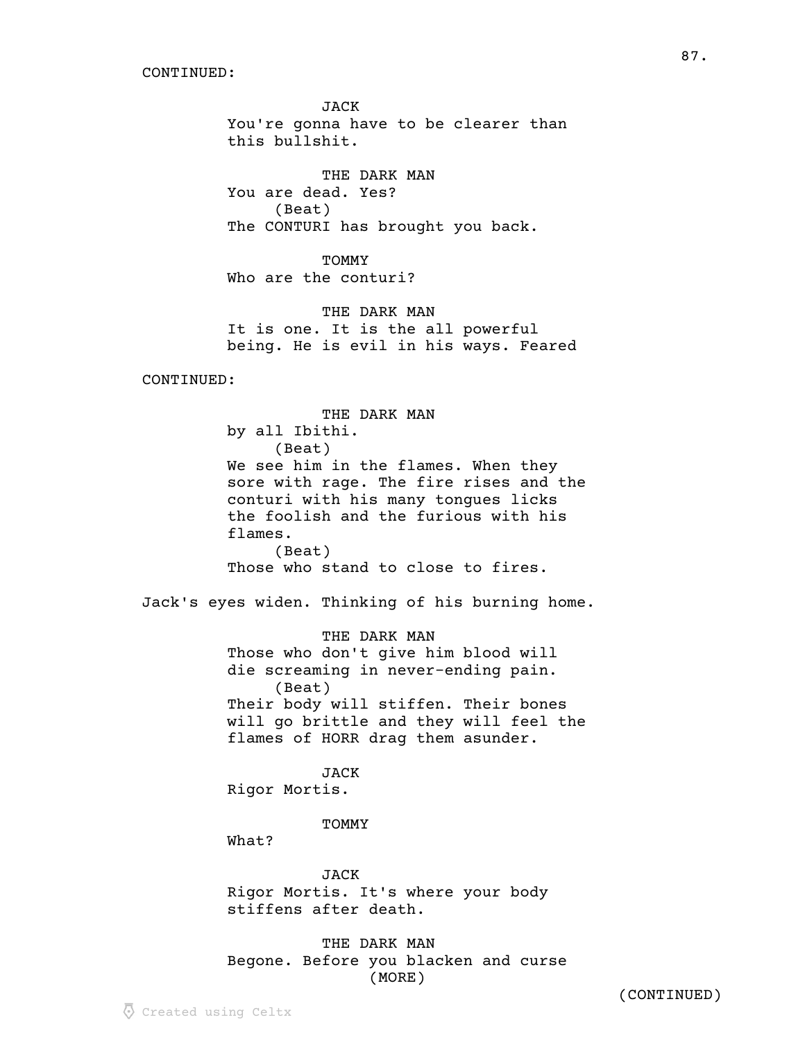CONTINUED:

JACK
You're gonna have to be clearer than this bullshit.

THE DARK MAN
You are dead. Yes?
(Beat)
The CONTURI has brought you back.

TOMMY
Who are the conturi?

THE DARK MAN
It is one. It is the all powerful being. He is evil in his ways. Feared

CONTINUED:

THE DARK MAN
by all Ibithi.
(Beat)
We see him in the flames. When they sore with rage. The fire rises and the conturi with his many tongues licks the foolish and the furious with his flames.
(Beat)
Those who stand to close to fires.

Jack's eyes widen. Thinking of his burning home.

THE DARK MAN
Those who don't give him blood will die screaming in never-ending pain.
(Beat)
Their body will stiffen. Their bones will go brittle and they will feel the flames of HORR drag them asunder.

JACK
Rigor Mortis.

TOMMY
What?

JACK
Rigor Mortis. It's where your body stiffens after death.

THE DARK MAN
Begone. Before you blacken and curse
(MORE)

(CONTINUED)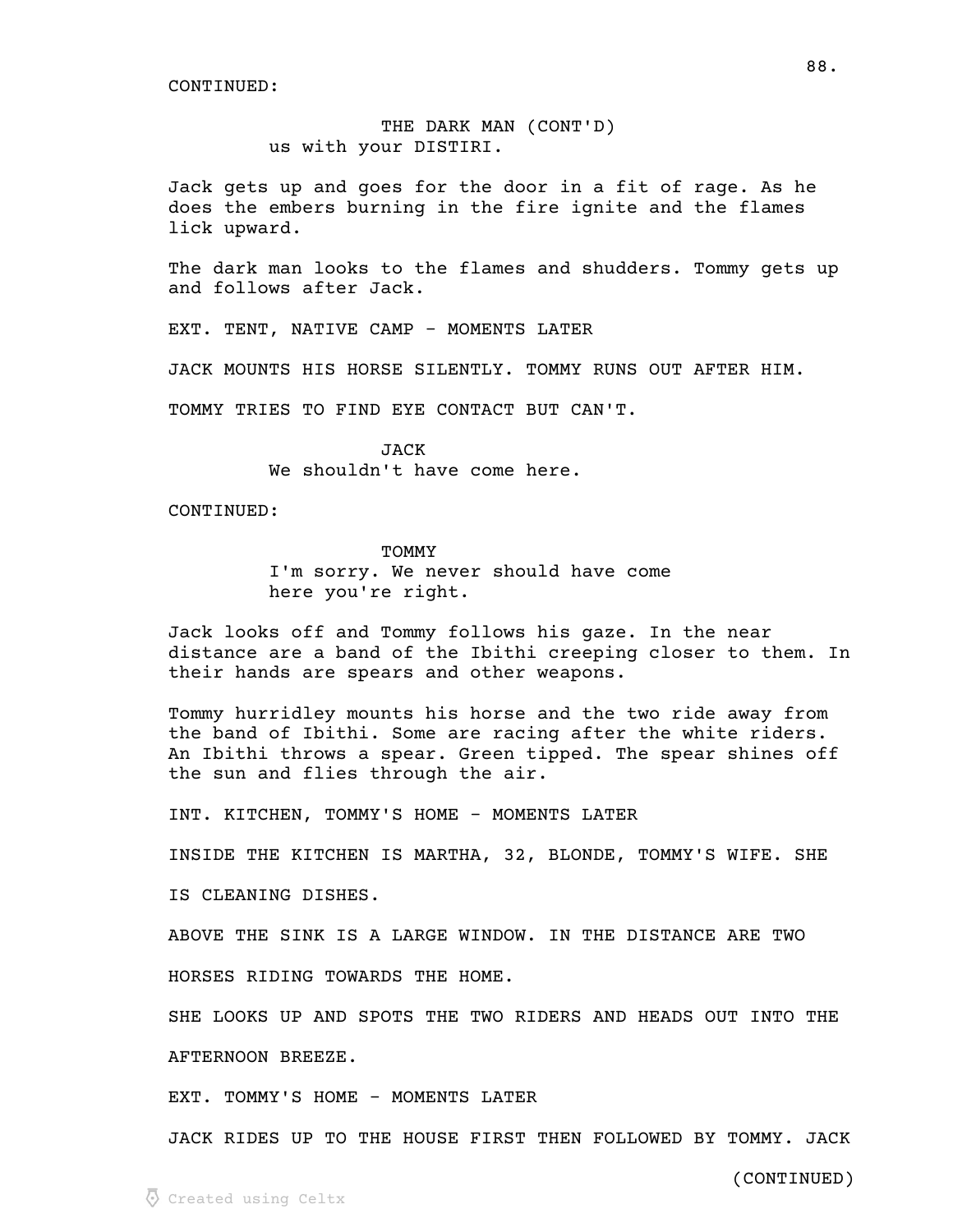CONTINUED:

THE DARK MAN (CONT'D)
us with your DISTIRI.

Jack gets up and goes for the door in a fit of rage. As he does the embers burning in the fire ignite and the flames lick upward.

The dark man looks to the flames and shudders. Tommy gets up and follows after Jack.

EXT. TENT, NATIVE CAMP - MOMENTS LATER

JACK MOUNTS HIS HORSE SILENTLY. TOMMY RUNS OUT AFTER HIM.

TOMMY TRIES TO FIND EYE CONTACT BUT CAN'T.

JACK
We shouldn't have come here.

CONTINUED:

TOMMY
I'm sorry. We never should have come here you're right.

Jack looks off and Tommy follows his gaze. In the near distance are a band of the Ibithi creeping closer to them. In their hands are spears and other weapons.

Tommy hurridley mounts his horse and the two ride away from the band of Ibithi. Some are racing after the white riders. An Ibithi throws a spear. Green tipped. The spear shines off the sun and flies through the air.

INT. KITCHEN, TOMMY'S HOME - MOMENTS LATER

INSIDE THE KITCHEN IS MARTHA, 32, BLONDE, TOMMY'S WIFE. SHE IS CLEANING DISHES.

ABOVE THE SINK IS A LARGE WINDOW. IN THE DISTANCE ARE TWO HORSES RIDING TOWARDS THE HOME.

SHE LOOKS UP AND SPOTS THE TWO RIDERS AND HEADS OUT INTO THE AFTERNOON BREEZE.

EXT. TOMMY'S HOME - MOMENTS LATER

JACK RIDES UP TO THE HOUSE FIRST THEN FOLLOWED BY TOMMY. JACK

(CONTINUED)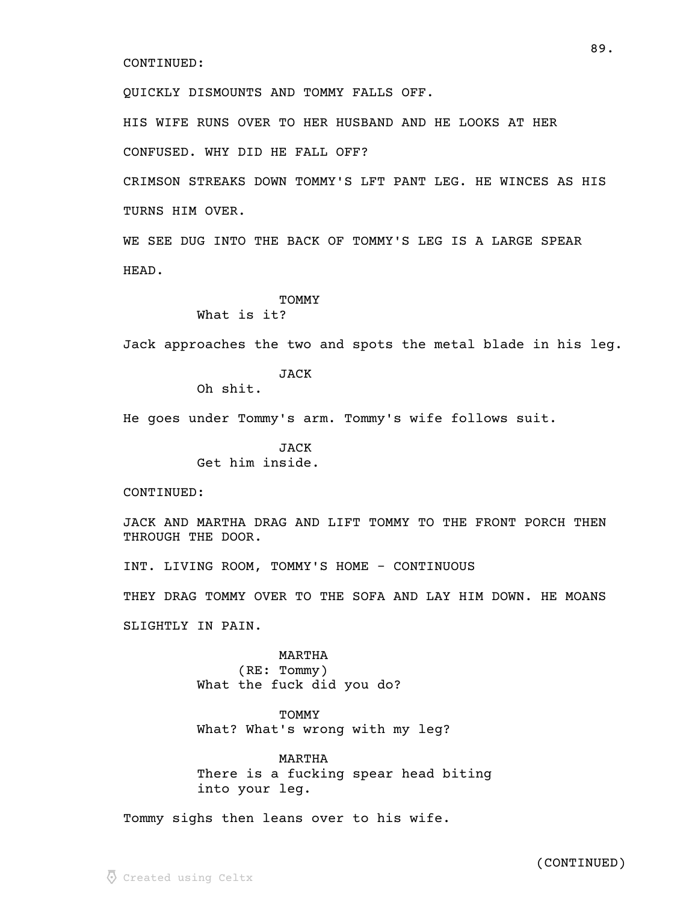CONTINUED:

QUICKLY DISMOUNTS AND TOMMY FALLS OFF.

HIS WIFE RUNS OVER TO HER HUSBAND AND HE LOOKS AT HER CONFUSED. WHY DID HE FALL OFF?

CRIMSON STREAKS DOWN TOMMY'S LFT PANT LEG. HE WINCES AS HIS TURNS HIM OVER.

WE SEE DUG INTO THE BACK OF TOMMY'S LEG IS A LARGE SPEAR HEAD.

TOMMY
What is it?

Jack approaches the two and spots the metal blade in his leg.

JACK
Oh shit.

He goes under Tommy's arm. Tommy's wife follows suit.

JACK
Get him inside.

CONTINUED:

JACK AND MARTHA DRAG AND LIFT TOMMY TO THE FRONT PORCH THEN THROUGH THE DOOR.

INT. LIVING ROOM, TOMMY'S HOME - CONTINUOUS

THEY DRAG TOMMY OVER TO THE SOFA AND LAY HIM DOWN. HE MOANS SLIGHTLY IN PAIN.

MARTHA
(RE: Tommy)
What the fuck did you do?

TOMMY
What? What's wrong with my leg?

MARTHA
There is a fucking spear head biting into your leg.

Tommy sighs then leans over to his wife.

(CONTINUED)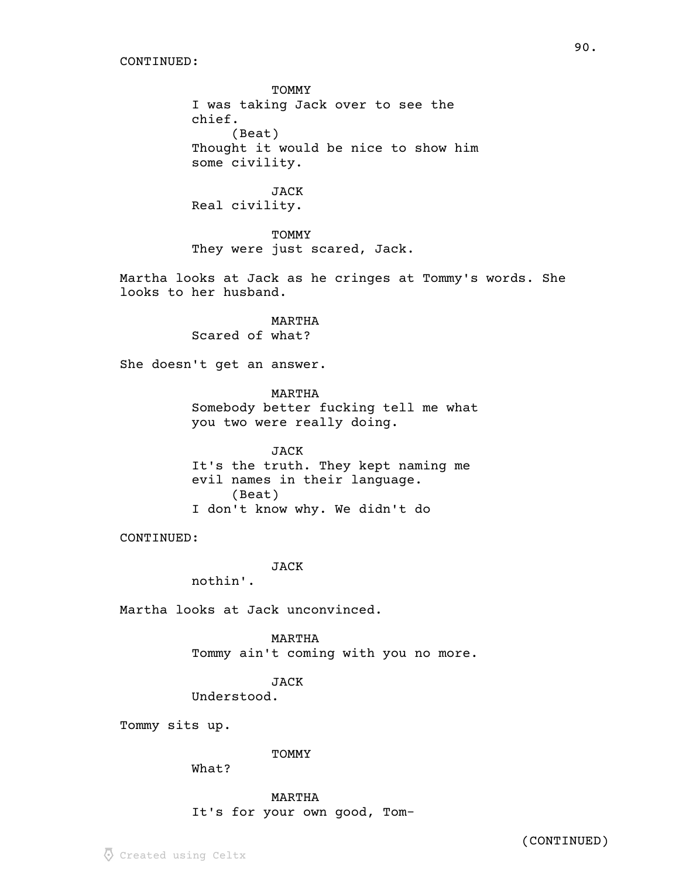CONTINUED:

TOMMY
I was taking Jack over to see the chief.
(Beat)
Thought it would be nice to show him some civility.

JACK
Real civility.

TOMMY
They were just scared, Jack.

Martha looks at Jack as he cringes at Tommy's words. She looks to her husband.

MARTHA
Scared of what?

She doesn't get an answer.

MARTHA
Somebody better fucking tell me what you two were really doing.

JACK
It's the truth. They kept naming me evil names in their language.
(Beat)
I don't know why. We didn't do

CONTINUED:

JACK
nothin'.

Martha looks at Jack unconvinced.

MARTHA
Tommy ain't coming with you no more.

JACK
Understood.

Tommy sits up.

TOMMY
What?

MARTHA
It's for your own good, Tom-

(CONTINUED)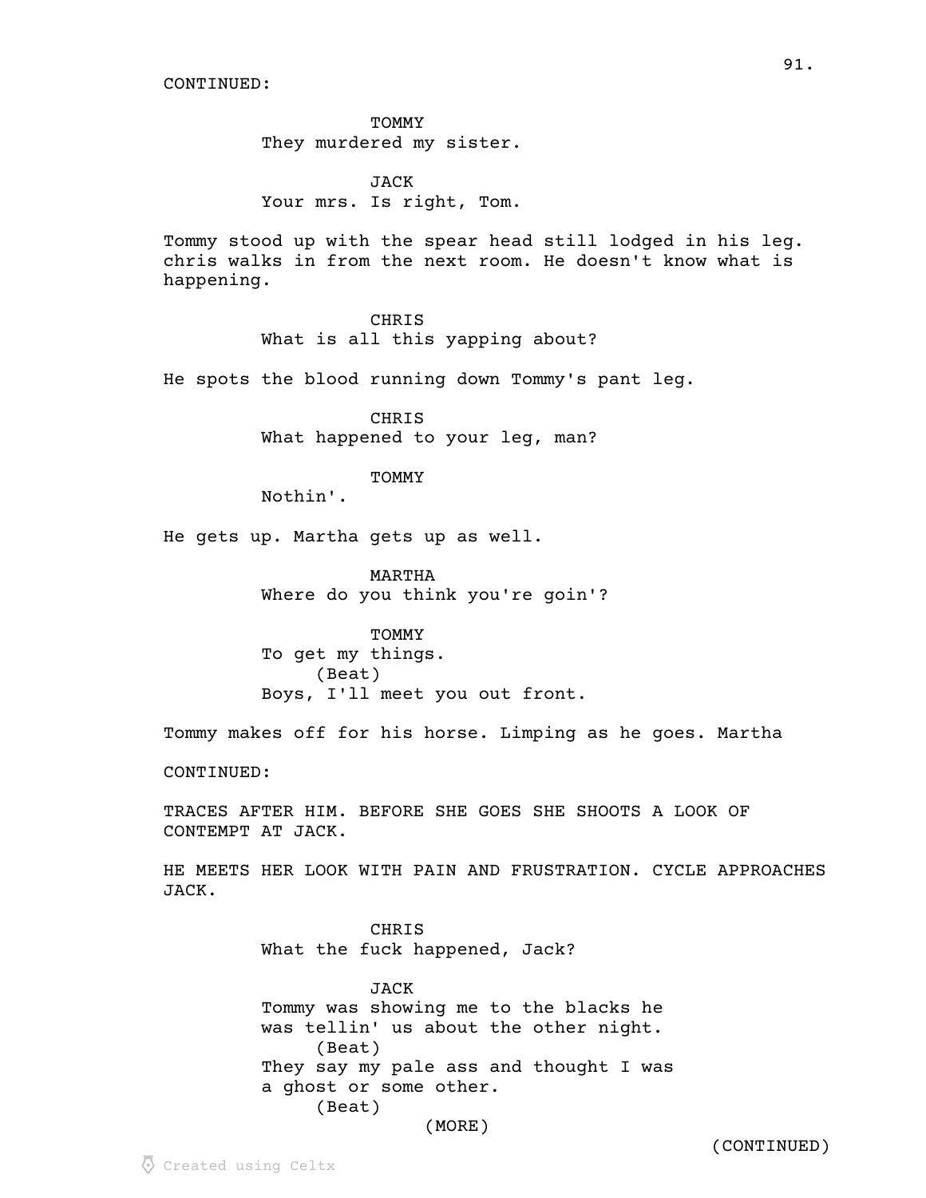CONTINUED:

TOMMY
They murdered my sister.

JACK
Your mrs. Is right, Tom.

Tommy stood up with the spear head still lodged in his leg. chris walks in from the next room. He doesn't know what is happening.

CHRIS
What is all this yapping about?

He spots the blood running down Tommy's pant leg.

CHRIS
What happened to your leg, man?

TOMMY
Nothin'.

He gets up. Martha gets up as well.

MARTHA
Where do you think you're goin'?

TOMMY
To get my things.
(Beat)
Boys, I'll meet you out front.

Tommy makes off for his horse. Limping as he goes. Martha

CONTINUED:

TRACES AFTER HIM. BEFORE SHE GOES SHE SHOOTS A LOOK OF CONTEMPT AT JACK.

HE MEETS HER LOOK WITH PAIN AND FRUSTRATION. CYCLE APPROACHES JACK.

CHRIS
What the fuck happened, Jack?

JACK
Tommy was showing me to the blacks he was tellin' us about the other night.
(Beat)
They say my pale ass and thought I was a ghost or some other.
(Beat)
(MORE)

(CONTINUED)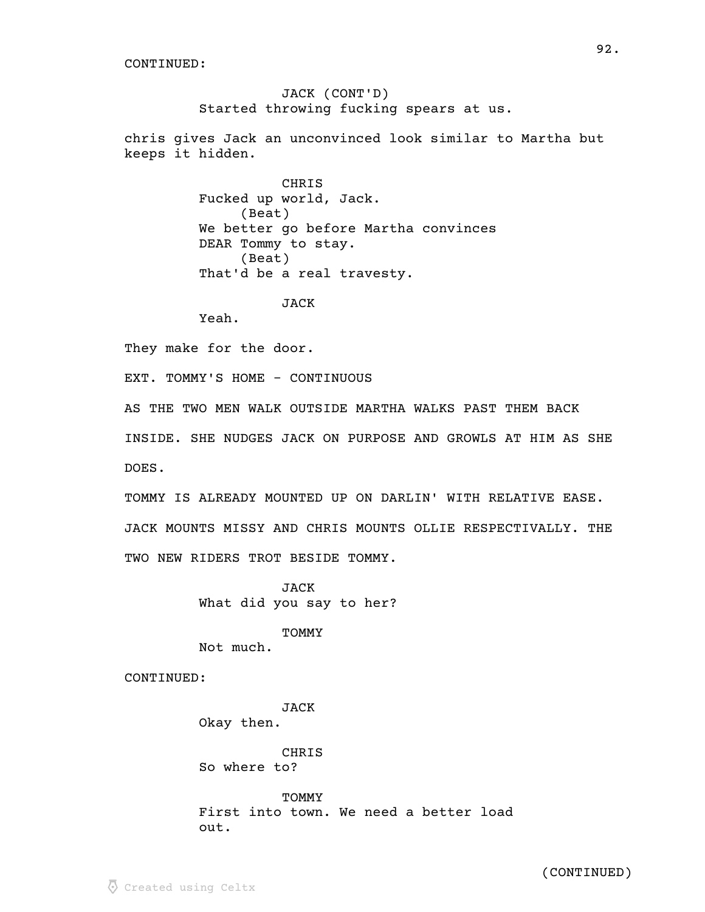CONTINUED:

JACK (CONT'D)
Started throwing fucking spears at us.

chris gives Jack an unconvinced look similar to Martha but keeps it hidden.

CHRIS
Fucked up world, Jack.
(Beat)
We better go before Martha convinces DEAR Tommy to stay.
(Beat)
That'd be a real travesty.

JACK
Yeah.

They make for the door.

EXT. TOMMY'S HOME - CONTINUOUS

AS THE TWO MEN WALK OUTSIDE MARTHA WALKS PAST THEM BACK INSIDE. SHE NUDGES JACK ON PURPOSE AND GROWLS AT HIM AS SHE DOES.

TOMMY IS ALREADY MOUNTED UP ON DARLIN' WITH RELATIVE EASE.

JACK MOUNTS MISSY AND CHRIS MOUNTS OLLIE RESPECTIVALLY. THE TWO NEW RIDERS TROT BESIDE TOMMY.

JACK
What did you say to her?

TOMMY
Not much.

CONTINUED:

JACK
Okay then.

CHRIS
So where to?

TOMMY
First into town. We need a better load out.

(CONTINUED)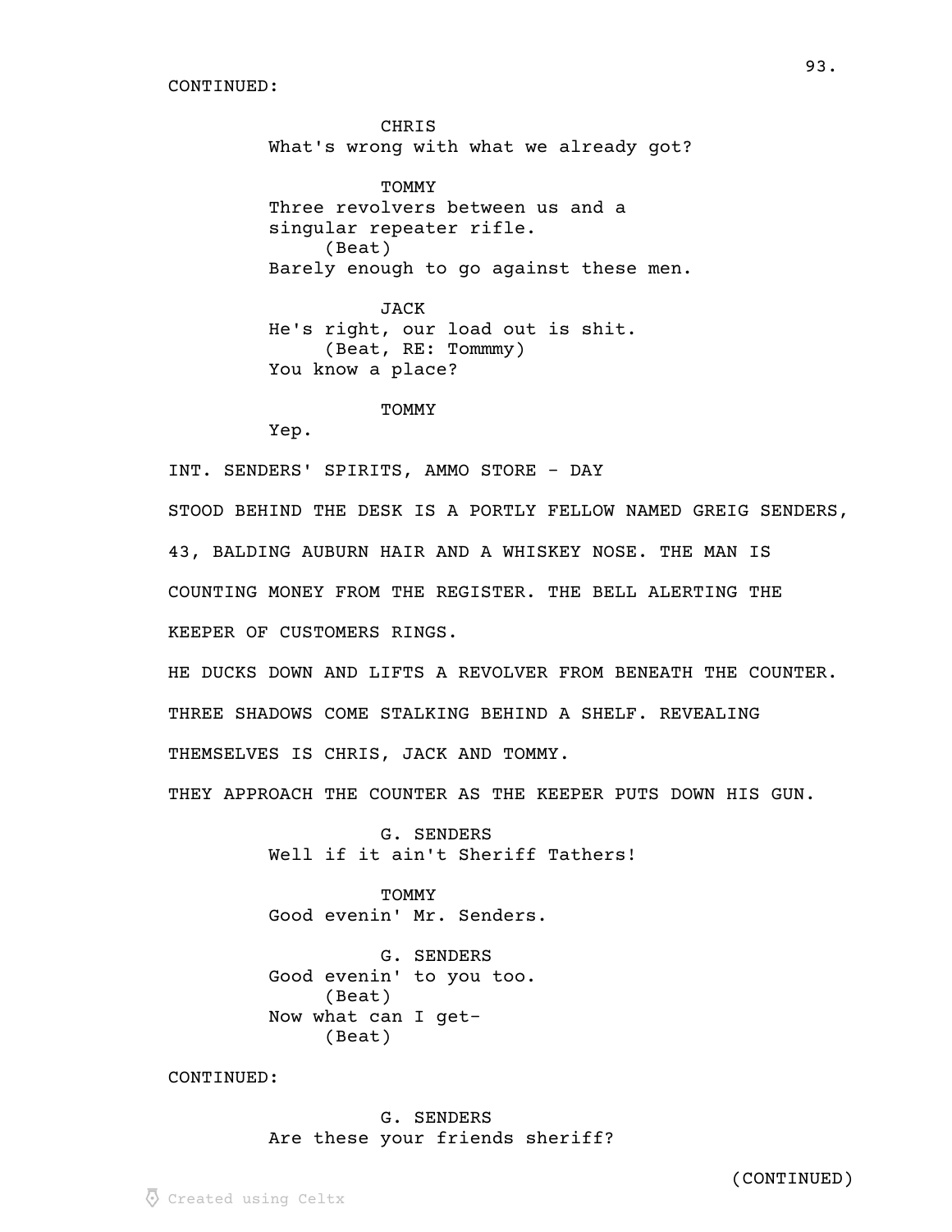CONTINUED:

CHRIS
What's wrong with what we already got?

TOMMY
Three revolvers between us and a singular repeater rifle.
(Beat)
Barely enough to go against these men.

JACK
He's right, our load out is shit.
(Beat, RE: Tommmy)
You know a place?

TOMMY
Yep.

INT. SENDERS' SPIRITS, AMMO STORE - DAY

STOOD BEHIND THE DESK IS A PORTLY FELLOW NAMED GREIG SENDERS, 43, BALDING AUBURN HAIR AND A WHISKEY NOSE. THE MAN IS COUNTING MONEY FROM THE REGISTER. THE BELL ALERTING THE KEEPER OF CUSTOMERS RINGS.

HE DUCKS DOWN AND LIFTS A REVOLVER FROM BENEATH THE COUNTER.

THREE SHADOWS COME STALKING BEHIND A SHELF. REVEALING THEMSELVES IS CHRIS, JACK AND TOMMY.

THEY APPROACH THE COUNTER AS THE KEEPER PUTS DOWN HIS GUN.

G. SENDERS
Well if it ain't Sheriff Tathers!

TOMMY
Good evenin' Mr. Senders.

G. SENDERS
Good evenin' to you too.
(Beat)
Now what can I get-
(Beat)

CONTINUED:

G. SENDERS
Are these your friends sheriff?

(CONTINUED)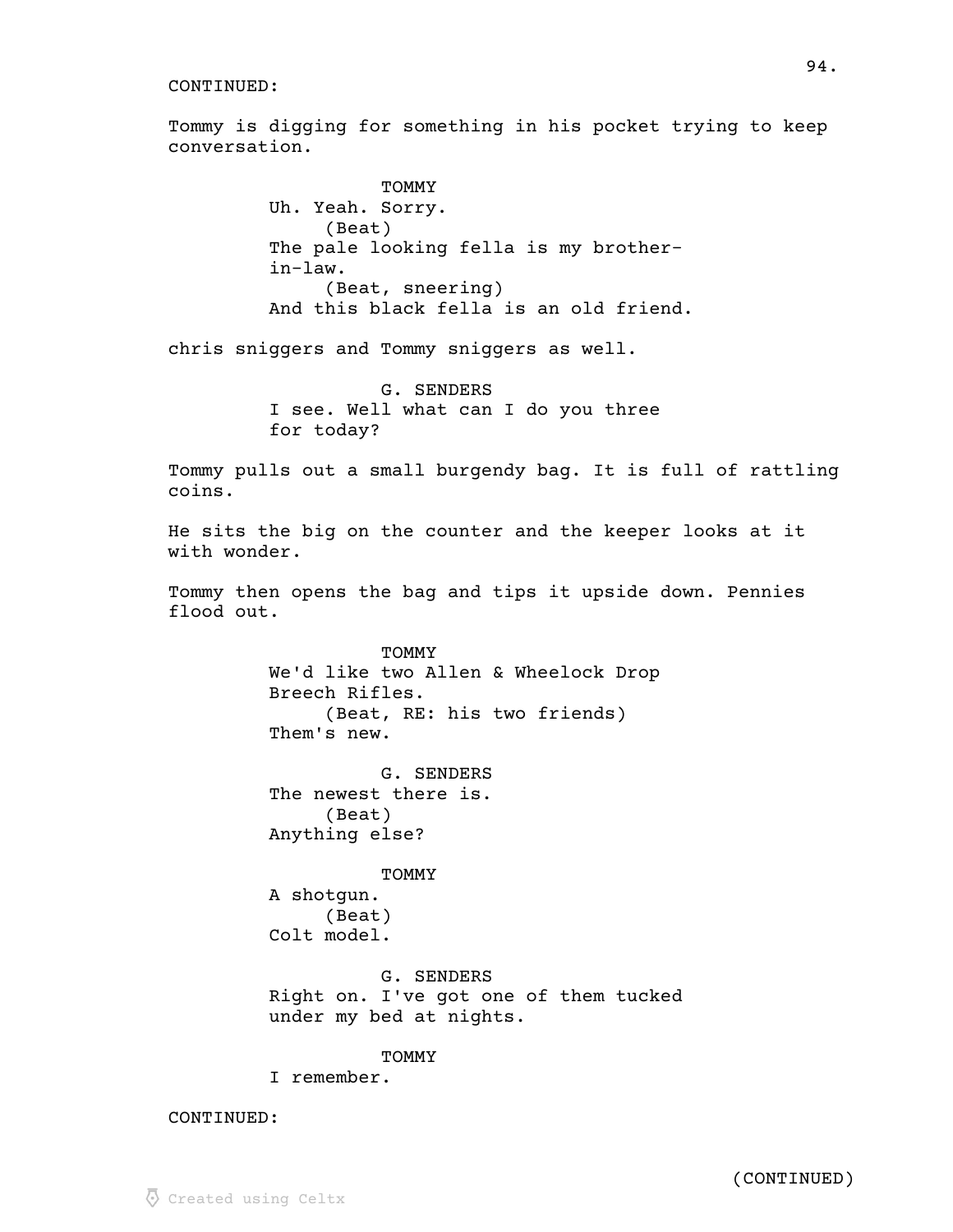CONTINUED:

Tommy is digging for something in his pocket trying to keep conversation.

TOMMY
Uh. Yeah. Sorry.
(Beat)
The pale looking fella is my brother-in-law.
(Beat, sneering)
And this black fella is an old friend.

chris sniggers and Tommy sniggers as well.

G. SENDERS
I see. Well what can I do you three for today?

Tommy pulls out a small burgendy bag. It is full of rattling coins.

He sits the big on the counter and the keeper looks at it with wonder.

Tommy then opens the bag and tips it upside down. Pennies flood out.

TOMMY
We'd like two Allen & Wheelock Drop Breech Rifles.
(Beat, RE: his two friends)
Them's new.

G. SENDERS
The newest there is.
(Beat)
Anything else?

TOMMY
A shotgun.
(Beat)
Colt model.

G. SENDERS
Right on. I've got one of them tucked under my bed at nights.

TOMMY
I remember.

CONTINUED:

(CONTINUED)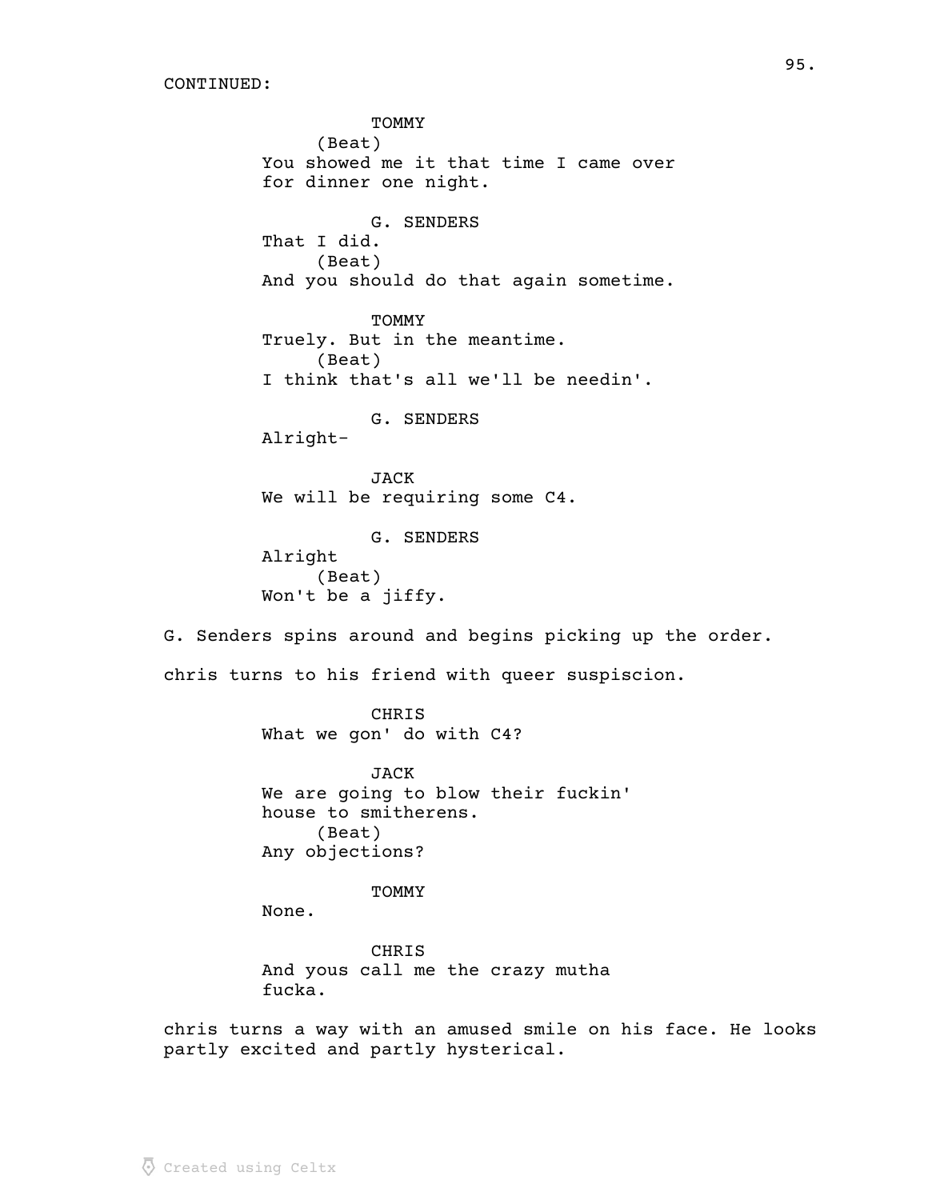CONTINUED:

TOMMY
(Beat)
You showed me it that time I came over for dinner one night.

G. SENDERS
That I did.
(Beat)
And you should do that again sometime.

TOMMY
Truely. But in the meantime.
(Beat)
I think that's all we'll be needin'.

G. SENDERS
Alright-

JACK
We will be requiring some C4.

G. SENDERS
Alright
(Beat)
Won't be a jiffy.

G. Senders spins around and begins picking up the order.

chris turns to his friend with queer suspiscion.

CHRIS
What we gon' do with C4?

JACK
We are going to blow their fuckin' house to smitherens.
(Beat)
Any objections?

TOMMY
None.

CHRIS
And yous call me the crazy mutha fucka.

chris turns a way with an amused smile on his face. He looks partly excited and partly hysterical.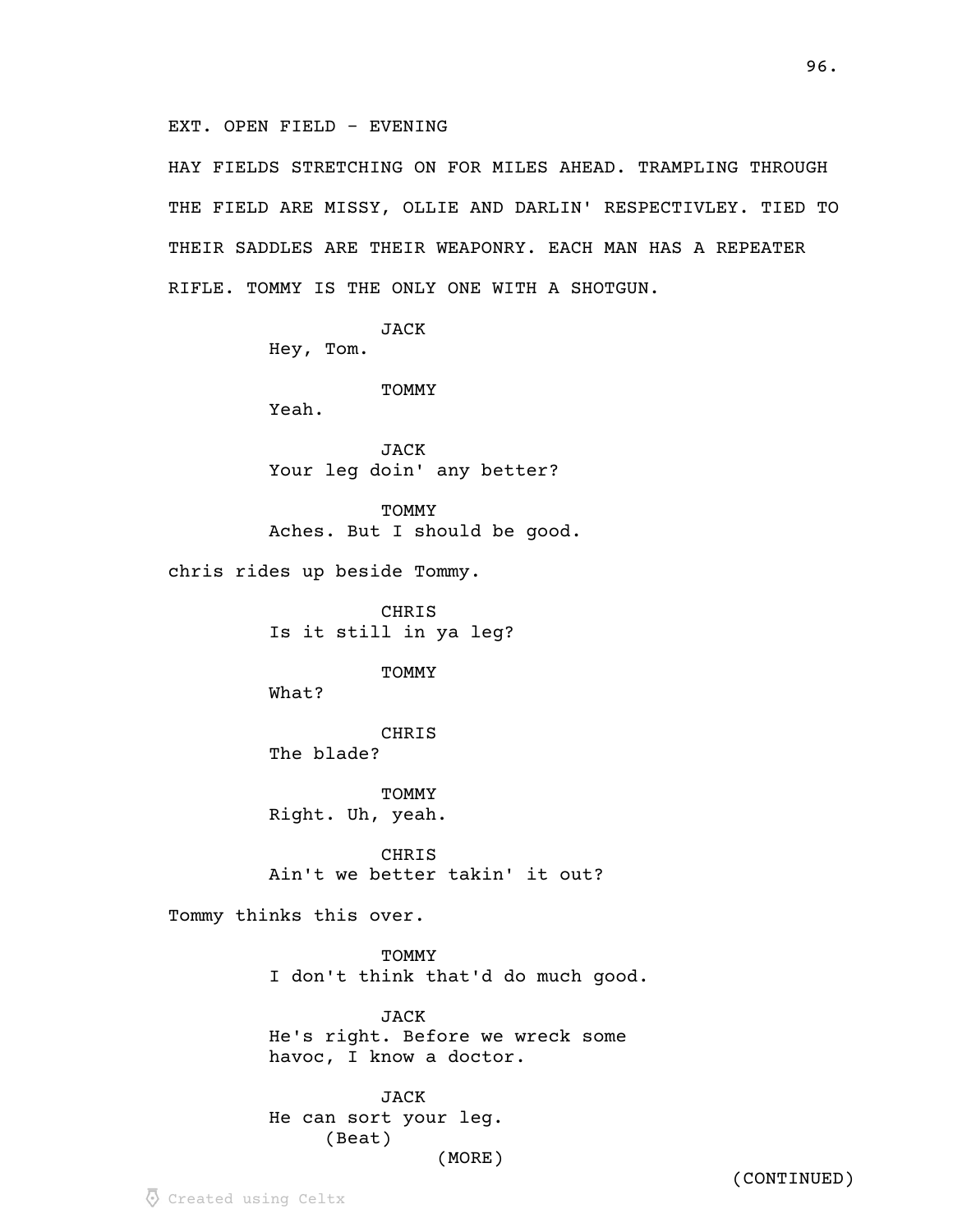EXT. OPEN FIELD - EVENING

HAY FIELDS STRETCHING ON FOR MILES AHEAD. TRAMPLING THROUGH THE FIELD ARE MISSY, OLLIE AND DARLIN' RESPECTIVLEY. TIED TO THEIR SADDLES ARE THEIR WEAPONRY. EACH MAN HAS A REPEATER RIFLE. TOMMY IS THE ONLY ONE WITH A SHOTGUN.

JACK
Hey, Tom.

TOMMY
Yeah.

JACK
Your leg doin' any better?

TOMMY
Aches. But I should be good.

chris rides up beside Tommy.

CHRIS
Is it still in ya leg?

TOMMY
What?

CHRIS
The blade?

TOMMY
Right. Uh, yeah.

CHRIS
Ain't we better takin' it out?

Tommy thinks this over.

TOMMY
I don't think that'd do much good.

JACK
He's right. Before we wreck some havoc, I know a doctor.

JACK
He can sort your leg.
(Beat)
(MORE)

(CONTINUED)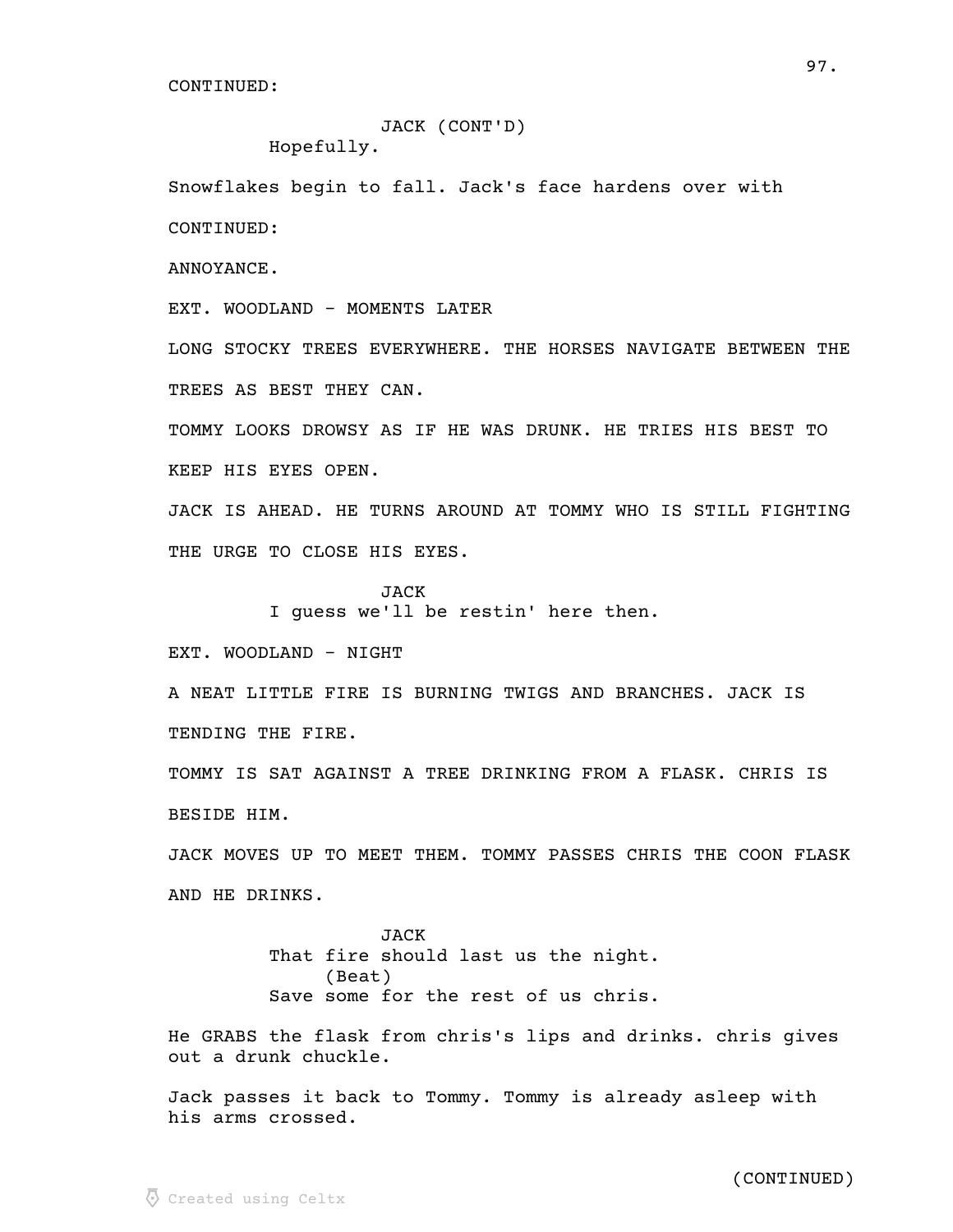CONTINUED:

JACK (CONT'D)
Hopefully.

Snowflakes begin to fall. Jack's face hardens over with

CONTINUED:

ANNOYANCE.

EXT. WOODLAND - MOMENTS LATER

LONG STOCKY TREES EVERYWHERE. THE HORSES NAVIGATE BETWEEN THE TREES AS BEST THEY CAN.

TOMMY LOOKS DROWSY AS IF HE WAS DRUNK. HE TRIES HIS BEST TO KEEP HIS EYES OPEN.

JACK IS AHEAD. HE TURNS AROUND AT TOMMY WHO IS STILL FIGHTING THE URGE TO CLOSE HIS EYES.

JACK
I guess we'll be restin' here then.

EXT. WOODLAND - NIGHT

A NEAT LITTLE FIRE IS BURNING TWIGS AND BRANCHES. JACK IS TENDING THE FIRE.

TOMMY IS SAT AGAINST A TREE DRINKING FROM A FLASK. CHRIS IS BESIDE HIM.

JACK MOVES UP TO MEET THEM. TOMMY PASSES CHRIS THE COON FLASK AND HE DRINKS.

JACK
That fire should last us the night.
(Beat)
Save some for the rest of us chris.

He GRABS the flask from chris's lips and drinks. chris gives out a drunk chuckle.

Jack passes it back to Tommy. Tommy is already asleep with his arms crossed.

(CONTINUED)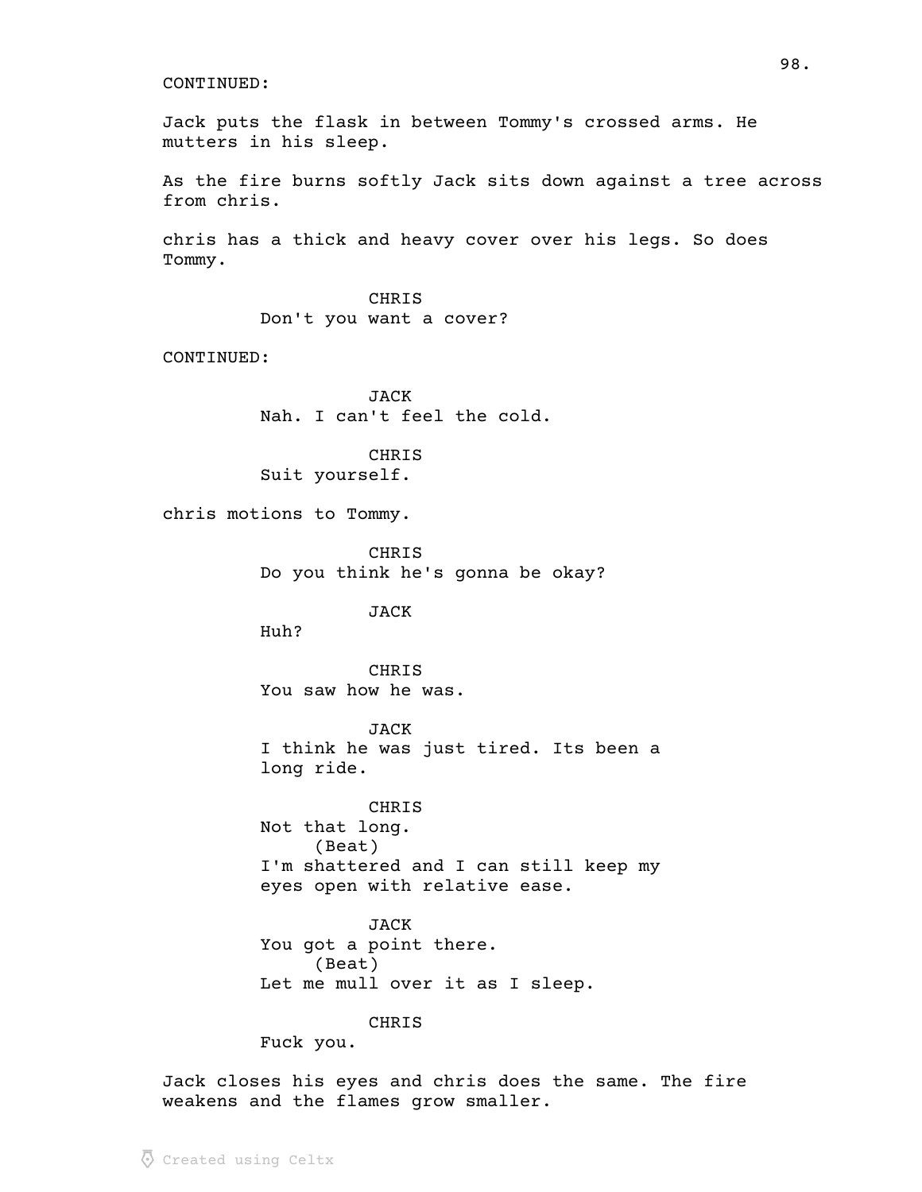CONTINUED:

Jack puts the flask in between Tommy's crossed arms. He mutters in his sleep.

As the fire burns softly Jack sits down against a tree across from chris.

chris has a thick and heavy cover over his legs. So does Tommy.

CHRIS
Don't you want a cover?

CONTINUED:

JACK
Nah. I can't feel the cold.

CHRIS
Suit yourself.

chris motions to Tommy.

CHRIS
Do you think he's gonna be okay?

JACK
Huh?

CHRIS
You saw how he was.

JACK
I think he was just tired. Its been a long ride.

CHRIS
Not that long.
(Beat)
I'm shattered and I can still keep my eyes open with relative ease.

JACK
You got a point there.
(Beat)
Let me mull over it as I sleep.

CHRIS
Fuck you.

Jack closes his eyes and chris does the same. The fire weakens and the flames grow smaller.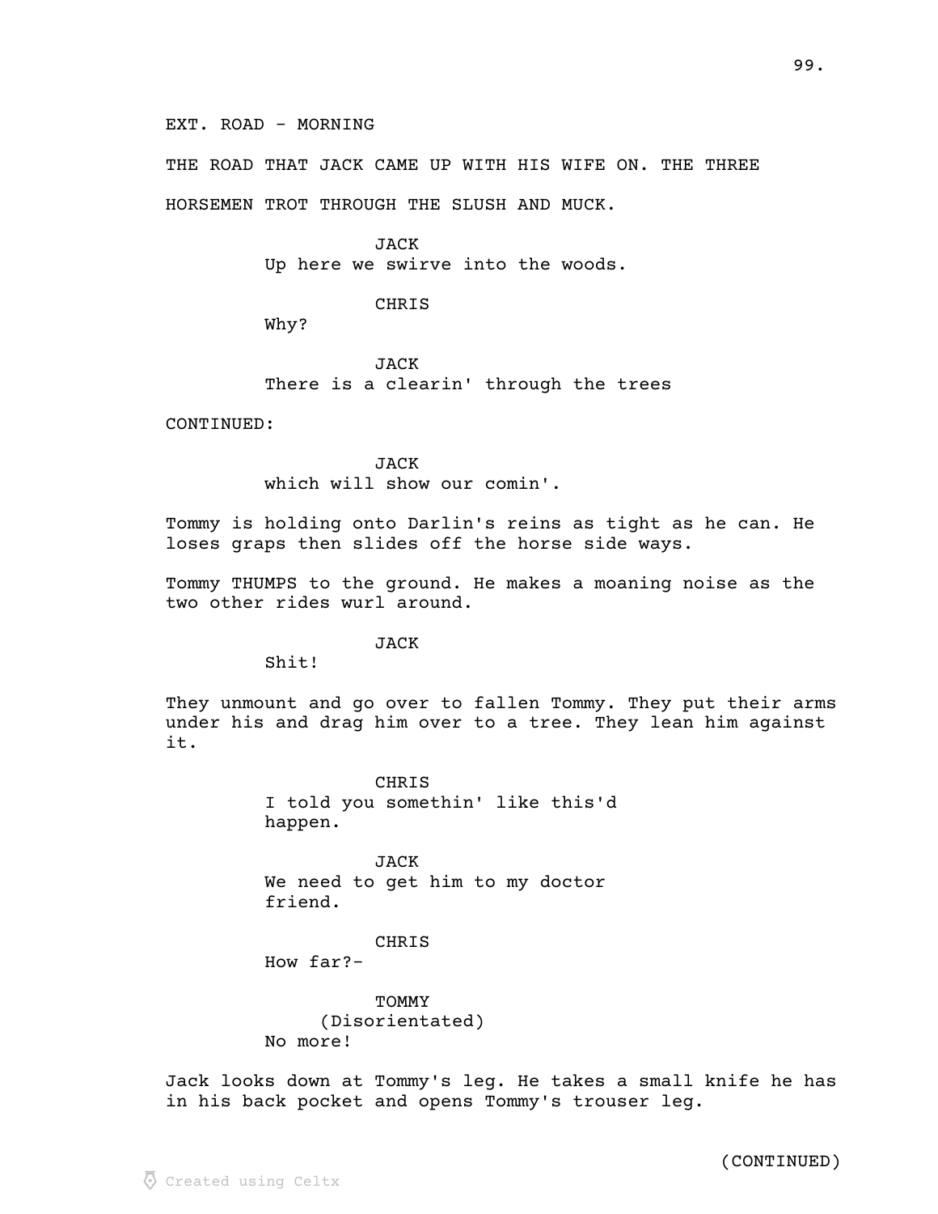EXT. ROAD - MORNING

THE ROAD THAT JACK CAME UP WITH HIS WIFE ON. THE THREE HORSEMEN TROT THROUGH THE SLUSH AND MUCK.

JACK
Up here we swirve into the woods.

CHRIS
Why?

JACK
There is a clearin' through the trees

CONTINUED:

JACK
which will show our comin'.

Tommy is holding onto Darlin's reins as tight as he can. He loses graps then slides off the horse side ways.

Tommy THUMPS to the ground. He makes a moaning noise as the two other rides wurl around.

JACK
Shit!

They unmount and go over to fallen Tommy. They put their arms under his and drag him over to a tree. They lean him against it.

CHRIS
I told you somethin' like this'd happen.

JACK
We need to get him to my doctor friend.

CHRIS
How far?-

TOMMY
(Disorientated)
No more!

Jack looks down at Tommy's leg. He takes a small knife he has in his back pocket and opens Tommy's trouser leg.

(CONTINUED)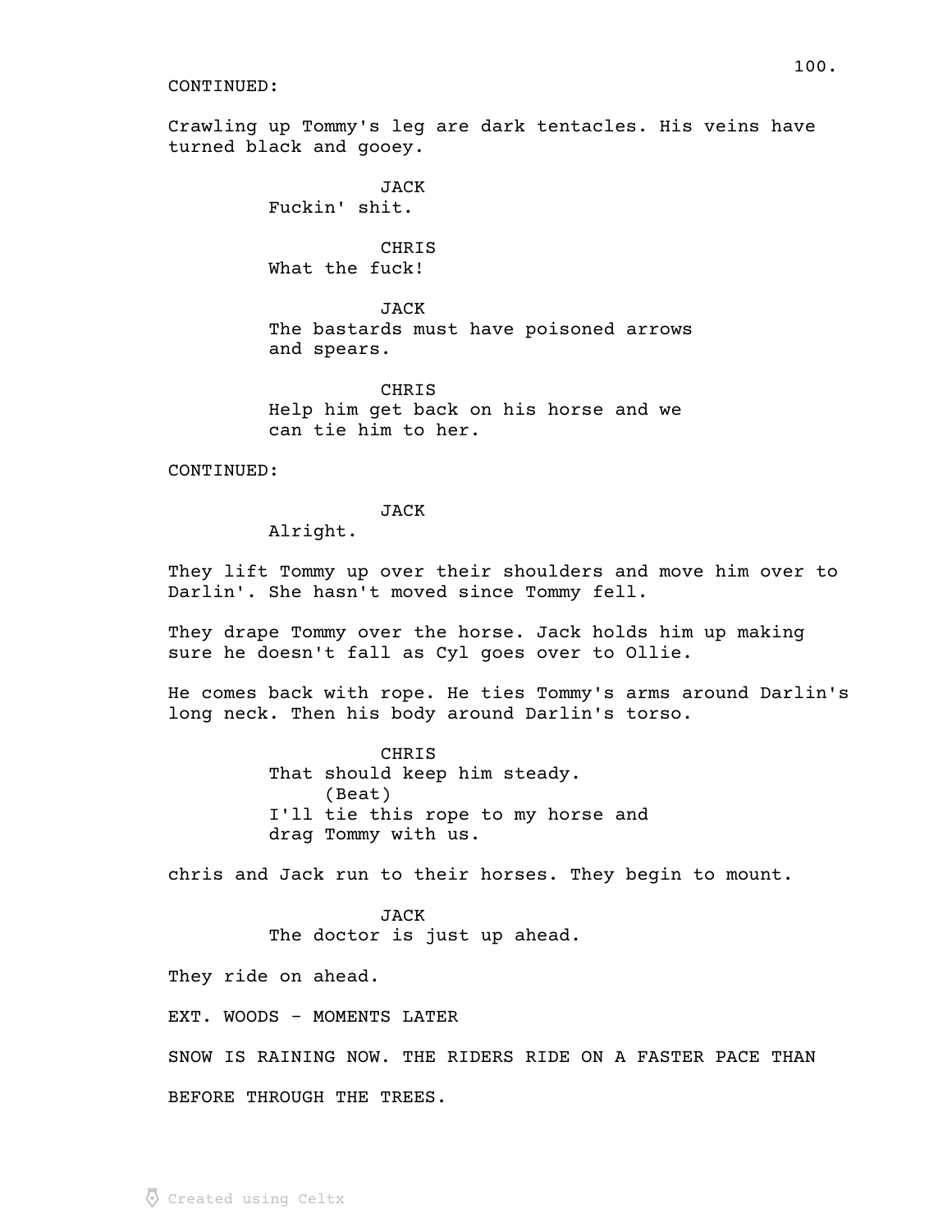CONTINUED:

Crawling up Tommy's leg are dark tentacles. His veins have turned black and gooey.

JACK
Fuckin' shit.

CHRIS
What the fuck!

JACK
The bastards must have poisoned arrows and spears.

CHRIS
Help him get back on his horse and we can tie him to her.

CONTINUED:

JACK
Alright.

They lift Tommy up over their shoulders and move him over to Darlin'. She hasn't moved since Tommy fell.

They drape Tommy over the horse. Jack holds him up making sure he doesn't fall as Cyl goes over to Ollie.

He comes back with rope. He ties Tommy's arms around Darlin's long neck. Then his body around Darlin's torso.

CHRIS
That should keep him steady.
(Beat)
I'll tie this rope to my horse and drag Tommy with us.

chris and Jack run to their horses. They begin to mount.

JACK
The doctor is just up ahead.

They ride on ahead.

EXT. WOODS - MOMENTS LATER

SNOW IS RAINING NOW. THE RIDERS RIDE ON A FASTER PACE THAN

BEFORE THROUGH THE TREES.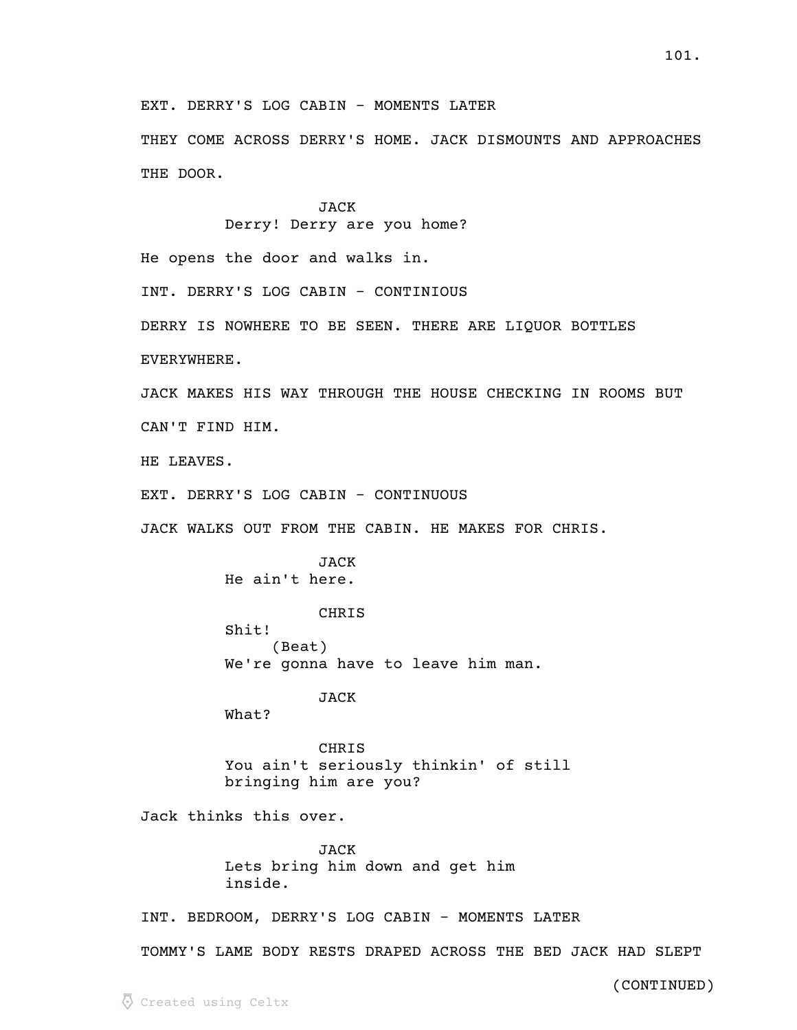EXT. DERRY'S LOG CABIN - MOMENTS LATER

THEY COME ACROSS DERRY'S HOME. JACK DISMOUNTS AND APPROACHES THE DOOR.

JACK
Derry! Derry are you home?

He opens the door and walks in.

INT. DERRY'S LOG CABIN - CONTINIOUS

DERRY IS NOWHERE TO BE SEEN. THERE ARE LIQUOR BOTTLES EVERYWHERE.

JACK MAKES HIS WAY THROUGH THE HOUSE CHECKING IN ROOMS BUT CAN'T FIND HIM.

HE LEAVES.

EXT. DERRY'S LOG CABIN - CONTINUOUS

JACK WALKS OUT FROM THE CABIN. HE MAKES FOR CHRIS.

JACK
He ain't here.

CHRIS
Shit!
(Beat)
We're gonna have to leave him man.

JACK
What?

CHRIS
You ain't seriously thinkin' of still bringing him are you?

Jack thinks this over.

JACK
Lets bring him down and get him inside.

INT. BEDROOM, DERRY'S LOG CABIN - MOMENTS LATER

TOMMY'S LAME BODY RESTS DRAPED ACROSS THE BED JACK HAD SLEPT

(CONTINUED)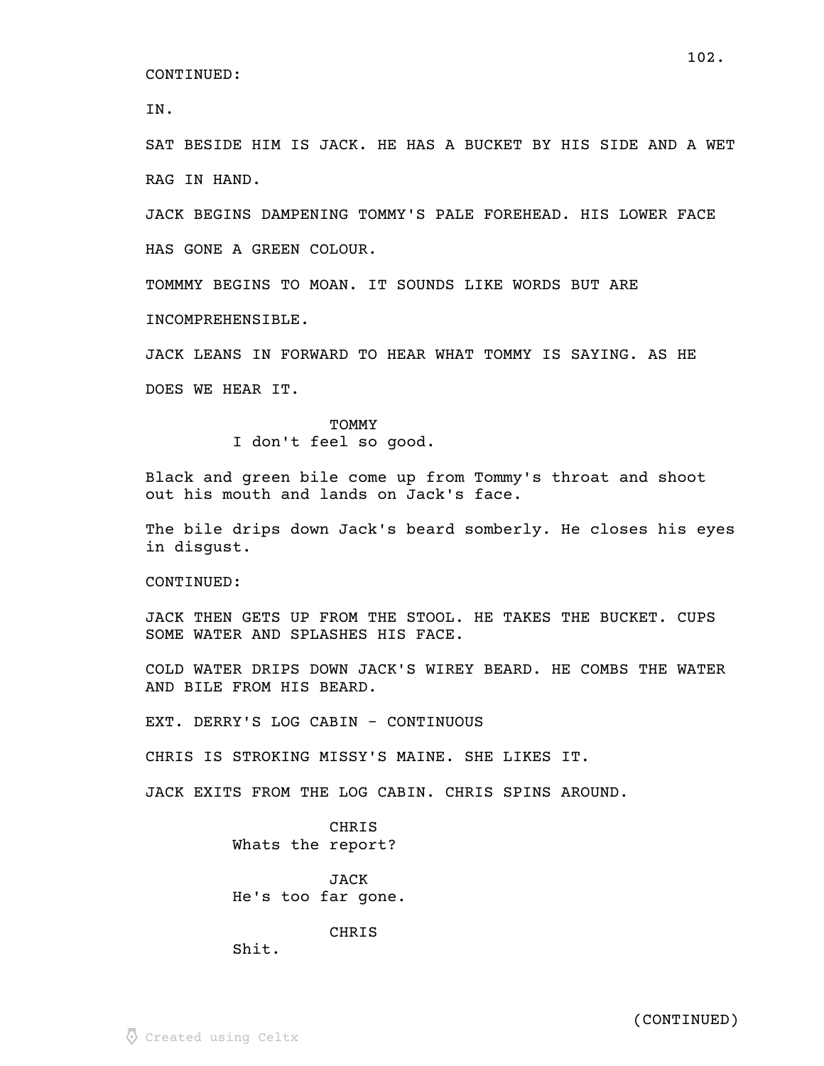CONTINUED:

IN.

SAT BESIDE HIM IS JACK. HE HAS A BUCKET BY HIS SIDE AND A WET RAG IN HAND.

JACK BEGINS DAMPENING TOMMY'S PALE FOREHEAD. HIS LOWER FACE HAS GONE A GREEN COLOUR.

TOMMMY BEGINS TO MOAN. IT SOUNDS LIKE WORDS BUT ARE INCOMPREHENSIBLE.

JACK LEANS IN FORWARD TO HEAR WHAT TOMMY IS SAYING. AS HE DOES WE HEAR IT.

TOMMY
I don't feel so good.

Black and green bile come up from Tommy's throat and shoot out his mouth and lands on Jack's face.

The bile drips down Jack's beard somberly. He closes his eyes in disgust.

CONTINUED:

JACK THEN GETS UP FROM THE STOOL. HE TAKES THE BUCKET. CUPS SOME WATER AND SPLASHES HIS FACE.

COLD WATER DRIPS DOWN JACK'S WIREY BEARD. HE COMBS THE WATER AND BILE FROM HIS BEARD.

EXT. DERRY'S LOG CABIN - CONTINUOUS

CHRIS IS STROKING MISSY'S MAINE. SHE LIKES IT.

JACK EXITS FROM THE LOG CABIN. CHRIS SPINS AROUND.

CHRIS
Whats the report?

JACK
He's too far gone.

CHRIS
Shit.

(CONTINUED)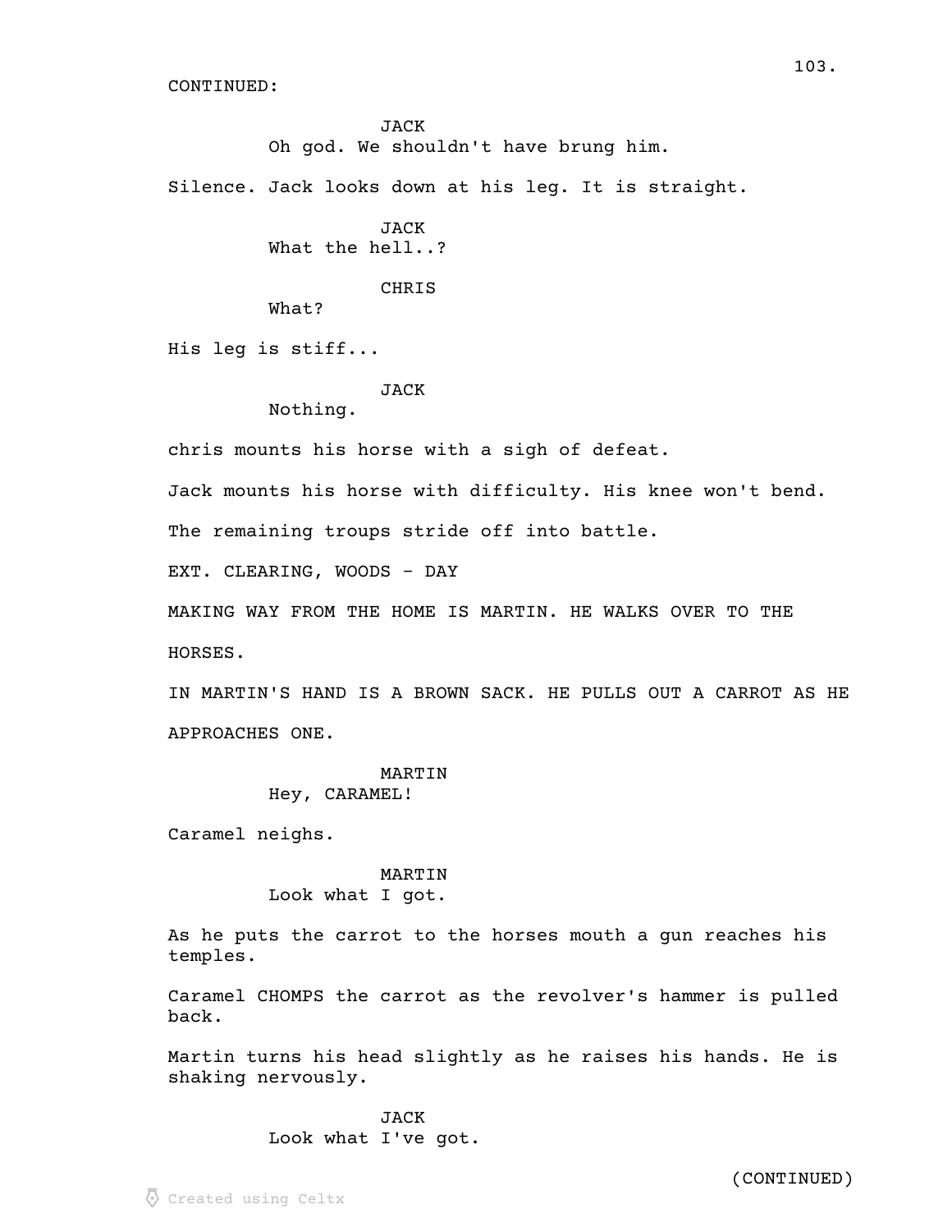CONTINUED:

JACK
Oh god. We shouldn't have brung him.

Silence. Jack looks down at his leg. It is straight.

JACK
What the hell..?

CHRIS
What?

His leg is stiff...

JACK
Nothing.

chris mounts his horse with a sigh of defeat.

Jack mounts his horse with difficulty. His knee won't bend.

The remaining troups stride off into battle.

EXT. CLEARING, WOODS - DAY

MAKING WAY FROM THE HOME IS MARTIN. HE WALKS OVER TO THE HORSES.

IN MARTIN'S HAND IS A BROWN SACK. HE PULLS OUT A CARROT AS HE APPROACHES ONE.

MARTIN
Hey, CARAMEL!

Caramel neighs.

MARTIN
Look what I got.

As he puts the carrot to the horses mouth a gun reaches his temples.

Caramel CHOMPS the carrot as the revolver's hammer is pulled back.

Martin turns his head slightly as he raises his hands. He is shaking nervously.

JACK
Look what I've got.

(CONTINUED)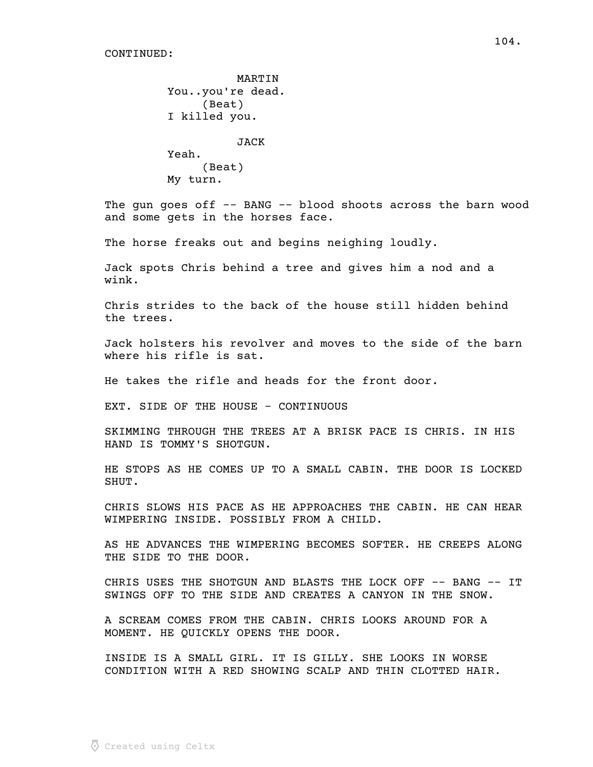CONTINUED:

MARTIN
You..you're dead.
(Beat)
I killed you.

JACK
Yeah.
(Beat)
My turn.

The gun goes off -- BANG -- blood shoots across the barn wood and some gets in the horses face.

The horse freaks out and begins neighing loudly.

Jack spots Chris behind a tree and gives him a nod and a wink.

Chris strides to the back of the house still hidden behind the trees.

Jack holsters his revolver and moves to the side of the barn where his rifle is sat.

He takes the rifle and heads for the front door.

EXT. SIDE OF THE HOUSE - CONTINUOUS

SKIMMING THROUGH THE TREES AT A BRISK PACE IS CHRIS. IN HIS HAND IS TOMMY'S SHOTGUN.

HE STOPS AS HE COMES UP TO A SMALL CABIN. THE DOOR IS LOCKED SHUT.

CHRIS SLOWS HIS PACE AS HE APPROACHES THE CABIN. HE CAN HEAR WIMPERING INSIDE. POSSIBLY FROM A CHILD.

AS HE ADVANCES THE WIMPERING BECOMES SOFTER. HE CREEPS ALONG THE SIDE TO THE DOOR.

CHRIS USES THE SHOTGUN AND BLASTS THE LOCK OFF -- BANG -- IT SWINGS OFF TO THE SIDE AND CREATES A CANYON IN THE SNOW.

A SCREAM COMES FROM THE CABIN. CHRIS LOOKS AROUND FOR A MOMENT. HE QUICKLY OPENS THE DOOR.

INSIDE IS A SMALL GIRL. IT IS GILLY. SHE LOOKS IN WORSE CONDITION WITH A RED SHOWING SCALP AND THIN CLOTTED HAIR.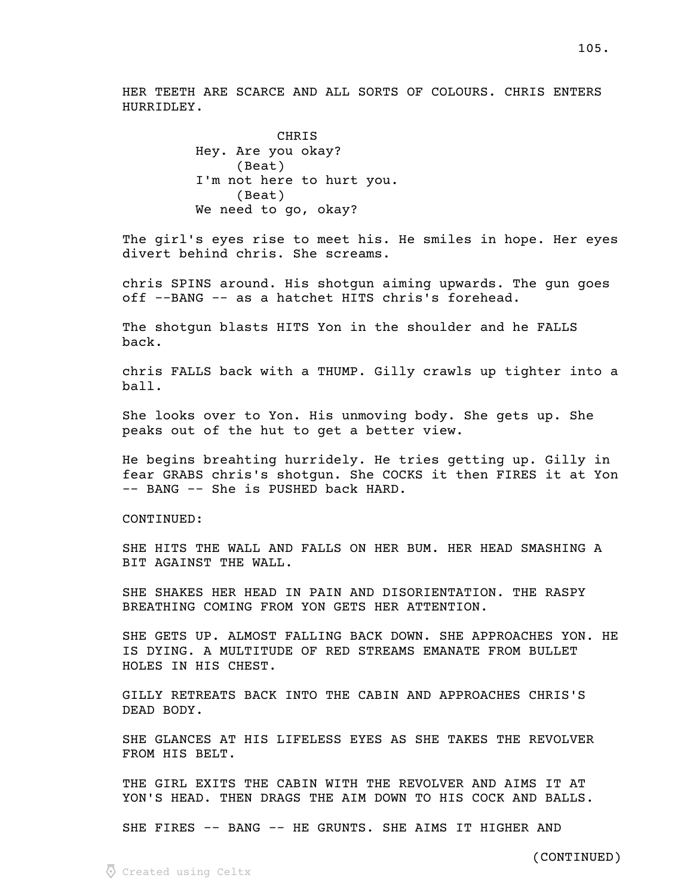HER TEETH ARE SCARCE AND ALL SORTS OF COLOURS. CHRIS ENTERS HURRIDLEY.

CHRIS
Hey. Are you okay?
(Beat)
I'm not here to hurt you.
(Beat)
We need to go, okay?

The girl's eyes rise to meet his. He smiles in hope. Her eyes divert behind chris. She screams.

chris SPINS around. His shotgun aiming upwards. The gun goes off --BANG -- as a hatchet HITS chris's forehead.

The shotgun blasts HITS Yon in the shoulder and he FALLS back.

chris FALLS back with a THUMP. Gilly crawls up tighter into a ball.

She looks over to Yon. His unmoving body. She gets up. She peaks out of the hut to get a better view.

He begins breahting hurridely. He tries getting up. Gilly in fear GRABS chris's shotgun. She COCKS it then FIRES it at Yon -- BANG -- She is PUSHED back HARD.

CONTINUED:

SHE HITS THE WALL AND FALLS ON HER BUM. HER HEAD SMASHING A BIT AGAINST THE WALL.

SHE SHAKES HER HEAD IN PAIN AND DISORIENTATION. THE RASPY BREATHING COMING FROM YON GETS HER ATTENTION.

SHE GETS UP. ALMOST FALLING BACK DOWN. SHE APPROACHES YON. HE IS DYING. A MULTITUDE OF RED STREAMS EMANATE FROM BULLET HOLES IN HIS CHEST.

GILLY RETREATS BACK INTO THE CABIN AND APPROACHES CHRIS'S DEAD BODY.

SHE GLANCES AT HIS LIFELESS EYES AS SHE TAKES THE REVOLVER FROM HIS BELT.

THE GIRL EXITS THE CABIN WITH THE REVOLVER AND AIMS IT AT YON'S HEAD. THEN DRAGS THE AIM DOWN TO HIS COCK AND BALLS.

SHE FIRES -- BANG -- HE GRUNTS. SHE AIMS IT HIGHER AND

(CONTINUED)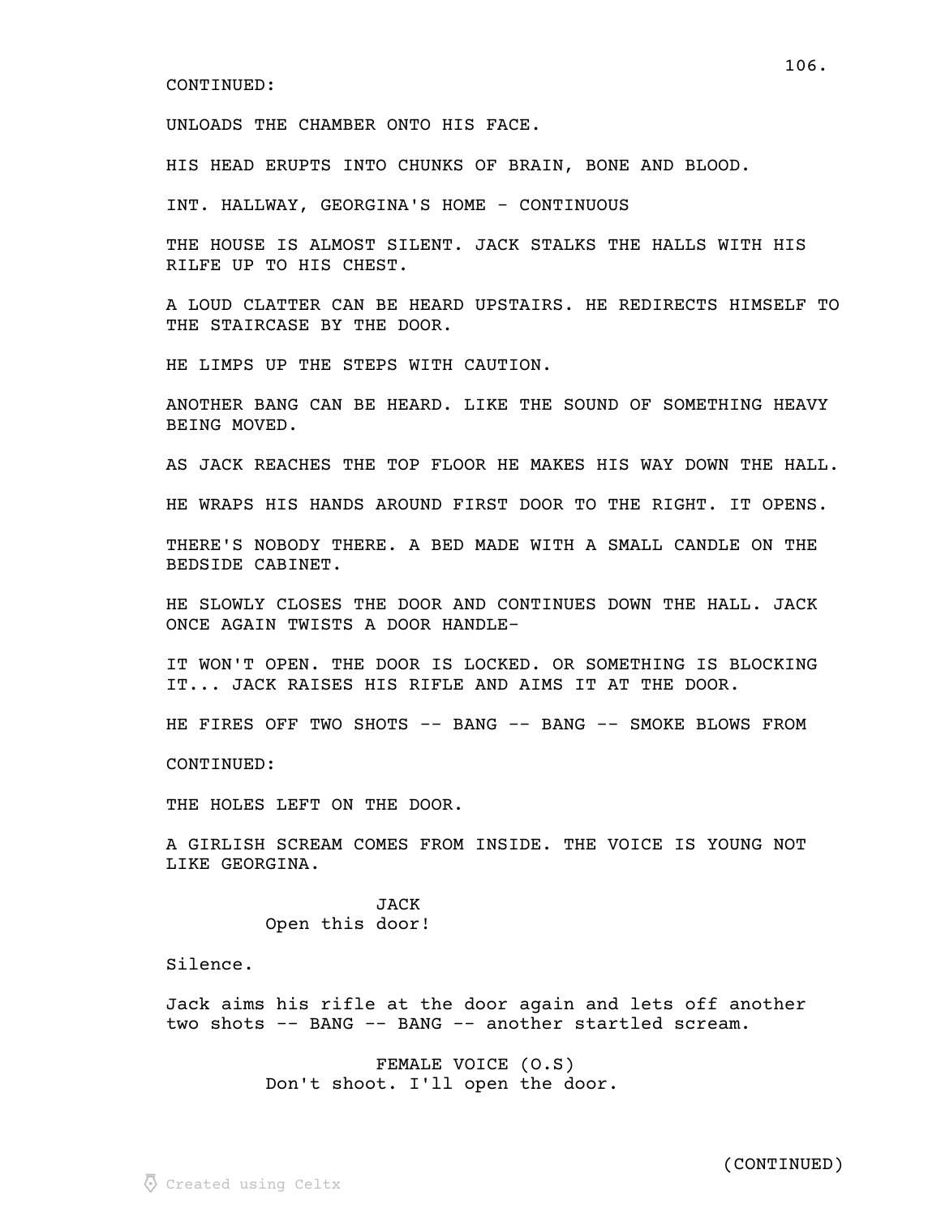CONTINUED:

UNLOADS THE CHAMBER ONTO HIS FACE.

HIS HEAD ERUPTS INTO CHUNKS OF BRAIN, BONE AND BLOOD.

INT. HALLWAY, GEORGINA'S HOME - CONTINUOUS

THE HOUSE IS ALMOST SILENT. JACK STALKS THE HALLS WITH HIS RILFE UP TO HIS CHEST.

A LOUD CLATTER CAN BE HEARD UPSTAIRS. HE REDIRECTS HIMSELF TO THE STAIRCASE BY THE DOOR.

HE LIMPS UP THE STEPS WITH CAUTION.

ANOTHER BANG CAN BE HEARD. LIKE THE SOUND OF SOMETHING HEAVY BEING MOVED.

AS JACK REACHES THE TOP FLOOR HE MAKES HIS WAY DOWN THE HALL.

HE WRAPS HIS HANDS AROUND FIRST DOOR TO THE RIGHT. IT OPENS.

THERE'S NOBODY THERE. A BED MADE WITH A SMALL CANDLE ON THE BEDSIDE CABINET.

HE SLOWLY CLOSES THE DOOR AND CONTINUES DOWN THE HALL. JACK ONCE AGAIN TWISTS A DOOR HANDLE-

IT WON'T OPEN. THE DOOR IS LOCKED. OR SOMETHING IS BLOCKING IT... JACK RAISES HIS RIFLE AND AIMS IT AT THE DOOR.

HE FIRES OFF TWO SHOTS -- BANG -- BANG -- SMOKE BLOWS FROM

CONTINUED:

THE HOLES LEFT ON THE DOOR.

A GIRLISH SCREAM COMES FROM INSIDE. THE VOICE IS YOUNG NOT LIKE GEORGINA.

JACK
Open this door!

Silence.

Jack aims his rifle at the door again and lets off another two shots -- BANG -- BANG -- another startled scream.

FEMALE VOICE (O.S)
Don't shoot. I'll open the door.

(CONTINUED)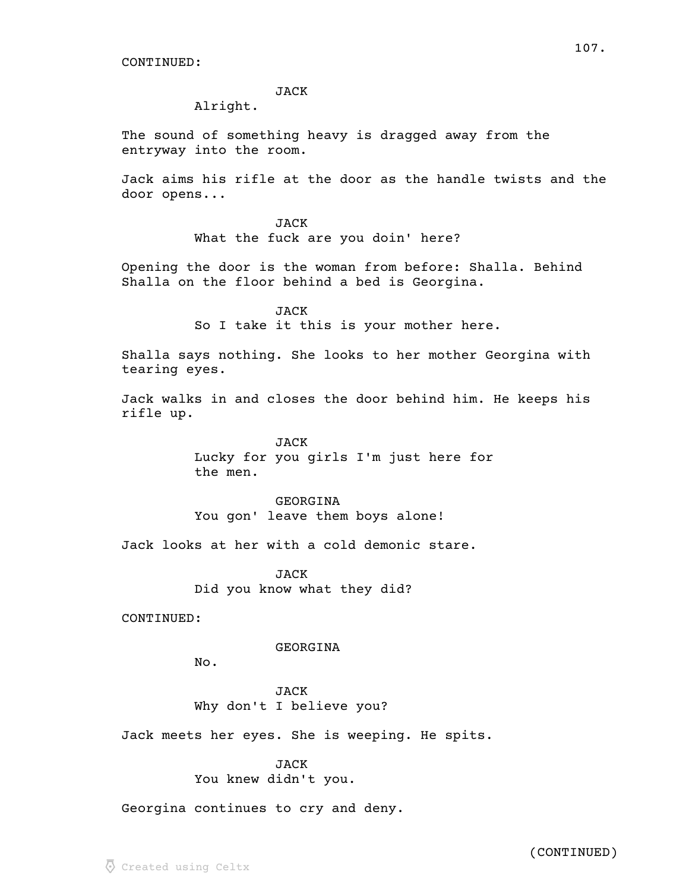CONTINUED:

JACK
Alright.

The sound of something heavy is dragged away from the entryway into the room.

Jack aims his rifle at the door as the handle twists and the door opens...

JACK
What the fuck are you doin' here?

Opening the door is the woman from before: Shalla. Behind Shalla on the floor behind a bed is Georgina.

JACK
So I take it this is your mother here.

Shalla says nothing. She looks to her mother Georgina with tearing eyes.

Jack walks in and closes the door behind him. He keeps his rifle up.

JACK
Lucky for you girls I'm just here for the men.

GEORGINA
You gon' leave them boys alone!

Jack looks at her with a cold demonic stare.

JACK
Did you know what they did?

CONTINUED:

GEORGINA
No.

JACK
Why don't I believe you?

Jack meets her eyes. She is weeping. He spits.

JACK
You knew didn't you.

Georgina continues to cry and deny.

(CONTINUED)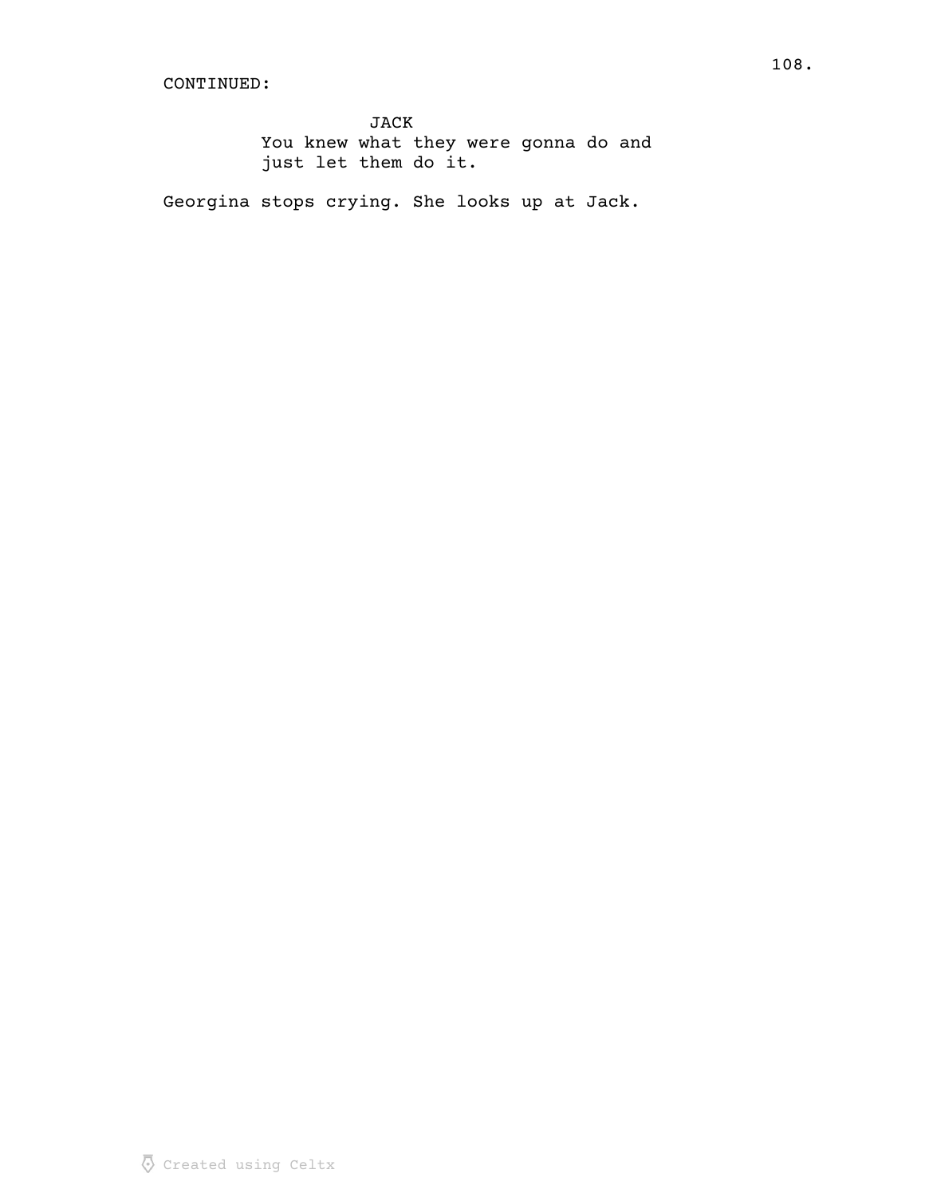CONTINUED:

JACK
You knew what they were gonna do and just let them do it.

Georgina stops crying. She looks up at Jack.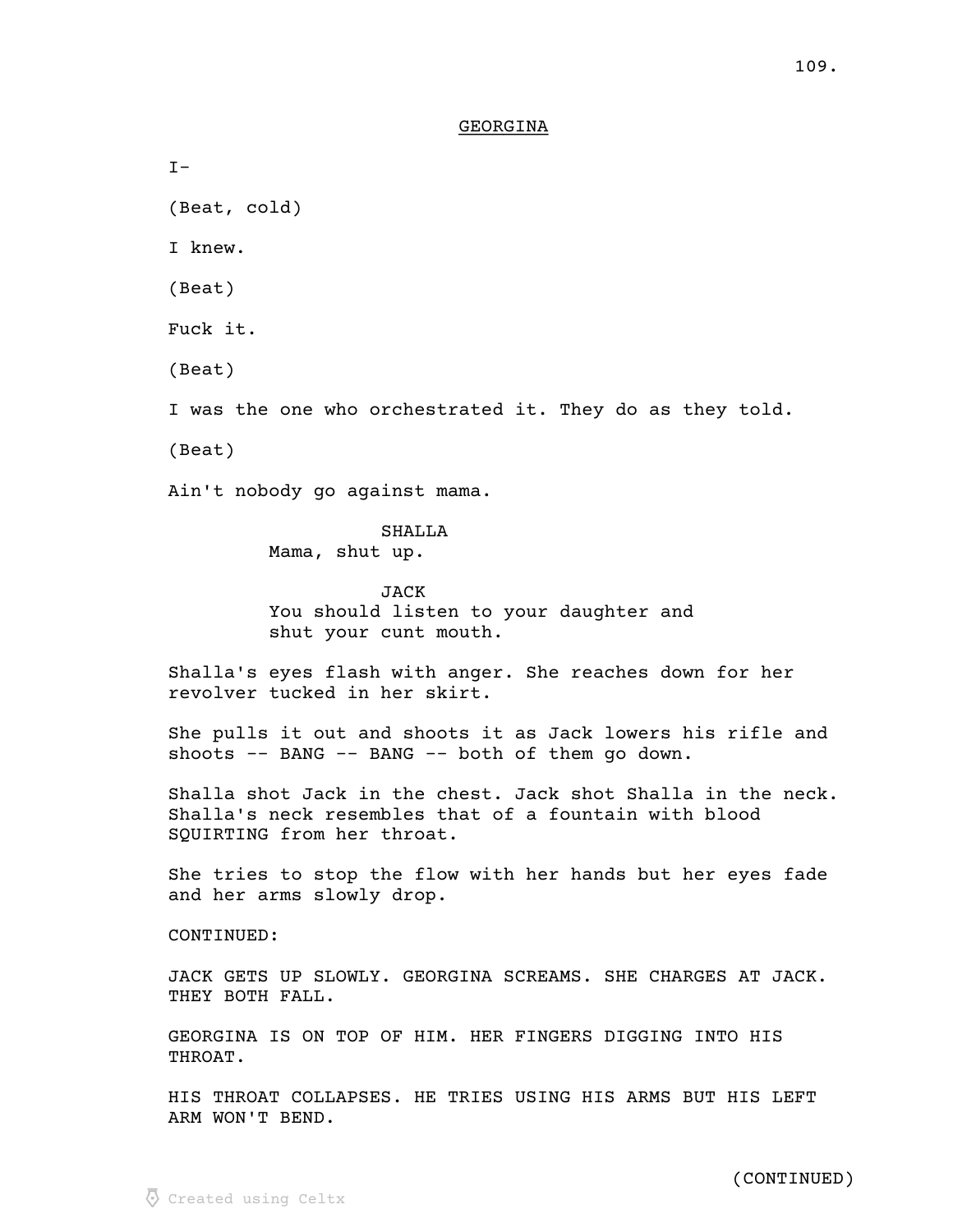GEORGINA

I-

(Beat, cold)

I knew.

(Beat)

Fuck it.

(Beat)

I was the one who orchestrated it. They do as they told.

(Beat)

Ain't nobody go against mama.

SHALLA
Mama, shut up.

JACK
You should listen to your daughter and shut your cunt mouth.

Shalla's eyes flash with anger. She reaches down for her revolver tucked in her skirt.

She pulls it out and shoots it as Jack lowers his rifle and shoots -- BANG -- BANG -- both of them go down.

Shalla shot Jack in the chest. Jack shot Shalla in the neck. Shalla's neck resembles that of a fountain with blood SQUIRTING from her throat.

She tries to stop the flow with her hands but her eyes fade and her arms slowly drop.

CONTINUED:

JACK GETS UP SLOWLY. GEORGINA SCREAMS. SHE CHARGES AT JACK. THEY BOTH FALL.

GEORGINA IS ON TOP OF HIM. HER FINGERS DIGGING INTO HIS THROAT.

HIS THROAT COLLAPSES. HE TRIES USING HIS ARMS BUT HIS LEFT ARM WON'T BEND.

(CONTINUED)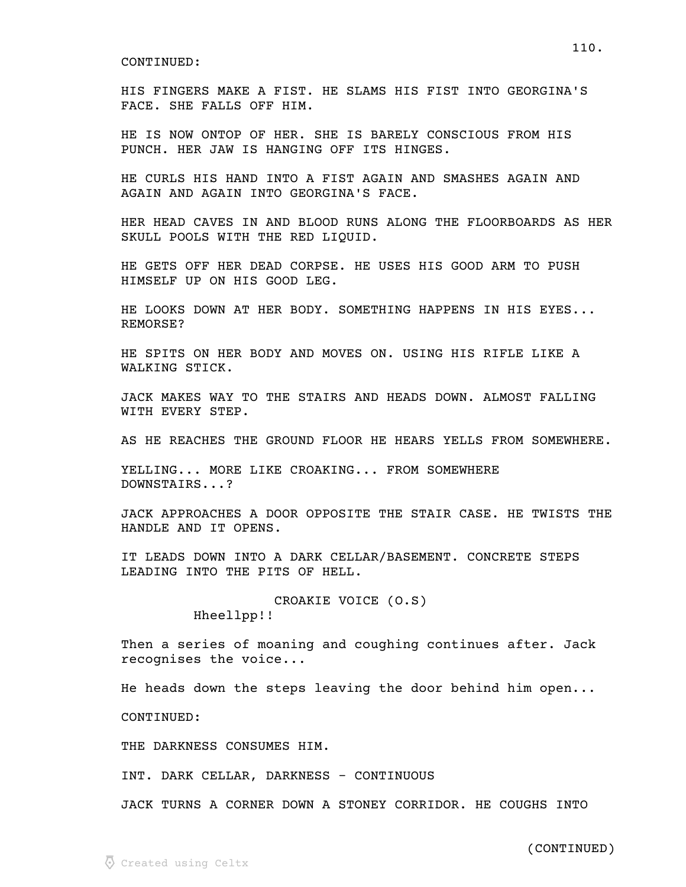CONTINUED:

HIS FINGERS MAKE A FIST. HE SLAMS HIS FIST INTO GEORGINA'S FACE. SHE FALLS OFF HIM.

HE IS NOW ONTOP OF HER. SHE IS BARELY CONSCIOUS FROM HIS PUNCH. HER JAW IS HANGING OFF ITS HINGES.

HE CURLS HIS HAND INTO A FIST AGAIN AND SMASHES AGAIN AND AGAIN AND AGAIN INTO GEORGINA'S FACE.

HER HEAD CAVES IN AND BLOOD RUNS ALONG THE FLOORBOARDS AS HER SKULL POOLS WITH THE RED LIQUID.

HE GETS OFF HER DEAD CORPSE. HE USES HIS GOOD ARM TO PUSH HIMSELF UP ON HIS GOOD LEG.

HE LOOKS DOWN AT HER BODY. SOMETHING HAPPENS IN HIS EYES... REMORSE?

HE SPITS ON HER BODY AND MOVES ON. USING HIS RIFLE LIKE A WALKING STICK.

JACK MAKES WAY TO THE STAIRS AND HEADS DOWN. ALMOST FALLING WITH EVERY STEP.

AS HE REACHES THE GROUND FLOOR HE HEARS YELLS FROM SOMEWHERE.

YELLING... MORE LIKE CROAKING... FROM SOMEWHERE DOWNSTAIRS...?

JACK APPROACHES A DOOR OPPOSITE THE STAIR CASE. HE TWISTS THE HANDLE AND IT OPENS.

IT LEADS DOWN INTO A DARK CELLAR/BASEMENT. CONCRETE STEPS LEADING INTO THE PITS OF HELL.

CROAKIE VOICE (O.S)
Hheellpp!!

Then a series of moaning and coughing continues after. Jack recognises the voice...

He heads down the steps leaving the door behind him open...

CONTINUED:

THE DARKNESS CONSUMES HIM.

INT. DARK CELLAR, DARKNESS - CONTINUOUS

JACK TURNS A CORNER DOWN A STONEY CORRIDOR. HE COUGHS INTO

(CONTINUED)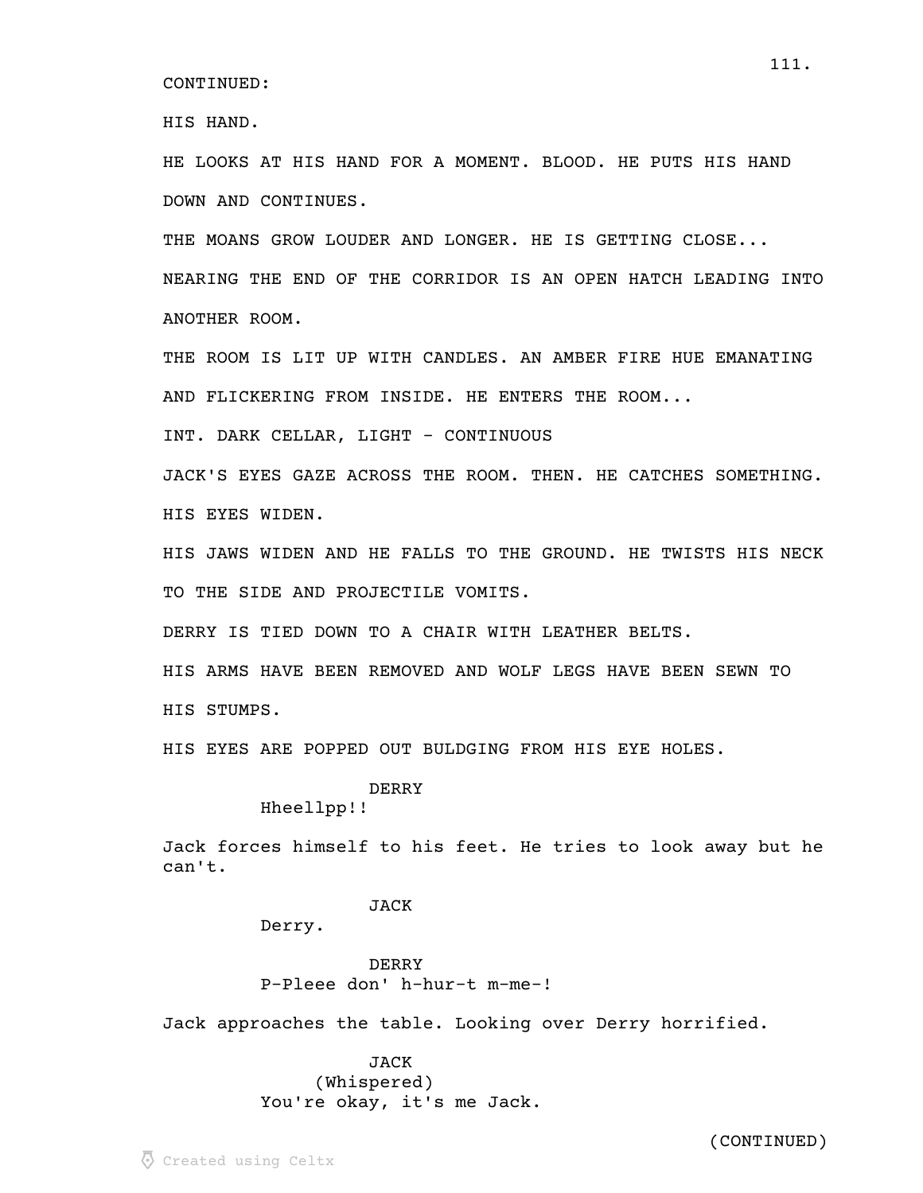CONTINUED:

HIS HAND.

HE LOOKS AT HIS HAND FOR A MOMENT. BLOOD. HE PUTS HIS HAND DOWN AND CONTINUES.

THE MOANS GROW LOUDER AND LONGER. HE IS GETTING CLOSE...

NEARING THE END OF THE CORRIDOR IS AN OPEN HATCH LEADING INTO ANOTHER ROOM.

THE ROOM IS LIT UP WITH CANDLES. AN AMBER FIRE HUE EMANATING AND FLICKERING FROM INSIDE. HE ENTERS THE ROOM...

INT. DARK CELLAR, LIGHT - CONTINUOUS

JACK'S EYES GAZE ACROSS THE ROOM. THEN. HE CATCHES SOMETHING. HIS EYES WIDEN.

HIS JAWS WIDEN AND HE FALLS TO THE GROUND. HE TWISTS HIS NECK TO THE SIDE AND PROJECTILE VOMITS.

DERRY IS TIED DOWN TO A CHAIR WITH LEATHER BELTS.

HIS ARMS HAVE BEEN REMOVED AND WOLF LEGS HAVE BEEN SEWN TO HIS STUMPS.

HIS EYES ARE POPPED OUT BULDGING FROM HIS EYE HOLES.

DERRY
Hheellpp!!

Jack forces himself to his feet. He tries to look away but he can't.

JACK
Derry.

DERRY
P-Pleee don' h-hur-t m-me-!

Jack approaches the table. Looking over Derry horrified.

JACK
(Whispered)
You're okay, it's me Jack.

(CONTINUED)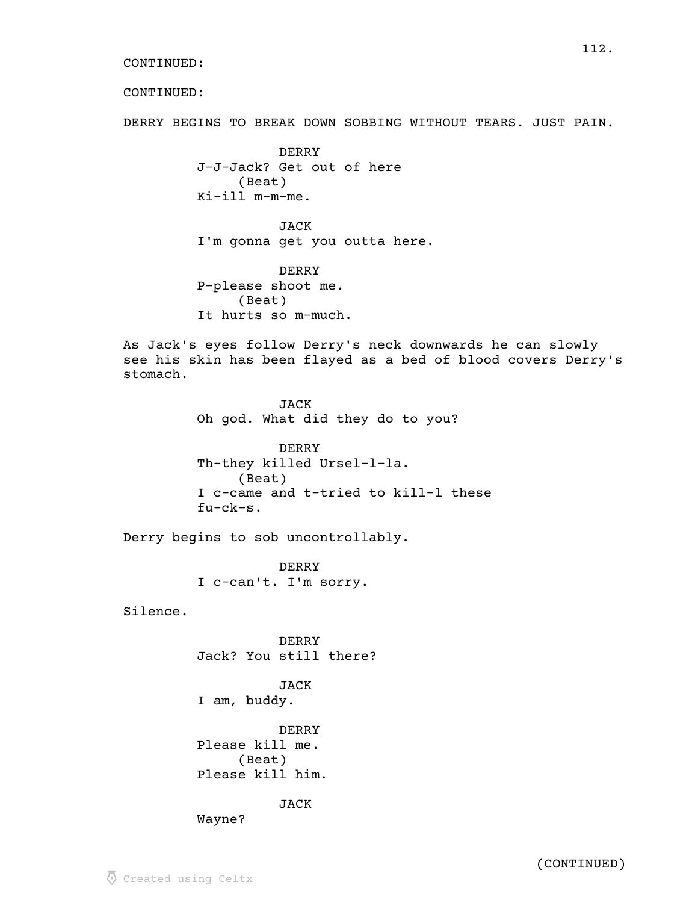CONTINUED:

CONTINUED:

DERRY BEGINS TO BREAK DOWN SOBBING WITHOUT TEARS. JUST PAIN.

DERRY
J-J-Jack? Get out of here
(Beat)
Ki-ill m-m-me.

JACK
I'm gonna get you outta here.

DERRY
P-please shoot me.
(Beat)
It hurts so m-much.

As Jack's eyes follow Derry's neck downwards he can slowly see his skin has been flayed as a bed of blood covers Derry's stomach.

JACK
Oh god. What did they do to you?

DERRY
Th-they killed Ursel-l-la.
(Beat)
I c-came and t-tried to kill-l these fu-ck-s.

Derry begins to sob uncontrollably.

DERRY
I c-can't. I'm sorry.

Silence.

DERRY
Jack? You still there?

JACK
I am, buddy.

DERRY
Please kill me.
(Beat)
Please kill him.

JACK
Wayne?

(CONTINUED)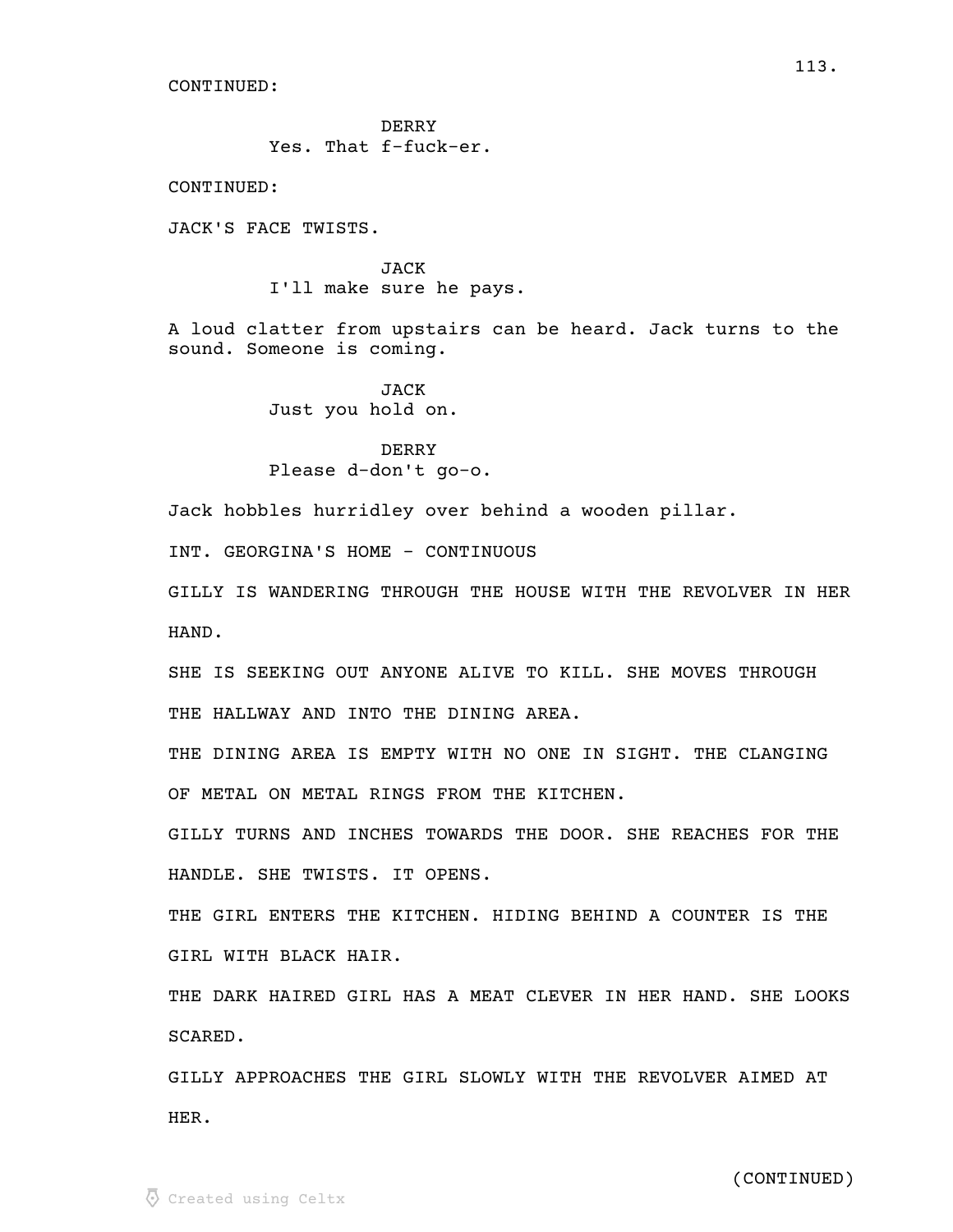CONTINUED:

DERRY
Yes. That f-fuck-er.

CONTINUED:

JACK'S FACE TWISTS.

JACK
I'll make sure he pays.

A loud clatter from upstairs can be heard. Jack turns to the sound. Someone is coming.

JACK
Just you hold on.

DERRY
Please d-don't go-o.

Jack hobbles hurridley over behind a wooden pillar.

INT. GEORGINA'S HOME - CONTINUOUS

GILLY IS WANDERING THROUGH THE HOUSE WITH THE REVOLVER IN HER HAND.

SHE IS SEEKING OUT ANYONE ALIVE TO KILL. SHE MOVES THROUGH THE HALLWAY AND INTO THE DINING AREA.

THE DINING AREA IS EMPTY WITH NO ONE IN SIGHT. THE CLANGING OF METAL ON METAL RINGS FROM THE KITCHEN.

GILLY TURNS AND INCHES TOWARDS THE DOOR. SHE REACHES FOR THE HANDLE. SHE TWISTS. IT OPENS.

THE GIRL ENTERS THE KITCHEN. HIDING BEHIND A COUNTER IS THE GIRL WITH BLACK HAIR.

THE DARK HAIRED GIRL HAS A MEAT CLEVER IN HER HAND. SHE LOOKS SCARED.

GILLY APPROACHES THE GIRL SLOWLY WITH THE REVOLVER AIMED AT HER.

(CONTINUED)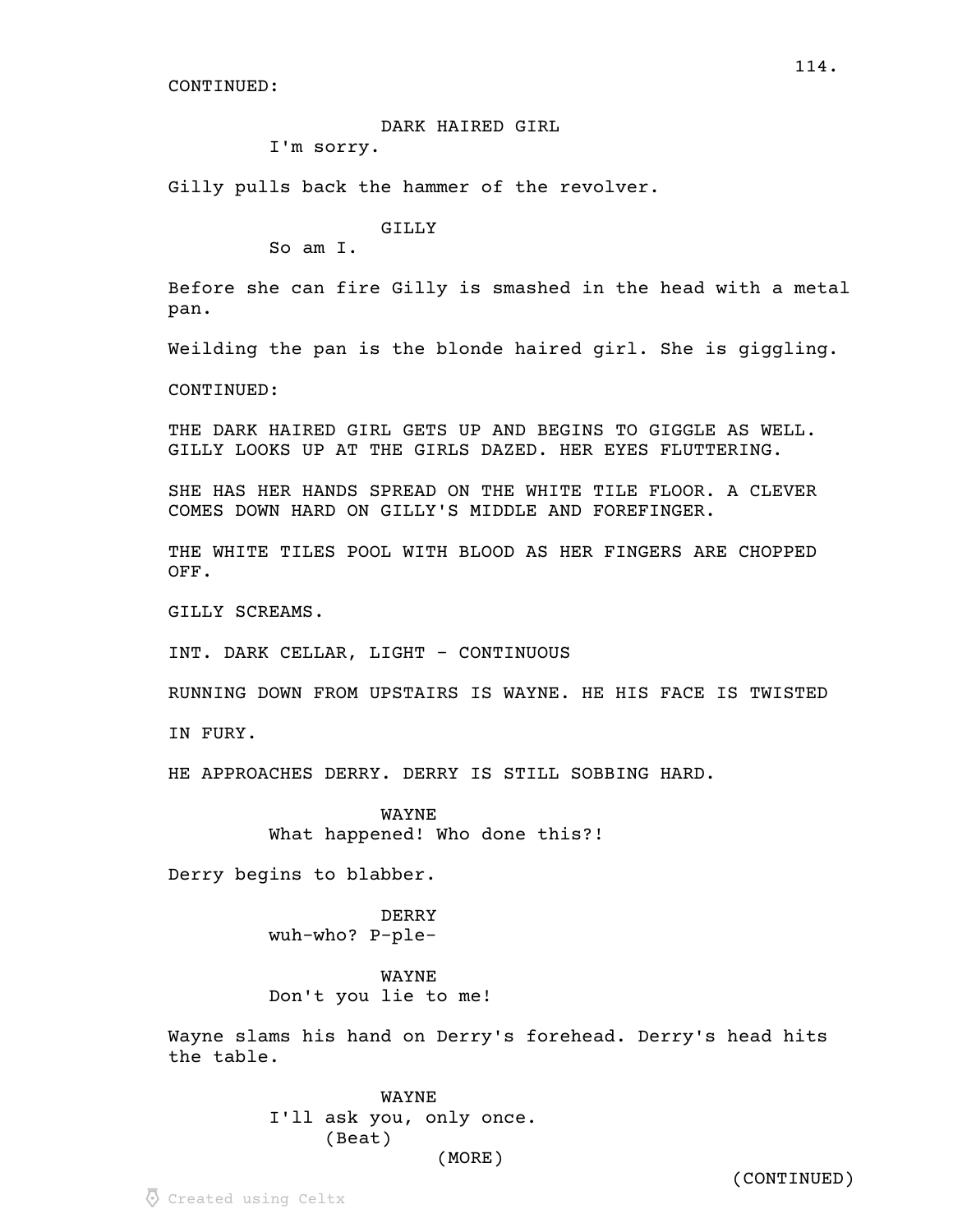CONTINUED:

DARK HAIRED GIRL
I'm sorry.

Gilly pulls back the hammer of the revolver.

GILLY
So am I.

Before she can fire Gilly is smashed in the head with a metal pan.

Weilding the pan is the blonde haired girl. She is giggling.

CONTINUED:

THE DARK HAIRED GIRL GETS UP AND BEGINS TO GIGGLE AS WELL. GILLY LOOKS UP AT THE GIRLS DAZED. HER EYES FLUTTERING.

SHE HAS HER HANDS SPREAD ON THE WHITE TILE FLOOR. A CLEVER COMES DOWN HARD ON GILLY'S MIDDLE AND FOREFINGER.

THE WHITE TILES POOL WITH BLOOD AS HER FINGERS ARE CHOPPED OFF.

GILLY SCREAMS.

INT. DARK CELLAR, LIGHT - CONTINUOUS

RUNNING DOWN FROM UPSTAIRS IS WAYNE. HE HIS FACE IS TWISTED

IN FURY.

HE APPROACHES DERRY. DERRY IS STILL SOBBING HARD.

WAYNE
What happened! Who done this?!

Derry begins to blabber.

DERRY
wuh-who? P-ple-

WAYNE
Don't you lie to me!

Wayne slams his hand on Derry's forehead. Derry's head hits the table.

WAYNE
I'll ask you, only once.
(Beat)
(MORE)

(CONTINUED)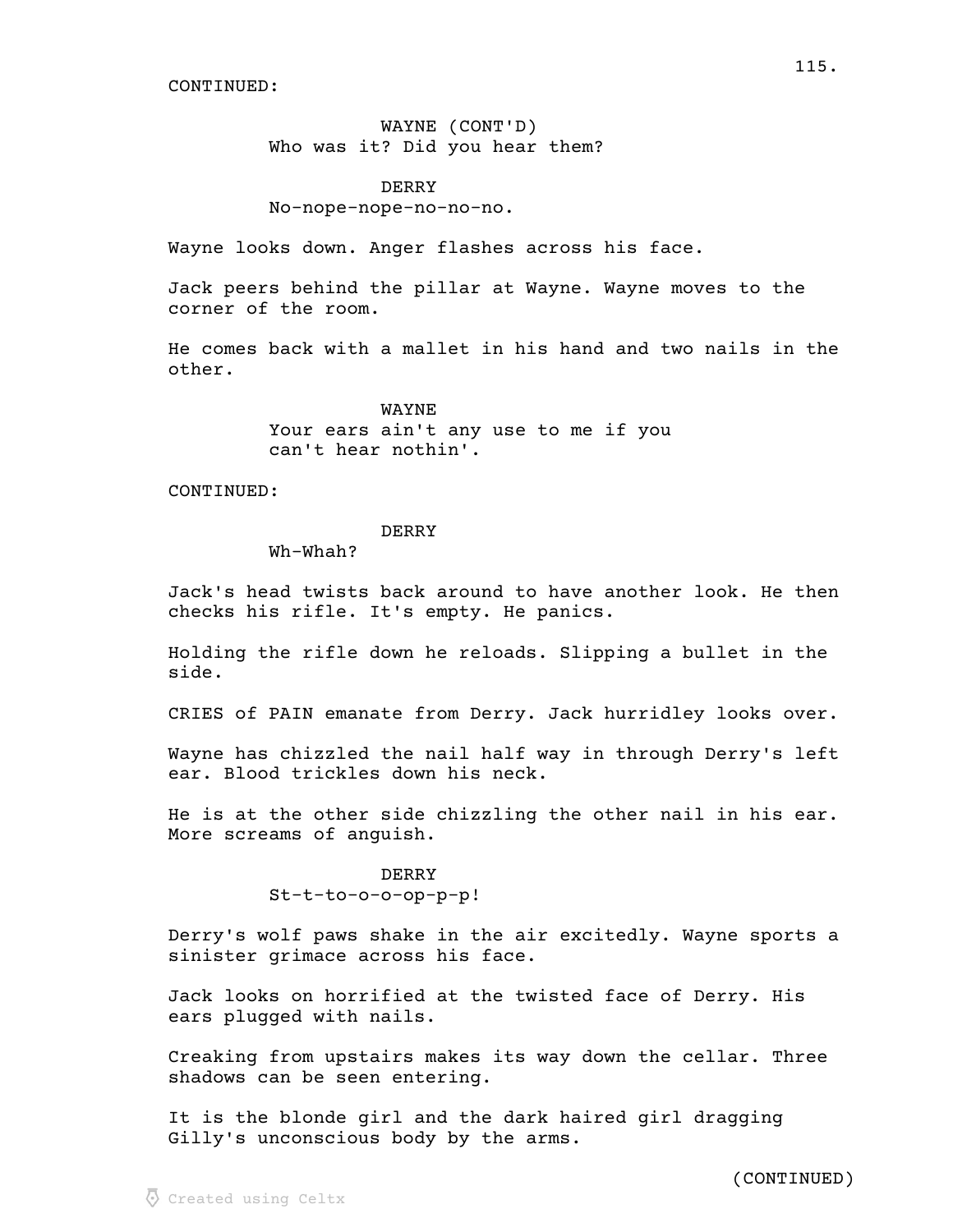CONTINUED:

WAYNE (CONT'D)
Who was it? Did you hear them?

DERRY
No-nope-nope-no-no-no.

Wayne looks down. Anger flashes across his face.

Jack peers behind the pillar at Wayne. Wayne moves to the corner of the room.

He comes back with a mallet in his hand and two nails in the other.

WAYNE
Your ears ain't any use to me if you can't hear nothin'.

CONTINUED:

DERRY
Wh-Whah?

Jack's head twists back around to have another look. He then checks his rifle. It's empty. He panics.

Holding the rifle down he reloads. Slipping a bullet in the side.

CRIES of PAIN emanate from Derry. Jack hurridley looks over.

Wayne has chizzled the nail half way in through Derry's left ear. Blood trickles down his neck.

He is at the other side chizzling the other nail in his ear. More screams of anguish.

DERRY
St-t-to-o-o-op-p-p!

Derry's wolf paws shake in the air excitedly. Wayne sports a sinister grimace across his face.

Jack looks on horrified at the twisted face of Derry. His ears plugged with nails.

Creaking from upstairs makes its way down the cellar. Three shadows can be seen entering.

It is the blonde girl and the dark haired girl dragging Gilly's unconscious body by the arms.

(CONTINUED)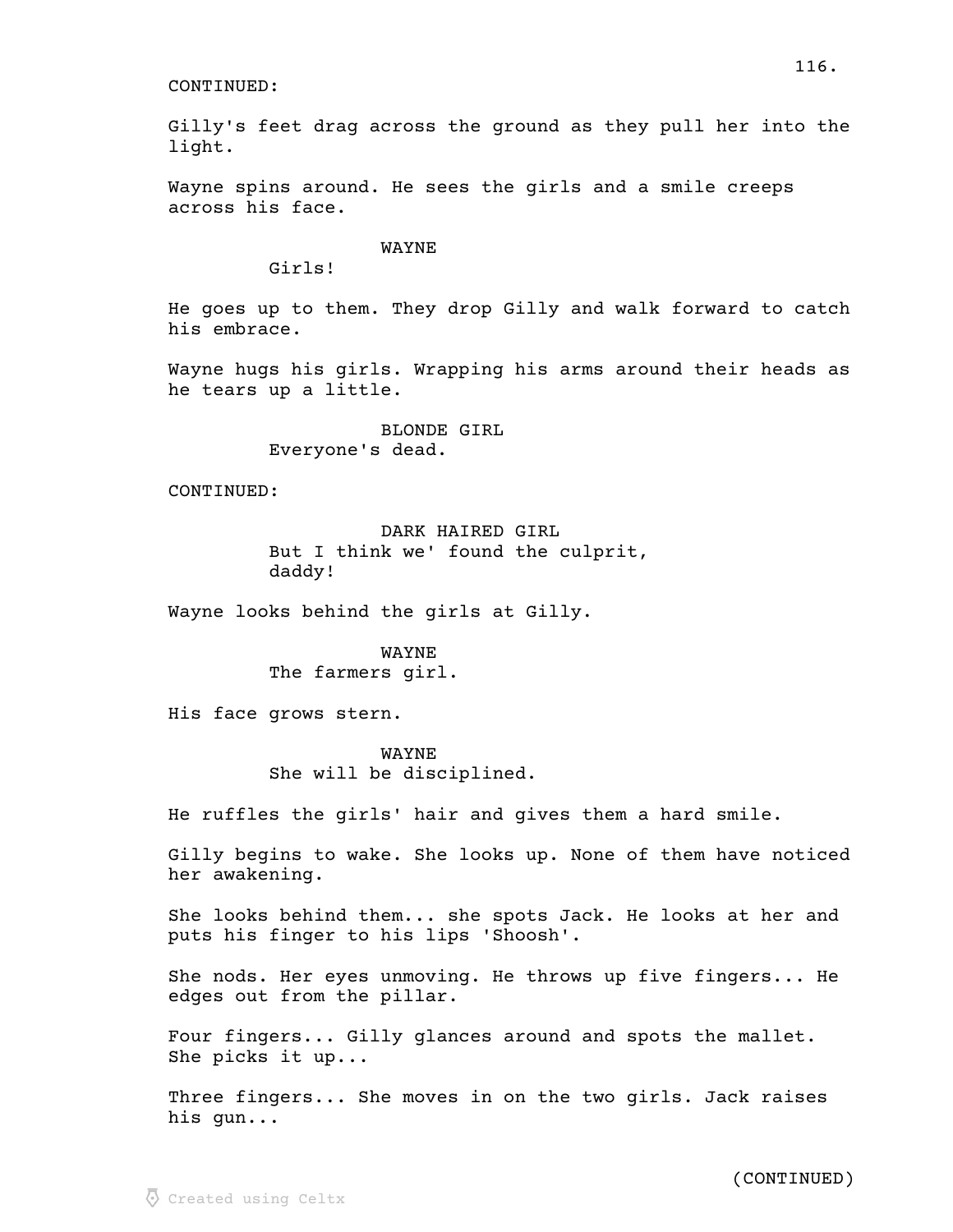CONTINUED:

Gilly's feet drag across the ground as they pull her into the light.

Wayne spins around. He sees the girls and a smile creeps across his face.

WAYNE
Girls!

He goes up to them. They drop Gilly and walk forward to catch his embrace.

Wayne hugs his girls. Wrapping his arms around their heads as he tears up a little.

BLONDE GIRL
Everyone's dead.

CONTINUED:

DARK HAIRED GIRL
But I think we' found the culprit, daddy!

Wayne looks behind the girls at Gilly.

WAYNE
The farmers girl.

His face grows stern.

WAYNE
She will be disciplined.

He ruffles the girls' hair and gives them a hard smile.

Gilly begins to wake. She looks up. None of them have noticed her awakening.

She looks behind them... she spots Jack. He looks at her and puts his finger to his lips 'Shoosh'.

She nods. Her eyes unmoving. He throws up five fingers... He edges out from the pillar.

Four fingers... Gilly glances around and spots the mallet. She picks it up...

Three fingers... She moves in on the two girls. Jack raises his gun...

(CONTINUED)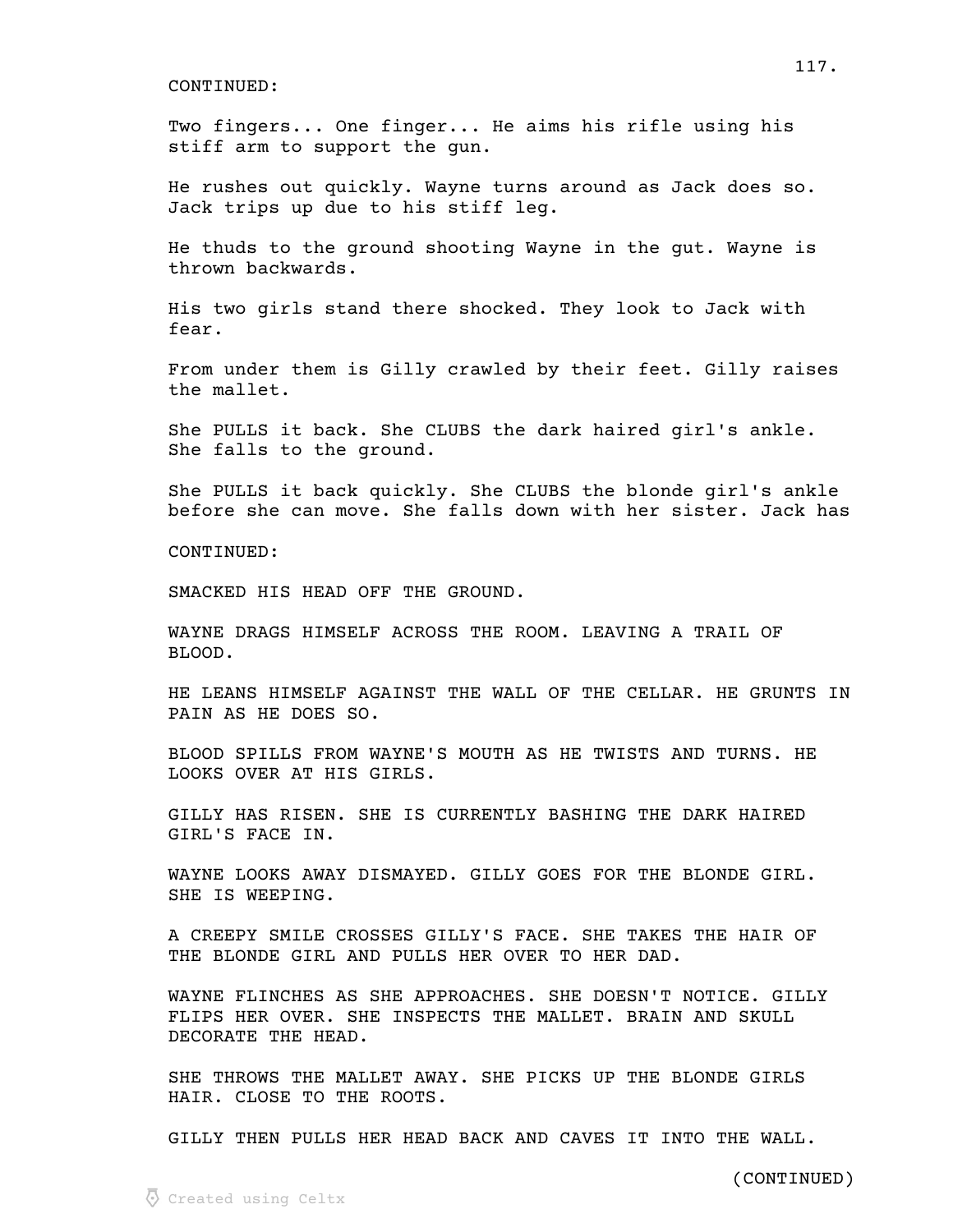CONTINUED:

Two fingers... One finger... He aims his rifle using his stiff arm to support the gun.

He rushes out quickly. Wayne turns around as Jack does so. Jack trips up due to his stiff leg.

He thuds to the ground shooting Wayne in the gut. Wayne is thrown backwards.

His two girls stand there shocked. They look to Jack with fear.

From under them is Gilly crawled by their feet. Gilly raises the mallet.

She PULLS it back. She CLUBS the dark haired girl's ankle. She falls to the ground.

She PULLS it back quickly. She CLUBS the blonde girl's ankle before she can move. She falls down with her sister. Jack has

CONTINUED:

SMACKED HIS HEAD OFF THE GROUND.

WAYNE DRAGS HIMSELF ACROSS THE ROOM. LEAVING A TRAIL OF BLOOD.

HE LEANS HIMSELF AGAINST THE WALL OF THE CELLAR. HE GRUNTS IN PAIN AS HE DOES SO.

BLOOD SPILLS FROM WAYNE'S MOUTH AS HE TWISTS AND TURNS. HE LOOKS OVER AT HIS GIRLS.

GILLY HAS RISEN. SHE IS CURRENTLY BASHING THE DARK HAIRED GIRL'S FACE IN.

WAYNE LOOKS AWAY DISMAYED. GILLY GOES FOR THE BLONDE GIRL. SHE IS WEEPING.

A CREEPY SMILE CROSSES GILLY'S FACE. SHE TAKES THE HAIR OF THE BLONDE GIRL AND PULLS HER OVER TO HER DAD.

WAYNE FLINCHES AS SHE APPROACHES. SHE DOESN'T NOTICE. GILLY FLIPS HER OVER. SHE INSPECTS THE MALLET. BRAIN AND SKULL DECORATE THE HEAD.

SHE THROWS THE MALLET AWAY. SHE PICKS UP THE BLONDE GIRLS HAIR. CLOSE TO THE ROOTS.

GILLY THEN PULLS HER HEAD BACK AND CAVES IT INTO THE WALL.

(CONTINUED)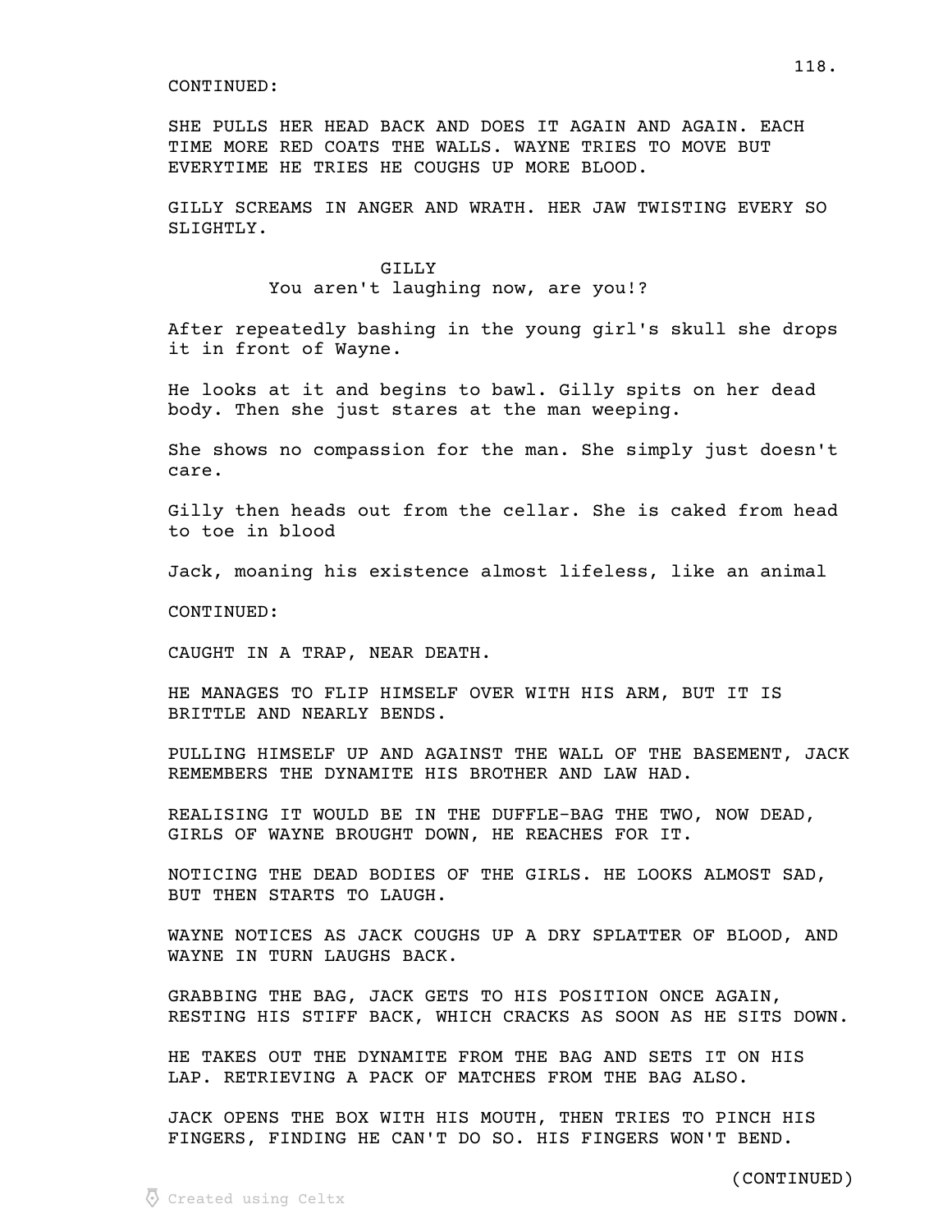CONTINUED:

SHE PULLS HER HEAD BACK AND DOES IT AGAIN AND AGAIN. EACH TIME MORE RED COATS THE WALLS. WAYNE TRIES TO MOVE BUT EVERYTIME HE TRIES HE COUGHS UP MORE BLOOD.

GILLY SCREAMS IN ANGER AND WRATH. HER JAW TWISTING EVERY SO SLIGHTLY.

GILLY
You aren't laughing now, are you!?

After repeatedly bashing in the young girl's skull she drops it in front of Wayne.

He looks at it and begins to bawl. Gilly spits on her dead body. Then she just stares at the man weeping.

She shows no compassion for the man. She simply just doesn't care.

Gilly then heads out from the cellar. She is caked from head to toe in blood

Jack, moaning his existence almost lifeless, like an animal

CONTINUED:

CAUGHT IN A TRAP, NEAR DEATH.

HE MANAGES TO FLIP HIMSELF OVER WITH HIS ARM, BUT IT IS BRITTLE AND NEARLY BENDS.

PULLING HIMSELF UP AND AGAINST THE WALL OF THE BASEMENT, JACK REMEMBERS THE DYNAMITE HIS BROTHER AND LAW HAD.

REALISING IT WOULD BE IN THE DUFFLE-BAG THE TWO, NOW DEAD, GIRLS OF WAYNE BROUGHT DOWN, HE REACHES FOR IT.

NOTICING THE DEAD BODIES OF THE GIRLS. HE LOOKS ALMOST SAD, BUT THEN STARTS TO LAUGH.

WAYNE NOTICES AS JACK COUGHS UP A DRY SPLATTER OF BLOOD, AND WAYNE IN TURN LAUGHS BACK.

GRABBING THE BAG, JACK GETS TO HIS POSITION ONCE AGAIN, RESTING HIS STIFF BACK, WHICH CRACKS AS SOON AS HE SITS DOWN.

HE TAKES OUT THE DYNAMITE FROM THE BAG AND SETS IT ON HIS LAP. RETRIEVING A PACK OF MATCHES FROM THE BAG ALSO.

JACK OPENS THE BOX WITH HIS MOUTH, THEN TRIES TO PINCH HIS FINGERS, FINDING HE CAN'T DO SO. HIS FINGERS WON'T BEND.

(CONTINUED)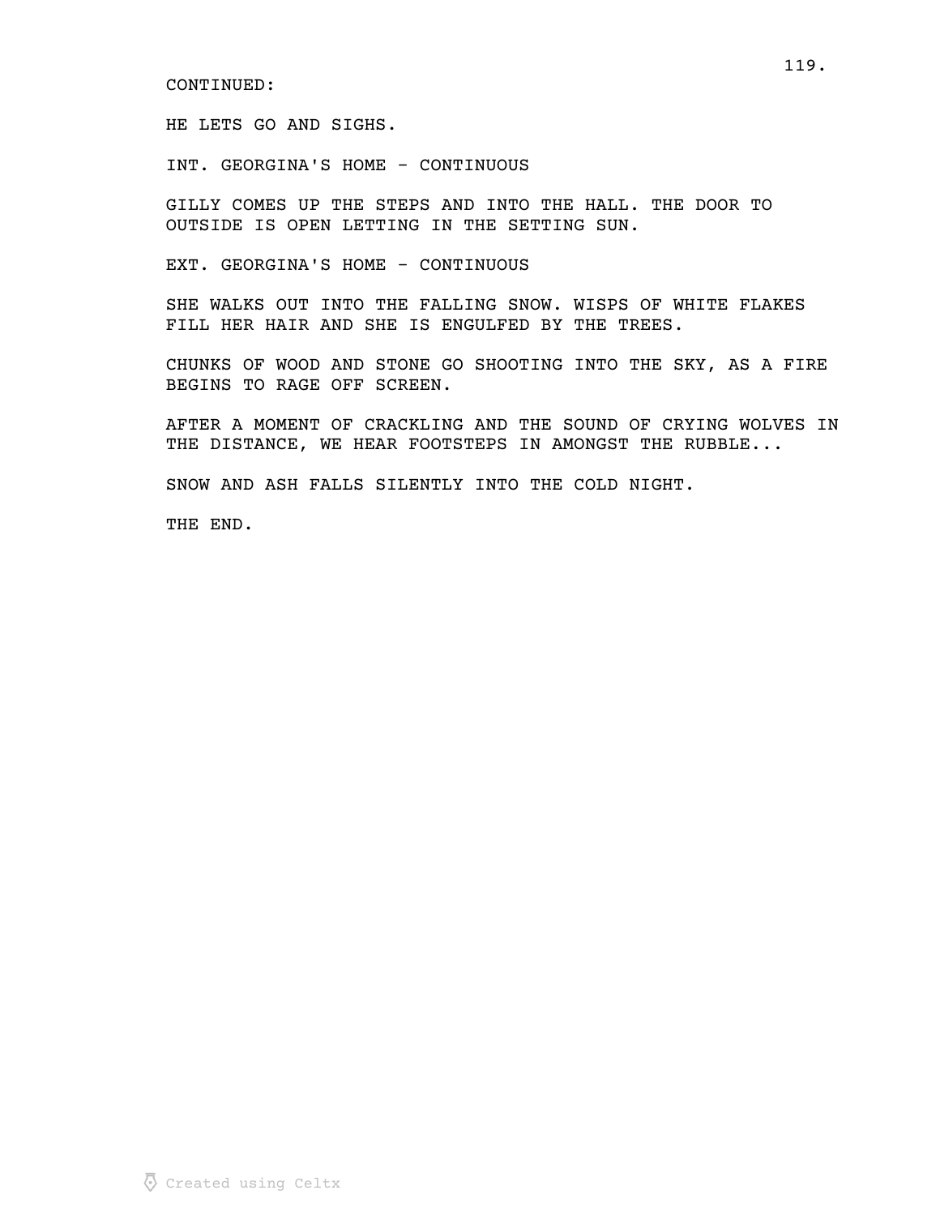CONTINUED:

HE LETS GO AND SIGHS.

INT. GEORGINA'S HOME - CONTINUOUS

GILLY COMES UP THE STEPS AND INTO THE HALL. THE DOOR TO OUTSIDE IS OPEN LETTING IN THE SETTING SUN.

EXT. GEORGINA'S HOME - CONTINUOUS

SHE WALKS OUT INTO THE FALLING SNOW. WISPS OF WHITE FLAKES FILL HER HAIR AND SHE IS ENGULFED BY THE TREES.

CHUNKS OF WOOD AND STONE GO SHOOTING INTO THE SKY, AS A FIRE BEGINS TO RAGE OFF SCREEN.

AFTER A MOMENT OF CRACKLING AND THE SOUND OF CRYING WOLVES IN THE DISTANCE, WE HEAR FOOTSTEPS IN AMONGST THE RUBBLE...

SNOW AND ASH FALLS SILENTLY INTO THE COLD NIGHT.

THE END.